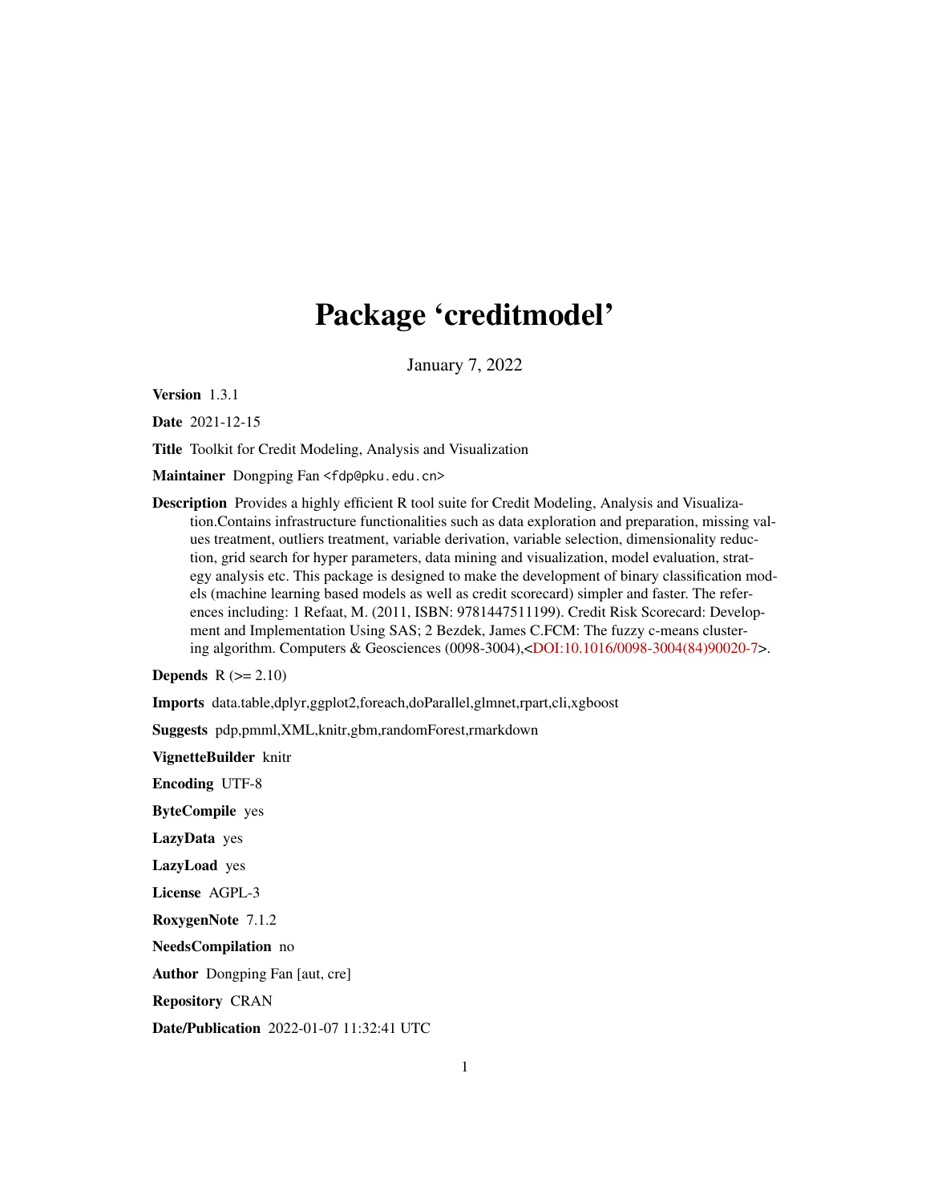# Package 'creditmodel'

January 7, 2022

**Version** 1.3.1

**Date** 2021-12-15

**Title** Toolkit for Credit Modeling, Analysis and Visualization

**Maintainer** Dongping Fan <fdp@pku.edu.cn>

**Description** Provides a highly efficient R tool suite for Credit Modeling, Analysis and Visualization.Contains infrastructure functionalities such as data exploration and preparation, missing values treatment, outliers treatment, variable derivation, variable selection, dimensionality reduction, grid search for hyper parameters, data mining and visualization, model evaluation, strategy analysis etc. This package is designed to make the development of binary classification models (machine learning based models as well as credit scorecard) simpler and faster. The references including: 1 Refaat, M. (2011, ISBN: 9781447511199). Credit Risk Scorecard: Development and Implementation Using SAS; 2 Bezdek, James C.FCM: The fuzzy c-means clustering algorithm. Computers & Geosciences (0098-3004),<DOI:10.1016/0098-3004(84)90020-7>.

**Depends** R (>= 2.10)

**Imports** data.table,dplyr,ggplot2,foreach,doParallel,glmnet,rpart,cli,xgboost

**Suggests** pdp,pmml,XML,knitr,gbm,randomForest,rmarkdown

**VignetteBuilder** knitr

**Encoding** UTF-8

**ByteCompile** yes

**LazyData** yes

**LazyLoad** yes

**License** AGPL-3

**RoxygenNote** 7.1.2

**NeedsCompilation** no

**Author** Dongping Fan [aut, cre]

**Repository** CRAN

**Date/Publication** 2022-01-07 11:32:41 UTC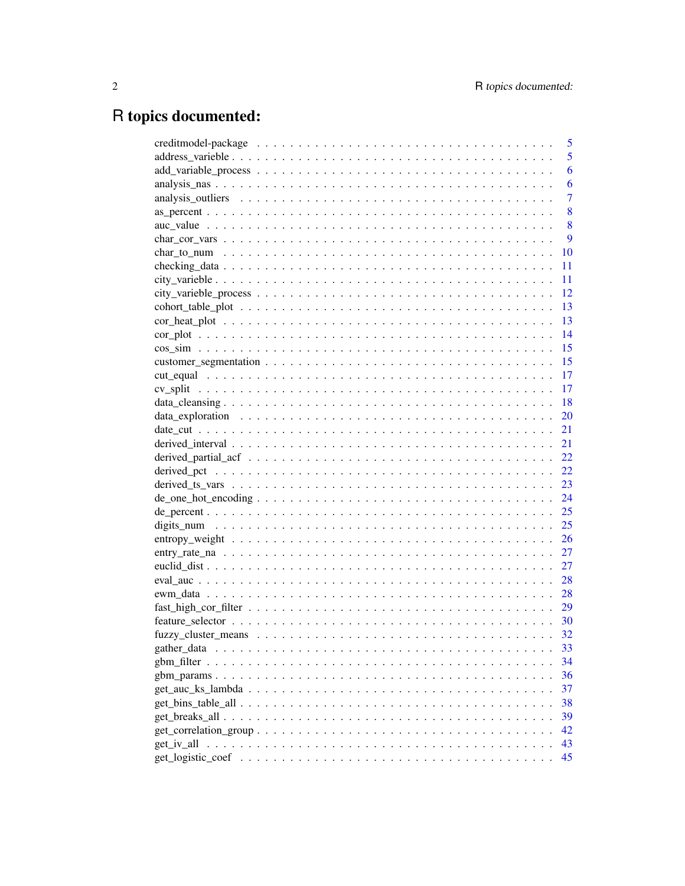# R topics documented:

| | |
|---|---|
| creditmodel-package | 5 |
| address_varieble | 5 |
| add_variable_process | 6 |
| analysis_nas | 6 |
| analysis_outliers | 7 |
| as_percent | 8 |
| auc_value | 8 |
| char_cor_vars | 9 |
| char_to_num | 10 |
| checking_data | 11 |
| city_varieble | 11 |
| city_varieble_process | 12 |
| cohort_table_plot | 13 |
| cor_heat_plot | 13 |
| cor_plot | 14 |
| cos_sim | 15 |
| customer_segmentation | 15 |
| cut_equal | 17 |
| cv_split | 17 |
| data_cleansing | 18 |
| data_exploration | 20 |
| date_cut | 21 |
| derived_interval | 21 |
| derived_partial_acf | 22 |
| derived_pct | 22 |
| derived_ts_vars | 23 |
| de_one_hot_encoding | 24 |
| de_percent | 25 |
| digits_num | 25 |
| entropy_weight | 26 |
| entry_rate_na | 27 |
| euclid_dist | 27 |
| eval_auc | 28 |
| ewm_data | 28 |
| fast_high_cor_filter | 29 |
| feature_selector | 30 |
| fuzzy_cluster_means | 32 |
| gather_data | 33 |
| gbm_filter | 34 |
| gbm_params | 36 |
| get_auc_ks_lambda | 37 |
| get_bins_table_all | 38 |
| get_breaks_all | 39 |
| get_correlation_group | 42 |
| get_iv_all | 43 |
| get_logistic_coef | 45 |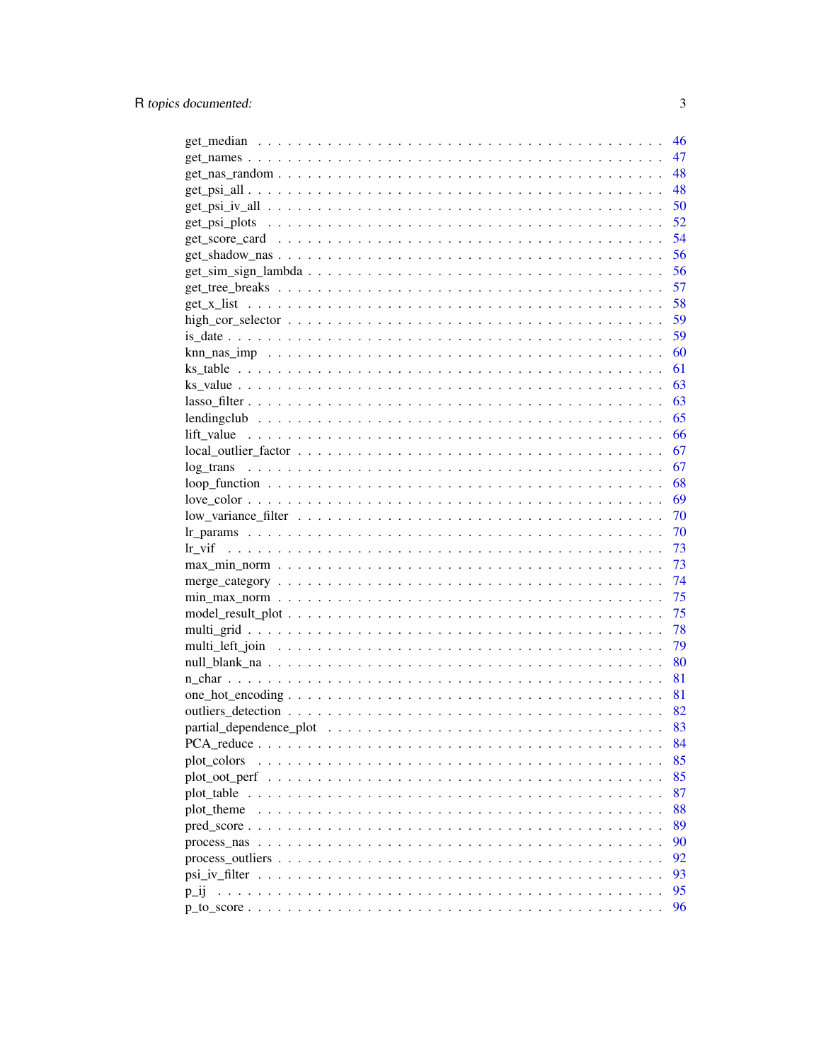get_median . . . . . . . . . . . . . . . . . . . . . . . . . . . . . . . . . . . . . . . 46
get_names . . . . . . . . . . . . . . . . . . . . . . . . . . . . . . . . . . . . . . . 47
get_nas_random . . . . . . . . . . . . . . . . . . . . . . . . . . . . . . . . . . . . . 48
get_psi_all . . . . . . . . . . . . . . . . . . . . . . . . . . . . . . . . . . . . . . . 48
get_psi_iv_all . . . . . . . . . . . . . . . . . . . . . . . . . . . . . . . . . . . . . 50
get_psi_plots . . . . . . . . . . . . . . . . . . . . . . . . . . . . . . . . . . . . . . 52
get_score_card . . . . . . . . . . . . . . . . . . . . . . . . . . . . . . . . . . . . . 54
get_shadow_nas . . . . . . . . . . . . . . . . . . . . . . . . . . . . . . . . . . . . . 56
get_sim_sign_lambda . . . . . . . . . . . . . . . . . . . . . . . . . . . . . . . . . . . 56
get_tree_breaks . . . . . . . . . . . . . . . . . . . . . . . . . . . . . . . . . . . . . 57
get_x_list . . . . . . . . . . . . . . . . . . . . . . . . . . . . . . . . . . . . . . . 58
high_cor_selector . . . . . . . . . . . . . . . . . . . . . . . . . . . . . . . . . . . . 59
is_date . . . . . . . . . . . . . . . . . . . . . . . . . . . . . . . . . . . . . . . . . 59
knn_nas_imp . . . . . . . . . . . . . . . . . . . . . . . . . . . . . . . . . . . . . . 60
ks_table . . . . . . . . . . . . . . . . . . . . . . . . . . . . . . . . . . . . . . . . 61
ks_value . . . . . . . . . . . . . . . . . . . . . . . . . . . . . . . . . . . . . . . . 63
lasso_filter . . . . . . . . . . . . . . . . . . . . . . . . . . . . . . . . . . . . . . 63
lendingclub . . . . . . . . . . . . . . . . . . . . . . . . . . . . . . . . . . . . . . 65
lift_value . . . . . . . . . . . . . . . . . . . . . . . . . . . . . . . . . . . . . . . 66
local_outlier_factor . . . . . . . . . . . . . . . . . . . . . . . . . . . . . . . . . . 67
log_trans . . . . . . . . . . . . . . . . . . . . . . . . . . . . . . . . . . . . . . . 67
loop_function . . . . . . . . . . . . . . . . . . . . . . . . . . . . . . . . . . . . . 68
love_color . . . . . . . . . . . . . . . . . . . . . . . . . . . . . . . . . . . . . . . 69
low_variance_filter . . . . . . . . . . . . . . . . . . . . . . . . . . . . . . . . . . 70
lr_params . . . . . . . . . . . . . . . . . . . . . . . . . . . . . . . . . . . . . . . 70
lr_vif . . . . . . . . . . . . . . . . . . . . . . . . . . . . . . . . . . . . . . . . . 73
max_min_norm . . . . . . . . . . . . . . . . . . . . . . . . . . . . . . . . . . . . . 73
merge_category . . . . . . . . . . . . . . . . . . . . . . . . . . . . . . . . . . . . 74
min_max_norm . . . . . . . . . . . . . . . . . . . . . . . . . . . . . . . . . . . . . 75
model_result_plot . . . . . . . . . . . . . . . . . . . . . . . . . . . . . . . . . . . 75
multi_grid . . . . . . . . . . . . . . . . . . . . . . . . . . . . . . . . . . . . . . . 78
multi_left_join . . . . . . . . . . . . . . . . . . . . . . . . . . . . . . . . . . . . 79
null_blank_na . . . . . . . . . . . . . . . . . . . . . . . . . . . . . . . . . . . . . 80
n_char . . . . . . . . . . . . . . . . . . . . . . . . . . . . . . . . . . . . . . . . . 81
one_hot_encoding . . . . . . . . . . . . . . . . . . . . . . . . . . . . . . . . . . . . 81
outliers_detection . . . . . . . . . . . . . . . . . . . . . . . . . . . . . . . . . . . 82
partial_dependence_plot . . . . . . . . . . . . . . . . . . . . . . . . . . . . . . . . 83
PCA_reduce . . . . . . . . . . . . . . . . . . . . . . . . . . . . . . . . . . . . . . 84
plot_colors . . . . . . . . . . . . . . . . . . . . . . . . . . . . . . . . . . . . . . 85
plot_oot_perf . . . . . . . . . . . . . . . . . . . . . . . . . . . . . . . . . . . . . 85
plot_table . . . . . . . . . . . . . . . . . . . . . . . . . . . . . . . . . . . . . . . 87
plot_theme . . . . . . . . . . . . . . . . . . . . . . . . . . . . . . . . . . . . . . . 88
pred_score . . . . . . . . . . . . . . . . . . . . . . . . . . . . . . . . . . . . . . . 89
process_nas . . . . . . . . . . . . . . . . . . . . . . . . . . . . . . . . . . . . . . 90
process_outliers . . . . . . . . . . . . . . . . . . . . . . . . . . . . . . . . . . . . 92
psi_iv_filter . . . . . . . . . . . . . . . . . . . . . . . . . . . . . . . . . . . . . 93
p_ij . . . . . . . . . . . . . . . . . . . . . . . . . . . . . . . . . . . . . . . . . . 95
p_to_score . . . . . . . . . . . . . . . . . . . . . . . . . . . . . . . . . . . . . . . 96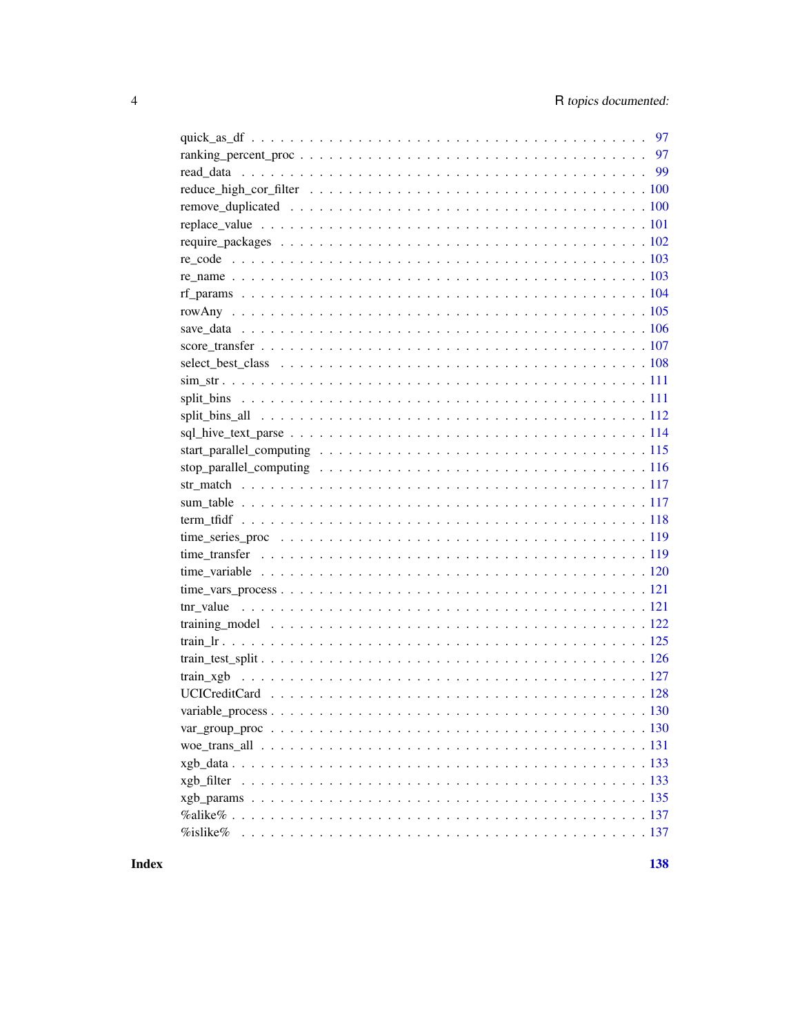quick_as_df . . . . . . . . . . . . . . . . . . . . . . . . . . . . . . . . . . . . . . . . 97
ranking_percent_proc . . . . . . . . . . . . . . . . . . . . . . . . . . . . . . . . . . . 97
read_data . . . . . . . . . . . . . . . . . . . . . . . . . . . . . . . . . . . . . . . . . 99
reduce_high_cor_filter . . . . . . . . . . . . . . . . . . . . . . . . . . . . . . . . . . . 100
remove_duplicated . . . . . . . . . . . . . . . . . . . . . . . . . . . . . . . . . . . . . 100
replace_value . . . . . . . . . . . . . . . . . . . . . . . . . . . . . . . . . . . . . . . 101
require_packages . . . . . . . . . . . . . . . . . . . . . . . . . . . . . . . . . . . . . 102
re_code . . . . . . . . . . . . . . . . . . . . . . . . . . . . . . . . . . . . . . . . . . 103
re_name . . . . . . . . . . . . . . . . . . . . . . . . . . . . . . . . . . . . . . . . . . 103
rf_params . . . . . . . . . . . . . . . . . . . . . . . . . . . . . . . . . . . . . . . . . 104
rowAny . . . . . . . . . . . . . . . . . . . . . . . . . . . . . . . . . . . . . . . . . . . 105
save_data . . . . . . . . . . . . . . . . . . . . . . . . . . . . . . . . . . . . . . . . . 106
score_transfer . . . . . . . . . . . . . . . . . . . . . . . . . . . . . . . . . . . . . . . 107
select_best_class . . . . . . . . . . . . . . . . . . . . . . . . . . . . . . . . . . . . . 108
sim_str . . . . . . . . . . . . . . . . . . . . . . . . . . . . . . . . . . . . . . . . . . . 111
split_bins . . . . . . . . . . . . . . . . . . . . . . . . . . . . . . . . . . . . . . . . . 111
split_bins_all . . . . . . . . . . . . . . . . . . . . . . . . . . . . . . . . . . . . . . . 112
sql_hive_text_parse . . . . . . . . . . . . . . . . . . . . . . . . . . . . . . . . . . . . 114
start_parallel_computing . . . . . . . . . . . . . . . . . . . . . . . . . . . . . . . . . 115
stop_parallel_computing . . . . . . . . . . . . . . . . . . . . . . . . . . . . . . . . . . 116
str_match . . . . . . . . . . . . . . . . . . . . . . . . . . . . . . . . . . . . . . . . . 117
sum_table . . . . . . . . . . . . . . . . . . . . . . . . . . . . . . . . . . . . . . . . . 117
term_tfidf . . . . . . . . . . . . . . . . . . . . . . . . . . . . . . . . . . . . . . . . . 118
time_series_proc . . . . . . . . . . . . . . . . . . . . . . . . . . . . . . . . . . . . . . 119
time_transfer . . . . . . . . . . . . . . . . . . . . . . . . . . . . . . . . . . . . . . . 119
time_variable . . . . . . . . . . . . . . . . . . . . . . . . . . . . . . . . . . . . . . . 120
time_vars_process . . . . . . . . . . . . . . . . . . . . . . . . . . . . . . . . . . . . . 121
tnr_value . . . . . . . . . . . . . . . . . . . . . . . . . . . . . . . . . . . . . . . . . 121
training_model . . . . . . . . . . . . . . . . . . . . . . . . . . . . . . . . . . . . . . . 122
train_lr . . . . . . . . . . . . . . . . . . . . . . . . . . . . . . . . . . . . . . . . . . 125
train_test_split . . . . . . . . . . . . . . . . . . . . . . . . . . . . . . . . . . . . . . 126
train_xgb . . . . . . . . . . . . . . . . . . . . . . . . . . . . . . . . . . . . . . . . . 127
UCICreditCard . . . . . . . . . . . . . . . . . . . . . . . . . . . . . . . . . . . . . . . 128
variable_process . . . . . . . . . . . . . . . . . . . . . . . . . . . . . . . . . . . . . . 130
var_group_proc . . . . . . . . . . . . . . . . . . . . . . . . . . . . . . . . . . . . . . . 130
woe_trans_all . . . . . . . . . . . . . . . . . . . . . . . . . . . . . . . . . . . . . . . 131
xgb_data . . . . . . . . . . . . . . . . . . . . . . . . . . . . . . . . . . . . . . . . . . 133
xgb_filter . . . . . . . . . . . . . . . . . . . . . . . . . . . . . . . . . . . . . . . . . 133
xgb_params . . . . . . . . . . . . . . . . . . . . . . . . . . . . . . . . . . . . . . . . . 135
%alike% . . . . . . . . . . . . . . . . . . . . . . . . . . . . . . . . . . . . . . . . . . 137
%islike% . . . . . . . . . . . . . . . . . . . . . . . . . . . . . . . . . . . . . . . . . 137

**Index** **138**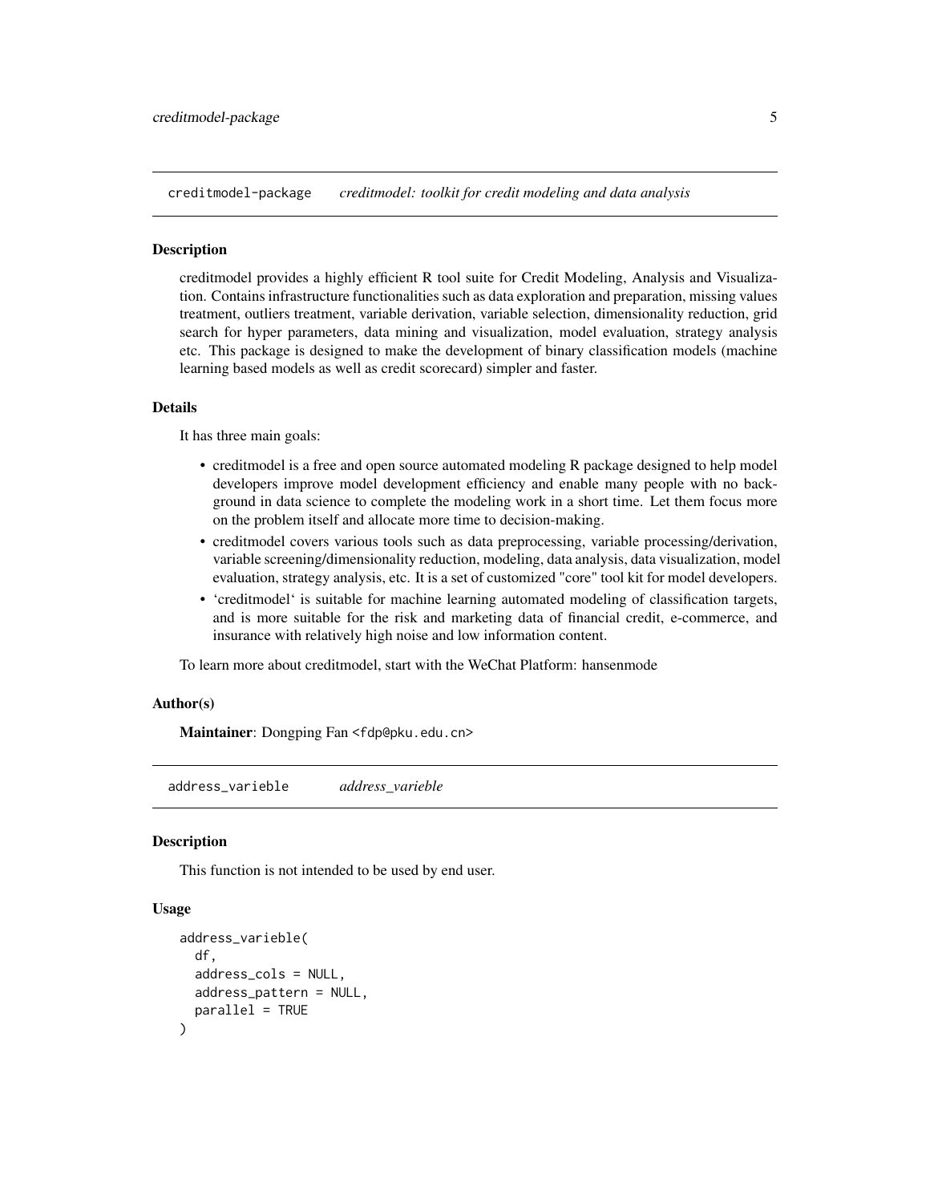## creditmodel-package *creditmodel: toolkit for credit modeling and data analysis*

### Description

creditmodel provides a highly efficient R tool suite for Credit Modeling, Analysis and Visualization. Contains infrastructure functionalities such as data exploration and preparation, missing values treatment, outliers treatment, variable derivation, variable selection, dimensionality reduction, grid search for hyper parameters, data mining and visualization, model evaluation, strategy analysis etc. This package is designed to make the development of binary classification models (machine learning based models as well as credit scorecard) simpler and faster.

### Details

It has three main goals:

- creditmodel is a free and open source automated modeling R package designed to help model developers improve model development efficiency and enable many people with no background in data science to complete the modeling work in a short time. Let them focus more on the problem itself and allocate more time to decision-making.
- creditmodel covers various tools such as data preprocessing, variable processing/derivation, variable screening/dimensionality reduction, modeling, data analysis, data visualization, model evaluation, strategy analysis, etc. It is a set of customized "core" tool kit for model developers.
- 'creditmodel' is suitable for machine learning automated modeling of classification targets, and is more suitable for the risk and marketing data of financial credit, e-commerce, and insurance with relatively high noise and low information content.

To learn more about creditmodel, start with the WeChat Platform: hansenmode

### Author(s)

**Maintainer**: Dongping Fan <fdp@pku.edu.cn>

## address_varieble *address_varieble*

### Description

This function is not intended to be used by end user.

### Usage

```
address_varieble(
  df,
  address_cols = NULL,
  address_pattern = NULL,
  parallel = TRUE
)
```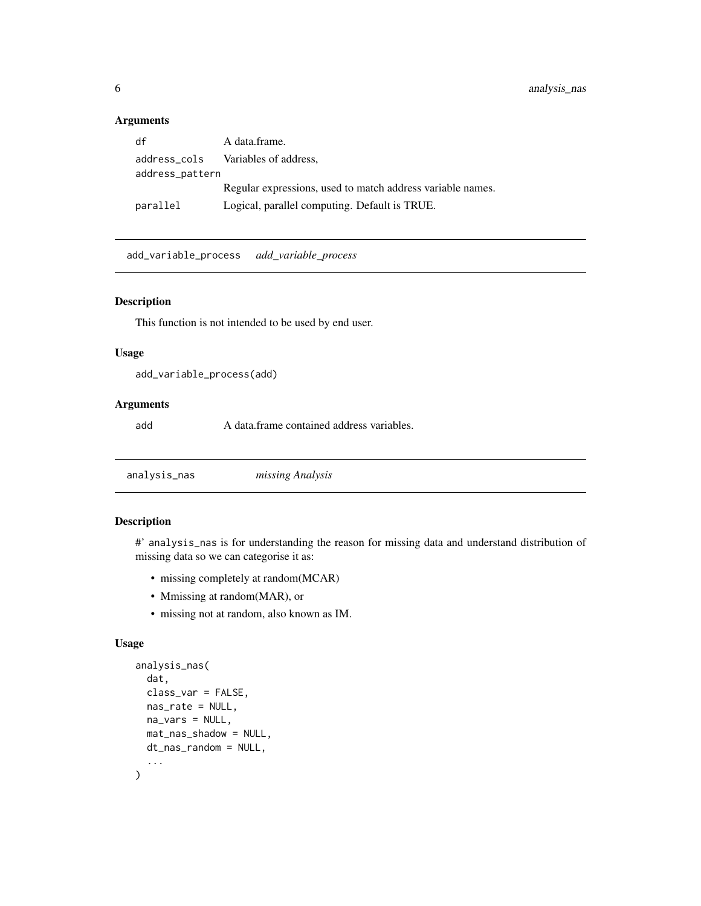### Arguments

| | |
|---|---|
| df | A data.frame. |
| address_cols | Variables of address, |
| address_pattern | Regular expressions, used to match address variable names. |
| parallel | Logical, parallel computing. Default is TRUE. |

---

## add_variable_process    *add_variable_process*

### Description

This function is not intended to be used by end user.

### Usage

```
add_variable_process(add)
```

### Arguments

| | |
|---|---|
| add | A data.frame contained address variables. |

---

## analysis_nas    *missing Analysis*

### Description

#' analysis_nas is for understanding the reason for missing data and understand distribution of missing data so we can categorise it as:

- missing completely at random(MCAR)
- Mmissing at random(MAR), or
- missing not at random, also known as IM.

### Usage

```
analysis_nas(
  dat,
  class_var = FALSE,
  nas_rate = NULL,
  na_vars = NULL,
  mat_nas_shadow = NULL,
  dt_nas_random = NULL,
  ...
)
```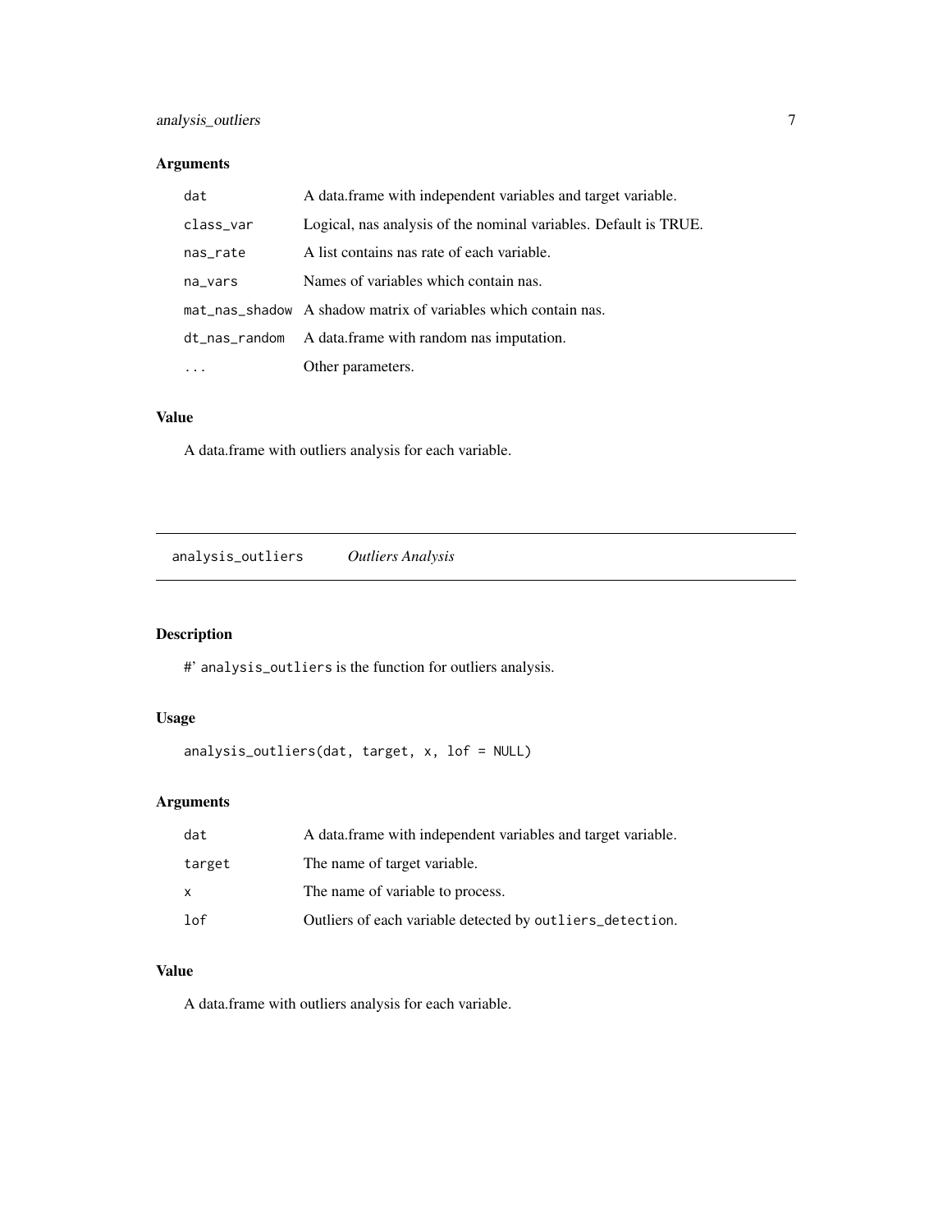## Arguments

| | |
|---|---|
| `dat` | A data.frame with independent variables and target variable. |
| `class_var` | Logical, nas analysis of the nominal variables. Default is TRUE. |
| `nas_rate` | A list contains nas rate of each variable. |
| `na_vars` | Names of variables which contain nas. |
| `mat_nas_shadow` | A shadow matrix of variables which contain nas. |
| `dt_nas_random` | A data.frame with random nas imputation. |
| `...` | Other parameters. |

## Value

A data.frame with outliers analysis for each variable.

---

# `analysis_outliers` *Outliers Analysis*

## Description

#' `analysis_outliers` is the function for outliers analysis.

## Usage

```
analysis_outliers(dat, target, x, lof = NULL)
```

## Arguments

| | |
|---|---|
| `dat` | A data.frame with independent variables and target variable. |
| `target` | The name of target variable. |
| `x` | The name of variable to process. |
| `lof` | Outliers of each variable detected by `outliers_detection`. |

## Value

A data.frame with outliers analysis for each variable.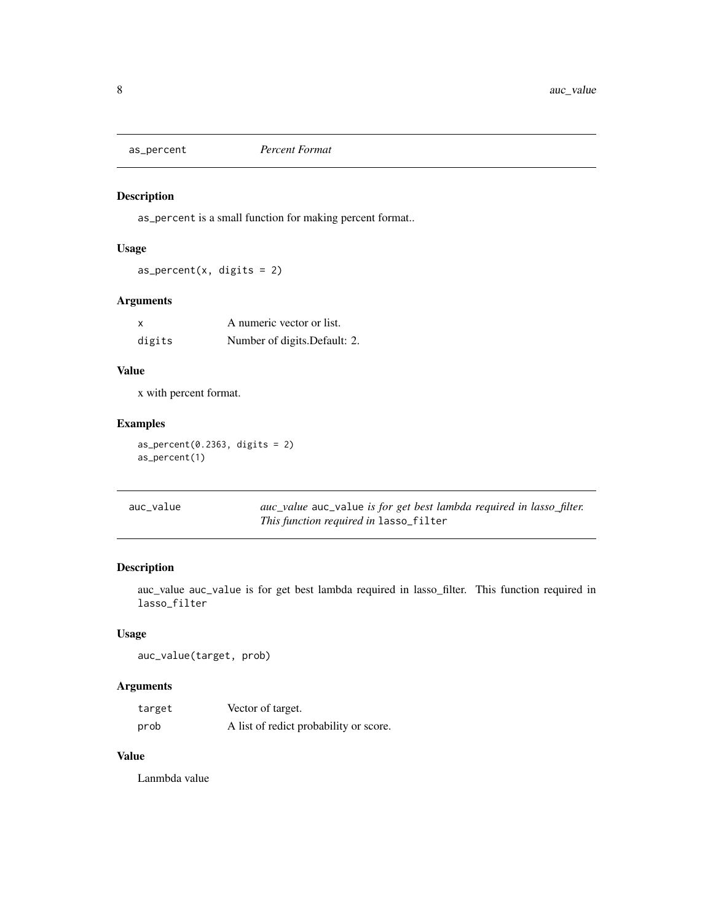## as_percent — *Percent Format*

### Description

`as_percent` is a small function for making percent format..

### Usage

```
as_percent(x, digits = 2)
```

### Arguments

| | |
|---|---|
| `x` | A numeric vector or list. |
| `digits` | Number of digits.Default: 2. |

### Value

x with percent format.

### Examples

```
as_percent(0.2363, digits = 2)
as_percent(1)
```

## auc_value — *auc_value* `auc_value` *is for get best lambda required in lasso_filter. This function required in* `lasso_filter`

### Description

auc_value `auc_value` is for get best lambda required in lasso_filter. This function required in `lasso_filter`

### Usage

```
auc_value(target, prob)
```

### Arguments

| | |
|---|---|
| `target` | Vector of target. |
| `prob` | A list of redict probability or score. |

### Value

Lanmbda value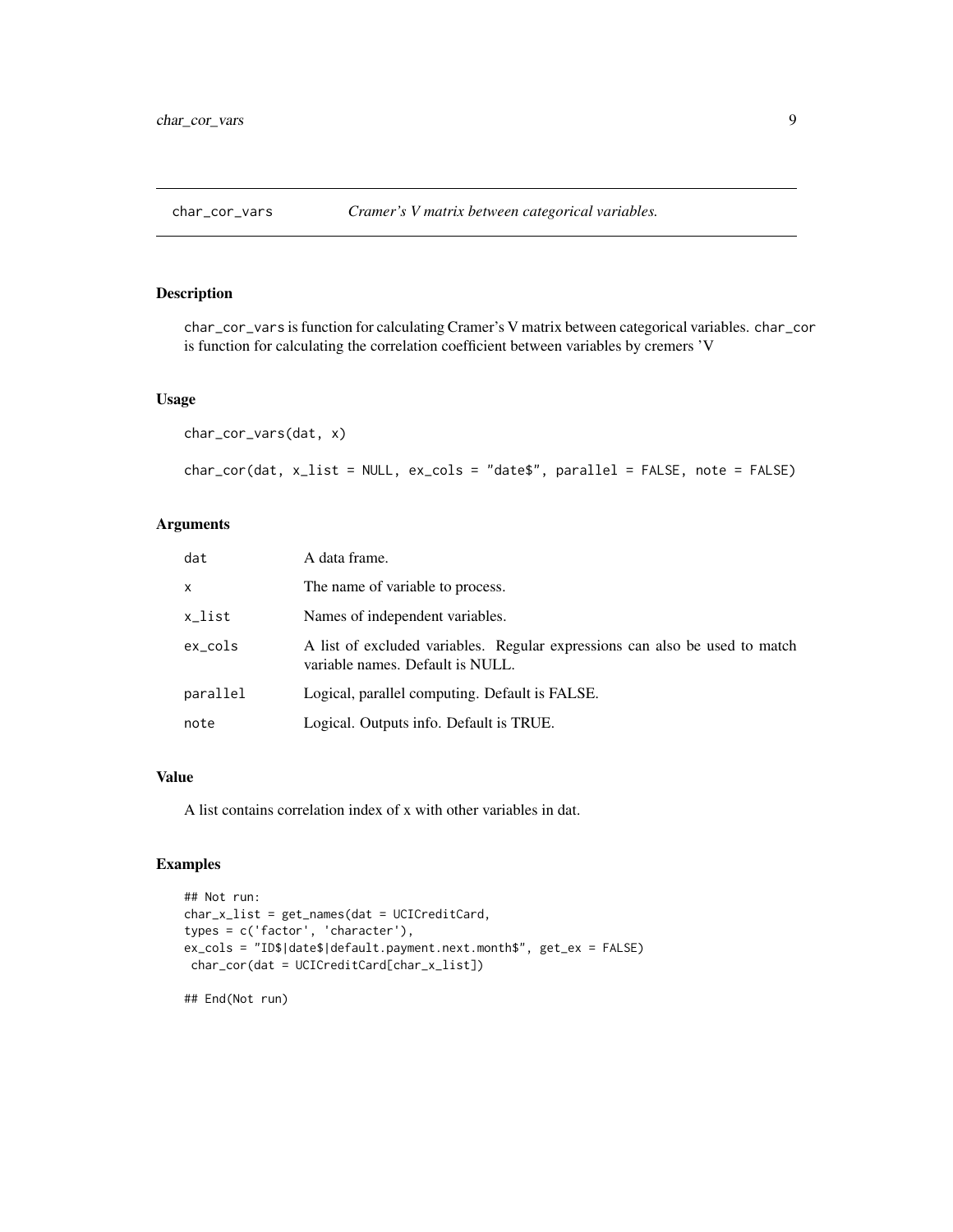# char_cor_vars — *Cramer's V matrix between categorical variables.*

## Description

char_cor_vars is function for calculating Cramer's V matrix between categorical variables. char_cor is function for calculating the correlation coefficient between variables by cremers 'V

## Usage

```
char_cor_vars(dat, x)

char_cor(dat, x_list = NULL, ex_cols = "date$", parallel = FALSE, note = FALSE)
```

## Arguments

| | |
|---|---|
| dat | A data frame. |
| x | The name of variable to process. |
| x_list | Names of independent variables. |
| ex_cols | A list of excluded variables. Regular expressions can also be used to match variable names. Default is NULL. |
| parallel | Logical, parallel computing. Default is FALSE. |
| note | Logical. Outputs info. Default is TRUE. |

## Value

A list contains correlation index of x with other variables in dat.

## Examples

```
## Not run:
char_x_list = get_names(dat = UCICreditCard,
types = c('factor', 'character'),
ex_cols = "ID$|date$|default.payment.next.month$", get_ex = FALSE)
 char_cor(dat = UCICreditCard[char_x_list])

## End(Not run)
```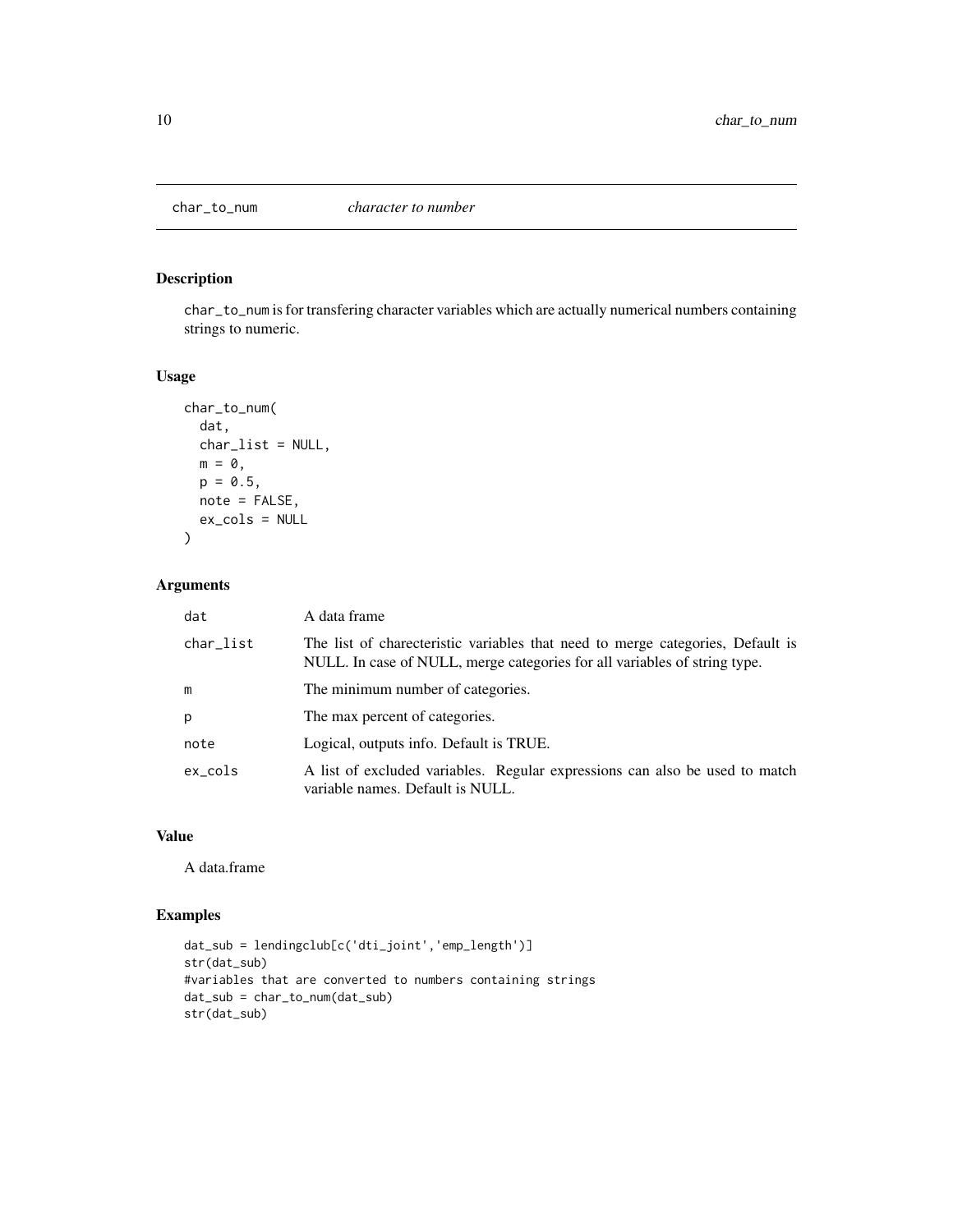## char_to_num *character to number*

### Description

char_to_num is for transfering character variables which are actually numerical numbers containing strings to numeric.

### Usage

```
char_to_num(
  dat,
  char_list = NULL,
  m = 0,
  p = 0.5,
  note = FALSE,
  ex_cols = NULL
)
```

### Arguments

| | |
|---|---|
| dat | A data frame |
| char_list | The list of charecteristic variables that need to merge categories, Default is NULL. In case of NULL, merge categories for all variables of string type. |
| m | The minimum number of categories. |
| p | The max percent of categories. |
| note | Logical, outputs info. Default is TRUE. |
| ex_cols | A list of excluded variables. Regular expressions can also be used to match variable names. Default is NULL. |

### Value

A data.frame

### Examples

```
dat_sub = lendingclub[c('dti_joint','emp_length')]
str(dat_sub)
#variables that are converted to numbers containing strings
dat_sub = char_to_num(dat_sub)
str(dat_sub)
```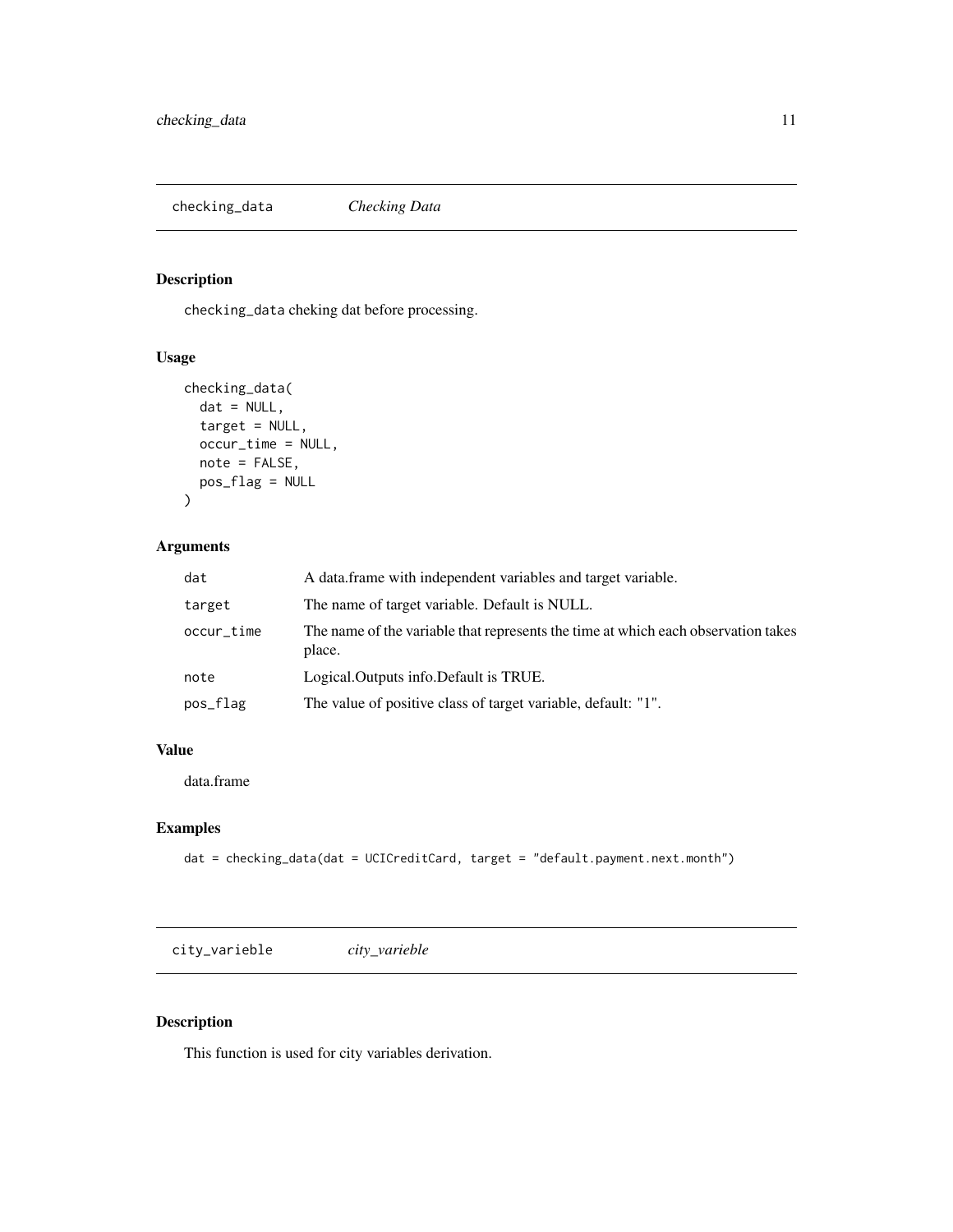## checking_data *Checking Data*

### Description

checking_data cheking dat before processing.

### Usage

```
checking_data(
  dat = NULL,
  target = NULL,
  occur_time = NULL,
  note = FALSE,
  pos_flag = NULL
)
```

### Arguments

| | |
|---|---|
| dat | A data.frame with independent variables and target variable. |
| target | The name of target variable. Default is NULL. |
| occur_time | The name of the variable that represents the time at which each observation takes place. |
| note | Logical.Outputs info.Default is TRUE. |
| pos_flag | The value of positive class of target variable, default: "1". |

### Value

data.frame

### Examples

```
dat = checking_data(dat = UCICreditCard, target = "default.payment.next.month")
```

## city_varieble *city_varieble*

### Description

This function is used for city variables derivation.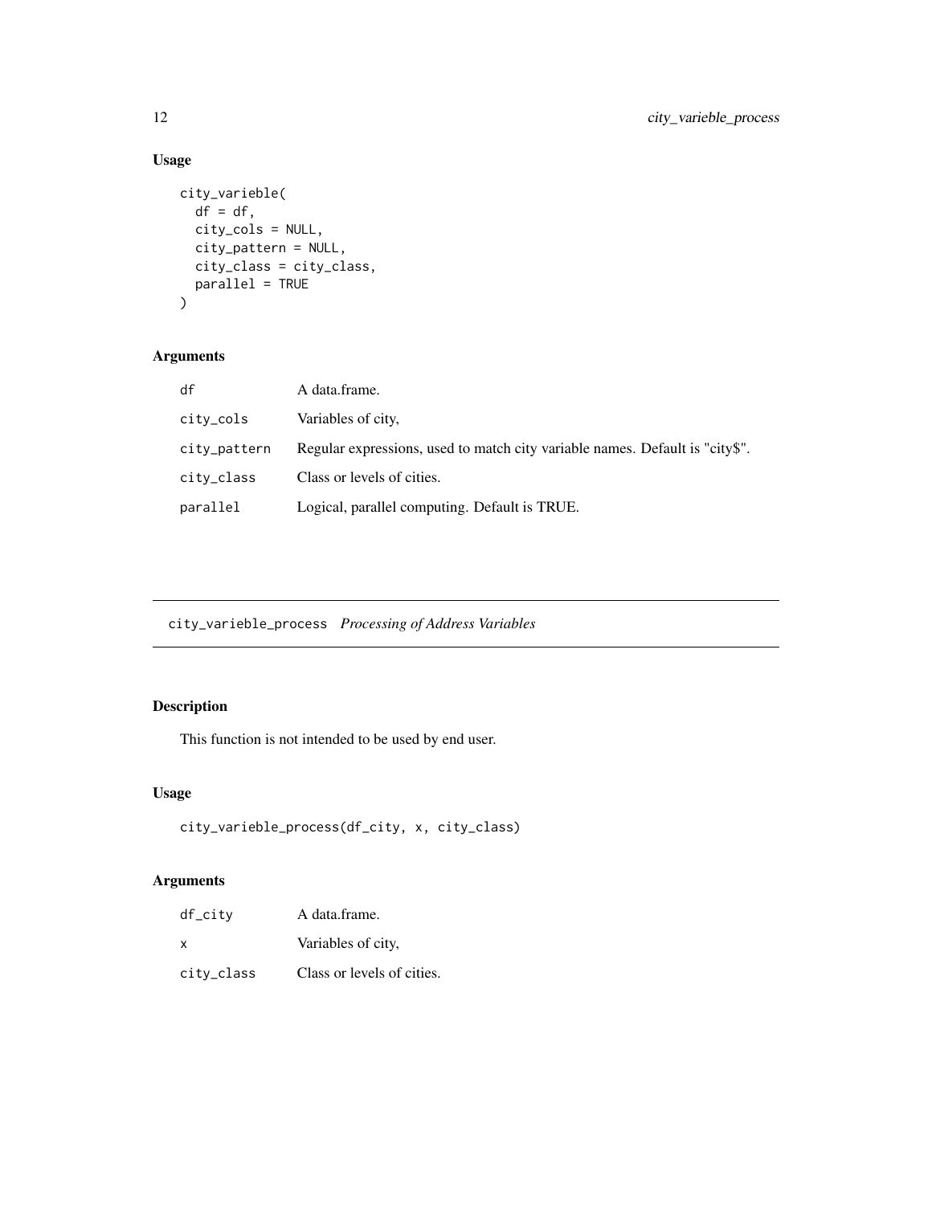## Usage

```
city_varieble(
  df = df,
  city_cols = NULL,
  city_pattern = NULL,
  city_class = city_class,
  parallel = TRUE
)
```

## Arguments

| | |
|---|---|
| df | A data.frame. |
| city_cols | Variables of city, |
| city_pattern | Regular expressions, used to match city variable names. Default is "city$". |
| city_class | Class or levels of cities. |
| parallel | Logical, parallel computing. Default is TRUE. |

---

# city_varieble_process *Processing of Address Variables*

---

## Description

This function is not intended to be used by end user.

## Usage

```
city_varieble_process(df_city, x, city_class)
```

## Arguments

| | |
|---|---|
| df_city | A data.frame. |
| x | Variables of city, |
| city_class | Class or levels of cities. |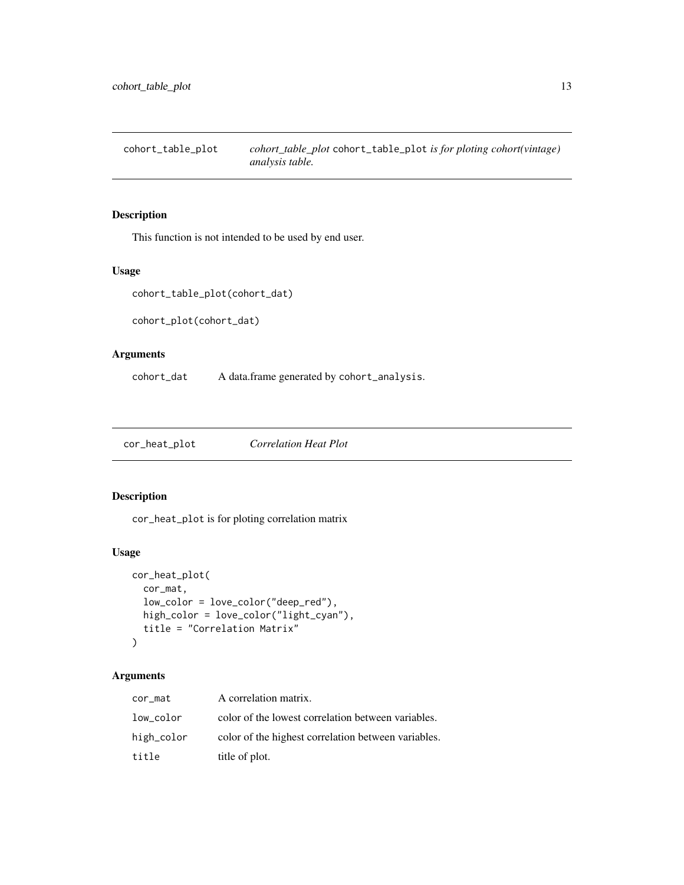## cohort_table_plot — *cohort_table_plot* `cohort_table_plot` *is for ploting cohort(vintage) analysis table.*

### Description

This function is not intended to be used by end user.

### Usage

```
cohort_table_plot(cohort_dat)

cohort_plot(cohort_dat)
```

### Arguments

| | |
|---|---|
| `cohort_dat` | A data.frame generated by `cohort_analysis`. |

## cor_heat_plot — *Correlation Heat Plot*

### Description

`cor_heat_plot` is for ploting correlation matrix

### Usage

```
cor_heat_plot(
  cor_mat,
  low_color = love_color("deep_red"),
  high_color = love_color("light_cyan"),
  title = "Correlation Matrix"
)
```

### Arguments

| | |
|---|---|
| `cor_mat` | A correlation matrix. |
| `low_color` | color of the lowest correlation between variables. |
| `high_color` | color of the highest correlation between variables. |
| `title` | title of plot. |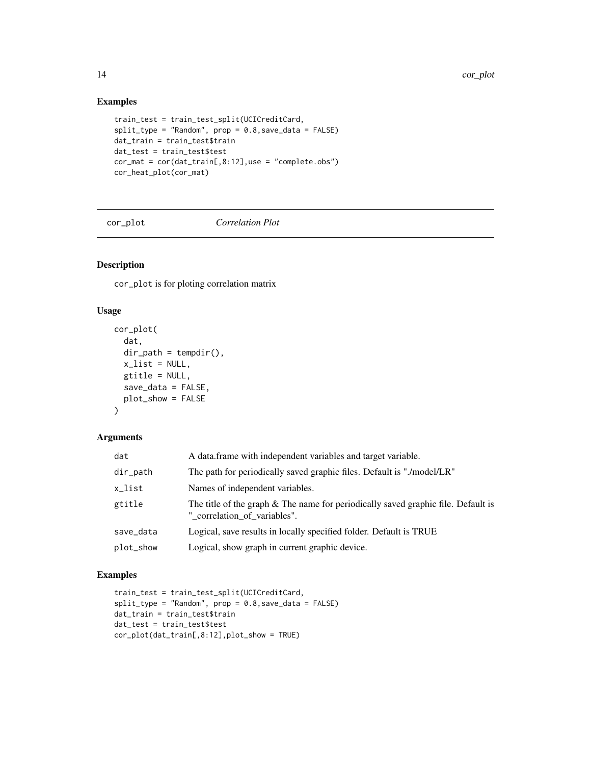## Examples

```
train_test = train_test_split(UCICreditCard,
split_type = "Random", prop = 0.8,save_data = FALSE)
dat_train = train_test$train
dat_test = train_test$test
cor_mat = cor(dat_train[,8:12],use = "complete.obs")
cor_heat_plot(cor_mat)
```

---

# cor_plot *Correlation Plot*

---

## Description

`cor_plot` is for ploting correlation matrix

## Usage

```
cor_plot(
  dat,
  dir_path = tempdir(),
  x_list = NULL,
  gtitle = NULL,
  save_data = FALSE,
  plot_show = FALSE
)
```

## Arguments

| | |
|---|---|
| `dat` | A data.frame with independent variables and target variable. |
| `dir_path` | The path for periodically saved graphic files. Default is "./model/LR" |
| `x_list` | Names of independent variables. |
| `gtitle` | The title of the graph & The name for periodically saved graphic file. Default is "_correlation_of_variables". |
| `save_data` | Logical, save results in locally specified folder. Default is TRUE |
| `plot_show` | Logical, show graph in current graphic device. |

## Examples

```
train_test = train_test_split(UCICreditCard,
split_type = "Random", prop = 0.8,save_data = FALSE)
dat_train = train_test$train
dat_test = train_test$test
cor_plot(dat_train[,8:12],plot_show = TRUE)
```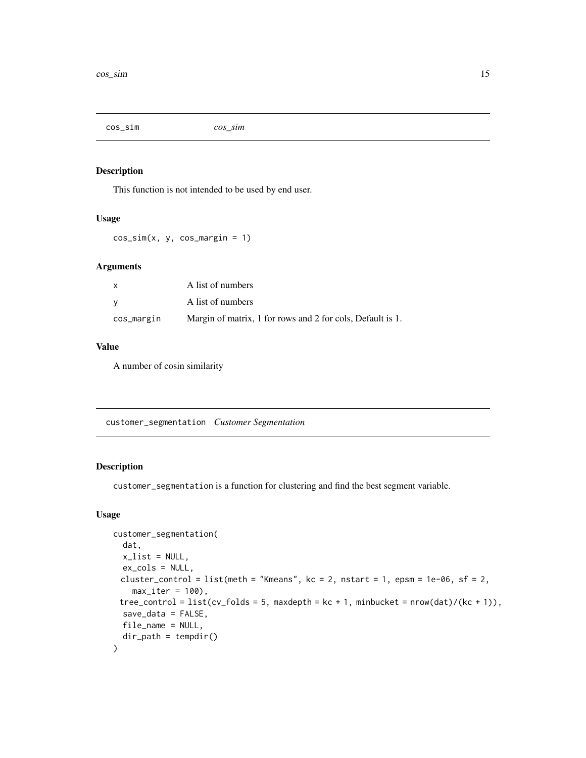## cos_sim *cos_sim*

### Description

This function is not intended to be used by end user.

### Usage

```
cos_sim(x, y, cos_margin = 1)
```

### Arguments

| | |
|---|---|
| x | A list of numbers |
| y | A list of numbers |
| cos_margin | Margin of matrix, 1 for rows and 2 for cols, Default is 1. |

### Value

A number of cosin similarity

## customer_segmentation *Customer Segmentation*

### Description

customer_segmentation is a function for clustering and find the best segment variable.

### Usage

```
customer_segmentation(
  dat,
  x_list = NULL,
  ex_cols = NULL,
 cluster_control = list(meth = "Kmeans", kc = 2, nstart = 1, epsm = 1e-06, sf = 2,
    max_iter = 100),
 tree_control = list(cv_folds = 5, maxdepth = kc + 1, minbucket = nrow(dat)/(kc + 1)),
  save_data = FALSE,
  file_name = NULL,
  dir_path = tempdir()
)
```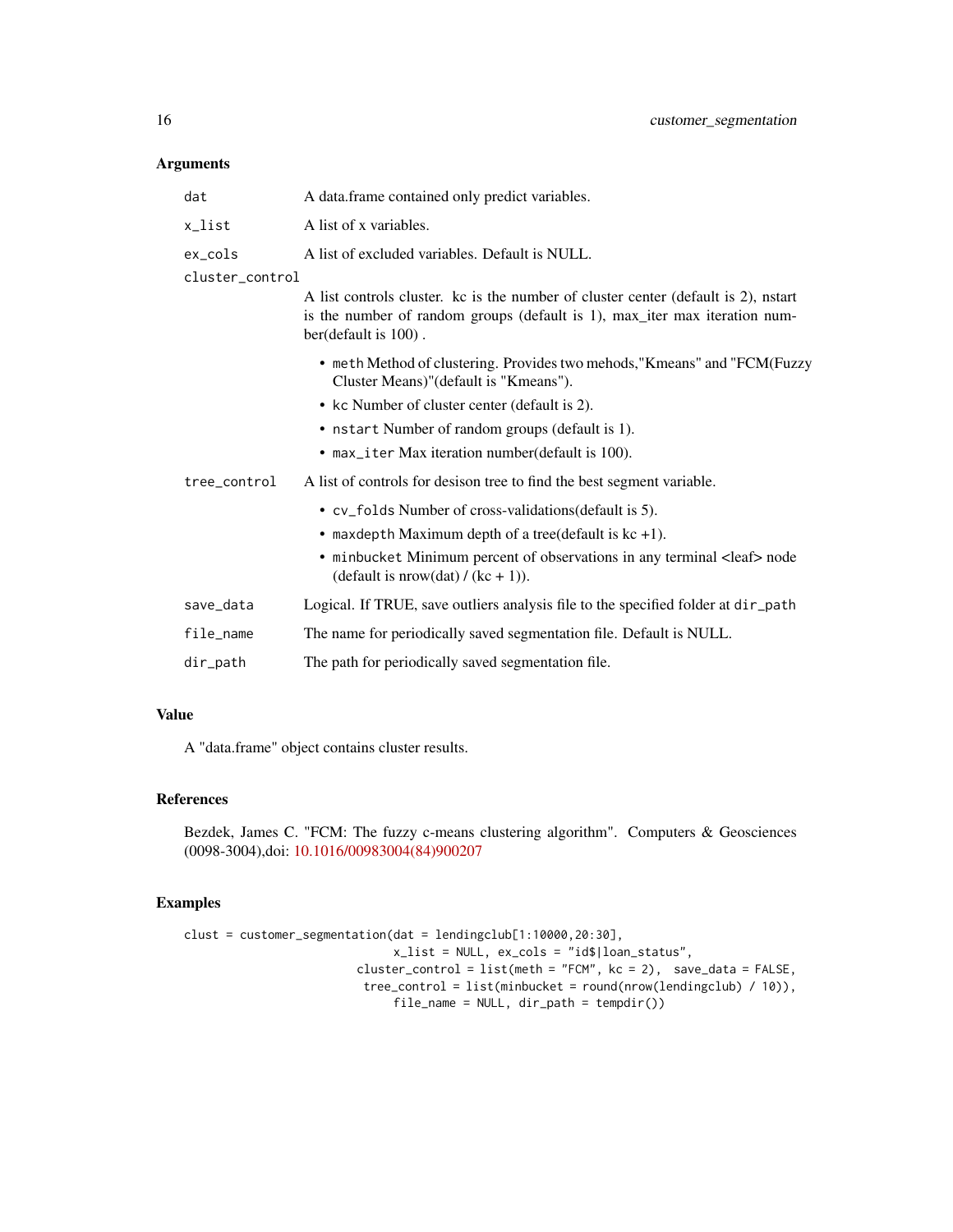## Arguments

- `dat` A data.frame contained only predict variables.
- `x_list` A list of x variables.
- `ex_cols` A list of excluded variables. Default is NULL.
- `cluster_control` A list controls cluster. kc is the number of cluster center (default is 2), nstart is the number of random groups (default is 1), max_iter max iteration number(default is 100) .
  - `meth` Method of clustering. Provides two mehods,"Kmeans" and "FCM(Fuzzy Cluster Means)"(default is "Kmeans").
  - `kc` Number of cluster center (default is 2).
  - `nstart` Number of random groups (default is 1).
  - `max_iter` Max iteration number(default is 100).
- `tree_control` A list of controls for desison tree to find the best segment variable.
  - `cv_folds` Number of cross-validations(default is 5).
  - `maxdepth` Maximum depth of a tree(default is kc +1).
  - `minbucket` Minimum percent of observations in any terminal <leaf> node (default is nrow(dat) / (kc + 1)).
- `save_data` Logical. If TRUE, save outliers analysis file to the specified folder at `dir_path`
- `file_name` The name for periodically saved segmentation file. Default is NULL.
- `dir_path` The path for periodically saved segmentation file.

## Value

A "data.frame" object contains cluster results.

## References

Bezdek, James C. "FCM: The fuzzy c-means clustering algorithm". Computers & Geosciences (0098-3004),doi: 10.1016/00983004(84)900207

## Examples

```
clust = customer_segmentation(dat = lendingclub[1:10000,20:30],
                              x_list = NULL, ex_cols = "id$|loan_status",
                         cluster_control = list(meth = "FCM", kc = 2),  save_data = FALSE,
                          tree_control = list(minbucket = round(nrow(lendingclub) / 10)),
                              file_name = NULL, dir_path = tempdir())
```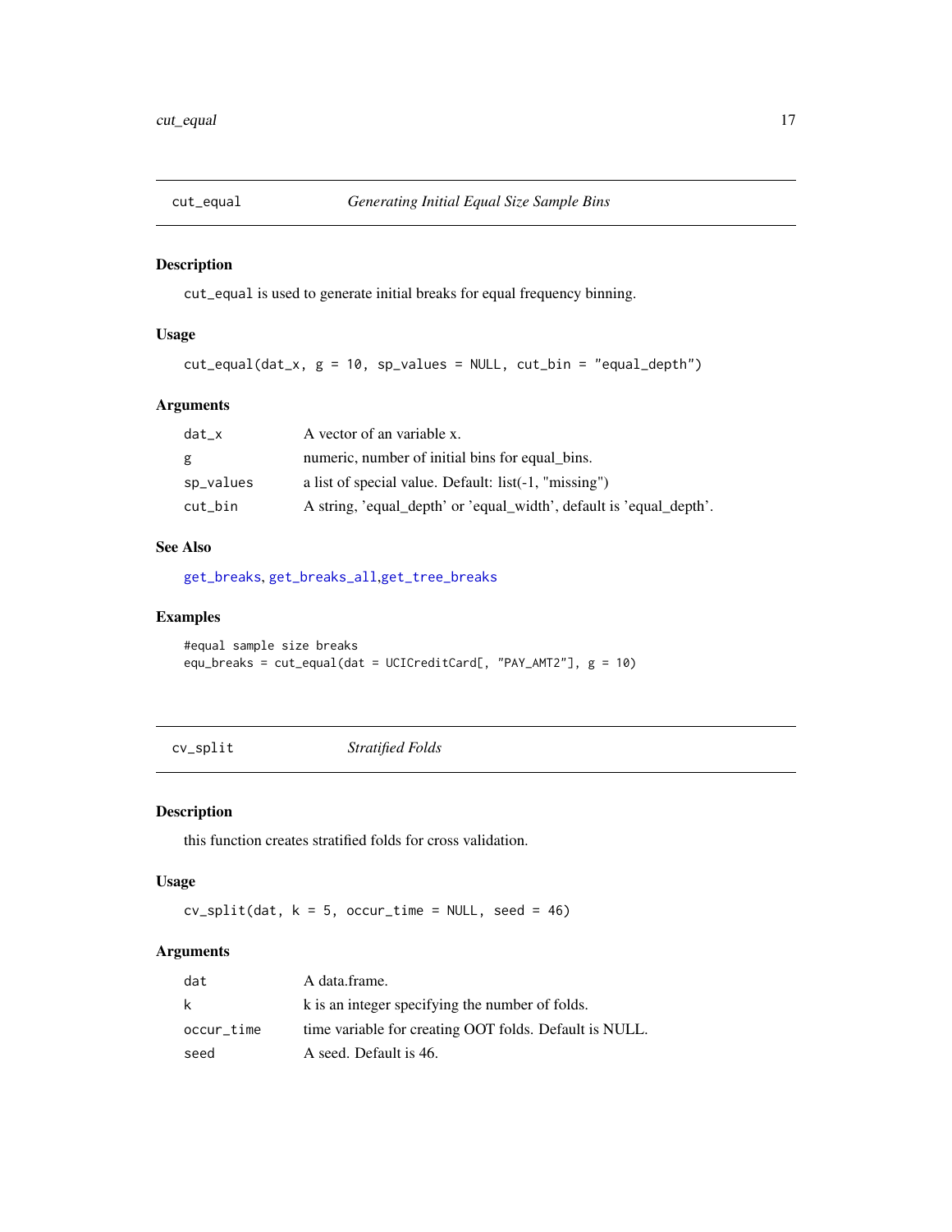## cut_equal — *Generating Initial Equal Size Sample Bins*

### Description

`cut_equal` is used to generate initial breaks for equal frequency binning.

### Usage

```
cut_equal(dat_x, g = 10, sp_values = NULL, cut_bin = "equal_depth")
```

### Arguments

| | |
|---|---|
| `dat_x` | A vector of an variable x. |
| `g` | numeric, number of initial bins for equal_bins. |
| `sp_values` | a list of special value. Default: list(-1, "missing") |
| `cut_bin` | A string, 'equal_depth' or 'equal_width', default is 'equal_depth'. |

### See Also

`get_breaks`, `get_breaks_all`,`get_tree_breaks`

### Examples

```
#equal sample size breaks
equ_breaks = cut_equal(dat = UCICreditCard[, "PAY_AMT2"], g = 10)
```

## cv_split — *Stratified Folds*

### Description

this function creates stratified folds for cross validation.

### Usage

```
cv_split(dat, k = 5, occur_time = NULL, seed = 46)
```

### Arguments

| | |
|---|---|
| `dat` | A data.frame. |
| `k` | k is an integer specifying the number of folds. |
| `occur_time` | time variable for creating OOT folds. Default is NULL. |
| `seed` | A seed. Default is 46. |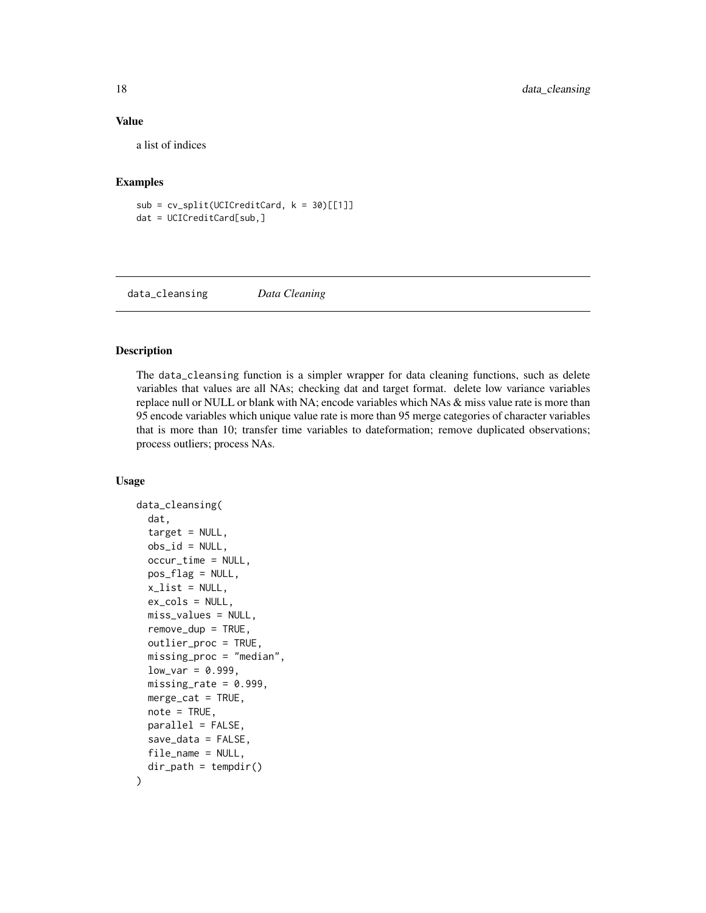### Value

a list of indices

### Examples

```
sub = cv_split(UCICreditCard, k = 30)[[1]]
dat = UCICreditCard[sub,]
```

---

## data_cleansing *Data Cleaning*

---

### Description

The data_cleansing function is a simpler wrapper for data cleaning functions, such as delete variables that values are all NAs; checking dat and target format. delete low variance variables replace null or NULL or blank with NA; encode variables which NAs & miss value rate is more than 95 encode variables which unique value rate is more than 95 merge categories of character variables that is more than 10; transfer time variables to dateformation; remove duplicated observations; process outliers; process NAs.

### Usage

```
data_cleansing(
  dat,
  target = NULL,
  obs_id = NULL,
  occur_time = NULL,
  pos_flag = NULL,
  x_list = NULL,
  ex_cols = NULL,
  miss_values = NULL,
  remove_dup = TRUE,
  outlier_proc = TRUE,
  missing_proc = "median",
  low_var = 0.999,
  missing_rate = 0.999,
  merge_cat = TRUE,
  note = TRUE,
  parallel = FALSE,
  save_data = FALSE,
  file_name = NULL,
  dir_path = tempdir()
)
```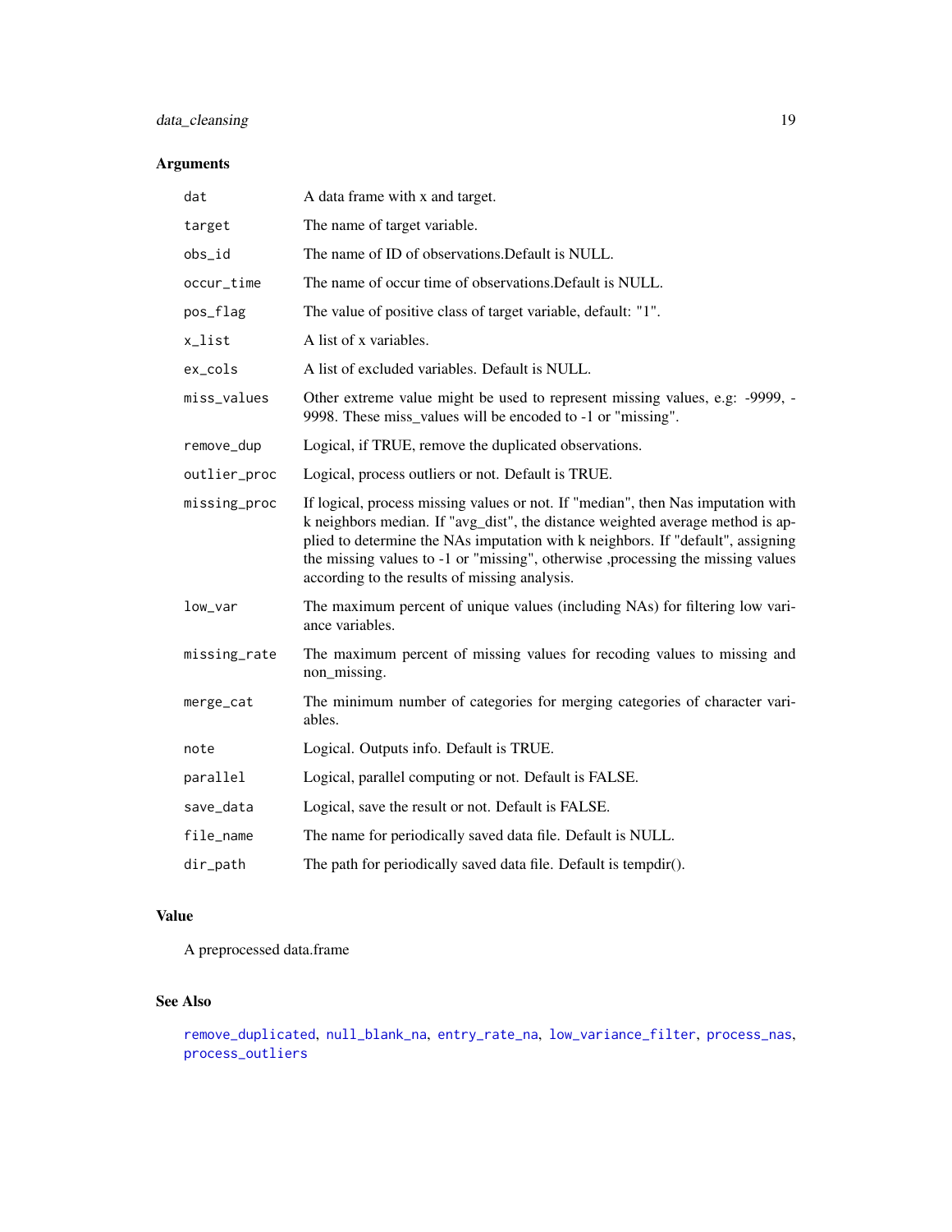## Arguments

| | |
|---|---|
| `dat` | A data frame with x and target. |
| `target` | The name of target variable. |
| `obs_id` | The name of ID of observations.Default is NULL. |
| `occur_time` | The name of occur time of observations.Default is NULL. |
| `pos_flag` | The value of positive class of target variable, default: "1". |
| `x_list` | A list of x variables. |
| `ex_cols` | A list of excluded variables. Default is NULL. |
| `miss_values` | Other extreme value might be used to represent missing values, e.g: -9999, -9998. These miss_values will be encoded to -1 or "missing". |
| `remove_dup` | Logical, if TRUE, remove the duplicated observations. |
| `outlier_proc` | Logical, process outliers or not. Default is TRUE. |
| `missing_proc` | If logical, process missing values or not. If "median", then Nas imputation with k neighbors median. If "avg_dist", the distance weighted average method is applied to determine the NAs imputation with k neighbors. If "default", assigning the missing values to -1 or "missing", otherwise ,processing the missing values according to the results of missing analysis. |
| `low_var` | The maximum percent of unique values (including NAs) for filtering low variance variables. |
| `missing_rate` | The maximum percent of missing values for recoding values to missing and non_missing. |
| `merge_cat` | The minimum number of categories for merging categories of character variables. |
| `note` | Logical. Outputs info. Default is TRUE. |
| `parallel` | Logical, parallel computing or not. Default is FALSE. |
| `save_data` | Logical, save the result or not. Default is FALSE. |
| `file_name` | The name for periodically saved data file. Default is NULL. |
| `dir_path` | The path for periodically saved data file. Default is tempdir(). |

## Value

A preprocessed data.frame

## See Also

`remove_duplicated`, `null_blank_na`, `entry_rate_na`, `low_variance_filter`, `process_nas`, `process_outliers`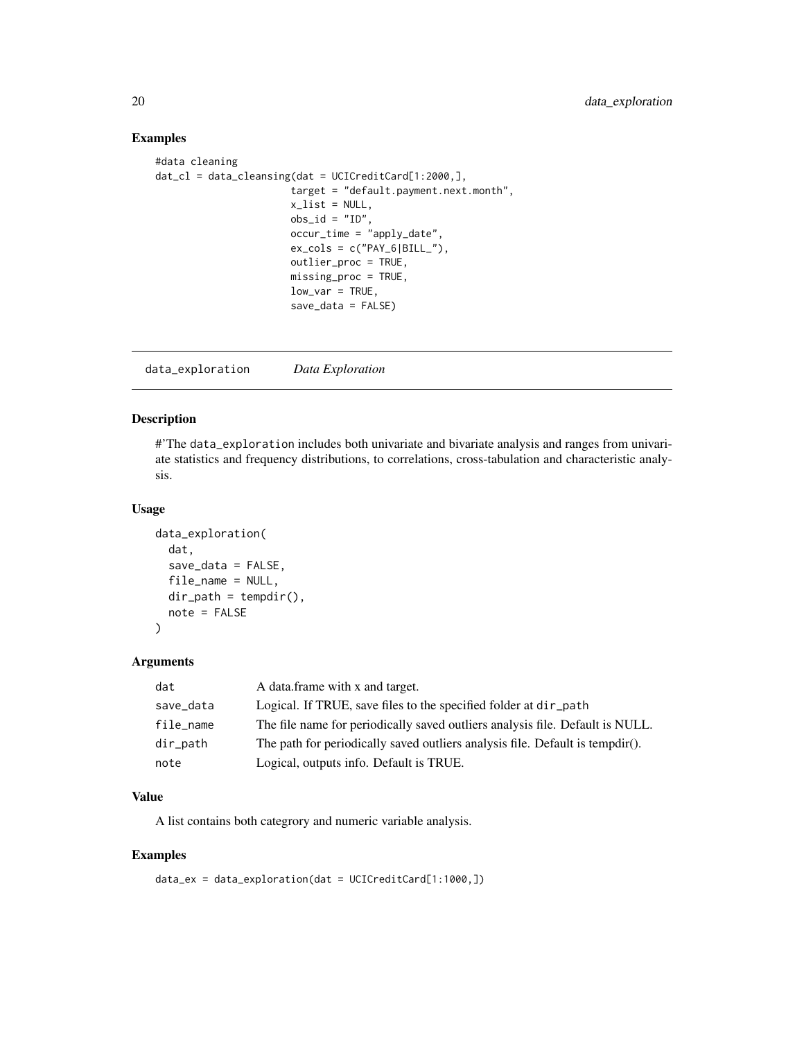## Examples

```
#data cleaning
dat_cl = data_cleansing(dat = UCICreditCard[1:2000,],
                        target = "default.payment.next.month",
                        x_list = NULL,
                        obs_id = "ID",
                        occur_time = "apply_date",
                        ex_cols = c("PAY_6|BILL_"),
                        outlier_proc = TRUE,
                        missing_proc = TRUE,
                        low_var = TRUE,
                        save_data = FALSE)
```

---

# data_exploration *Data Exploration*

## Description

#'The data_exploration includes both univariate and bivariate analysis and ranges from univariate statistics and frequency distributions, to correlations, cross-tabulation and characteristic analysis.

## Usage

```
data_exploration(
  dat,
  save_data = FALSE,
  file_name = NULL,
  dir_path = tempdir(),
  note = FALSE
)
```

## Arguments

| | |
|---|---|
| dat | A data.frame with x and target. |
| save_data | Logical. If TRUE, save files to the specified folder at dir_path |
| file_name | The file name for periodically saved outliers analysis file. Default is NULL. |
| dir_path | The path for periodically saved outliers analysis file. Default is tempdir(). |
| note | Logical, outputs info. Default is TRUE. |

## Value

A list contains both categrory and numeric variable analysis.

## Examples

```
data_ex = data_exploration(dat = UCICreditCard[1:1000,])
```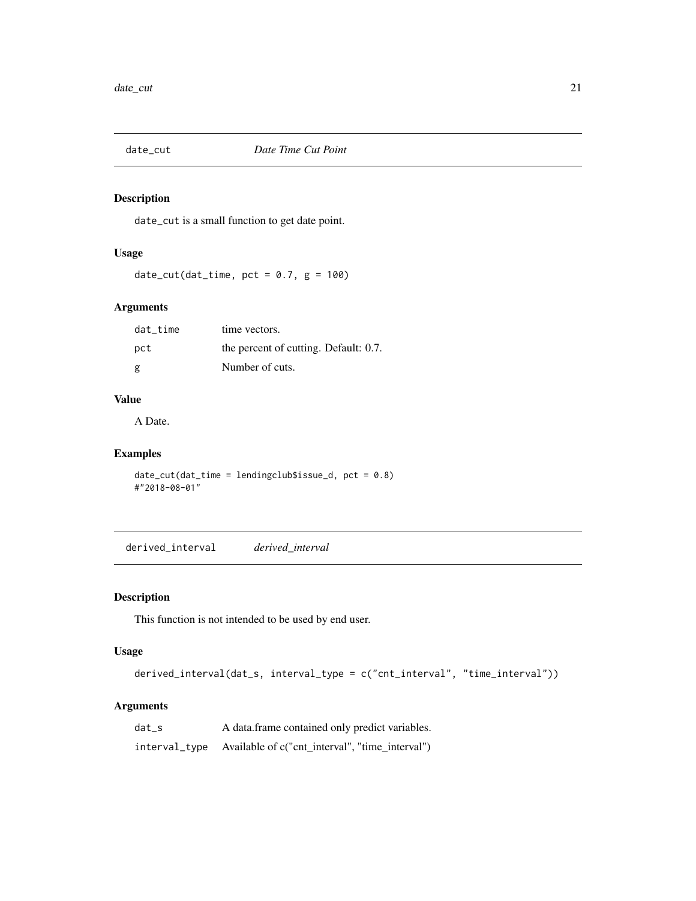## date_cut *Date Time Cut Point*

### Description

date_cut is a small function to get date point.

### Usage

```
date_cut(dat_time, pct = 0.7, g = 100)
```

### Arguments

| | |
|---|---|
| dat_time | time vectors. |
| pct | the percent of cutting. Default: 0.7. |
| g | Number of cuts. |

### Value

A Date.

### Examples

```
date_cut(dat_time = lendingclub$issue_d, pct = 0.8)
#"2018-08-01"
```

## derived_interval *derived_interval*

### Description

This function is not intended to be used by end user.

### Usage

```
derived_interval(dat_s, interval_type = c("cnt_interval", "time_interval"))
```

### Arguments

| | |
|---|---|
| dat_s | A data.frame contained only predict variables. |
| interval_type | Available of c("cnt_interval", "time_interval") |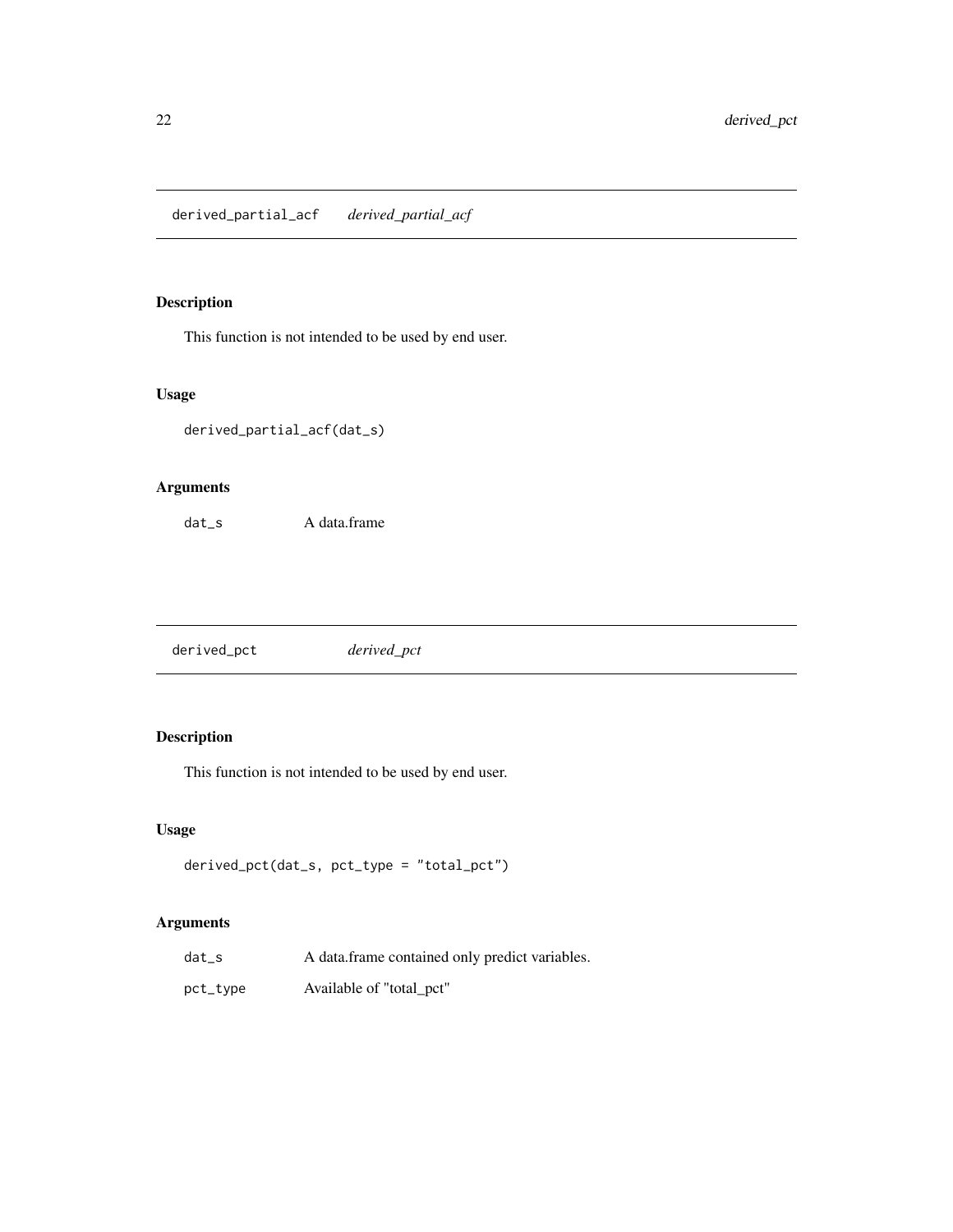## derived_partial_acf *derived_partial_acf*

### Description

This function is not intended to be used by end user.

### Usage

```
derived_partial_acf(dat_s)
```

### Arguments

| | |
|---|---|
| dat_s | A data.frame |

## derived_pct *derived_pct*

### Description

This function is not intended to be used by end user.

### Usage

```
derived_pct(dat_s, pct_type = "total_pct")
```

### Arguments

| | |
|---|---|
| dat_s | A data.frame contained only predict variables. |
| pct_type | Available of "total_pct" |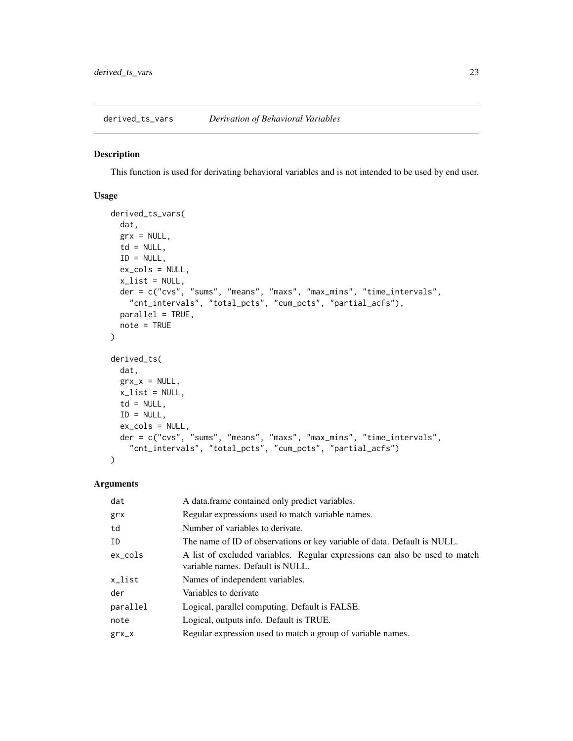## derived_ts_vars *Derivation of Behavioral Variables*

### Description

This function is used for derivating behavioral variables and is not intended to be used by end user.

### Usage

```
derived_ts_vars(
  dat,
  grx = NULL,
  td = NULL,
  ID = NULL,
  ex_cols = NULL,
  x_list = NULL,
  der = c("cvs", "sums", "means", "maxs", "max_mins", "time_intervals",
    "cnt_intervals", "total_pcts", "cum_pcts", "partial_acfs"),
  parallel = TRUE,
  note = TRUE
)

derived_ts(
  dat,
  grx_x = NULL,
  x_list = NULL,
  td = NULL,
  ID = NULL,
  ex_cols = NULL,
  der = c("cvs", "sums", "means", "maxs", "max_mins", "time_intervals",
    "cnt_intervals", "total_pcts", "cum_pcts", "partial_acfs")
)
```

### Arguments

| | |
|---|---|
| dat | A data.frame contained only predict variables. |
| grx | Regular expressions used to match variable names. |
| td | Number of variables to derivate. |
| ID | The name of ID of observations or key variable of data. Default is NULL. |
| ex_cols | A list of excluded variables. Regular expressions can also be used to match variable names. Default is NULL. |
| x_list | Names of independent variables. |
| der | Variables to derivate |
| parallel | Logical, parallel computing. Default is FALSE. |
| note | Logical, outputs info. Default is TRUE. |
| grx_x | Regular expression used to match a group of variable names. |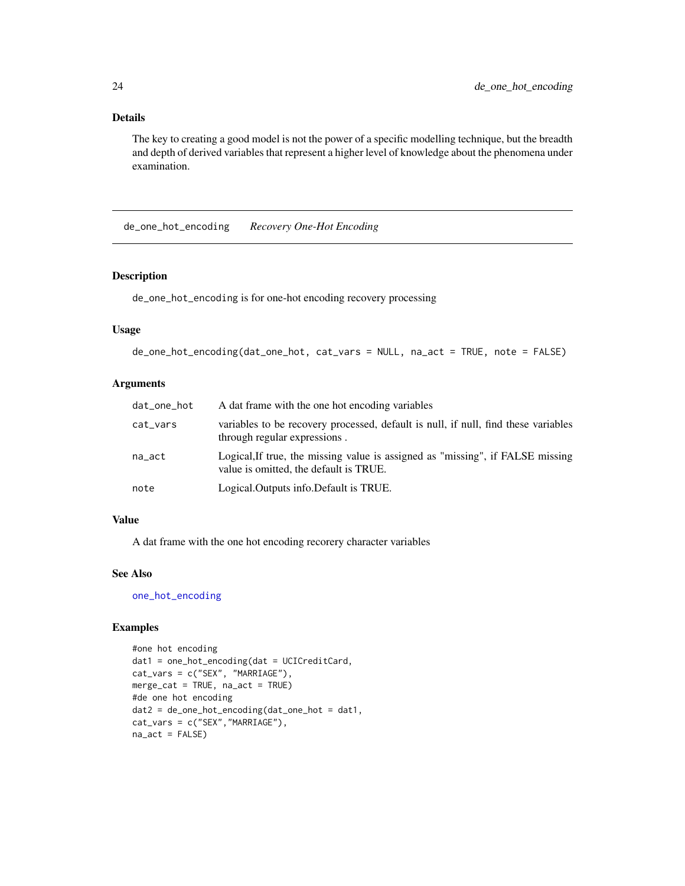### Details

The key to creating a good model is not the power of a specific modelling technique, but the breadth and depth of derived variables that represent a higher level of knowledge about the phenomena under examination.

---

## de_one_hot_encoding *Recovery One-Hot Encoding*

---

### Description

`de_one_hot_encoding` is for one-hot encoding recovery processing

### Usage

```
de_one_hot_encoding(dat_one_hot, cat_vars = NULL, na_act = TRUE, note = FALSE)
```

### Arguments

| | |
|---|---|
| `dat_one_hot` | A dat frame with the one hot encoding variables |
| `cat_vars` | variables to be recovery processed, default is null, if null, find these variables through regular expressions . |
| `na_act` | Logical,If true, the missing value is assigned as "missing", if FALSE missing value is omitted, the default is TRUE. |
| `note` | Logical.Outputs info.Default is TRUE. |

### Value

A dat frame with the one hot encoding recorery character variables

### See Also

`one_hot_encoding`

### Examples

```
#one hot encoding
dat1 = one_hot_encoding(dat = UCICreditCard,
cat_vars = c("SEX", "MARRIAGE"),
merge_cat = TRUE, na_act = TRUE)
#de one hot encoding
dat2 = de_one_hot_encoding(dat_one_hot = dat1,
cat_vars = c("SEX","MARRIAGE"),
na_act = FALSE)
```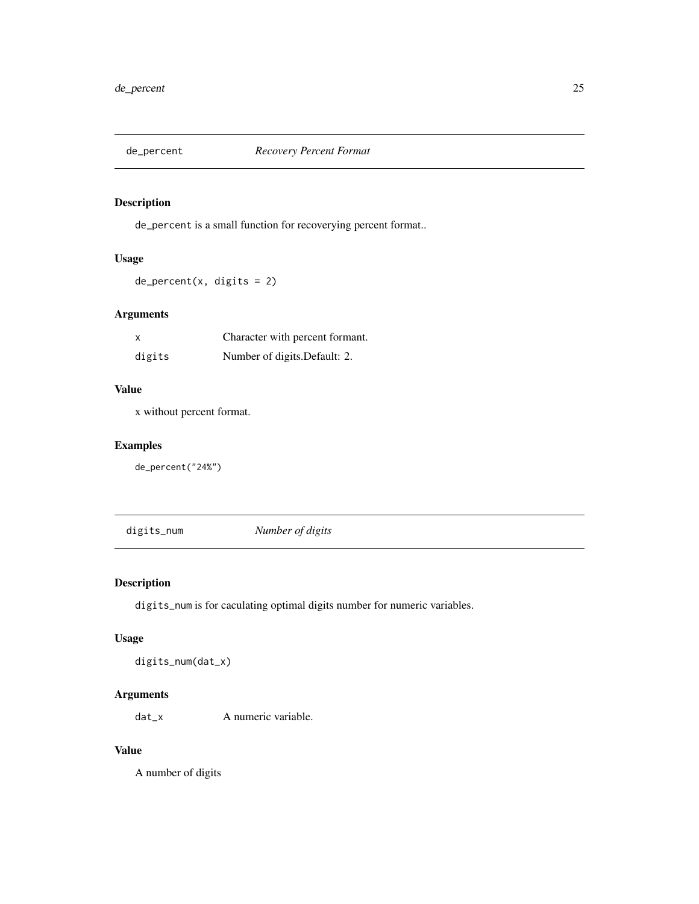## de_percent *Recovery Percent Format*

### Description

de_percent is a small function for recoverying percent format..

### Usage

```
de_percent(x, digits = 2)
```

### Arguments

| | |
|---|---|
| x | Character with percent formant. |
| digits | Number of digits.Default: 2. |

### Value

x without percent format.

### Examples

```
de_percent("24%")
```

## digits_num *Number of digits*

### Description

digits_num is for caculating optimal digits number for numeric variables.

### Usage

```
digits_num(dat_x)
```

### Arguments

| | |
|---|---|
| dat_x | A numeric variable. |

### Value

A number of digits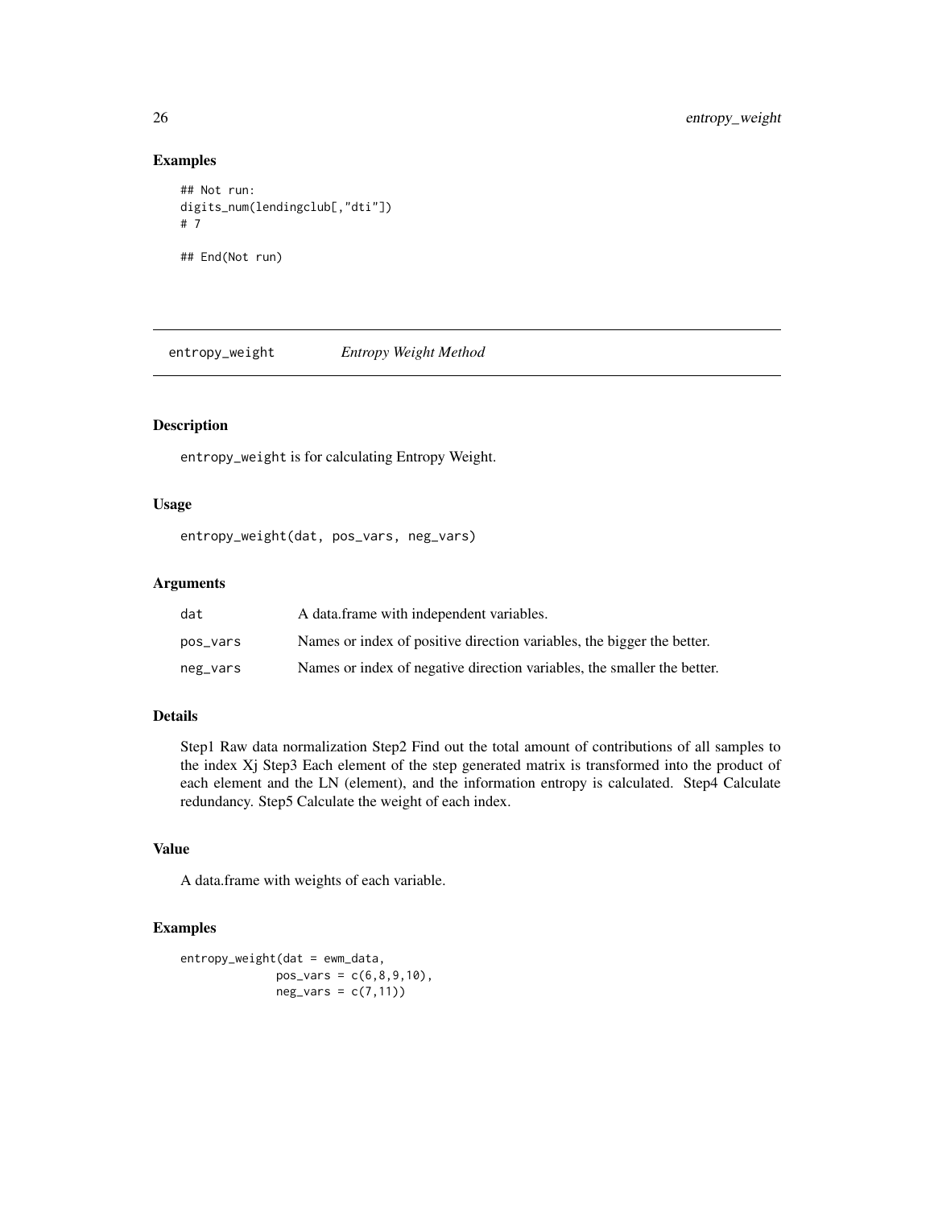### Examples

```
## Not run:
digits_num(lendingclub[,"dti"])
# 7

## End(Not run)
```

---

## entropy_weight    *Entropy Weight Method*

---

### Description

entropy_weight is for calculating Entropy Weight.

### Usage

```
entropy_weight(dat, pos_vars, neg_vars)
```

### Arguments

| | |
|---|---|
| dat | A data.frame with independent variables. |
| pos_vars | Names or index of positive direction variables, the bigger the better. |
| neg_vars | Names or index of negative direction variables, the smaller the better. |

### Details

Step1 Raw data normalization Step2 Find out the total amount of contributions of all samples to the index Xj Step3 Each element of the step generated matrix is transformed into the product of each element and the LN (element), and the information entropy is calculated. Step4 Calculate redundancy. Step5 Calculate the weight of each index.

### Value

A data.frame with weights of each variable.

### Examples

```
entropy_weight(dat = ewm_data,
             pos_vars = c(6,8,9,10),
             neg_vars = c(7,11))
```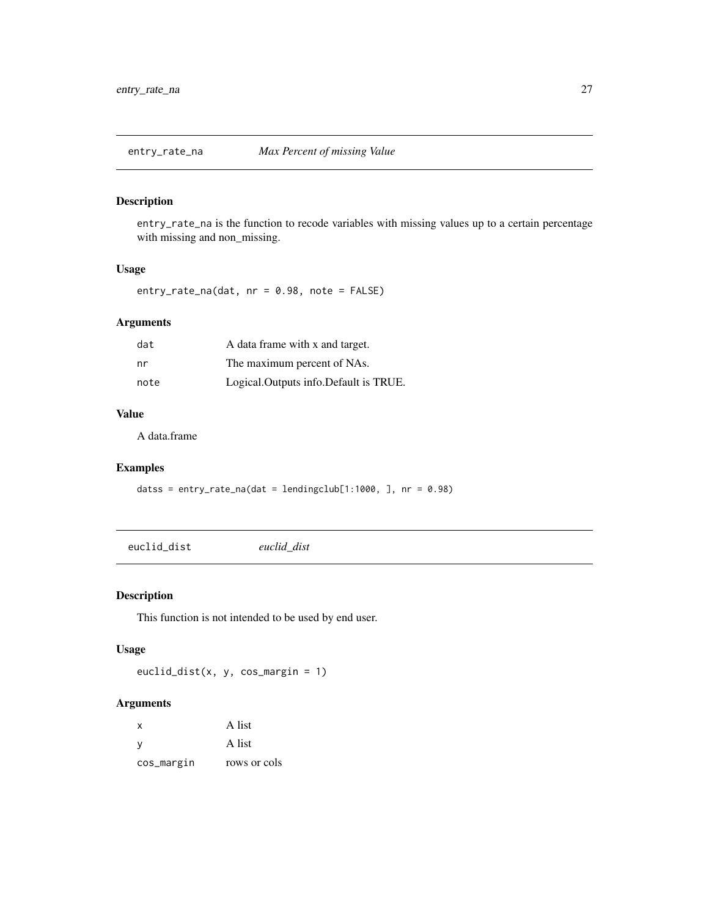## entry_rate_na *Max Percent of missing Value*

### Description

entry_rate_na is the function to recode variables with missing values up to a certain percentage with missing and non_missing.

### Usage

```
entry_rate_na(dat, nr = 0.98, note = FALSE)
```

### Arguments

| | |
|---|---|
| dat | A data frame with x and target. |
| nr | The maximum percent of NAs. |
| note | Logical.Outputs info.Default is TRUE. |

### Value

A data.frame

### Examples

```
datss = entry_rate_na(dat = lendingclub[1:1000, ], nr = 0.98)
```

## euclid_dist *euclid_dist*

### Description

This function is not intended to be used by end user.

### Usage

```
euclid_dist(x, y, cos_margin = 1)
```

### Arguments

| | |
|---|---|
| x | A list |
| y | A list |
| cos_margin | rows or cols |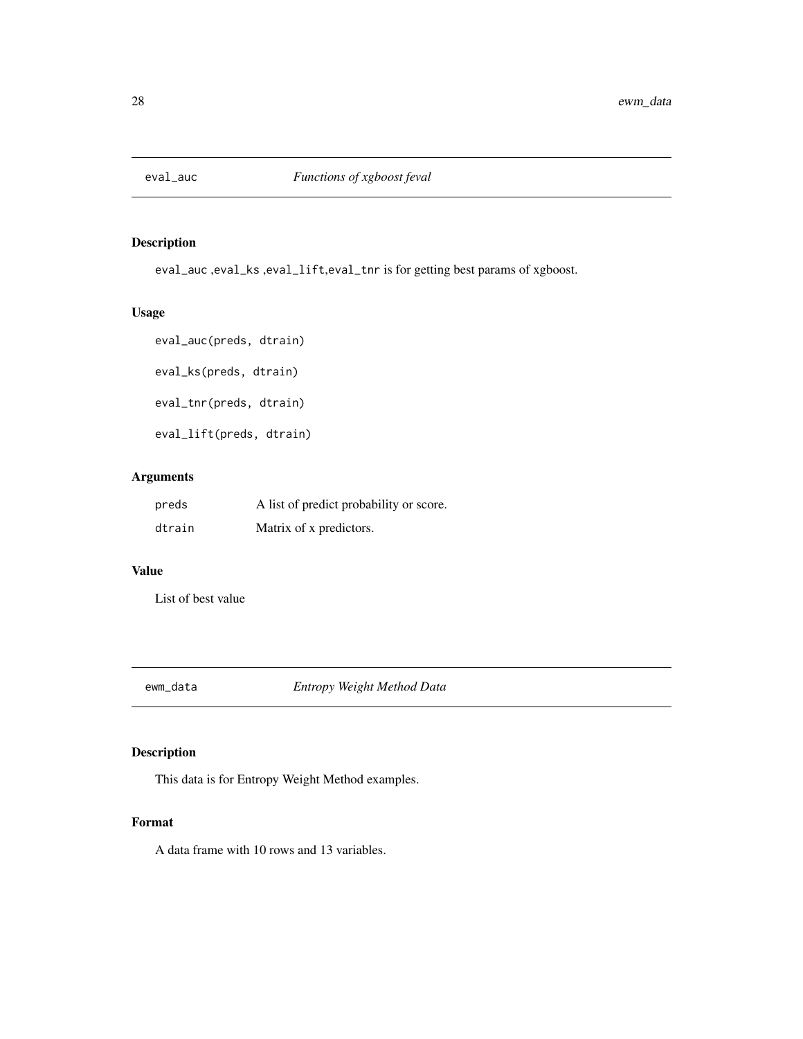## eval_auc *Functions of xgboost feval*

### Description

eval_auc ,eval_ks ,eval_lift,eval_tnr is for getting best params of xgboost.

### Usage

```
eval_auc(preds, dtrain)

eval_ks(preds, dtrain)

eval_tnr(preds, dtrain)

eval_lift(preds, dtrain)
```

### Arguments

| | |
|---|---|
| preds | A list of predict probability or score. |
| dtrain | Matrix of x predictors. |

### Value

List of best value

## ewm_data *Entropy Weight Method Data*

### Description

This data is for Entropy Weight Method examples.

### Format

A data frame with 10 rows and 13 variables.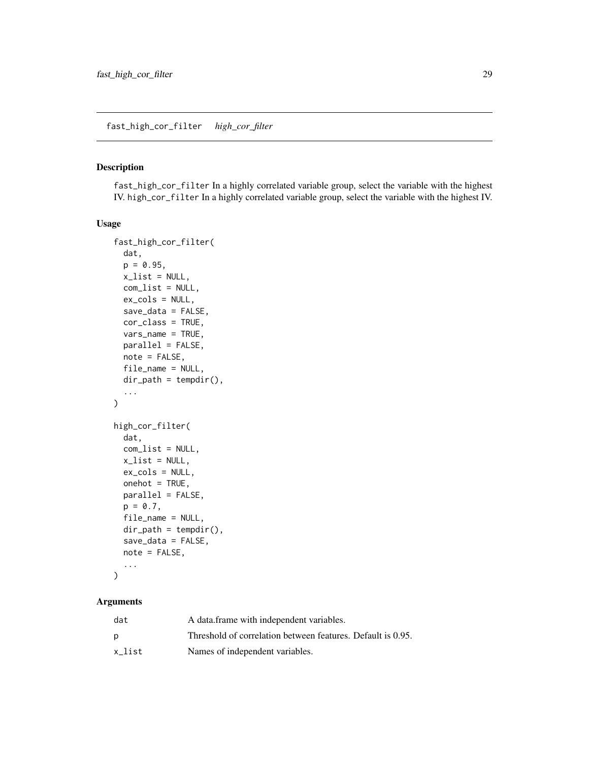## fast_high_cor_filter *high_cor_filter*

### Description

fast_high_cor_filter In a highly correlated variable group, select the variable with the highest IV. high_cor_filter In a highly correlated variable group, select the variable with the highest IV.

### Usage

```
fast_high_cor_filter(
  dat,
  p = 0.95,
  x_list = NULL,
  com_list = NULL,
  ex_cols = NULL,
  save_data = FALSE,
  cor_class = TRUE,
  vars_name = TRUE,
  parallel = FALSE,
  note = FALSE,
  file_name = NULL,
  dir_path = tempdir(),
  ...
)

high_cor_filter(
  dat,
  com_list = NULL,
  x_list = NULL,
  ex_cols = NULL,
  onehot = TRUE,
  parallel = FALSE,
  p = 0.7,
  file_name = NULL,
  dir_path = tempdir(),
  save_data = FALSE,
  note = FALSE,
  ...
)
```

### Arguments

| | |
|---|---|
| dat | A data.frame with independent variables. |
| p | Threshold of correlation between features. Default is 0.95. |
| x_list | Names of independent variables. |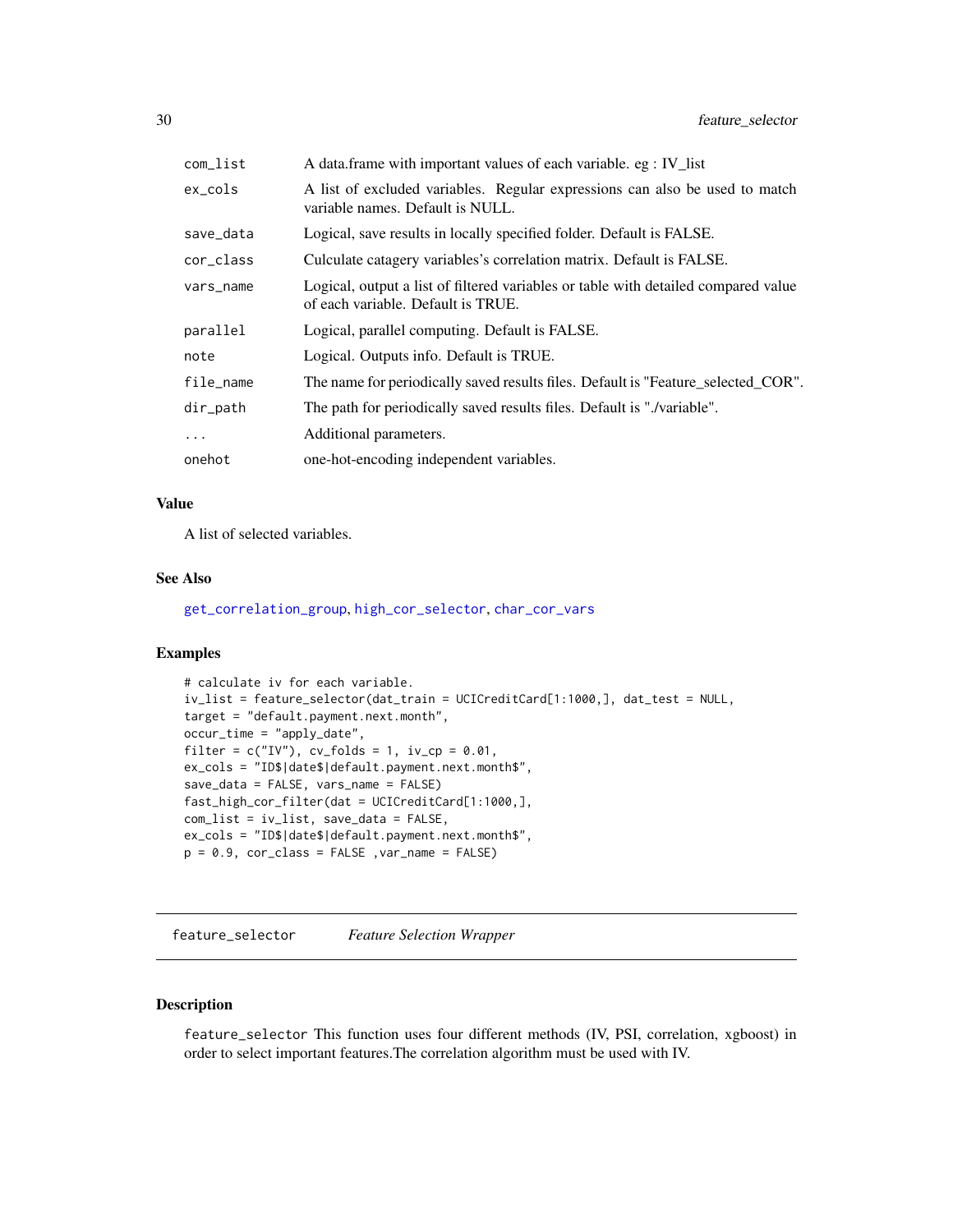| | |
|---|---|
| com_list | A data.frame with important values of each variable. eg : IV_list |
| ex_cols | A list of excluded variables. Regular expressions can also be used to match variable names. Default is NULL. |
| save_data | Logical, save results in locally specified folder. Default is FALSE. |
| cor_class | Culculate catagery variables's correlation matrix. Default is FALSE. |
| vars_name | Logical, output a list of filtered variables or table with detailed compared value of each variable. Default is TRUE. |
| parallel | Logical, parallel computing. Default is FALSE. |
| note | Logical. Outputs info. Default is TRUE. |
| file_name | The name for periodically saved results files. Default is "Feature_selected_COR". |
| dir_path | The path for periodically saved results files. Default is "./variable". |
| ... | Additional parameters. |
| onehot | one-hot-encoding independent variables. |

### Value

A list of selected variables.

### See Also

get_correlation_group, high_cor_selector, char_cor_vars

### Examples

```
# calculate iv for each variable.
iv_list = feature_selector(dat_train = UCICreditCard[1:1000,], dat_test = NULL,
target = "default.payment.next.month",
occur_time = "apply_date",
filter = c("IV"), cv_folds = 1, iv_cp = 0.01,
ex_cols = "ID$|date$|default.payment.next.month$",
save_data = FALSE, vars_name = FALSE)
fast_high_cor_filter(dat = UCICreditCard[1:1000,],
com_list = iv_list, save_data = FALSE,
ex_cols = "ID$|date$|default.payment.next.month$",
p = 0.9, cor_class = FALSE ,var_name = FALSE)
```

---

## feature_selector *Feature Selection Wrapper*

### Description

feature_selector This function uses four different methods (IV, PSI, correlation, xgboost) in order to select important features.The correlation algorithm must be used with IV.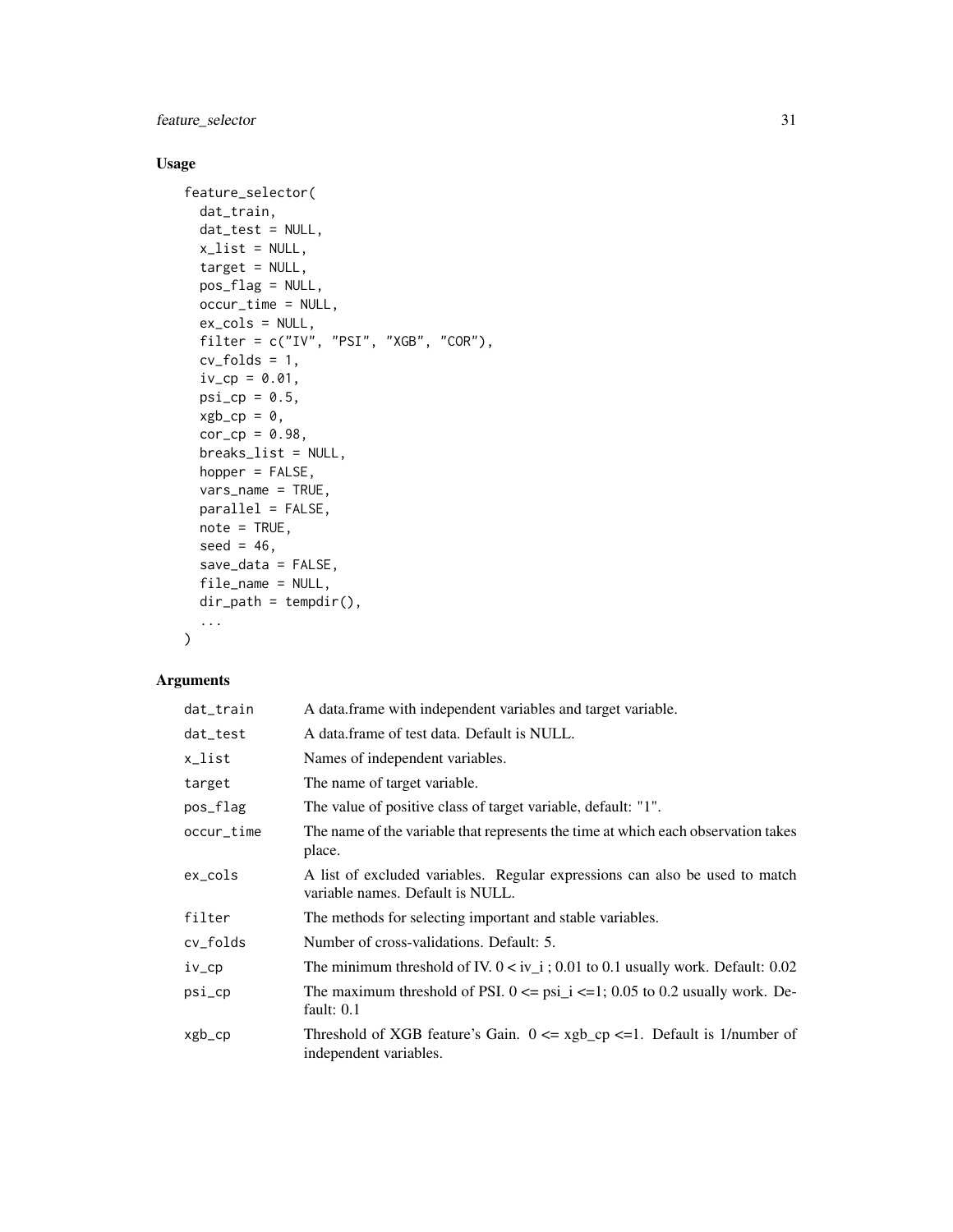## Usage

```
feature_selector(
  dat_train,
  dat_test = NULL,
  x_list = NULL,
  target = NULL,
  pos_flag = NULL,
  occur_time = NULL,
  ex_cols = NULL,
  filter = c("IV", "PSI", "XGB", "COR"),
  cv_folds = 1,
  iv_cp = 0.01,
  psi_cp = 0.5,
  xgb_cp = 0,
  cor_cp = 0.98,
  breaks_list = NULL,
  hopper = FALSE,
  vars_name = TRUE,
  parallel = FALSE,
  note = TRUE,
  seed = 46,
  save_data = FALSE,
  file_name = NULL,
  dir_path = tempdir(),
  ...
)
```

## Arguments

| | |
|---|---|
| dat_train | A data.frame with independent variables and target variable. |
| dat_test | A data.frame of test data. Default is NULL. |
| x_list | Names of independent variables. |
| target | The name of target variable. |
| pos_flag | The value of positive class of target variable, default: "1". |
| occur_time | The name of the variable that represents the time at which each observation takes place. |
| ex_cols | A list of excluded variables. Regular expressions can also be used to match variable names. Default is NULL. |
| filter | The methods for selecting important and stable variables. |
| cv_folds | Number of cross-validations. Default: 5. |
| iv_cp | The minimum threshold of IV. 0 < iv_i ; 0.01 to 0.1 usually work. Default: 0.02 |
| psi_cp | The maximum threshold of PSI. 0 <= psi_i <=1; 0.05 to 0.2 usually work. Default: 0.1 |
| xgb_cp | Threshold of XGB feature's Gain. 0 <= xgb_cp <=1. Default is 1/number of independent variables. |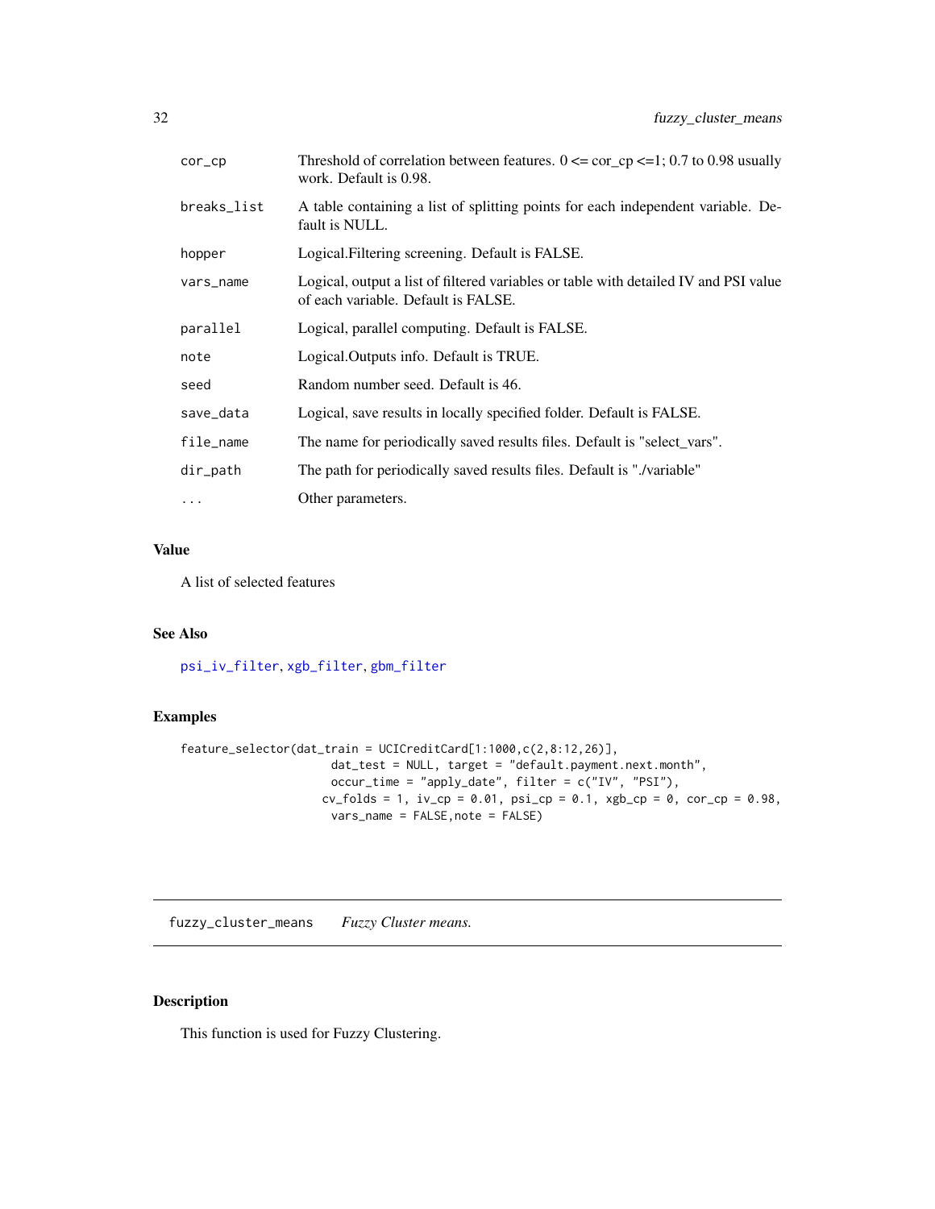| | |
|---|---|
| cor_cp | Threshold of correlation between features. 0 <= cor_cp <=1; 0.7 to 0.98 usually work. Default is 0.98. |
| breaks_list | A table containing a list of splitting points for each independent variable. Default is NULL. |
| hopper | Logical.Filtering screening. Default is FALSE. |
| vars_name | Logical, output a list of filtered variables or table with detailed IV and PSI value of each variable. Default is FALSE. |
| parallel | Logical, parallel computing. Default is FALSE. |
| note | Logical.Outputs info. Default is TRUE. |
| seed | Random number seed. Default is 46. |
| save_data | Logical, save results in locally specified folder. Default is FALSE. |
| file_name | The name for periodically saved results files. Default is "select_vars". |
| dir_path | The path for periodically saved results files. Default is "./variable" |
| ... | Other parameters. |

## Value

A list of selected features

## See Also

psi_iv_filter, xgb_filter, gbm_filter

## Examples

```
feature_selector(dat_train = UCICreditCard[1:1000,c(2,8:12,26)],
                 dat_test = NULL, target = "default.payment.next.month",
                 occur_time = "apply_date", filter = c("IV", "PSI"),
                cv_folds = 1, iv_cp = 0.01, psi_cp = 0.1, xgb_cp = 0, cor_cp = 0.98,
                 vars_name = FALSE,note = FALSE)
```

---

# fuzzy_cluster_means *Fuzzy Cluster means.*

## Description

This function is used for Fuzzy Clustering.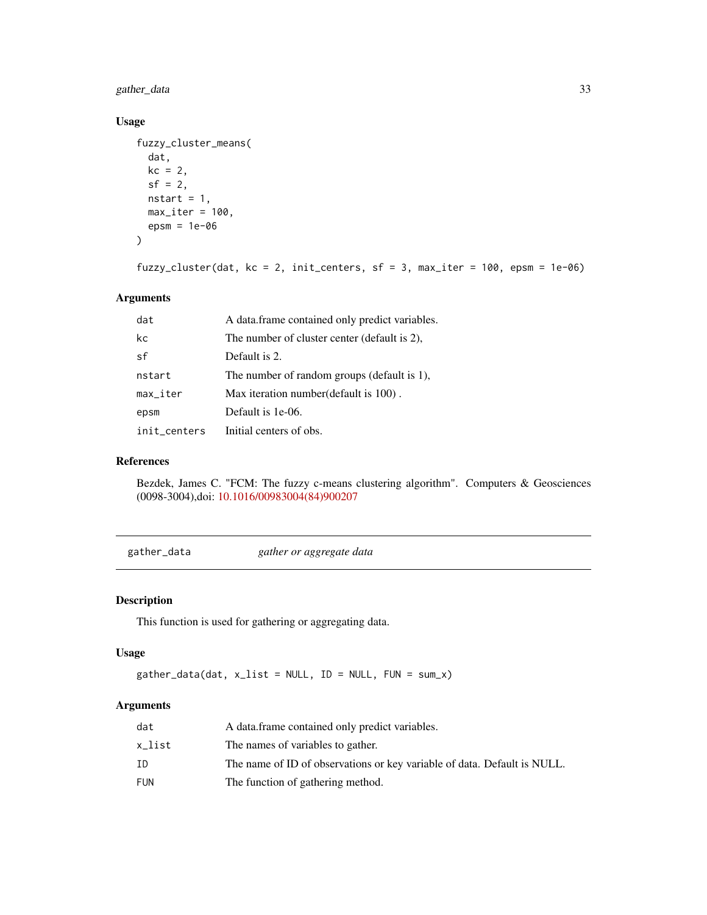### Usage

```
fuzzy_cluster_means(
  dat,
  kc = 2,
  sf = 2,
  nstart = 1,
  max_iter = 100,
  epsm = 1e-06
)

fuzzy_cluster(dat, kc = 2, init_centers, sf = 3, max_iter = 100, epsm = 1e-06)
```

### Arguments

| | |
|---|---|
| dat | A data.frame contained only predict variables. |
| kc | The number of cluster center (default is 2), |
| sf | Default is 2. |
| nstart | The number of random groups (default is 1), |
| max_iter | Max iteration number(default is 100) . |
| epsm | Default is 1e-06. |
| init_centers | Initial centers of obs. |

### References

Bezdek, James C. "FCM: The fuzzy c-means clustering algorithm". Computers & Geosciences (0098-3004),doi: 10.1016/00983004(84)900207

---

## gather_data — *gather or aggregate data*

### Description

This function is used for gathering or aggregating data.

### Usage

```
gather_data(dat, x_list = NULL, ID = NULL, FUN = sum_x)
```

### Arguments

| | |
|---|---|
| dat | A data.frame contained only predict variables. |
| x_list | The names of variables to gather. |
| ID | The name of ID of observations or key variable of data. Default is NULL. |
| FUN | The function of gathering method. |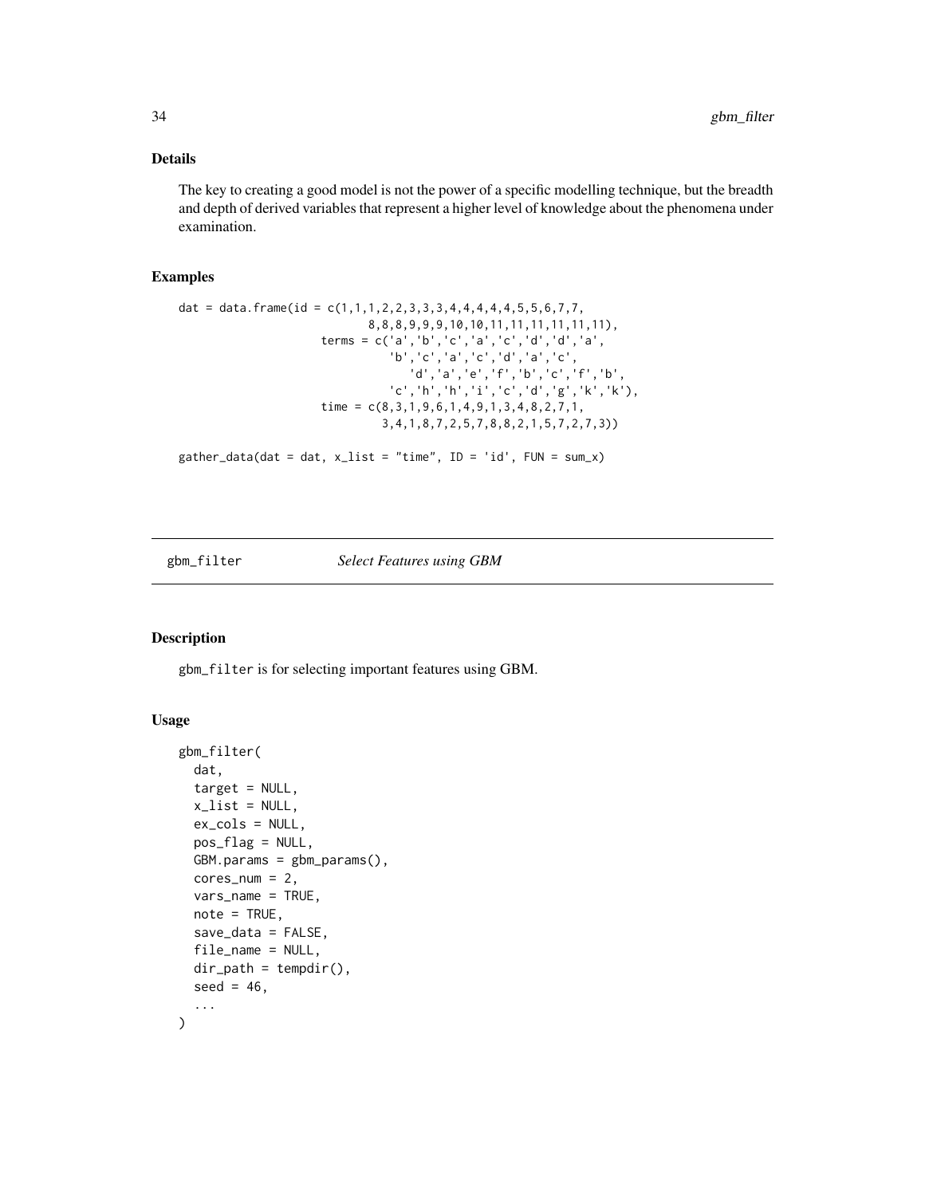## Details

The key to creating a good model is not the power of a specific modelling technique, but the breadth and depth of derived variables that represent a higher level of knowledge about the phenomena under examination.

## Examples

```
dat = data.frame(id = c(1,1,1,2,2,3,3,3,4,4,4,4,4,5,5,6,7,7,
                            8,8,8,9,9,9,10,10,11,11,11,11,11,11),
                     terms = c('a','b','c','a','c','d','d','a',
                               'b','c','a','c','d','a','c',
                                  'd','a','e','f','b','c','f','b',
                               'c','h','h','i','c','d','g','k','k'),
                     time = c(8,3,1,9,6,1,4,9,1,3,4,8,2,7,1,
                              3,4,1,8,7,2,5,7,8,8,2,1,5,7,2,7,3))

gather_data(dat = dat, x_list = "time", ID = 'id', FUN = sum_x)
```

---

# gbm_filter — *Select Features using GBM*

## Description

gbm_filter is for selecting important features using GBM.

## Usage

```
gbm_filter(
  dat,
  target = NULL,
  x_list = NULL,
  ex_cols = NULL,
  pos_flag = NULL,
  GBM.params = gbm_params(),
  cores_num = 2,
  vars_name = TRUE,
  note = TRUE,
  save_data = FALSE,
  file_name = NULL,
  dir_path = tempdir(),
  seed = 46,
  ...
)
```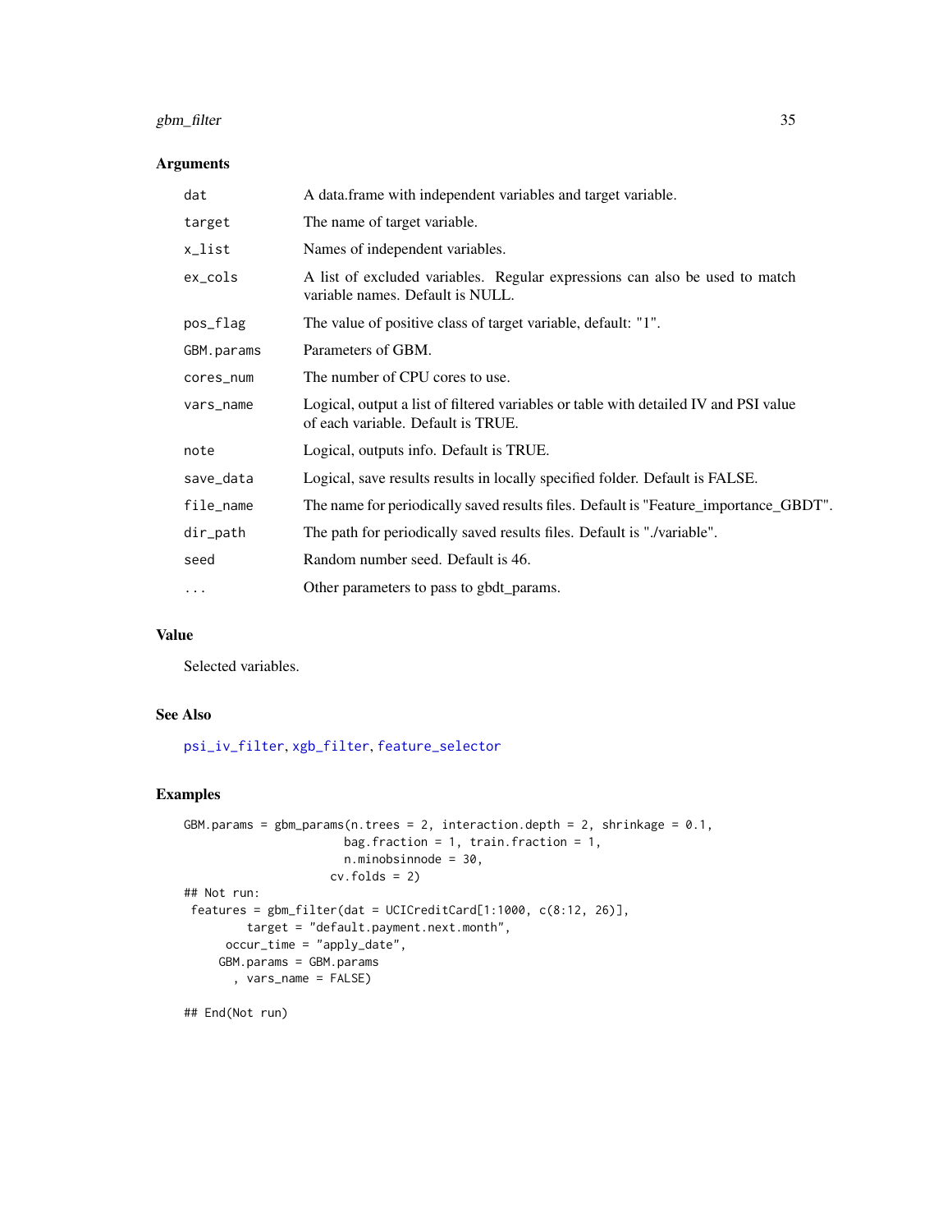### Arguments

| | |
|---|---|
| dat | A data.frame with independent variables and target variable. |
| target | The name of target variable. |
| x_list | Names of independent variables. |
| ex_cols | A list of excluded variables. Regular expressions can also be used to match variable names. Default is NULL. |
| pos_flag | The value of positive class of target variable, default: "1". |
| GBM.params | Parameters of GBM. |
| cores_num | The number of CPU cores to use. |
| vars_name | Logical, output a list of filtered variables or table with detailed IV and PSI value of each variable. Default is TRUE. |
| note | Logical, outputs info. Default is TRUE. |
| save_data | Logical, save results results in locally specified folder. Default is FALSE. |
| file_name | The name for periodically saved results files. Default is "Feature_importance_GBDT". |
| dir_path | The path for periodically saved results files. Default is "./variable". |
| seed | Random number seed. Default is 46. |
| ... | Other parameters to pass to gbdt_params. |

### Value

Selected variables.

### See Also

psi_iv_filter, xgb_filter, feature_selector

### Examples

```
GBM.params = gbm_params(n.trees = 2, interaction.depth = 2, shrinkage = 0.1,
                       bag.fraction = 1, train.fraction = 1,
                       n.minobsinnode = 30,
                     cv.folds = 2)
## Not run:
 features = gbm_filter(dat = UCICreditCard[1:1000, c(8:12, 26)],
         target = "default.payment.next.month",
      occur_time = "apply_date",
     GBM.params = GBM.params
       , vars_name = FALSE)

## End(Not run)
```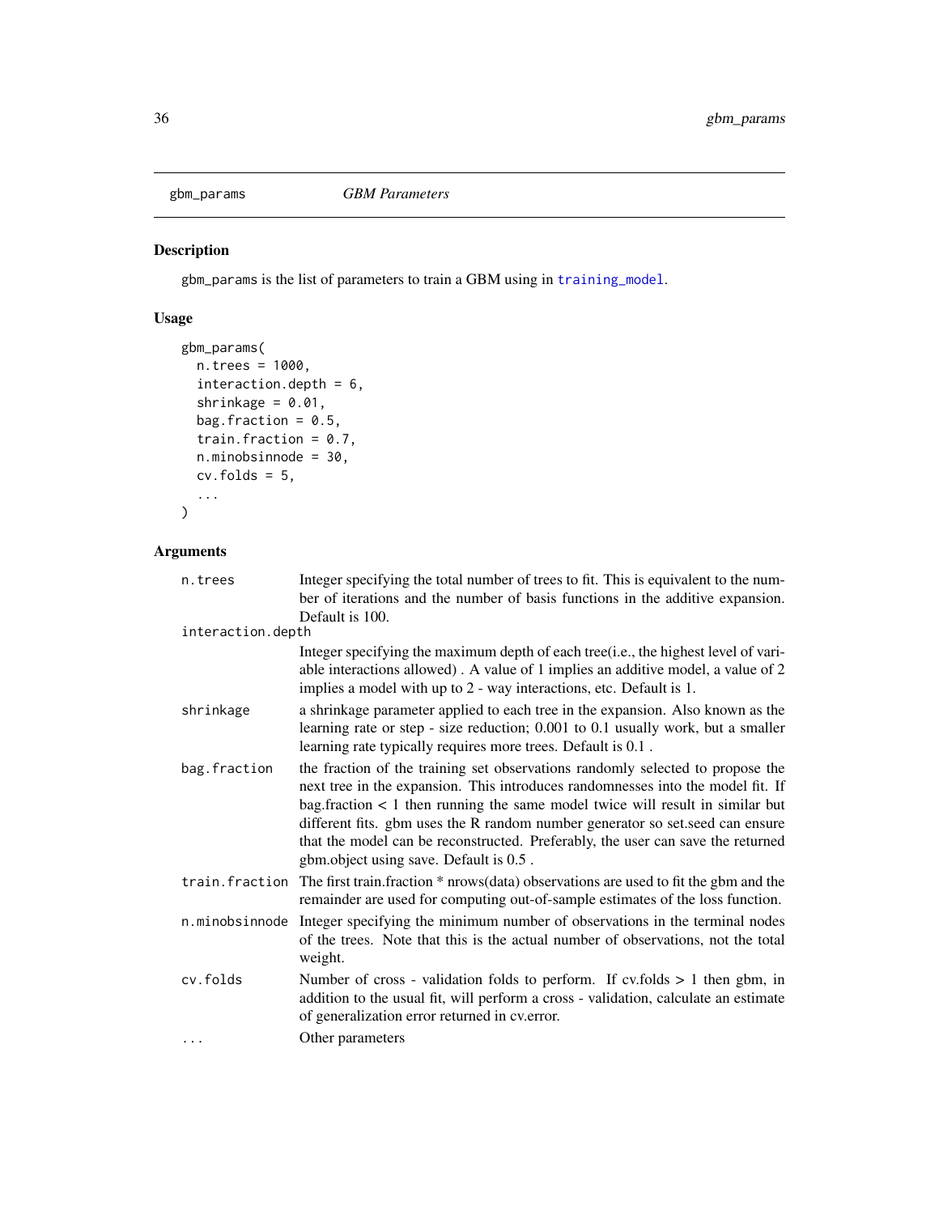# gbm_params — *GBM Parameters*

## Description

gbm_params is the list of parameters to train a GBM using in training_model.

## Usage

```
gbm_params(
  n.trees = 1000,
  interaction.depth = 6,
  shrinkage = 0.01,
  bag.fraction = 0.5,
  train.fraction = 0.7,
  n.minobsinnode = 30,
  cv.folds = 5,
  ...
)
```

## Arguments

| Argument | Description |
|---|---|
| n.trees | Integer specifying the total number of trees to fit. This is equivalent to the number of iterations and the number of basis functions in the additive expansion. Default is 100. |
| interaction.depth | Integer specifying the maximum depth of each tree(i.e., the highest level of variable interactions allowed) . A value of 1 implies an additive model, a value of 2 implies a model with up to 2 - way interactions, etc. Default is 1. |
| shrinkage | a shrinkage parameter applied to each tree in the expansion. Also known as the learning rate or step - size reduction; 0.001 to 0.1 usually work, but a smaller learning rate typically requires more trees. Default is 0.1 . |
| bag.fraction | the fraction of the training set observations randomly selected to propose the next tree in the expansion. This introduces randomnesses into the model fit. If bag.fraction < 1 then running the same model twice will result in similar but different fits. gbm uses the R random number generator so set.seed can ensure that the model can be reconstructed. Preferably, the user can save the returned gbm.object using save. Default is 0.5 . |
| train.fraction | The first train.fraction * nrows(data) observations are used to fit the gbm and the remainder are used for computing out-of-sample estimates of the loss function. |
| n.minobsinnode | Integer specifying the minimum number of observations in the terminal nodes of the trees. Note that this is the actual number of observations, not the total weight. |
| cv.folds | Number of cross - validation folds to perform. If cv.folds > 1 then gbm, in addition to the usual fit, will perform a cross - validation, calculate an estimate of generalization error returned in cv.error. |
| ... | Other parameters |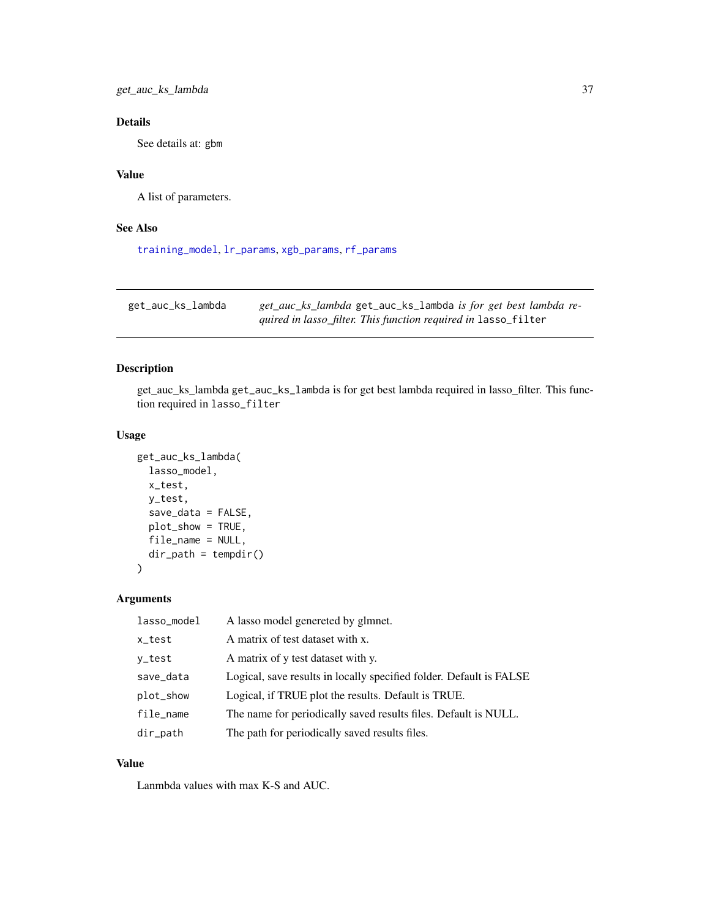### Details

See details at: gbm

### Value

A list of parameters.

### See Also

training_model, lr_params, xgb_params, rf_params

---

## get_auc_ks_lambda

*get_auc_ks_lambda* get_auc_ks_lambda *is for get best lambda required in lasso_filter. This function required in* lasso_filter

---

### Description

get_auc_ks_lambda get_auc_ks_lambda is for get best lambda required in lasso_filter. This function required in lasso_filter

### Usage

```
get_auc_ks_lambda(
  lasso_model,
  x_test,
  y_test,
  save_data = FALSE,
  plot_show = TRUE,
  file_name = NULL,
  dir_path = tempdir()
)
```

### Arguments

| | |
|---|---|
| lasso_model | A lasso model genereted by glmnet. |
| x_test | A matrix of test dataset with x. |
| y_test | A matrix of y test dataset with y. |
| save_data | Logical, save results in locally specified folder. Default is FALSE |
| plot_show | Logical, if TRUE plot the results. Default is TRUE. |
| file_name | The name for periodically saved results files. Default is NULL. |
| dir_path | The path for periodically saved results files. |

### Value

Lanmbda values with max K-S and AUC.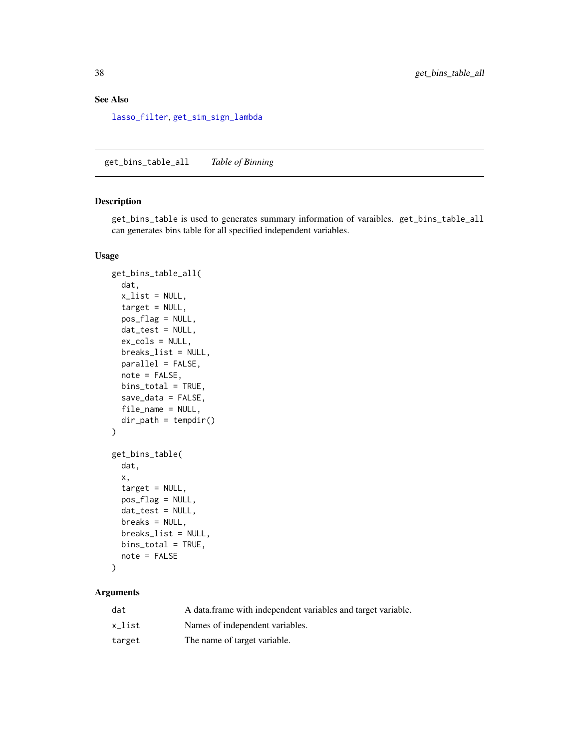## See Also

lasso_filter, get_sim_sign_lambda

---

## get_bins_table_all *Table of Binning*

### Description

get_bins_table is used to generates summary information of varaibles. get_bins_table_all can generates bins table for all specified independent variables.

### Usage

```
get_bins_table_all(
  dat,
  x_list = NULL,
  target = NULL,
  pos_flag = NULL,
  dat_test = NULL,
  ex_cols = NULL,
  breaks_list = NULL,
  parallel = FALSE,
  note = FALSE,
  bins_total = TRUE,
  save_data = FALSE,
  file_name = NULL,
  dir_path = tempdir()
)

get_bins_table(
  dat,
  x,
  target = NULL,
  pos_flag = NULL,
  dat_test = NULL,
  breaks = NULL,
  breaks_list = NULL,
  bins_total = TRUE,
  note = FALSE
)
```

### Arguments

| | |
|---|---|
| dat | A data.frame with independent variables and target variable. |
| x_list | Names of independent variables. |
| target | The name of target variable. |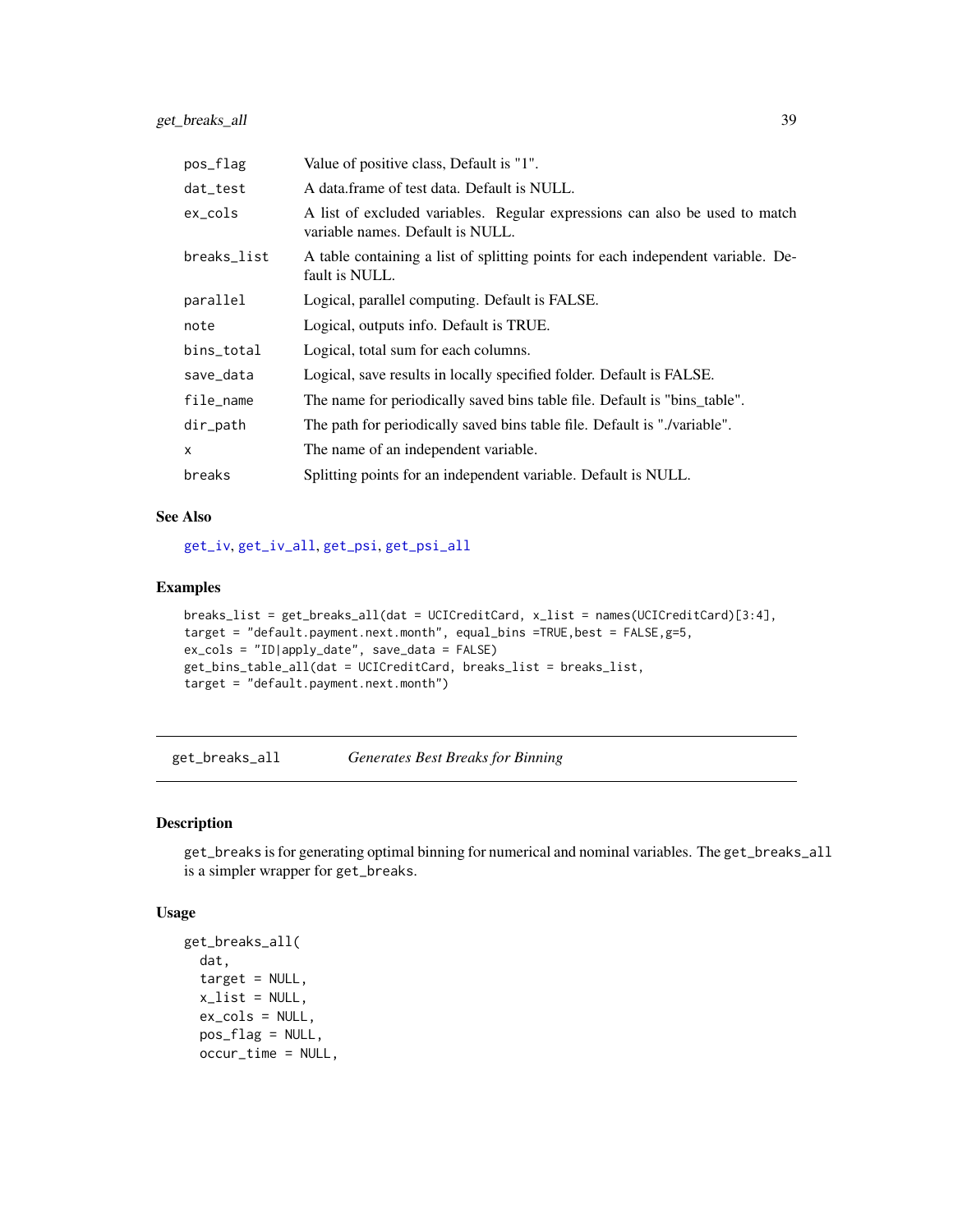| | |
|---|---|
| pos_flag | Value of positive class, Default is "1". |
| dat_test | A data.frame of test data. Default is NULL. |
| ex_cols | A list of excluded variables. Regular expressions can also be used to match variable names. Default is NULL. |
| breaks_list | A table containing a list of splitting points for each independent variable. Default is NULL. |
| parallel | Logical, parallel computing. Default is FALSE. |
| note | Logical, outputs info. Default is TRUE. |
| bins_total | Logical, total sum for each columns. |
| save_data | Logical, save results in locally specified folder. Default is FALSE. |
| file_name | The name for periodically saved bins table file. Default is "bins_table". |
| dir_path | The path for periodically saved bins table file. Default is "./variable". |
| x | The name of an independent variable. |
| breaks | Splitting points for an independent variable. Default is NULL. |

### See Also

get_iv, get_iv_all, get_psi, get_psi_all

### Examples

```
breaks_list = get_breaks_all(dat = UCICreditCard, x_list = names(UCICreditCard)[3:4],
target = "default.payment.next.month", equal_bins =TRUE,best = FALSE,g=5,
ex_cols = "ID|apply_date", save_data = FALSE)
get_bins_table_all(dat = UCICreditCard, breaks_list = breaks_list,
target = "default.payment.next.month")
```

---

## get_breaks_all *Generates Best Breaks for Binning*

### Description

get_breaks is for generating optimal binning for numerical and nominal variables. The get_breaks_all is a simpler wrapper for get_breaks.

### Usage

```
get_breaks_all(
  dat,
  target = NULL,
  x_list = NULL,
  ex_cols = NULL,
  pos_flag = NULL,
  occur_time = NULL,
```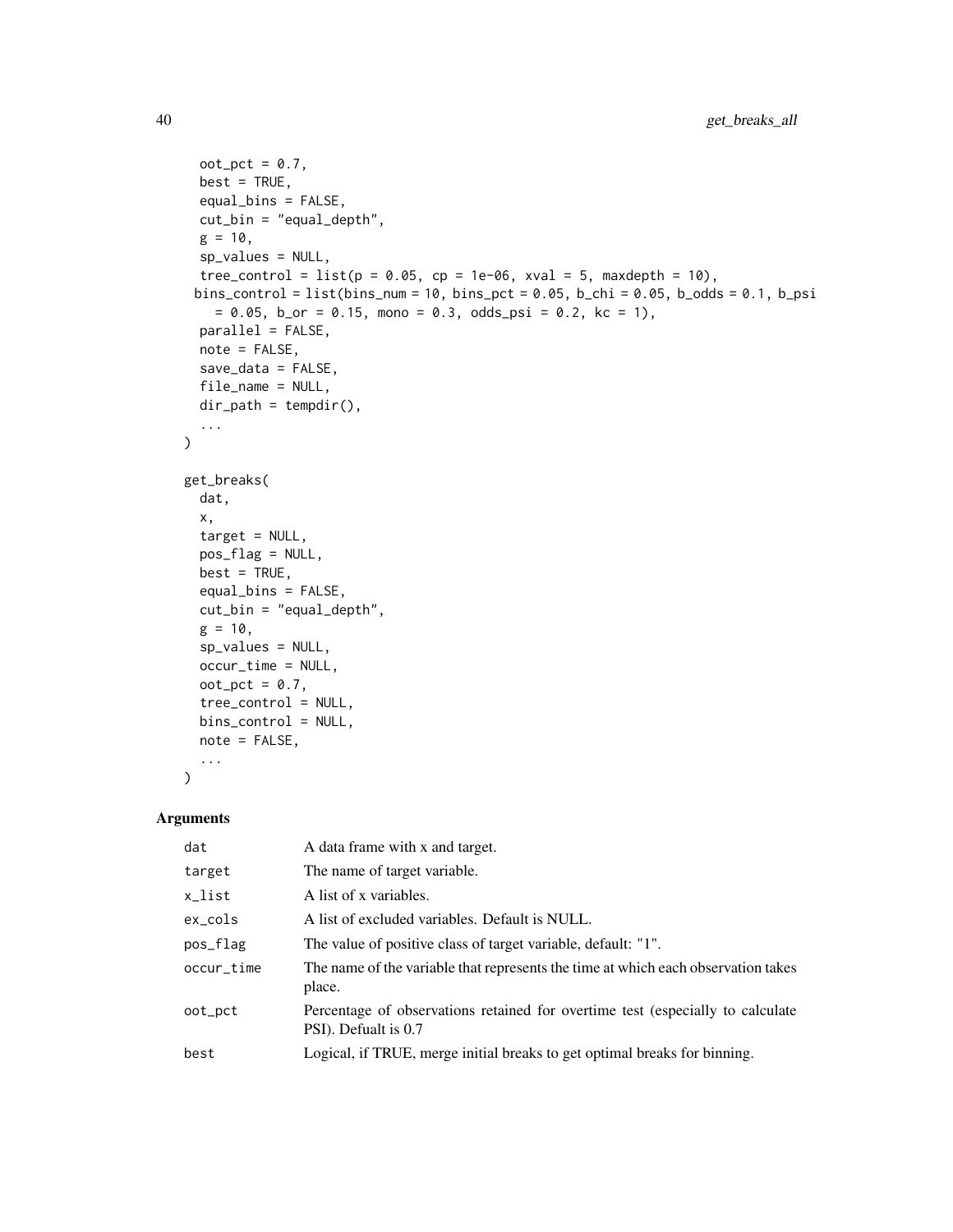```
  oot_pct = 0.7,
  best = TRUE,
  equal_bins = FALSE,
  cut_bin = "equal_depth",
  g = 10,
  sp_values = NULL,
  tree_control = list(p = 0.05, cp = 1e-06, xval = 5, maxdepth = 10),
  bins_control = list(bins_num = 10, bins_pct = 0.05, b_chi = 0.05, b_odds = 0.1, b_psi
    = 0.05, b_or = 0.15, mono = 0.3, odds_psi = 0.2, kc = 1),
  parallel = FALSE,
  note = FALSE,
  save_data = FALSE,
  file_name = NULL,
  dir_path = tempdir(),
  ...
)

get_breaks(
  dat,
  x,
  target = NULL,
  pos_flag = NULL,
  best = TRUE,
  equal_bins = FALSE,
  cut_bin = "equal_depth",
  g = 10,
  sp_values = NULL,
  occur_time = NULL,
  oot_pct = 0.7,
  tree_control = NULL,
  bins_control = NULL,
  note = FALSE,
  ...
)
```

## Arguments

| | |
|---|---|
| dat | A data frame with x and target. |
| target | The name of target variable. |
| x_list | A list of x variables. |
| ex_cols | A list of excluded variables. Default is NULL. |
| pos_flag | The value of positive class of target variable, default: "1". |
| occur_time | The name of the variable that represents the time at which each observation takes place. |
| oot_pct | Percentage of observations retained for overtime test (especially to calculate PSI). Defualt is 0.7 |
| best | Logical, if TRUE, merge initial breaks to get optimal breaks for binning. |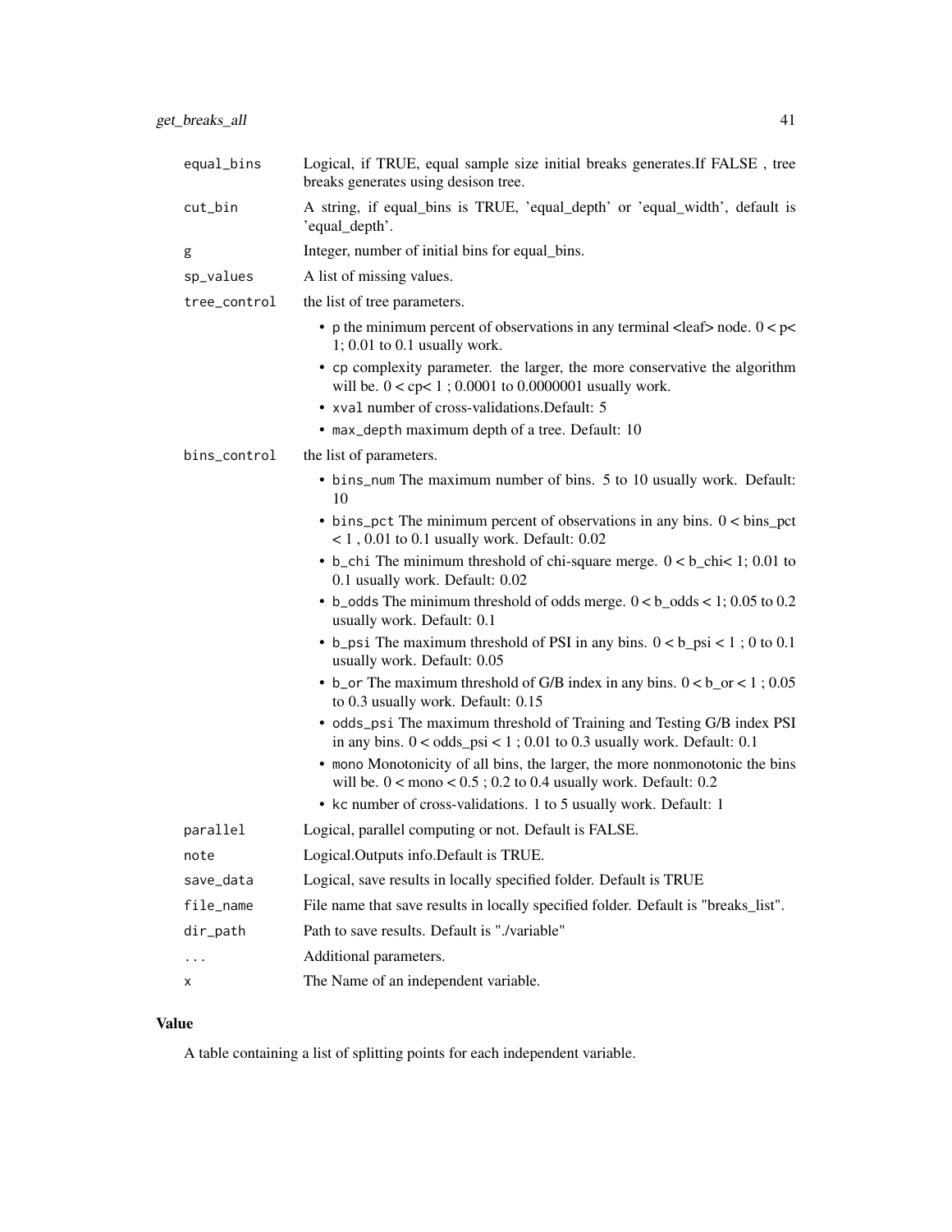| | |
|---|---|
| equal_bins | Logical, if TRUE, equal sample size initial breaks generates.If FALSE , tree breaks generates using desison tree. |
| cut_bin | A string, if equal_bins is TRUE, 'equal_depth' or 'equal_width', default is 'equal_depth'. |
| g | Integer, number of initial bins for equal_bins. |
| sp_values | A list of missing values. |
| tree_control | the list of tree parameters.<br>• p the minimum percent of observations in any terminal <leaf> node. 0 < p< 1; 0.01 to 0.1 usually work.<br>• cp complexity parameter. the larger, the more conservative the algorithm will be. 0 < cp< 1 ; 0.0001 to 0.0000001 usually work.<br>• xval number of cross-validations.Default: 5<br>• max_depth maximum depth of a tree. Default: 10 |
| bins_control | the list of parameters.<br>• bins_num The maximum number of bins. 5 to 10 usually work. Default: 10<br>• bins_pct The minimum percent of observations in any bins. 0 < bins_pct < 1 , 0.01 to 0.1 usually work. Default: 0.02<br>• b_chi The minimum threshold of chi-square merge. 0 < b_chi< 1; 0.01 to 0.1 usually work. Default: 0.02<br>• b_odds The minimum threshold of odds merge. 0 < b_odds < 1; 0.05 to 0.2 usually work. Default: 0.1<br>• b_psi The maximum threshold of PSI in any bins. 0 < b_psi < 1 ; 0 to 0.1 usually work. Default: 0.05<br>• b_or The maximum threshold of G/B index in any bins. 0 < b_or < 1 ; 0.05 to 0.3 usually work. Default: 0.15<br>• odds_psi The maximum threshold of Training and Testing G/B index PSI in any bins. 0 < odds_psi < 1 ; 0.01 to 0.3 usually work. Default: 0.1<br>• mono Monotonicity of all bins, the larger, the more nonmonotonic the bins will be. 0 < mono < 0.5 ; 0.2 to 0.4 usually work. Default: 0.2<br>• kc number of cross-validations. 1 to 5 usually work. Default: 1 |
| parallel | Logical, parallel computing or not. Default is FALSE. |
| note | Logical.Outputs info.Default is TRUE. |
| save_data | Logical, save results in locally specified folder. Default is TRUE |
| file_name | File name that save results in locally specified folder. Default is "breaks_list". |
| dir_path | Path to save results. Default is "./variable" |
| ... | Additional parameters. |
| x | The Name of an independent variable. |

## Value

A table containing a list of splitting points for each independent variable.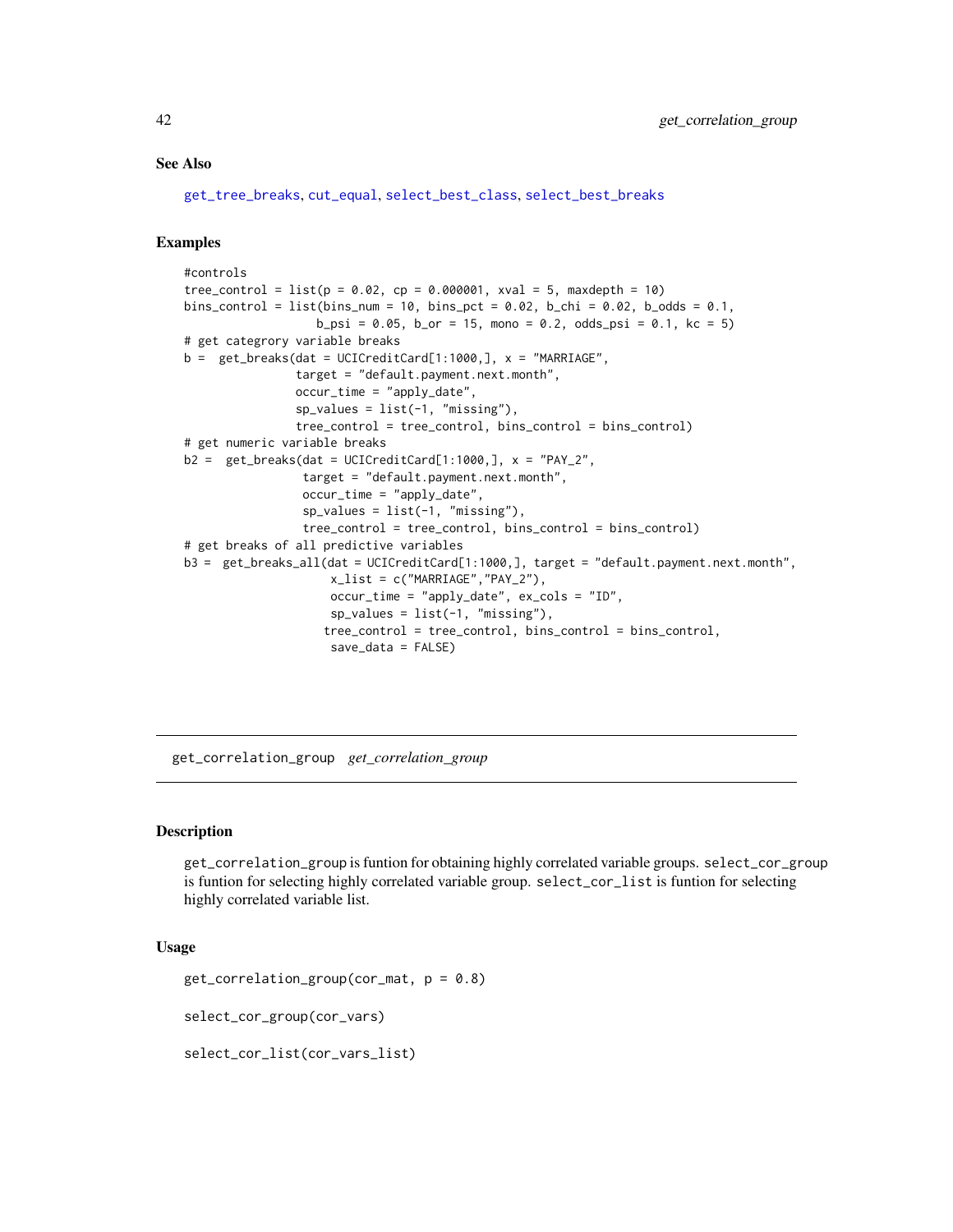## See Also

get_tree_breaks, cut_equal, select_best_class, select_best_breaks

## Examples

```
#controls
tree_control = list(p = 0.02, cp = 0.000001, xval = 5, maxdepth = 10)
bins_control = list(bins_num = 10, bins_pct = 0.02, b_chi = 0.02, b_odds = 0.1,
                   b_psi = 0.05, b_or = 15, mono = 0.2, odds_psi = 0.1, kc = 5)
# get categrory variable breaks
b =  get_breaks(dat = UCICreditCard[1:1000,], x = "MARRIAGE",
                target = "default.payment.next.month",
                occur_time = "apply_date",
                sp_values = list(-1, "missing"),
                tree_control = tree_control, bins_control = bins_control)
# get numeric variable breaks
b2 =  get_breaks(dat = UCICreditCard[1:1000,], x = "PAY_2",
                 target = "default.payment.next.month",
                 occur_time = "apply_date",
                 sp_values = list(-1, "missing"),
                 tree_control = tree_control, bins_control = bins_control)
# get breaks of all predictive variables
b3 =  get_breaks_all(dat = UCICreditCard[1:1000,], target = "default.payment.next.month",
                     x_list = c("MARRIAGE","PAY_2"),
                     occur_time = "apply_date", ex_cols = "ID",
                     sp_values = list(-1, "missing"),
                    tree_control = tree_control, bins_control = bins_control,
                     save_data = FALSE)
```

---

# get_correlation_group *get_correlation_group*

---

## Description

get_correlation_group is funtion for obtaining highly correlated variable groups. select_cor_group is funtion for selecting highly correlated variable group. select_cor_list is funtion for selecting highly correlated variable list.

## Usage

```
get_correlation_group(cor_mat, p = 0.8)

select_cor_group(cor_vars)

select_cor_list(cor_vars_list)
```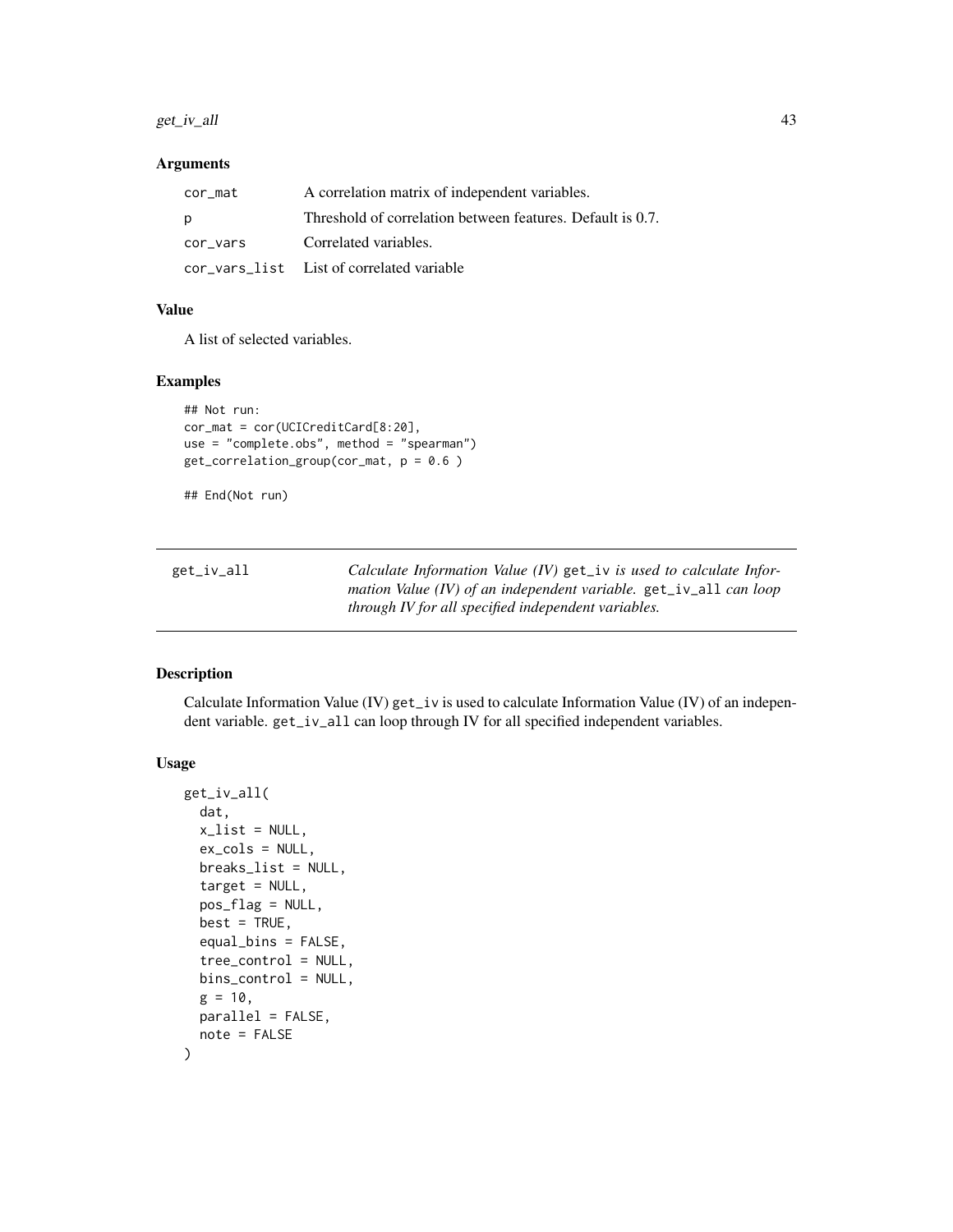### Arguments

| | |
|---|---|
| cor_mat | A correlation matrix of independent variables. |
| p | Threshold of correlation between features. Default is 0.7. |
| cor_vars | Correlated variables. |
| cor_vars_list | List of correlated variable |

### Value

A list of selected variables.

### Examples

```
## Not run:
cor_mat = cor(UCICreditCard[8:20],
use = "complete.obs", method = "spearman")
get_correlation_group(cor_mat, p = 0.6 )

## End(Not run)
```

---

## get_iv_all

*Calculate Information Value (IV)* get_iv *is used to calculate Information Value (IV) of an independent variable.* get_iv_all *can loop through IV for all specified independent variables.*

---

### Description

Calculate Information Value (IV) get_iv is used to calculate Information Value (IV) of an independent variable. get_iv_all can loop through IV for all specified independent variables.

### Usage

```
get_iv_all(
  dat,
  x_list = NULL,
  ex_cols = NULL,
  breaks_list = NULL,
  target = NULL,
  pos_flag = NULL,
  best = TRUE,
  equal_bins = FALSE,
  tree_control = NULL,
  bins_control = NULL,
  g = 10,
  parallel = FALSE,
  note = FALSE
)
```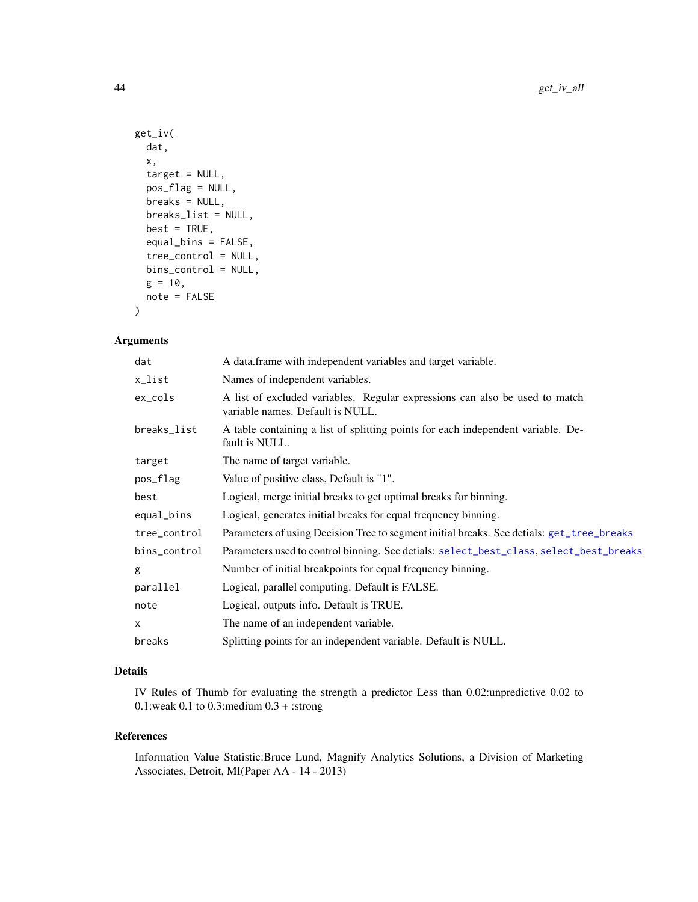```
get_iv(
  dat,
  x,
  target = NULL,
  pos_flag = NULL,
  breaks = NULL,
  breaks_list = NULL,
  best = TRUE,
  equal_bins = FALSE,
  tree_control = NULL,
  bins_control = NULL,
  g = 10,
  note = FALSE
)
```

### Arguments

| | |
|---|---|
| dat | A data.frame with independent variables and target variable. |
| x_list | Names of independent variables. |
| ex_cols | A list of excluded variables. Regular expressions can also be used to match variable names. Default is NULL. |
| breaks_list | A table containing a list of splitting points for each independent variable. Default is NULL. |
| target | The name of target variable. |
| pos_flag | Value of positive class, Default is "1". |
| best | Logical, merge initial breaks to get optimal breaks for binning. |
| equal_bins | Logical, generates initial breaks for equal frequency binning. |
| tree_control | Parameters of using Decision Tree to segment initial breaks. See detials: get_tree_breaks |
| bins_control | Parameters used to control binning. See detials: select_best_class, select_best_breaks |
| g | Number of initial breakpoints for equal frequency binning. |
| parallel | Logical, parallel computing. Default is FALSE. |
| note | Logical, outputs info. Default is TRUE. |
| x | The name of an independent variable. |
| breaks | Splitting points for an independent variable. Default is NULL. |

### Details

IV Rules of Thumb for evaluating the strength a predictor Less than 0.02:unpredictive 0.02 to 0.1:weak 0.1 to 0.3:medium 0.3 + :strong

### References

Information Value Statistic:Bruce Lund, Magnify Analytics Solutions, a Division of Marketing Associates, Detroit, MI(Paper AA - 14 - 2013)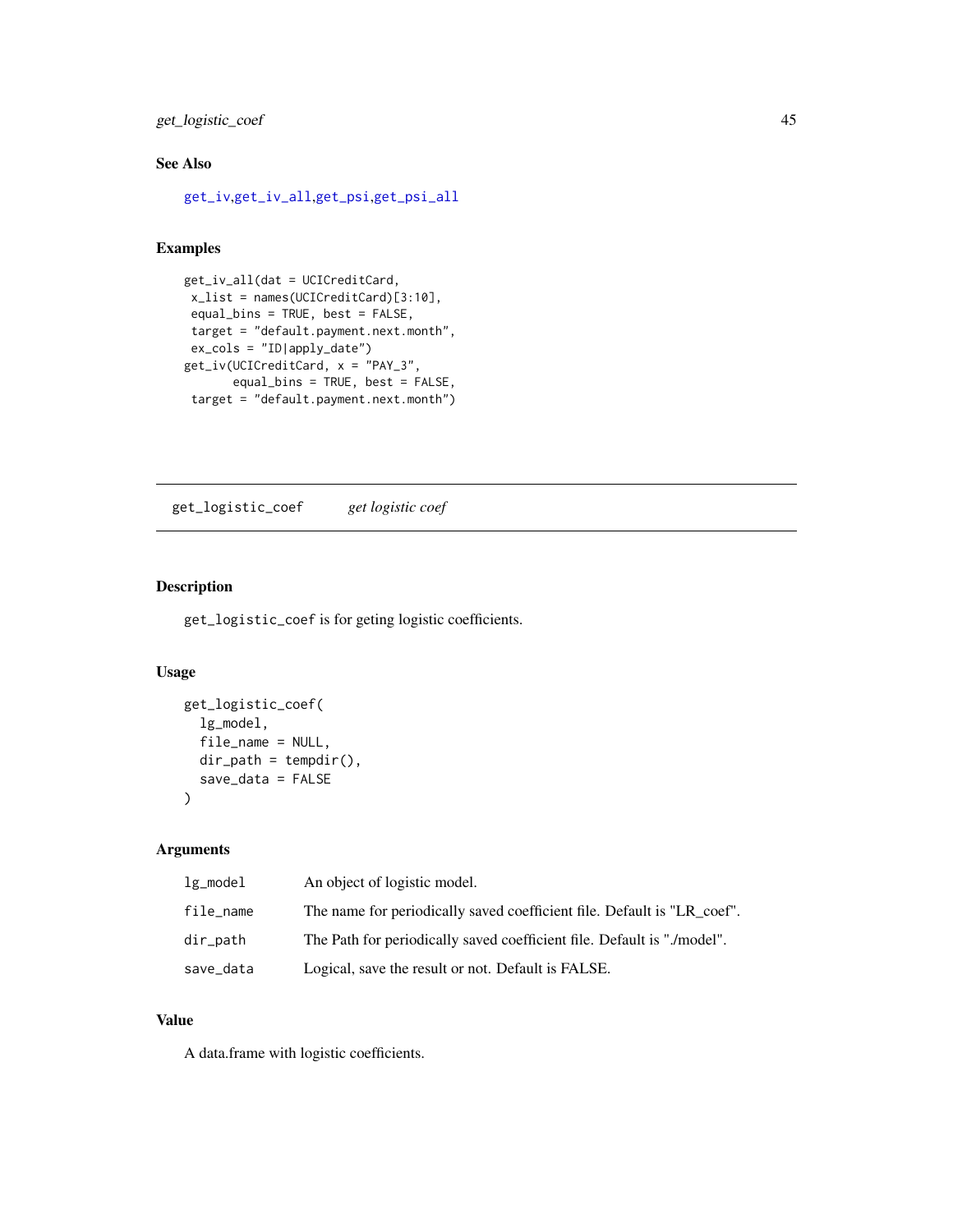## See Also

get_iv,get_iv_all,get_psi,get_psi_all

## Examples

```
get_iv_all(dat = UCICreditCard,
 x_list = names(UCICreditCard)[3:10],
 equal_bins = TRUE, best = FALSE,
 target = "default.payment.next.month",
 ex_cols = "ID|apply_date")
get_iv(UCICreditCard, x = "PAY_3",
       equal_bins = TRUE, best = FALSE,
 target = "default.payment.next.month")
```

---

# get_logistic_coef *get logistic coef*

## Description

get_logistic_coef is for geting logistic coefficients.

## Usage

```
get_logistic_coef(
  lg_model,
  file_name = NULL,
  dir_path = tempdir(),
  save_data = FALSE
)
```

## Arguments

| | |
|---|---|
| lg_model | An object of logistic model. |
| file_name | The name for periodically saved coefficient file. Default is "LR_coef". |
| dir_path | The Path for periodically saved coefficient file. Default is "./model". |
| save_data | Logical, save the result or not. Default is FALSE. |

## Value

A data.frame with logistic coefficients.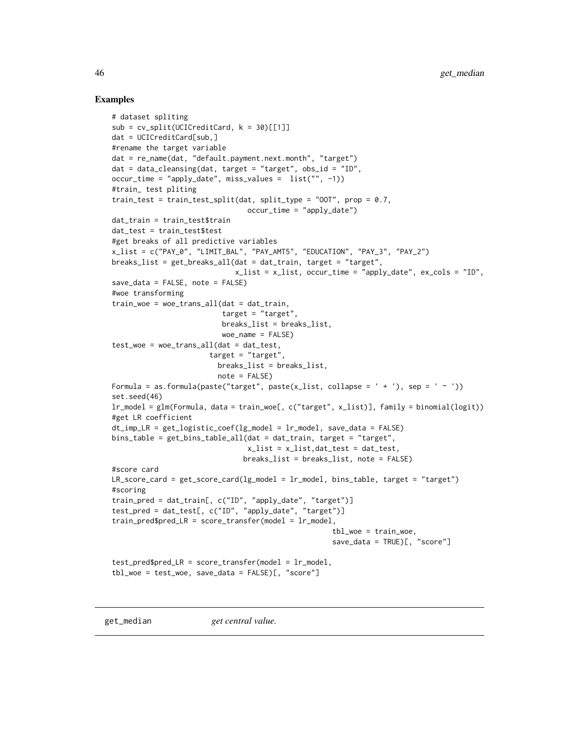## Examples

```
# dataset spliting
sub = cv_split(UCICreditCard, k = 30)[[1]]
dat = UCICreditCard[sub,]
#rename the target variable
dat = re_name(dat, "default.payment.next.month", "target")
dat = data_cleansing(dat, target = "target", obs_id = "ID",
occur_time = "apply_date", miss_values =  list("", -1))
#train_ test pliting
train_test = train_test_split(dat, split_type = "OOT", prop = 0.7,
                                occur_time = "apply_date")
dat_train = train_test$train
dat_test = train_test$test
#get breaks of all predictive variables
x_list = c("PAY_0", "LIMIT_BAL", "PAY_AMT5", "EDUCATION", "PAY_3", "PAY_2")
breaks_list = get_breaks_all(dat = dat_train, target = "target",
                              x_list = x_list, occur_time = "apply_date", ex_cols = "ID",
save_data = FALSE, note = FALSE)
#woe transforming
train_woe = woe_trans_all(dat = dat_train,
                          target = "target",
                          breaks_list = breaks_list,
                          woe_name = FALSE)
test_woe = woe_trans_all(dat = dat_test,
                       target = "target",
                         breaks_list = breaks_list,
                         note = FALSE)
Formula = as.formula(paste("target", paste(x_list, collapse = ' + '), sep = ' ~ '))
set.seed(46)
lr_model = glm(Formula, data = train_woe[, c("target", x_list)], family = binomial(logit))
#get LR coefficient
dt_imp_LR = get_logistic_coef(lg_model = lr_model, save_data = FALSE)
bins_table = get_bins_table_all(dat = dat_train, target = "target",
                                x_list = x_list,dat_test = dat_test,
                              breaks_list = breaks_list, note = FALSE)
#score card
LR_score_card = get_score_card(lg_model = lr_model, bins_table, target = "target")
#scoring
train_pred = dat_train[, c("ID", "apply_date", "target")]
test_pred = dat_test[, c("ID", "apply_date", "target")]
train_pred$pred_LR = score_transfer(model = lr_model,
                                                    tbl_woe = train_woe,
                                                    save_data = TRUE)[, "score"]

test_pred$pred_LR = score_transfer(model = lr_model,
tbl_woe = test_woe, save_data = FALSE)[, "score"]
```

---

get_median &nbsp;&nbsp;&nbsp;&nbsp; *get central value.*

---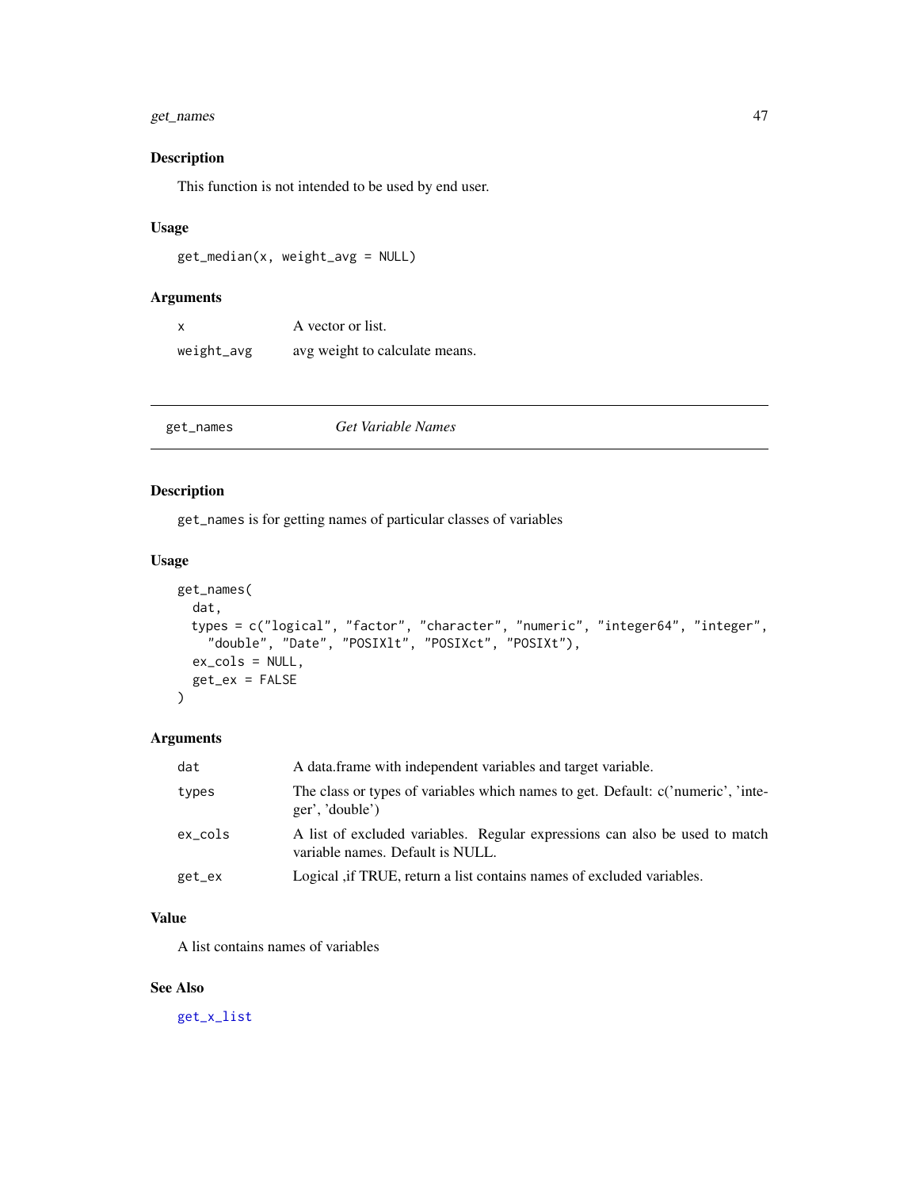## Description

This function is not intended to be used by end user.

## Usage

```
get_median(x, weight_avg = NULL)
```

## Arguments

| | |
|---|---|
| `x` | A vector or list. |
| `weight_avg` | avg weight to calculate means. |

---

# get_names — *Get Variable Names*

## Description

`get_names` is for getting names of particular classes of variables

## Usage

```
get_names(
  dat,
  types = c("logical", "factor", "character", "numeric", "integer64", "integer",
    "double", "Date", "POSIXlt", "POSIXct", "POSIXt"),
  ex_cols = NULL,
  get_ex = FALSE
)
```

## Arguments

| | |
|---|---|
| `dat` | A data.frame with independent variables and target variable. |
| `types` | The class or types of variables which names to get. Default: c('numeric', 'integer', 'double') |
| `ex_cols` | A list of excluded variables. Regular expressions can also be used to match variable names. Default is NULL. |
| `get_ex` | Logical ,if TRUE, return a list contains names of excluded variables. |

## Value

A list contains names of variables

## See Also

`get_x_list`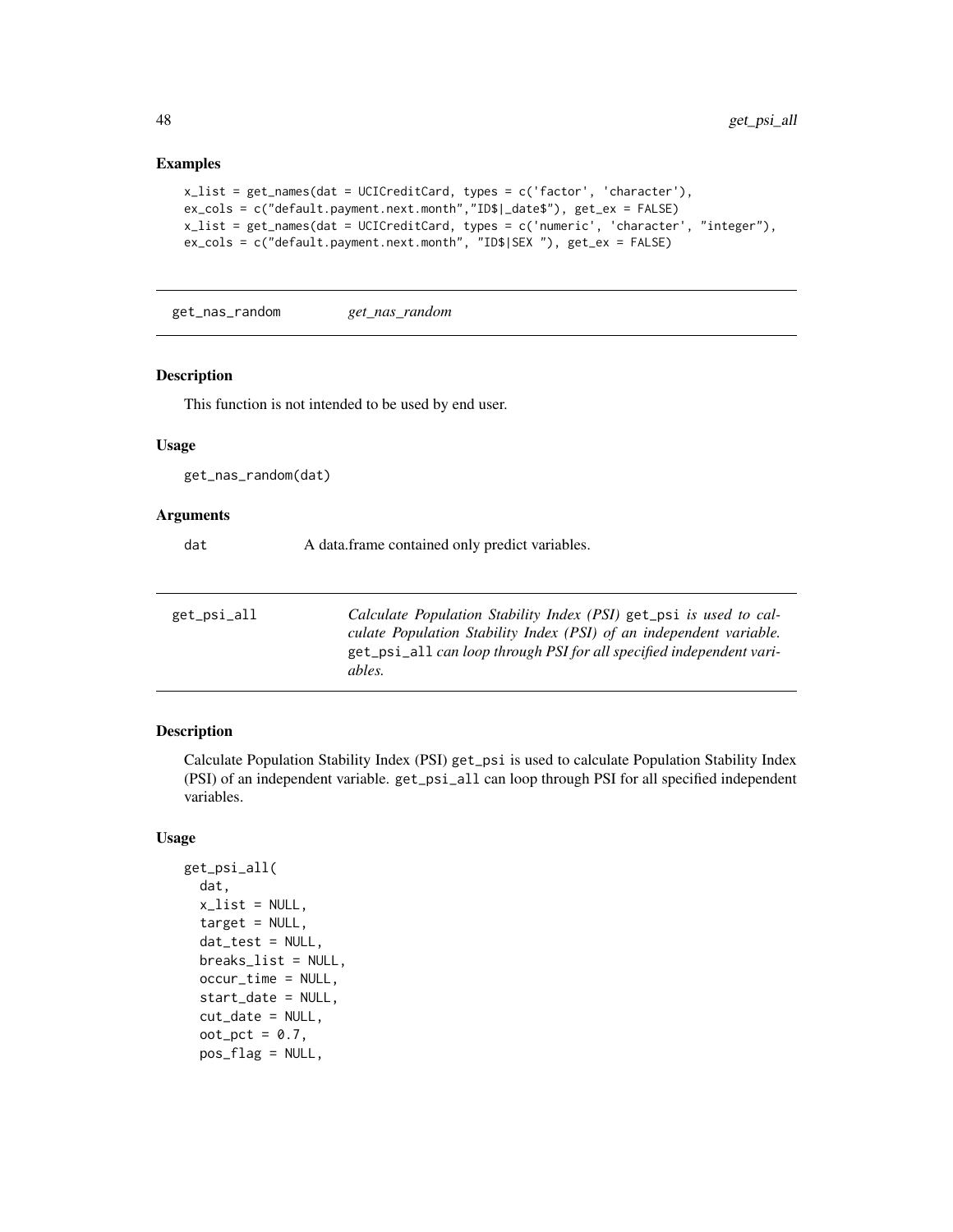### Examples

```
x_list = get_names(dat = UCICreditCard, types = c('factor', 'character'),
ex_cols = c("default.payment.next.month","ID$|_date$"), get_ex = FALSE)
x_list = get_names(dat = UCICreditCard, types = c('numeric', 'character', "integer"),
ex_cols = c("default.payment.next.month", "ID$|SEX "), get_ex = FALSE)
```

## get_nas_random — *get_nas_random*

### Description

This function is not intended to be used by end user.

### Usage

```
get_nas_random(dat)
```

### Arguments

| | |
|---|---|
| dat | A data.frame contained only predict variables. |

## get_psi_all — *Calculate Population Stability Index (PSI)* `get_psi` *is used to calculate Population Stability Index (PSI) of an independent variable.* `get_psi_all` *can loop through PSI for all specified independent variables.*

### Description

Calculate Population Stability Index (PSI) `get_psi` is used to calculate Population Stability Index (PSI) of an independent variable. `get_psi_all` can loop through PSI for all specified independent variables.

### Usage

```
get_psi_all(
  dat,
  x_list = NULL,
  target = NULL,
  dat_test = NULL,
  breaks_list = NULL,
  occur_time = NULL,
  start_date = NULL,
  cut_date = NULL,
  oot_pct = 0.7,
  pos_flag = NULL,
```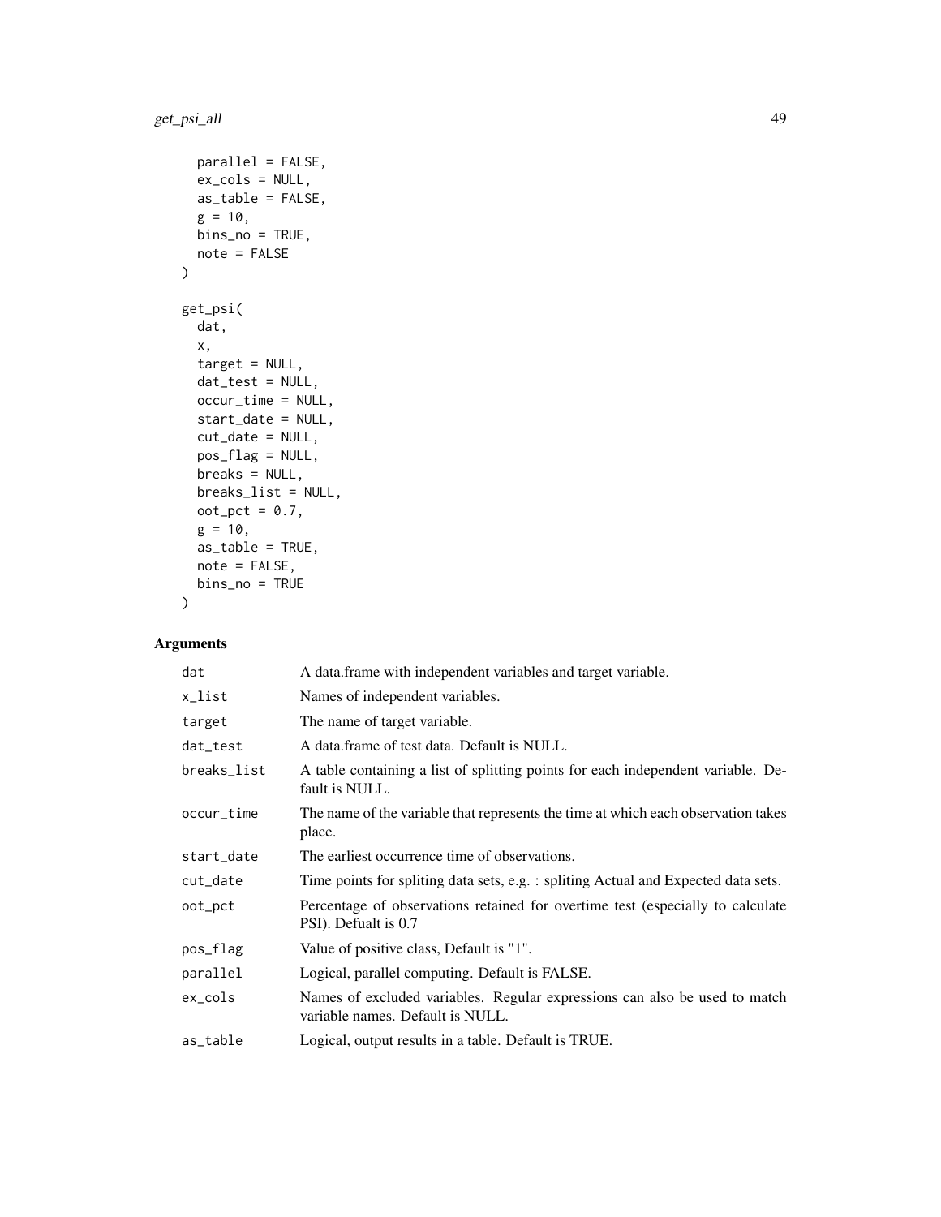```
  parallel = FALSE,
  ex_cols = NULL,
  as_table = FALSE,
  g = 10,
  bins_no = TRUE,
  note = FALSE
)

get_psi(
  dat,
  x,
  target = NULL,
  dat_test = NULL,
  occur_time = NULL,
  start_date = NULL,
  cut_date = NULL,
  pos_flag = NULL,
  breaks = NULL,
  breaks_list = NULL,
  oot_pct = 0.7,
  g = 10,
  as_table = TRUE,
  note = FALSE,
  bins_no = TRUE
)
```

## Arguments

| | |
|---|---|
| dat | A data.frame with independent variables and target variable. |
| x_list | Names of independent variables. |
| target | The name of target variable. |
| dat_test | A data.frame of test data. Default is NULL. |
| breaks_list | A table containing a list of splitting points for each independent variable. Default is NULL. |
| occur_time | The name of the variable that represents the time at which each observation takes place. |
| start_date | The earliest occurrence time of observations. |
| cut_date | Time points for spliting data sets, e.g. : spliting Actual and Expected data sets. |
| oot_pct | Percentage of observations retained for overtime test (especially to calculate PSI). Defualt is 0.7 |
| pos_flag | Value of positive class, Default is "1". |
| parallel | Logical, parallel computing. Default is FALSE. |
| ex_cols | Names of excluded variables. Regular expressions can also be used to match variable names. Default is NULL. |
| as_table | Logical, output results in a table. Default is TRUE. |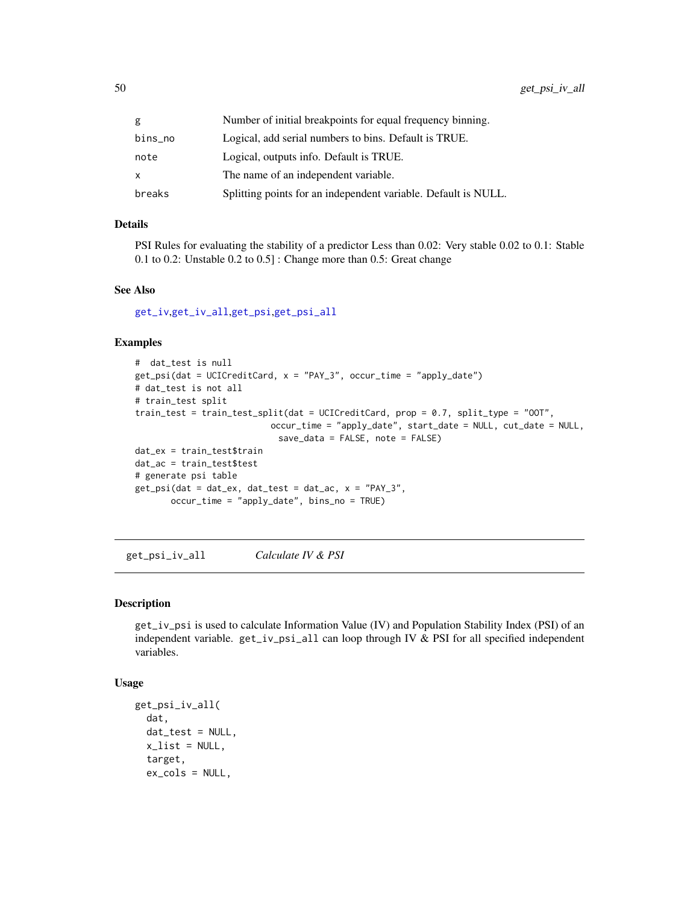| | |
|---|---|
| g | Number of initial breakpoints for equal frequency binning. |
| bins_no | Logical, add serial numbers to bins. Default is TRUE. |
| note | Logical, outputs info. Default is TRUE. |
| x | The name of an independent variable. |
| breaks | Splitting points for an independent variable. Default is NULL. |

### Details

PSI Rules for evaluating the stability of a predictor Less than 0.02: Very stable 0.02 to 0.1: Stable 0.1 to 0.2: Unstable 0.2 to 0.5] : Change more than 0.5: Great change

### See Also

get_iv,get_iv_all,get_psi,get_psi_all

### Examples

```
#  dat_test is null
get_psi(dat = UCICreditCard, x = "PAY_3", occur_time = "apply_date")
# dat_test is not all
# train_test split
train_test = train_test_split(dat = UCICreditCard, prop = 0.7, split_type = "OOT",
                           occur_time = "apply_date", start_date = NULL, cut_date = NULL,
                            save_data = FALSE, note = FALSE)
dat_ex = train_test$train
dat_ac = train_test$test
# generate psi table
get_psi(dat = dat_ex, dat_test = dat_ac, x = "PAY_3",
       occur_time = "apply_date", bins_no = TRUE)
```

---

## get_psi_iv_all    *Calculate IV & PSI*

### Description

get_iv_psi is used to calculate Information Value (IV) and Population Stability Index (PSI) of an independent variable. get_iv_psi_all can loop through IV & PSI for all specified independent variables.

### Usage

```
get_psi_iv_all(
  dat,
  dat_test = NULL,
  x_list = NULL,
  target,
  ex_cols = NULL,
```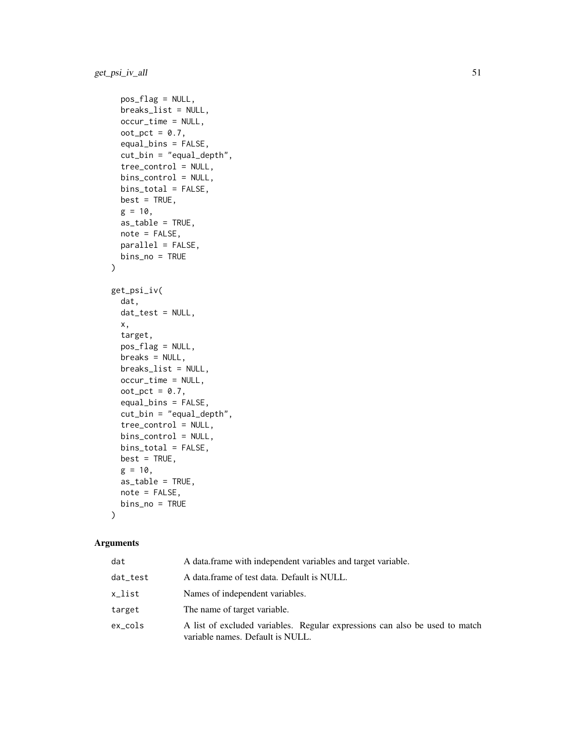```
  pos_flag = NULL,
  breaks_list = NULL,
  occur_time = NULL,
  oot_pct = 0.7,
  equal_bins = FALSE,
  cut_bin = "equal_depth",
  tree_control = NULL,
  bins_control = NULL,
  bins_total = FALSE,
  best = TRUE,
  g = 10,
  as_table = TRUE,
  note = FALSE,
  parallel = FALSE,
  bins_no = TRUE
)

get_psi_iv(
  dat,
  dat_test = NULL,
  x,
  target,
  pos_flag = NULL,
  breaks = NULL,
  breaks_list = NULL,
  occur_time = NULL,
  oot_pct = 0.7,
  equal_bins = FALSE,
  cut_bin = "equal_depth",
  tree_control = NULL,
  bins_control = NULL,
  bins_total = FALSE,
  best = TRUE,
  g = 10,
  as_table = TRUE,
  note = FALSE,
  bins_no = TRUE
)
```

## Arguments

| | |
|---|---|
| dat | A data.frame with independent variables and target variable. |
| dat_test | A data.frame of test data. Default is NULL. |
| x_list | Names of independent variables. |
| target | The name of target variable. |
| ex_cols | A list of excluded variables. Regular expressions can also be used to match variable names. Default is NULL. |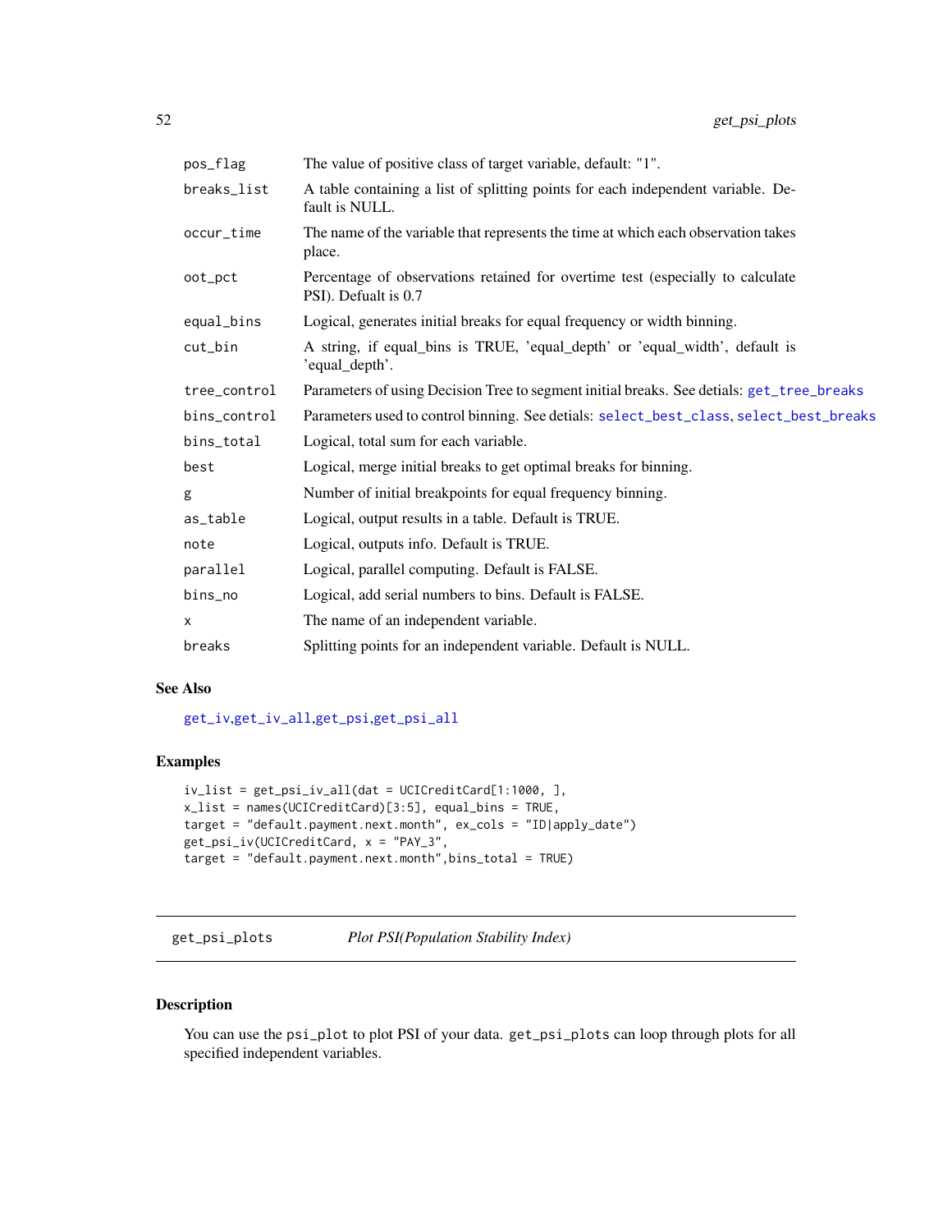| | |
|---|---|
| pos_flag | The value of positive class of target variable, default: "1". |
| breaks_list | A table containing a list of splitting points for each independent variable. Default is NULL. |
| occur_time | The name of the variable that represents the time at which each observation takes place. |
| oot_pct | Percentage of observations retained for overtime test (especially to calculate PSI). Defualt is 0.7 |
| equal_bins | Logical, generates initial breaks for equal frequency or width binning. |
| cut_bin | A string, if equal_bins is TRUE, 'equal_depth' or 'equal_width', default is 'equal_depth'. |
| tree_control | Parameters of using Decision Tree to segment initial breaks. See detials: get_tree_breaks |
| bins_control | Parameters used to control binning. See detials: select_best_class, select_best_breaks |
| bins_total | Logical, total sum for each variable. |
| best | Logical, merge initial breaks to get optimal breaks for binning. |
| g | Number of initial breakpoints for equal frequency binning. |
| as_table | Logical, output results in a table. Default is TRUE. |
| note | Logical, outputs info. Default is TRUE. |
| parallel | Logical, parallel computing. Default is FALSE. |
| bins_no | Logical, add serial numbers to bins. Default is FALSE. |
| x | The name of an independent variable. |
| breaks | Splitting points for an independent variable. Default is NULL. |

## See Also

get_iv,get_iv_all,get_psi,get_psi_all

## Examples

```
iv_list = get_psi_iv_all(dat = UCICreditCard[1:1000, ],
x_list = names(UCICreditCard)[3:5], equal_bins = TRUE,
target = "default.payment.next.month", ex_cols = "ID|apply_date")
get_psi_iv(UCICreditCard, x = "PAY_3",
target = "default.payment.next.month",bins_total = TRUE)
```

---

# get_psi_plots *Plot PSI(Population Stability Index)*

## Description

You can use the psi_plot to plot PSI of your data. get_psi_plots can loop through plots for all specified independent variables.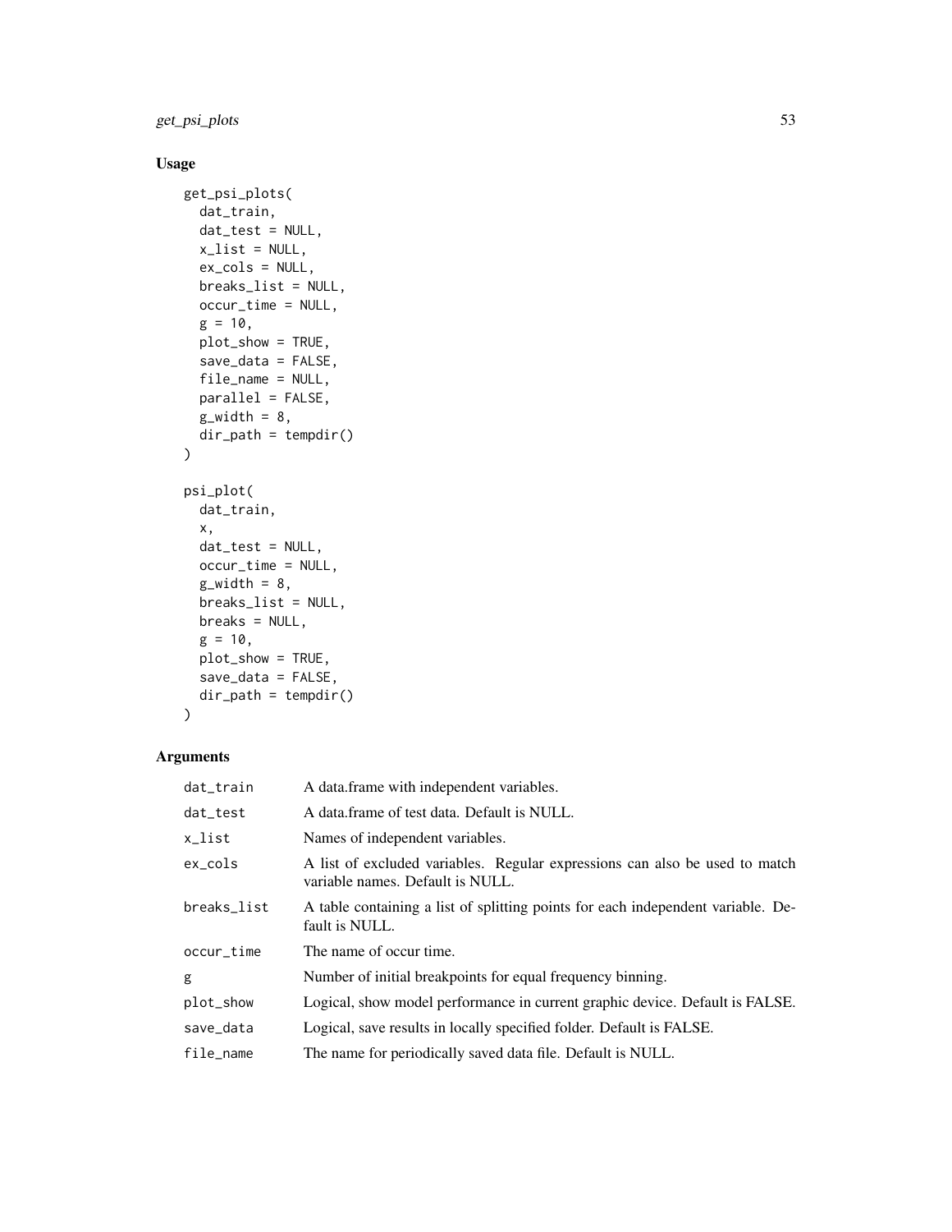## Usage

```
get_psi_plots(
  dat_train,
  dat_test = NULL,
  x_list = NULL,
  ex_cols = NULL,
  breaks_list = NULL,
  occur_time = NULL,
  g = 10,
  plot_show = TRUE,
  save_data = FALSE,
  file_name = NULL,
  parallel = FALSE,
  g_width = 8,
  dir_path = tempdir()
)

psi_plot(
  dat_train,
  x,
  dat_test = NULL,
  occur_time = NULL,
  g_width = 8,
  breaks_list = NULL,
  breaks = NULL,
  g = 10,
  plot_show = TRUE,
  save_data = FALSE,
  dir_path = tempdir()
)
```

## Arguments

| | |
|---|---|
| dat_train | A data.frame with independent variables. |
| dat_test | A data.frame of test data. Default is NULL. |
| x_list | Names of independent variables. |
| ex_cols | A list of excluded variables. Regular expressions can also be used to match variable names. Default is NULL. |
| breaks_list | A table containing a list of splitting points for each independent variable. Default is NULL. |
| occur_time | The name of occur time. |
| g | Number of initial breakpoints for equal frequency binning. |
| plot_show | Logical, show model performance in current graphic device. Default is FALSE. |
| save_data | Logical, save results in locally specified folder. Default is FALSE. |
| file_name | The name for periodically saved data file. Default is NULL. |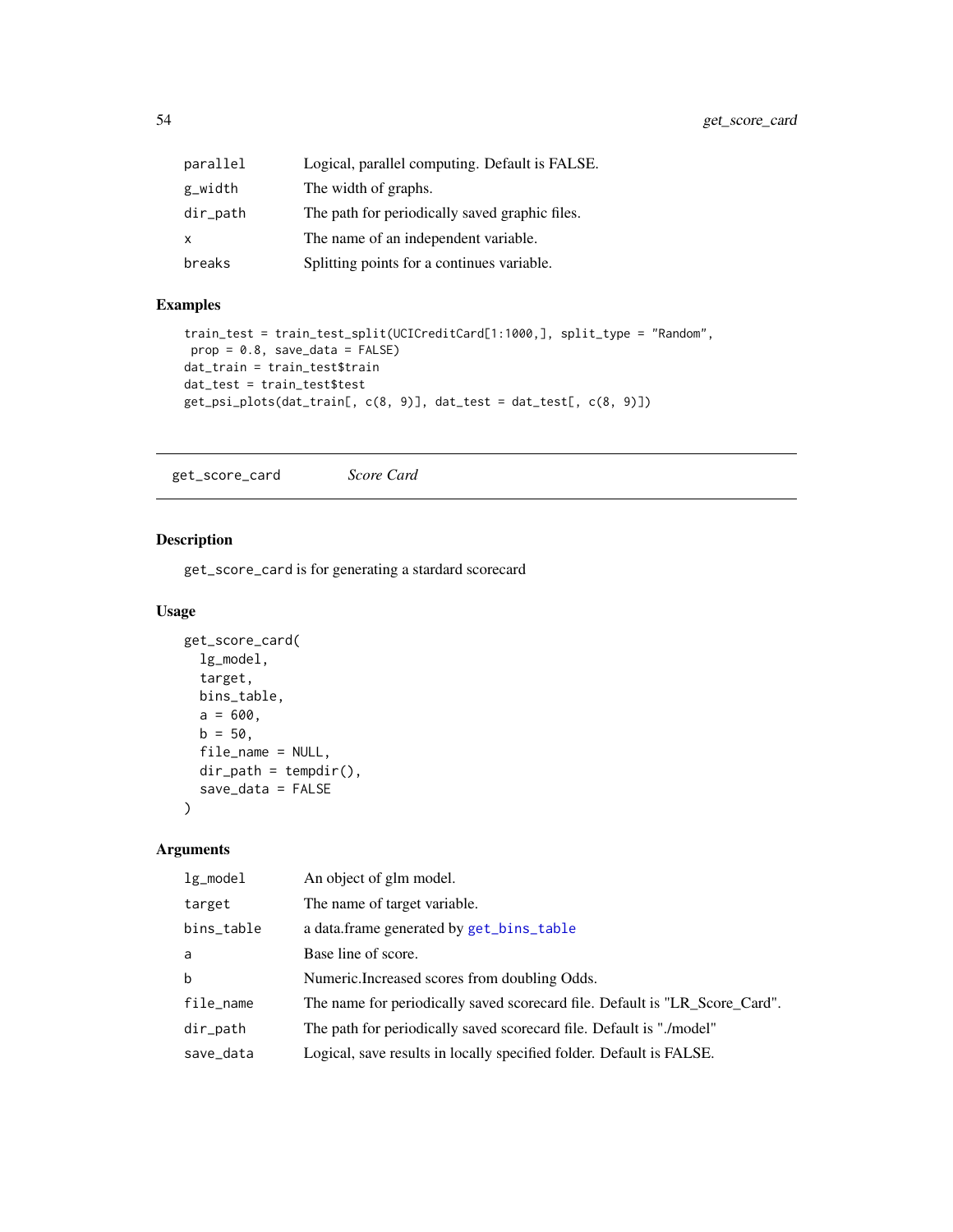| | |
|---|---|
| parallel | Logical, parallel computing. Default is FALSE. |
| g_width | The width of graphs. |
| dir_path | The path for periodically saved graphic files. |
| x | The name of an independent variable. |
| breaks | Splitting points for a continues variable. |

## Examples

```
train_test = train_test_split(UCICreditCard[1:1000,], split_type = "Random",
 prop = 0.8, save_data = FALSE)
dat_train = train_test$train
dat_test = train_test$test
get_psi_plots(dat_train[, c(8, 9)], dat_test = dat_test[, c(8, 9)])
```

---

# get_score_card *Score Card*

---

## Description

get_score_card is for generating a stardard scorecard

## Usage

```
get_score_card(
  lg_model,
  target,
  bins_table,
  a = 600,
  b = 50,
  file_name = NULL,
  dir_path = tempdir(),
  save_data = FALSE
)
```

## Arguments

| | |
|---|---|
| lg_model | An object of glm model. |
| target | The name of target variable. |
| bins_table | a data.frame generated by get_bins_table |
| a | Base line of score. |
| b | Numeric.Increased scores from doubling Odds. |
| file_name | The name for periodically saved scorecard file. Default is "LR_Score_Card". |
| dir_path | The path for periodically saved scorecard file. Default is "./model" |
| save_data | Logical, save results in locally specified folder. Default is FALSE. |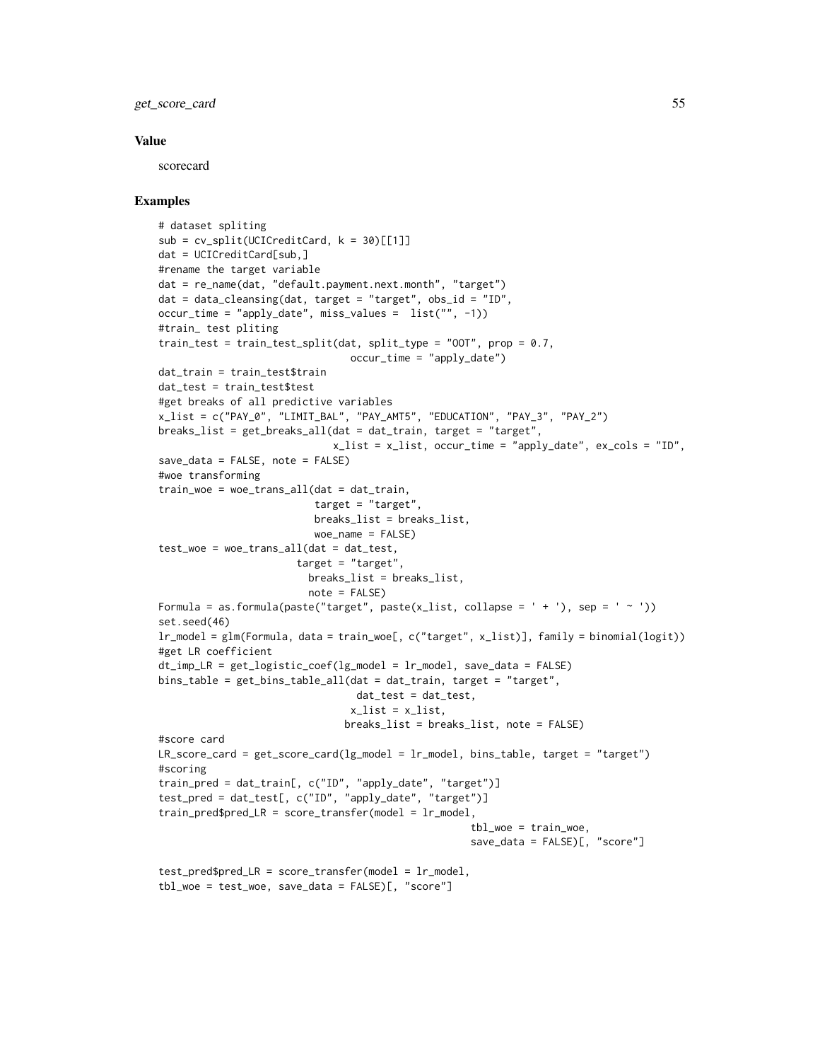## Value

scorecard

## Examples

```
# dataset spliting
sub = cv_split(UCICreditCard, k = 30)[[1]]
dat = UCICreditCard[sub,]
#rename the target variable
dat = re_name(dat, "default.payment.next.month", "target")
dat = data_cleansing(dat, target = "target", obs_id = "ID",
occur_time = "apply_date", miss_values =  list("", -1))
#train_ test pliting
train_test = train_test_split(dat, split_type = "OOT", prop = 0.7,
                                occur_time = "apply_date")
dat_train = train_test$train
dat_test = train_test$test
#get breaks of all predictive variables
x_list = c("PAY_0", "LIMIT_BAL", "PAY_AMT5", "EDUCATION", "PAY_3", "PAY_2")
breaks_list = get_breaks_all(dat = dat_train, target = "target",
                             x_list = x_list, occur_time = "apply_date", ex_cols = "ID",
save_data = FALSE, note = FALSE)
#woe transforming
train_woe = woe_trans_all(dat = dat_train,
                          target = "target",
                          breaks_list = breaks_list,
                          woe_name = FALSE)
test_woe = woe_trans_all(dat = dat_test,
                       target = "target",
                         breaks_list = breaks_list,
                         note = FALSE)
Formula = as.formula(paste("target", paste(x_list, collapse = ' + '), sep = ' ~ '))
set.seed(46)
lr_model = glm(Formula, data = train_woe[, c("target", x_list)], family = binomial(logit))
#get LR coefficient
dt_imp_LR = get_logistic_coef(lg_model = lr_model, save_data = FALSE)
bins_table = get_bins_table_all(dat = dat_train, target = "target",
                                 dat_test = dat_test,
                                x_list = x_list,
                               breaks_list = breaks_list, note = FALSE)
#score card
LR_score_card = get_score_card(lg_model = lr_model, bins_table, target = "target")
#scoring
train_pred = dat_train[, c("ID", "apply_date", "target")]
test_pred = dat_test[, c("ID", "apply_date", "target")]
train_pred$pred_LR = score_transfer(model = lr_model,
                                                    tbl_woe = train_woe,
                                                    save_data = FALSE)[, "score"]

test_pred$pred_LR = score_transfer(model = lr_model,
tbl_woe = test_woe, save_data = FALSE)[, "score"]
```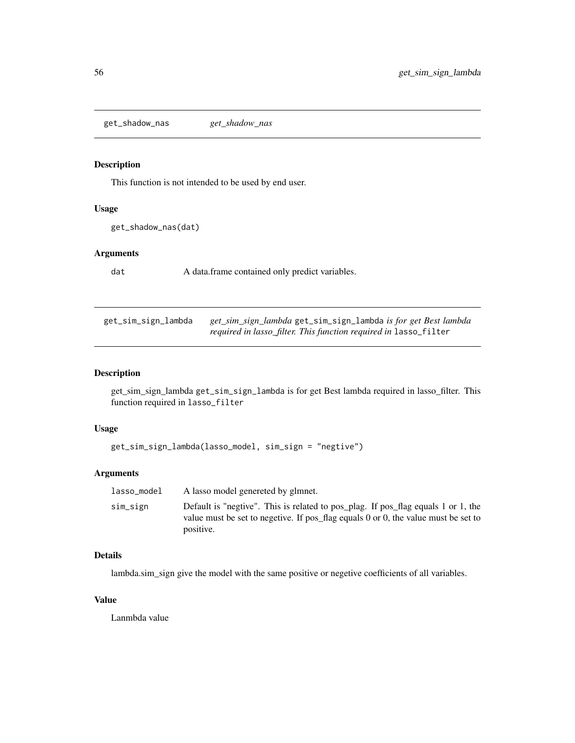## get_shadow_nas    *get_shadow_nas*

### Description

This function is not intended to be used by end user.

### Usage

```
get_shadow_nas(dat)
```

### Arguments

| | |
|---|---|
| dat | A data.frame contained only predict variables. |

## get_sim_sign_lambda    *get_sim_sign_lambda* `get_sim_sign_lambda` *is for get Best lambda required in lasso_filter. This function required in* `lasso_filter`

### Description

get_sim_sign_lambda `get_sim_sign_lambda` is for get Best lambda required in lasso_filter. This function required in `lasso_filter`

### Usage

```
get_sim_sign_lambda(lasso_model, sim_sign = "negtive")
```

### Arguments

| | |
|---|---|
| lasso_model | A lasso model genereted by glmnet. |
| sim_sign | Default is "negtive". This is related to pos_plag. If pos_flag equals 1 or 1, the value must be set to negetive. If pos_flag equals 0 or 0, the value must be set to positive. |

### Details

lambda.sim_sign give the model with the same positive or negetive coefficients of all variables.

### Value

Lanmbda value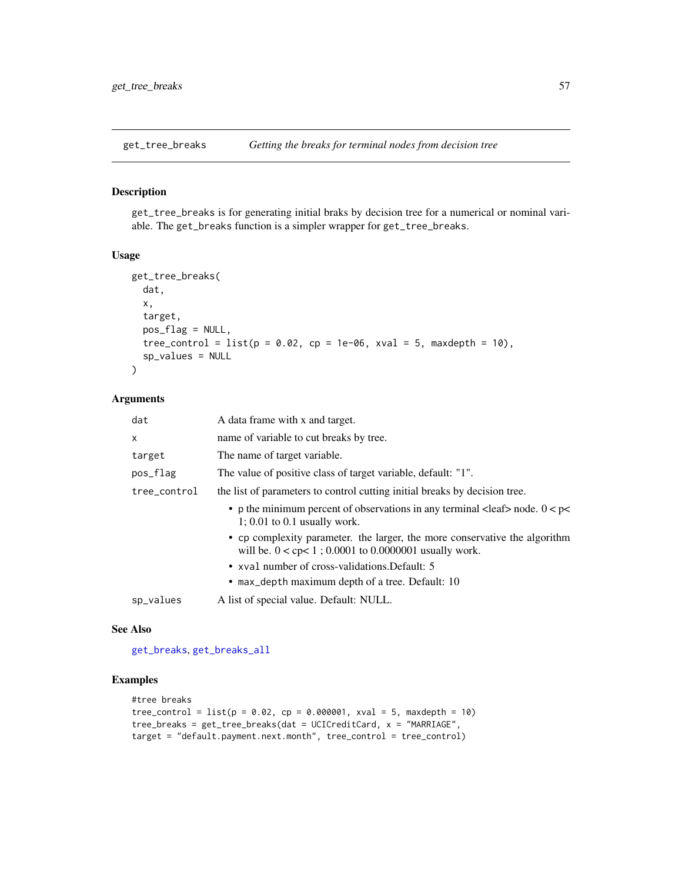get_tree_breaks — *Getting the breaks for terminal nodes from decision tree*

## Description

get_tree_breaks is for generating initial braks by decision tree for a numerical or nominal variable. The get_breaks function is a simpler wrapper for get_tree_breaks.

## Usage

```
get_tree_breaks(
  dat,
  x,
  target,
  pos_flag = NULL,
  tree_control = list(p = 0.02, cp = 1e-06, xval = 5, maxdepth = 10),
  sp_values = NULL
)
```

## Arguments

| | |
|---|---|
| dat | A data frame with x and target. |
| x | name of variable to cut breaks by tree. |
| target | The name of target variable. |
| pos_flag | The value of positive class of target variable, default: "1". |
| tree_control | the list of parameters to control cutting initial breaks by decision tree. <br> • p the minimum percent of observations in any terminal <leaf> node. 0 < p< 1; 0.01 to 0.1 usually work. <br> • cp complexity parameter. the larger, the more conservative the algorithm will be. 0 < cp< 1 ; 0.0001 to 0.0000001 usually work. <br> • xval number of cross-validations.Default: 5 <br> • max_depth maximum depth of a tree. Default: 10 |
| sp_values | A list of special value. Default: NULL. |

## See Also

get_breaks, get_breaks_all

## Examples

```
#tree breaks
tree_control = list(p = 0.02, cp = 0.000001, xval = 5, maxdepth = 10)
tree_breaks = get_tree_breaks(dat = UCICreditCard, x = "MARRIAGE",
target = "default.payment.next.month", tree_control = tree_control)
```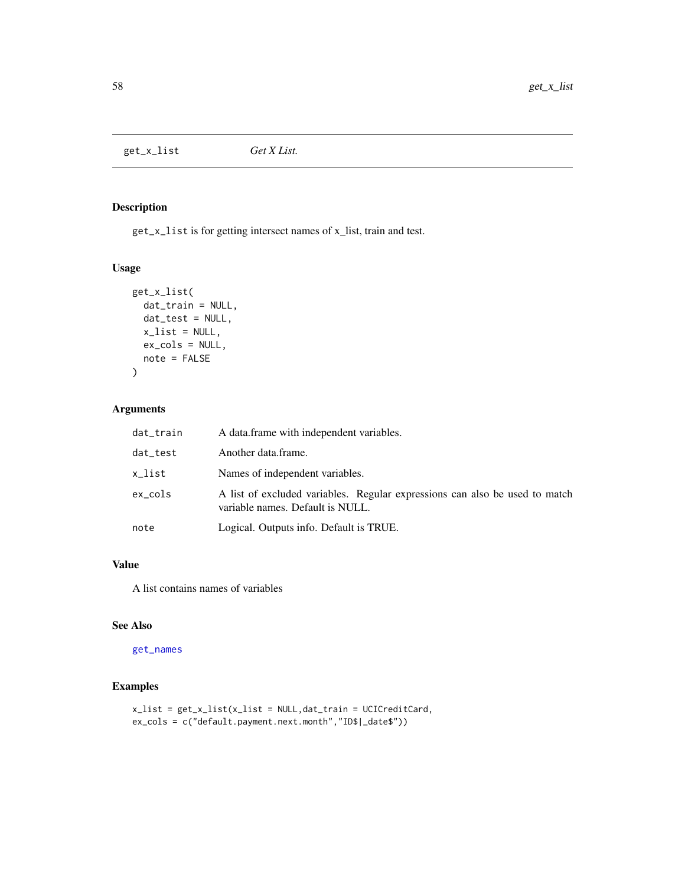# get_x_list — *Get X List.*

## Description

get_x_list is for getting intersect names of x_list, train and test.

## Usage

```
get_x_list(
  dat_train = NULL,
  dat_test = NULL,
  x_list = NULL,
  ex_cols = NULL,
  note = FALSE
)
```

## Arguments

| Argument | Description |
|---|---|
| dat_train | A data.frame with independent variables. |
| dat_test | Another data.frame. |
| x_list | Names of independent variables. |
| ex_cols | A list of excluded variables. Regular expressions can also be used to match variable names. Default is NULL. |
| note | Logical. Outputs info. Default is TRUE. |

## Value

A list contains names of variables

## See Also

get_names

## Examples

```
x_list = get_x_list(x_list = NULL,dat_train = UCICreditCard,
ex_cols = c("default.payment.next.month","ID$|_date$"))
```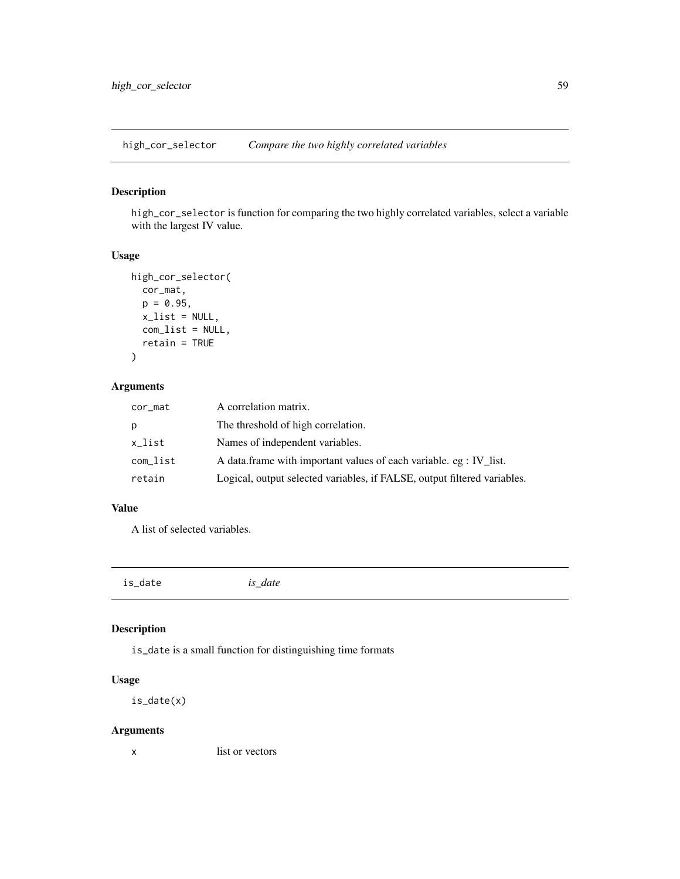## high_cor_selector *Compare the two highly correlated variables*

### Description

high_cor_selector is function for comparing the two highly correlated variables, select a variable with the largest IV value.

### Usage

```
high_cor_selector(
  cor_mat,
  p = 0.95,
  x_list = NULL,
  com_list = NULL,
  retain = TRUE
)
```

### Arguments

| | |
|---|---|
| cor_mat | A correlation matrix. |
| p | The threshold of high correlation. |
| x_list | Names of independent variables. |
| com_list | A data.frame with important values of each variable. eg : IV_list. |
| retain | Logical, output selected variables, if FALSE, output filtered variables. |

### Value

A list of selected variables.

## is_date *is_date*

### Description

is_date is a small function for distinguishing time formats

### Usage

```
is_date(x)
```

### Arguments

| | |
|---|---|
| x | list or vectors |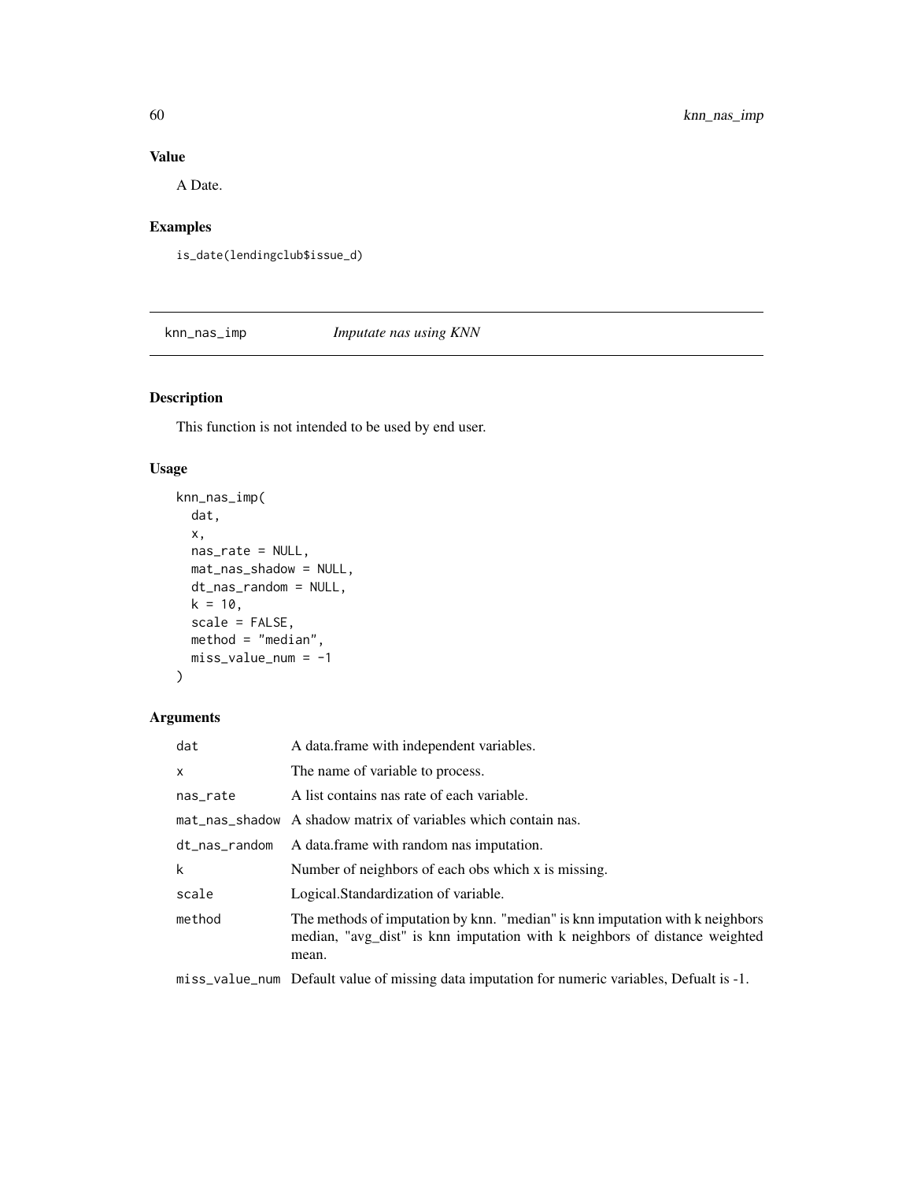## Value

A Date.

## Examples

```
is_date(lendingclub$issue_d)
```

---

# knn_nas_imp *Imputate nas using KNN*

## Description

This function is not intended to be used by end user.

## Usage

```
knn_nas_imp(
  dat,
  x,
  nas_rate = NULL,
  mat_nas_shadow = NULL,
  dt_nas_random = NULL,
  k = 10,
  scale = FALSE,
  method = "median",
  miss_value_num = -1
)
```

## Arguments

| Argument | Description |
|---|---|
| dat | A data.frame with independent variables. |
| x | The name of variable to process. |
| nas_rate | A list contains nas rate of each variable. |
| mat_nas_shadow | A shadow matrix of variables which contain nas. |
| dt_nas_random | A data.frame with random nas imputation. |
| k | Number of neighbors of each obs which x is missing. |
| scale | Logical.Standardization of variable. |
| method | The methods of imputation by knn. "median" is knn imputation with k neighbors median, "avg_dist" is knn imputation with k neighbors of distance weighted mean. |
| miss_value_num | Default value of missing data imputation for numeric variables, Defualt is -1. |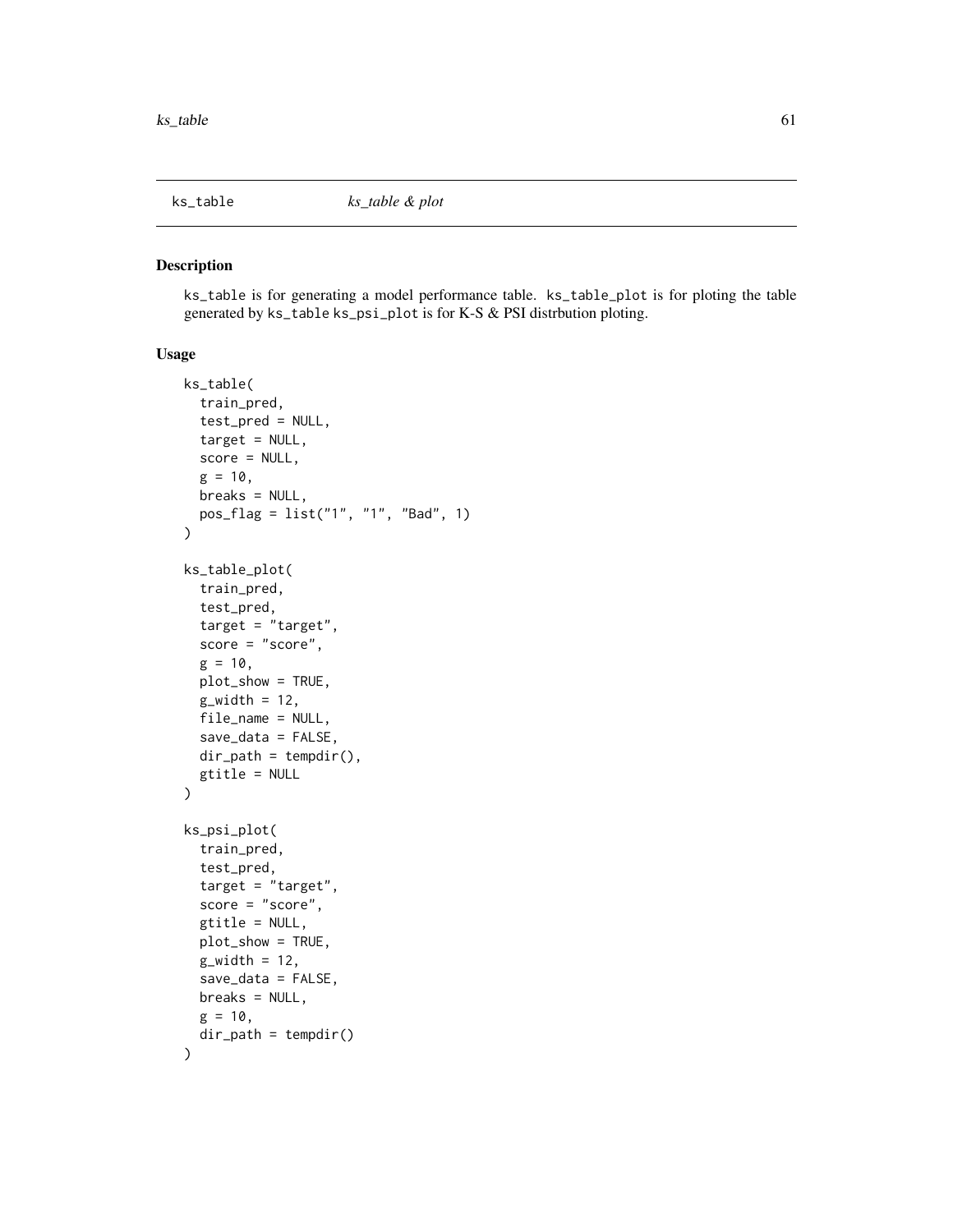ks_table *ks_table & plot*

## Description

ks_table is for generating a model performance table. ks_table_plot is for ploting the table generated by ks_table ks_psi_plot is for K-S & PSI distrbution ploting.

## Usage

```
ks_table(
  train_pred,
  test_pred = NULL,
  target = NULL,
  score = NULL,
  g = 10,
  breaks = NULL,
  pos_flag = list("1", "1", "Bad", 1)
)

ks_table_plot(
  train_pred,
  test_pred,
  target = "target",
  score = "score",
  g = 10,
  plot_show = TRUE,
  g_width = 12,
  file_name = NULL,
  save_data = FALSE,
  dir_path = tempdir(),
  gtitle = NULL
)

ks_psi_plot(
  train_pred,
  test_pred,
  target = "target",
  score = "score",
  gtitle = NULL,
  plot_show = TRUE,
  g_width = 12,
  save_data = FALSE,
  breaks = NULL,
  g = 10,
  dir_path = tempdir()
)
```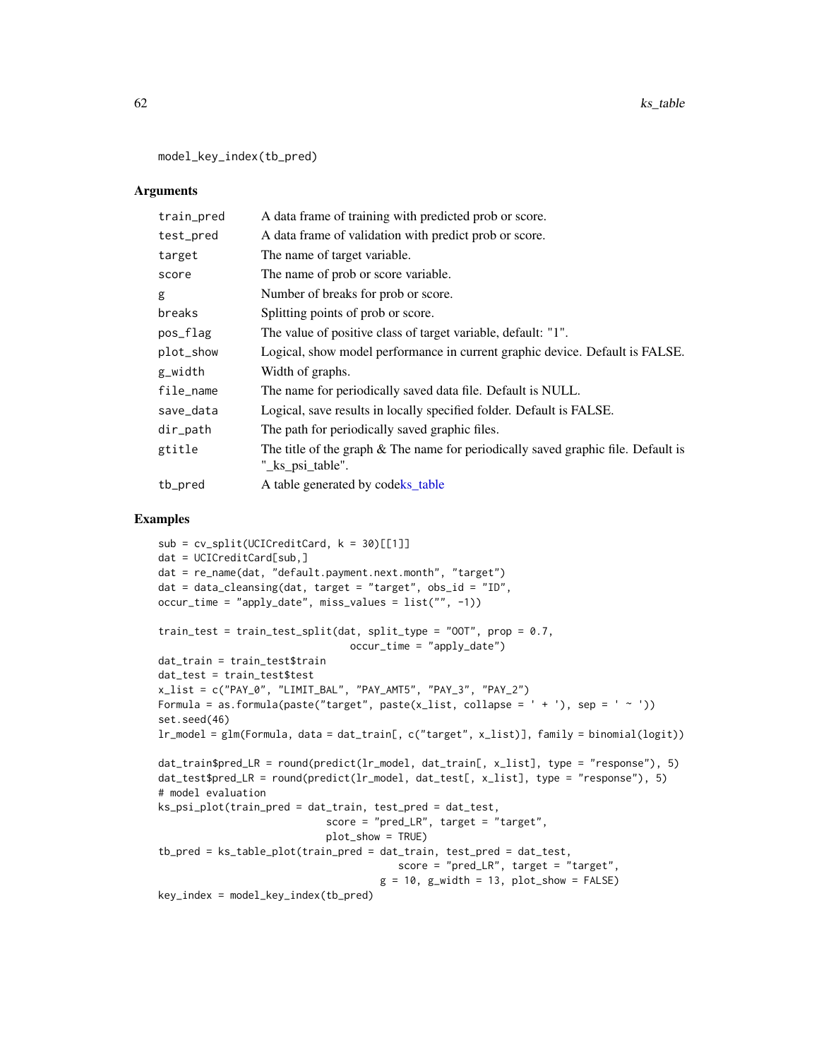```
model_key_index(tb_pred)
```

## Arguments

| | |
|---|---|
| train_pred | A data frame of training with predicted prob or score. |
| test_pred | A data frame of validation with predict prob or score. |
| target | The name of target variable. |
| score | The name of prob or score variable. |
| g | Number of breaks for prob or score. |
| breaks | Splitting points of prob or score. |
| pos_flag | The value of positive class of target variable, default: "1". |
| plot_show | Logical, show model performance in current graphic device. Default is FALSE. |
| g_width | Width of graphs. |
| file_name | The name for periodically saved data file. Default is NULL. |
| save_data | Logical, save results in locally specified folder. Default is FALSE. |
| dir_path | The path for periodically saved graphic files. |
| gtitle | The title of the graph & The name for periodically saved graphic file. Default is "_ks_psi_table". |
| tb_pred | A table generated by codeks_table |

## Examples

```
sub = cv_split(UCICreditCard, k = 30)[[1]]
dat = UCICreditCard[sub,]
dat = re_name(dat, "default.payment.next.month", "target")
dat = data_cleansing(dat, target = "target", obs_id = "ID",
occur_time = "apply_date", miss_values = list("", -1))

train_test = train_test_split(dat, split_type = "OOT", prop = 0.7,
                                occur_time = "apply_date")
dat_train = train_test$train
dat_test = train_test$test
x_list = c("PAY_0", "LIMIT_BAL", "PAY_AMT5", "PAY_3", "PAY_2")
Formula = as.formula(paste("target", paste(x_list, collapse = ' + '), sep = ' ~ '))
set.seed(46)
lr_model = glm(Formula, data = dat_train[, c("target", x_list)], family = binomial(logit))

dat_train$pred_LR = round(predict(lr_model, dat_train[, x_list], type = "response"), 5)
dat_test$pred_LR = round(predict(lr_model, dat_test[, x_list], type = "response"), 5)
# model evaluation
ks_psi_plot(train_pred = dat_train, test_pred = dat_test,
                            score = "pred_LR", target = "target",
                            plot_show = TRUE)
tb_pred = ks_table_plot(train_pred = dat_train, test_pred = dat_test,
                                        score = "pred_LR", target = "target",
                                    g = 10, g_width = 13, plot_show = FALSE)
key_index = model_key_index(tb_pred)
```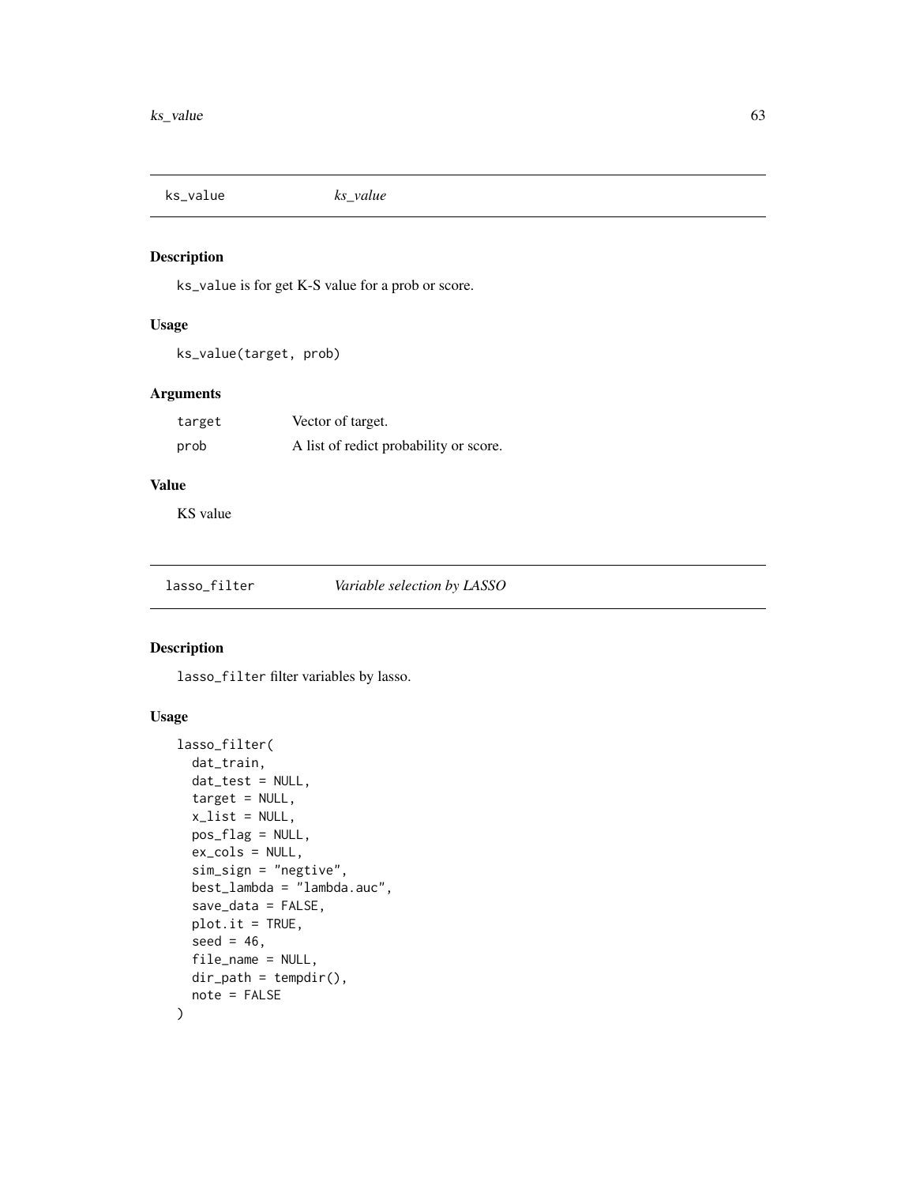## ks_value *ks_value*

### Description

ks_value is for get K-S value for a prob or score.

### Usage

```
ks_value(target, prob)
```

### Arguments

| | |
|---|---|
| target | Vector of target. |
| prob | A list of redict probability or score. |

### Value

KS value

## lasso_filter *Variable selection by LASSO*

### Description

lasso_filter filter variables by lasso.

### Usage

```
lasso_filter(
  dat_train,
  dat_test = NULL,
  target = NULL,
  x_list = NULL,
  pos_flag = NULL,
  ex_cols = NULL,
  sim_sign = "negtive",
  best_lambda = "lambda.auc",
  save_data = FALSE,
  plot.it = TRUE,
  seed = 46,
  file_name = NULL,
  dir_path = tempdir(),
  note = FALSE
)
```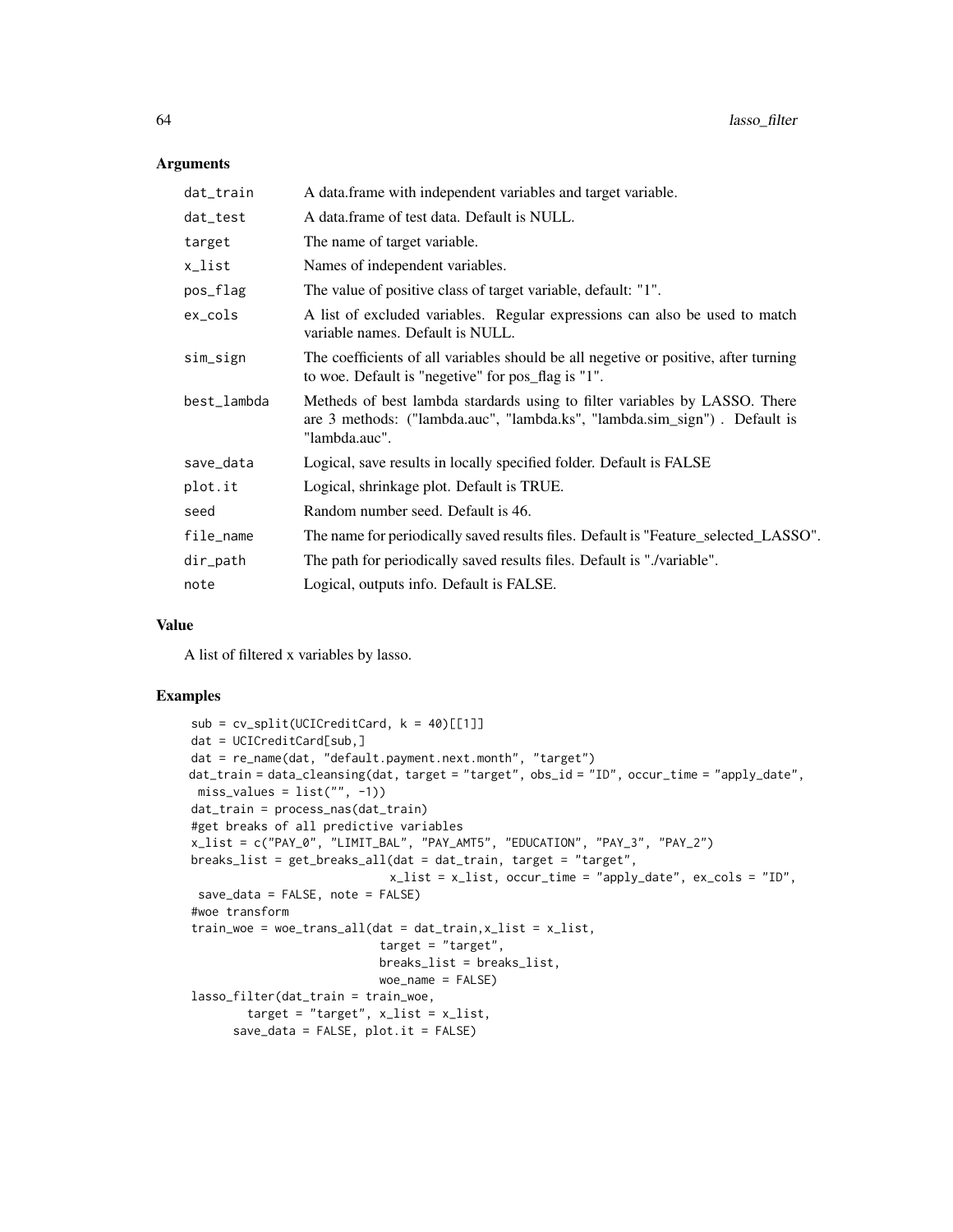### Arguments

| | |
|---|---|
| dat_train | A data.frame with independent variables and target variable. |
| dat_test | A data.frame of test data. Default is NULL. |
| target | The name of target variable. |
| x_list | Names of independent variables. |
| pos_flag | The value of positive class of target variable, default: "1". |
| ex_cols | A list of excluded variables. Regular expressions can also be used to match variable names. Default is NULL. |
| sim_sign | The coefficients of all variables should be all negetive or positive, after turning to woe. Default is "negetive" for pos_flag is "1". |
| best_lambda | Metheds of best lambda stardards using to filter variables by LASSO. There are 3 methods: ("lambda.auc", "lambda.ks", "lambda.sim_sign") . Default is "lambda.auc". |
| save_data | Logical, save results in locally specified folder. Default is FALSE |
| plot.it | Logical, shrinkage plot. Default is TRUE. |
| seed | Random number seed. Default is 46. |
| file_name | The name for periodically saved results files. Default is "Feature_selected_LASSO". |
| dir_path | The path for periodically saved results files. Default is "./variable". |
| note | Logical, outputs info. Default is FALSE. |

### Value

A list of filtered x variables by lasso.

### Examples

```
sub = cv_split(UCICreditCard, k = 40)[[1]]
dat = UCICreditCard[sub,]
dat = re_name(dat, "default.payment.next.month", "target")
dat_train = data_cleansing(dat, target = "target", obs_id = "ID", occur_time = "apply_date",
 miss_values = list("", -1))
dat_train = process_nas(dat_train)
#get breaks of all predictive variables
x_list = c("PAY_0", "LIMIT_BAL", "PAY_AMT5", "EDUCATION", "PAY_3", "PAY_2")
breaks_list = get_breaks_all(dat = dat_train, target = "target",
                             x_list = x_list, occur_time = "apply_date", ex_cols = "ID",
 save_data = FALSE, note = FALSE)
#woe transform
train_woe = woe_trans_all(dat = dat_train,x_list = x_list,
                          target = "target",
                          breaks_list = breaks_list,
                          woe_name = FALSE)
lasso_filter(dat_train = train_woe,
        target = "target", x_list = x_list,
      save_data = FALSE, plot.it = FALSE)
```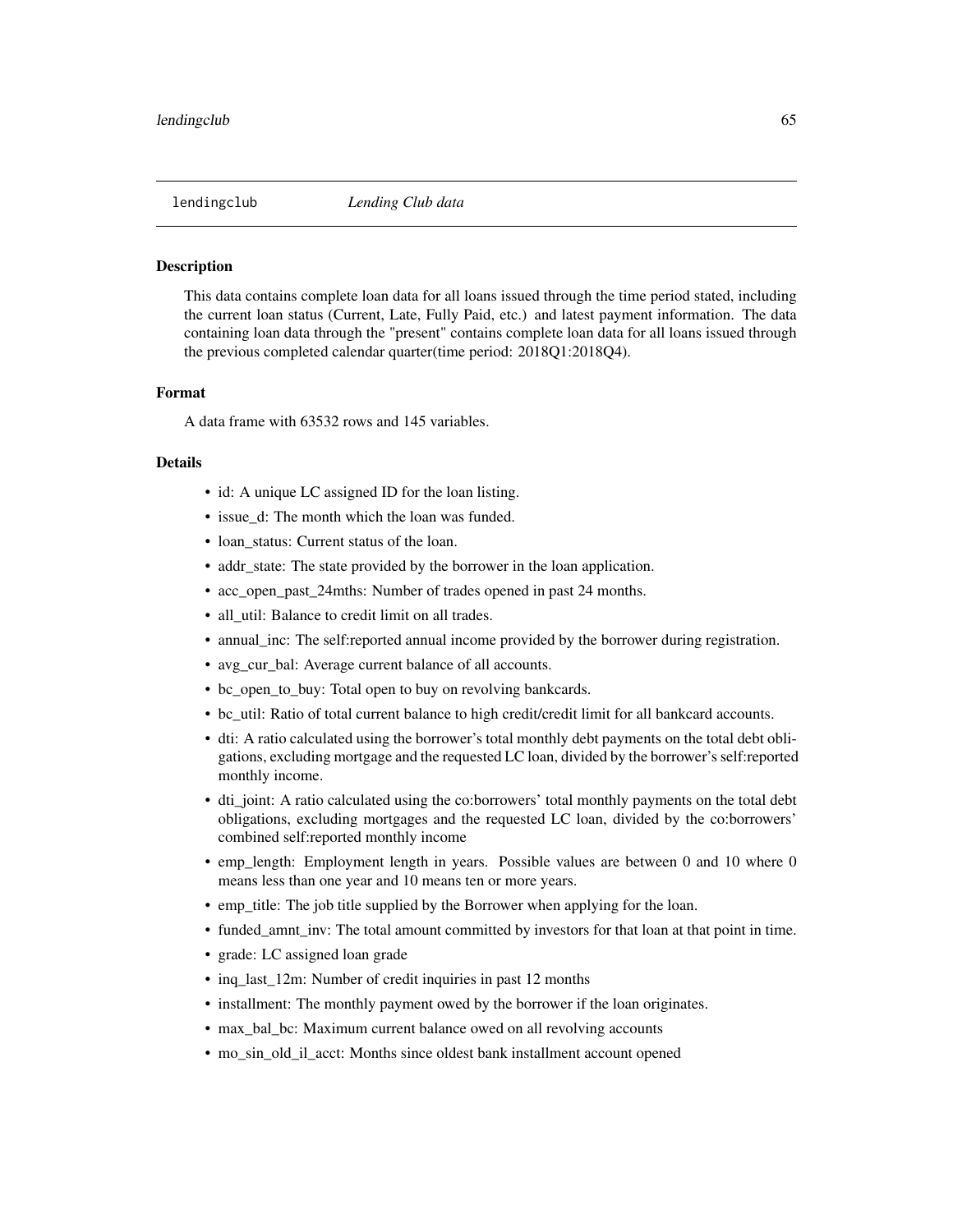# lendingclub — *Lending Club data*

## Description

This data contains complete loan data for all loans issued through the time period stated, including the current loan status (Current, Late, Fully Paid, etc.) and latest payment information. The data containing loan data through the "present" contains complete loan data for all loans issued through the previous completed calendar quarter(time period: 2018Q1:2018Q4).

## Format

A data frame with 63532 rows and 145 variables.

## Details

- id: A unique LC assigned ID for the loan listing.
- issue_d: The month which the loan was funded.
- loan_status: Current status of the loan.
- addr_state: The state provided by the borrower in the loan application.
- acc_open_past_24mths: Number of trades opened in past 24 months.
- all_util: Balance to credit limit on all trades.
- annual_inc: The self:reported annual income provided by the borrower during registration.
- avg_cur_bal: Average current balance of all accounts.
- bc_open_to_buy: Total open to buy on revolving bankcards.
- bc_util: Ratio of total current balance to high credit/credit limit for all bankcard accounts.
- dti: A ratio calculated using the borrower's total monthly debt payments on the total debt obligations, excluding mortgage and the requested LC loan, divided by the borrower's self:reported monthly income.
- dti_joint: A ratio calculated using the co:borrowers' total monthly payments on the total debt obligations, excluding mortgages and the requested LC loan, divided by the co:borrowers' combined self:reported monthly income
- emp_length: Employment length in years. Possible values are between 0 and 10 where 0 means less than one year and 10 means ten or more years.
- emp_title: The job title supplied by the Borrower when applying for the loan.
- funded_amnt_inv: The total amount committed by investors for that loan at that point in time.
- grade: LC assigned loan grade
- inq_last_12m: Number of credit inquiries in past 12 months
- installment: The monthly payment owed by the borrower if the loan originates.
- max_bal_bc: Maximum current balance owed on all revolving accounts
- mo_sin_old_il_acct: Months since oldest bank installment account opened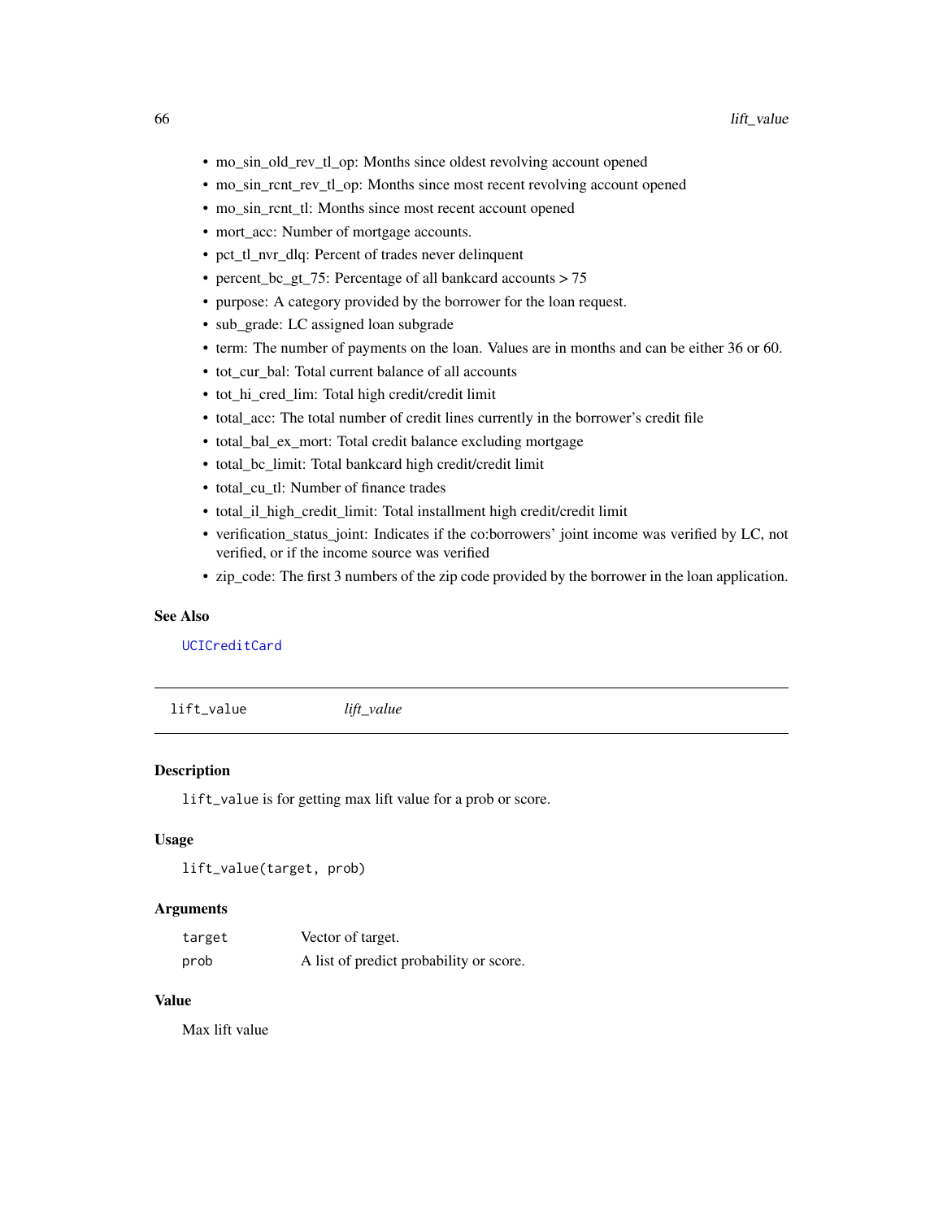- mo_sin_old_rev_tl_op: Months since oldest revolving account opened
- mo_sin_rcnt_rev_tl_op: Months since most recent revolving account opened
- mo_sin_rcnt_tl: Months since most recent account opened
- mort_acc: Number of mortgage accounts.
- pct_tl_nvr_dlq: Percent of trades never delinquent
- percent_bc_gt_75: Percentage of all bankcard accounts > 75
- purpose: A category provided by the borrower for the loan request.
- sub_grade: LC assigned loan subgrade
- term: The number of payments on the loan. Values are in months and can be either 36 or 60.
- tot_cur_bal: Total current balance of all accounts
- tot_hi_cred_lim: Total high credit/credit limit
- total_acc: The total number of credit lines currently in the borrower's credit file
- total_bal_ex_mort: Total credit balance excluding mortgage
- total_bc_limit: Total bankcard high credit/credit limit
- total_cu_tl: Number of finance trades
- total_il_high_credit_limit: Total installment high credit/credit limit
- verification_status_joint: Indicates if the co:borrowers' joint income was verified by LC, not verified, or if the income source was verified
- zip_code: The first 3 numbers of the zip code provided by the borrower in the loan application.

### See Also

UCICreditCard

---

## lift_value *lift_value*

---

### Description

lift_value is for getting max lift value for a prob or score.

### Usage

```
lift_value(target, prob)
```

### Arguments

| | |
|---|---|
| target | Vector of target. |
| prob | A list of predict probability or score. |

### Value

Max lift value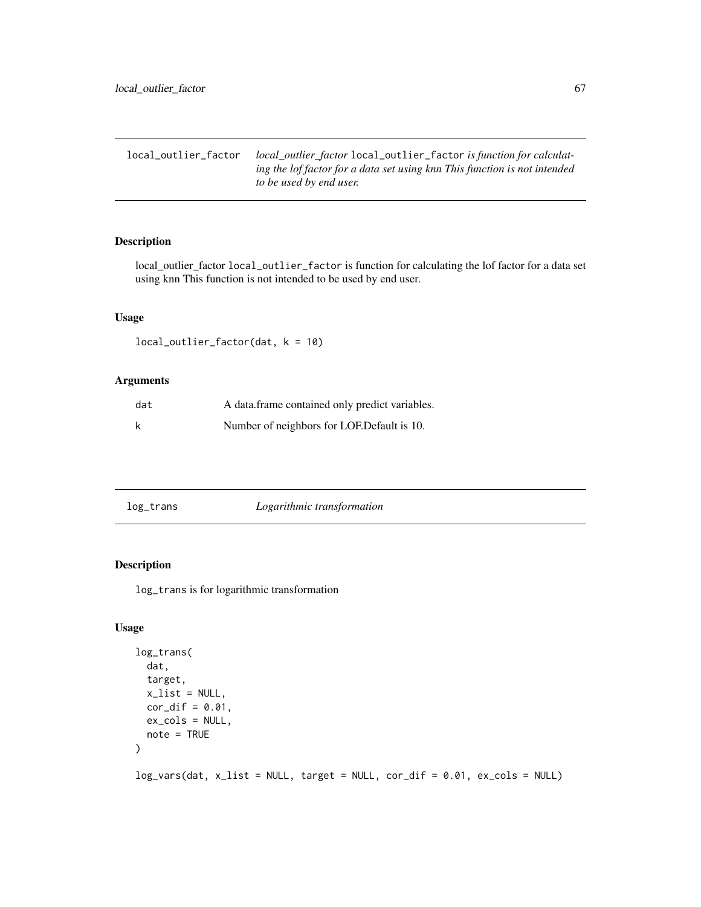## local_outlier_factor

*local_outlier_factor* `local_outlier_factor` *is function for calculating the lof factor for a data set using knn This function is not intended to be used by end user.*

### Description

local_outlier_factor `local_outlier_factor` is function for calculating the lof factor for a data set using knn This function is not intended to be used by end user.

### Usage

```
local_outlier_factor(dat, k = 10)
```

### Arguments

| | |
|---|---|
| dat | A data.frame contained only predict variables. |
| k | Number of neighbors for LOF.Default is 10. |

## log_trans

*Logarithmic transformation*

### Description

`log_trans` is for logarithmic transformation

### Usage

```
log_trans(
  dat,
  target,
  x_list = NULL,
  cor_dif = 0.01,
  ex_cols = NULL,
  note = TRUE
)

log_vars(dat, x_list = NULL, target = NULL, cor_dif = 0.01, ex_cols = NULL)
```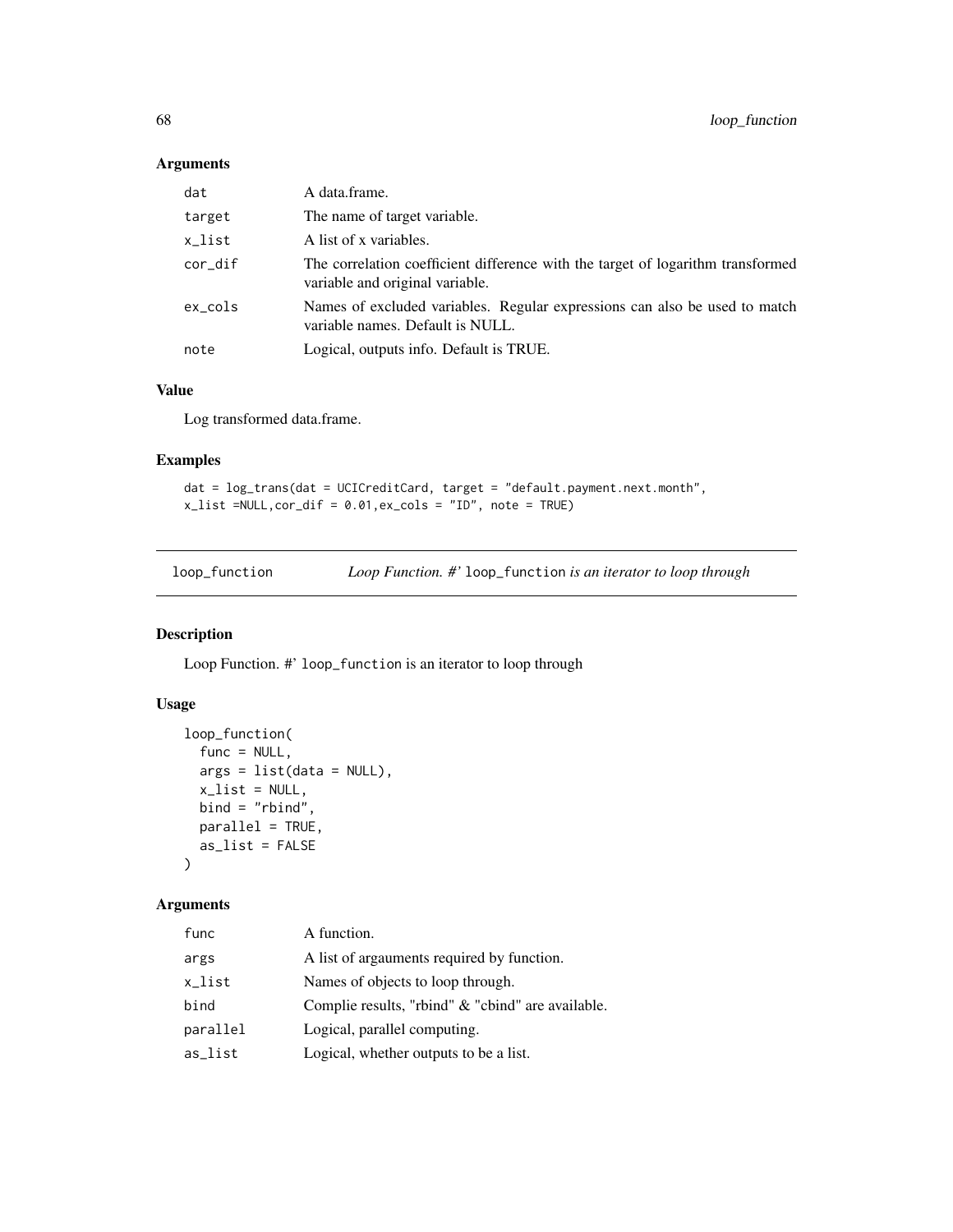### Arguments

| | |
|---|---|
| dat | A data.frame. |
| target | The name of target variable. |
| x_list | A list of x variables. |
| cor_dif | The correlation coefficient difference with the target of logarithm transformed variable and original variable. |
| ex_cols | Names of excluded variables. Regular expressions can also be used to match variable names. Default is NULL. |
| note | Logical, outputs info. Default is TRUE. |

### Value

Log transformed data.frame.

### Examples

```
dat = log_trans(dat = UCICreditCard, target = "default.payment.next.month",
x_list =NULL,cor_dif = 0.01,ex_cols = "ID", note = TRUE)
```

---

## loop_function &nbsp;&nbsp;&nbsp; *Loop Function. #'* `loop_function` *is an iterator to loop through*

---

### Description

Loop Function. #' `loop_function` is an iterator to loop through

### Usage

```
loop_function(
  func = NULL,
  args = list(data = NULL),
  x_list = NULL,
  bind = "rbind",
  parallel = TRUE,
  as_list = FALSE
)
```

### Arguments

| | |
|---|---|
| func | A function. |
| args | A list of argauments required by function. |
| x_list | Names of objects to loop through. |
| bind | Complie results, "rbind" & "cbind" are available. |
| parallel | Logical, parallel computing. |
| as_list | Logical, whether outputs to be a list. |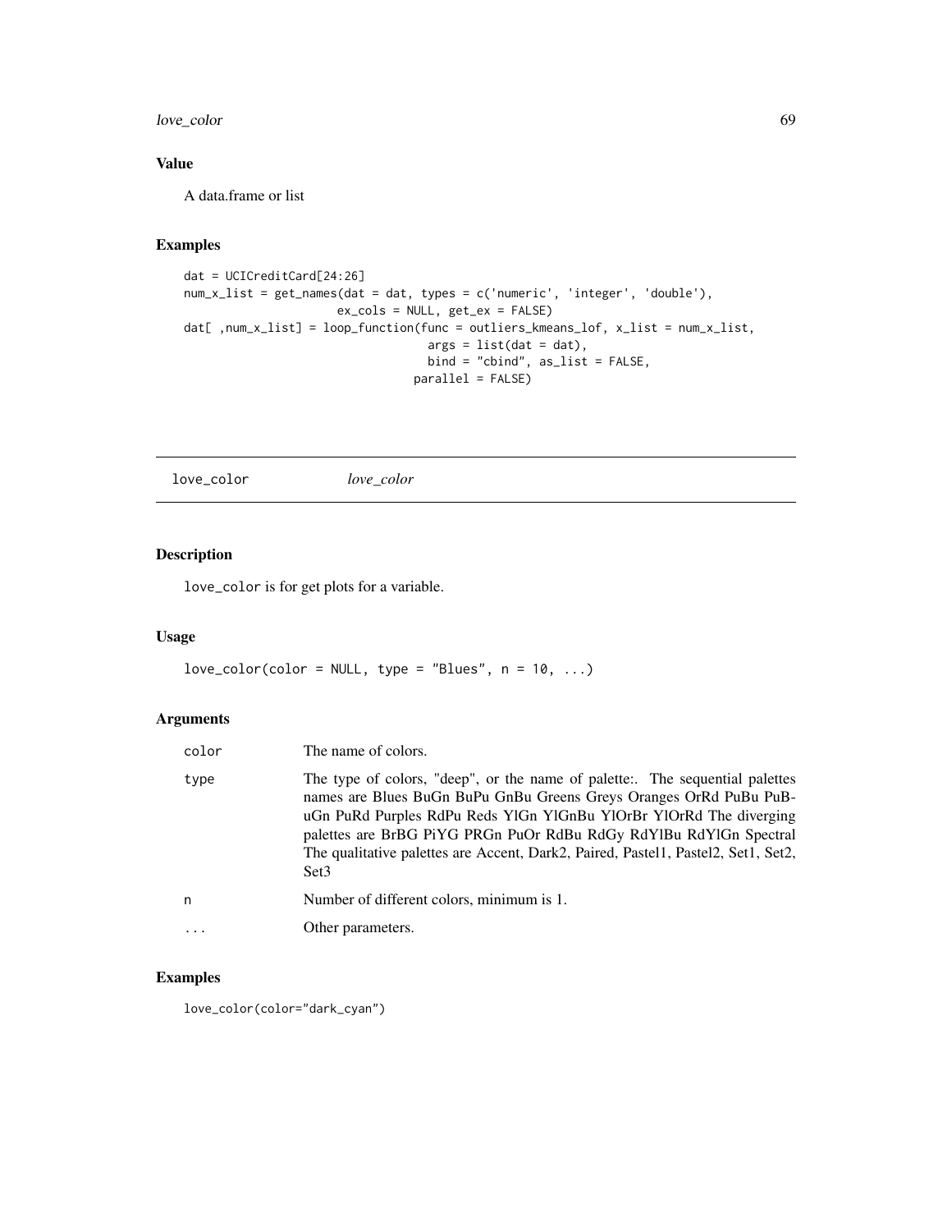## Value

A data.frame or list

## Examples

```
dat = UCICreditCard[24:26]
num_x_list = get_names(dat = dat, types = c('numeric', 'integer', 'double'),
                    ex_cols = NULL, get_ex = FALSE)
dat[ ,num_x_list] = loop_function(func = outliers_kmeans_lof, x_list = num_x_list,
                                   args = list(dat = dat),
                                   bind = "cbind", as_list = FALSE,
                                 parallel = FALSE)
```

---

# love_color *love_color*

## Description

`love_color` is for get plots for a variable.

## Usage

```
love_color(color = NULL, type = "Blues", n = 10, ...)
```

## Arguments

| | |
|---|---|
| color | The name of colors. |
| type | The type of colors, "deep", or the name of palette:. The sequential palettes names are Blues BuGn BuPu GnBu Greens Greys Oranges OrRd PuBu PuBuGn PuRd Purples RdPu Reds YlGn YlGnBu YlOrBr YlOrRd The diverging palettes are BrBG PiYG PRGn PuOr RdBu RdGy RdYlBu RdYlGn Spectral The qualitative palettes are Accent, Dark2, Paired, Pastel1, Pastel2, Set1, Set2, Set3 |
| n | Number of different colors, minimum is 1. |
| ... | Other parameters. |

## Examples

```
love_color(color="dark_cyan")
```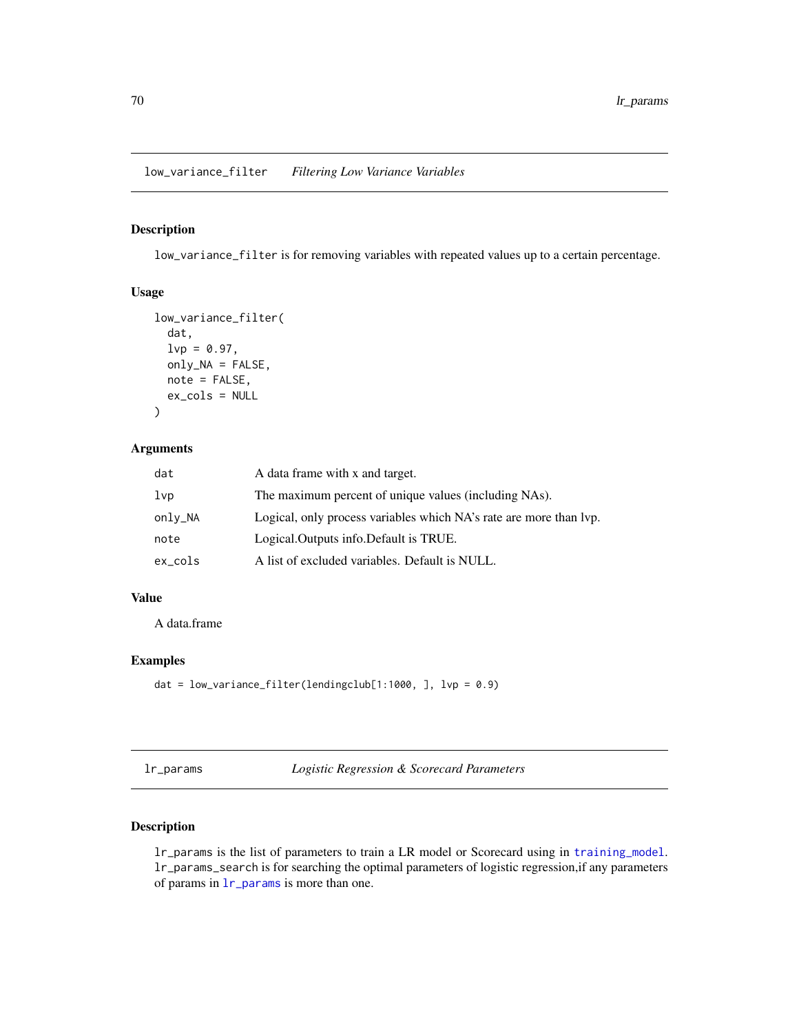## low_variance_filter    *Filtering Low Variance Variables*

### Description

low_variance_filter is for removing variables with repeated values up to a certain percentage.

### Usage

```
low_variance_filter(
  dat,
  lvp = 0.97,
  only_NA = FALSE,
  note = FALSE,
  ex_cols = NULL
)
```

### Arguments

| | |
|---|---|
| dat | A data frame with x and target. |
| lvp | The maximum percent of unique values (including NAs). |
| only_NA | Logical, only process variables which NA's rate are more than lvp. |
| note | Logical.Outputs info.Default is TRUE. |
| ex_cols | A list of excluded variables. Default is NULL. |

### Value

A data.frame

### Examples

```
dat = low_variance_filter(lendingclub[1:1000, ], lvp = 0.9)
```

## lr_params    *Logistic Regression & Scorecard Parameters*

### Description

lr_params is the list of parameters to train a LR model or Scorecard using in training_model. lr_params_search is for searching the optimal parameters of logistic regression,if any parameters of params in lr_params is more than one.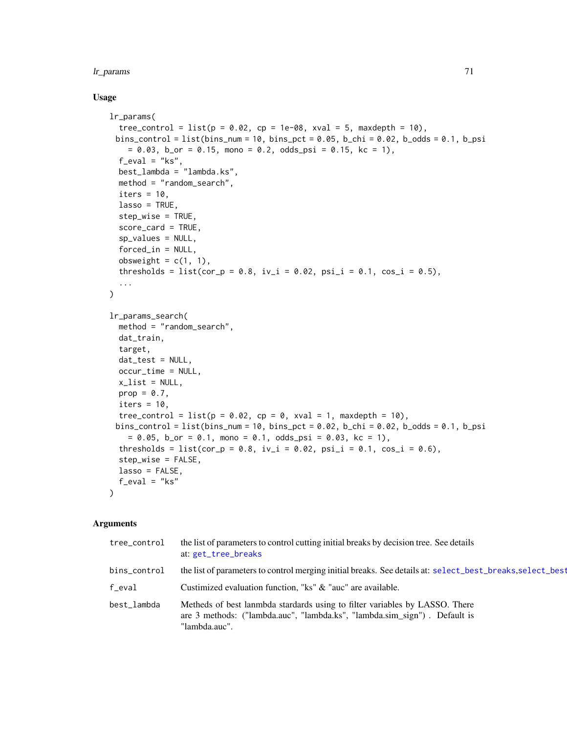## Usage

```
lr_params(
  tree_control = list(p = 0.02, cp = 1e-08, xval = 5, maxdepth = 10),
 bins_control = list(bins_num = 10, bins_pct = 0.05, b_chi = 0.02, b_odds = 0.1, b_psi
    = 0.03, b_or = 0.15, mono = 0.2, odds_psi = 0.15, kc = 1),
  f_eval = "ks",
  best_lambda = "lambda.ks",
  method = "random_search",
  iters = 10,
  lasso = TRUE,
  step_wise = TRUE,
  score_card = TRUE,
  sp_values = NULL,
  forced_in = NULL,
  obsweight = c(1, 1),
  thresholds = list(cor_p = 0.8, iv_i = 0.02, psi_i = 0.1, cos_i = 0.5),
  ...
)

lr_params_search(
  method = "random_search",
  dat_train,
  target,
  dat_test = NULL,
  occur_time = NULL,
  x_list = NULL,
  prop = 0.7,
  iters = 10,
  tree_control = list(p = 0.02, cp = 0, xval = 1, maxdepth = 10),
 bins_control = list(bins_num = 10, bins_pct = 0.02, b_chi = 0.02, b_odds = 0.1, b_psi
    = 0.05, b_or = 0.1, mono = 0.1, odds_psi = 0.03, kc = 1),
  thresholds = list(cor_p = 0.8, iv_i = 0.02, psi_i = 0.1, cos_i = 0.6),
  step_wise = FALSE,
  lasso = FALSE,
  f_eval = "ks"
)
```

## Arguments

| Argument | Description |
|---|---|
| tree_control | the list of parameters to control cutting initial breaks by decision tree. See details at: get_tree_breaks |
| bins_control | the list of parameters to control merging initial breaks. See details at: select_best_breaks,select_best |
| f_eval | Custimized evaluation function, "ks" & "auc" are available. |
| best_lambda | Metheds of best lanmbda stardards using to filter variables by LASSO. There are 3 methods: ("lambda.auc", "lambda.ks", "lambda.sim_sign") . Default is "lambda.auc". |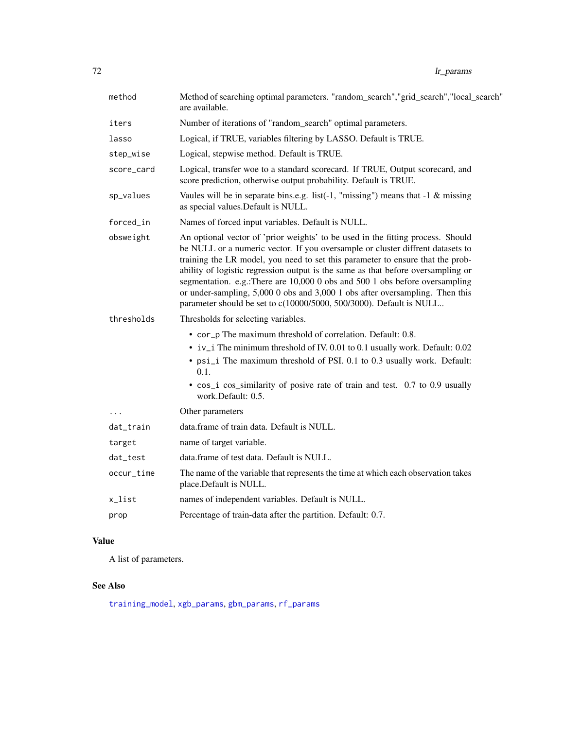| | |
|---|---|
| method | Method of searching optimal parameters. "random_search","grid_search","local_search" are available. |
| iters | Number of iterations of "random_search" optimal parameters. |
| lasso | Logical, if TRUE, variables filtering by LASSO. Default is TRUE. |
| step_wise | Logical, stepwise method. Default is TRUE. |
| score_card | Logical, transfer woe to a standard scorecard. If TRUE, Output scorecard, and score prediction, otherwise output probability. Default is TRUE. |
| sp_values | Vaules will be in separate bins.e.g. list(-1, "missing") means that -1 & missing as special values.Default is NULL. |
| forced_in | Names of forced input variables. Default is NULL. |
| obsweight | An optional vector of 'prior weights' to be used in the fitting process. Should be NULL or a numeric vector. If you oversample or cluster diffrent datasets to training the LR model, you need to set this parameter to ensure that the probability of logistic regression output is the same as that before oversampling or segmentation. e.g.:There are 10,000 0 obs and 500 1 obs before oversampling or under-sampling, 5,000 0 obs and 3,000 1 obs after oversampling. Then this parameter should be set to c(10000/5000, 500/3000). Default is NULL.. |
| thresholds | Thresholds for selecting variables.<br>• cor_p The maximum threshold of correlation. Default: 0.8.<br>• iv_i The minimum threshold of IV. 0.01 to 0.1 usually work. Default: 0.02<br>• psi_i The maximum threshold of PSI. 0.1 to 0.3 usually work. Default: 0.1.<br>• cos_i cos_similarity of posive rate of train and test. 0.7 to 0.9 usually work.Default: 0.5. |
| ... | Other parameters |
| dat_train | data.frame of train data. Default is NULL. |
| target | name of target variable. |
| dat_test | data.frame of test data. Default is NULL. |
| occur_time | The name of the variable that represents the time at which each observation takes place.Default is NULL. |
| x_list | names of independent variables. Default is NULL. |
| prop | Percentage of train-data after the partition. Default: 0.7. |

## Value

A list of parameters.

## See Also

training_model, xgb_params, gbm_params, rf_params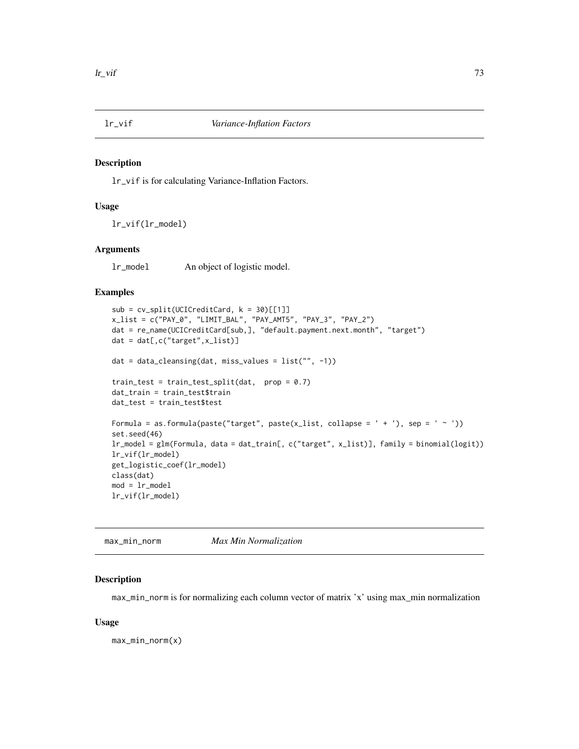## lr_vif — *Variance-Inflation Factors*

### Description

lr_vif is for calculating Variance-Inflation Factors.

### Usage

```
lr_vif(lr_model)
```

### Arguments

| | |
|---|---|
| lr_model | An object of logistic model. |

### Examples

```
sub = cv_split(UCICreditCard, k = 30)[[1]]
x_list = c("PAY_0", "LIMIT_BAL", "PAY_AMT5", "PAY_3", "PAY_2")
dat = re_name(UCICreditCard[sub,], "default.payment.next.month", "target")
dat = dat[,c("target",x_list)]

dat = data_cleansing(dat, miss_values = list("", -1))

train_test = train_test_split(dat,  prop = 0.7)
dat_train = train_test$train
dat_test = train_test$test

Formula = as.formula(paste("target", paste(x_list, collapse = ' + '), sep = ' ~ '))
set.seed(46)
lr_model = glm(Formula, data = dat_train[, c("target", x_list)], family = binomial(logit))
lr_vif(lr_model)
get_logistic_coef(lr_model)
class(dat)
mod = lr_model
lr_vif(lr_model)
```

## max_min_norm — *Max Min Normalization*

### Description

max_min_norm is for normalizing each column vector of matrix 'x' using max_min normalization

### Usage

```
max_min_norm(x)
```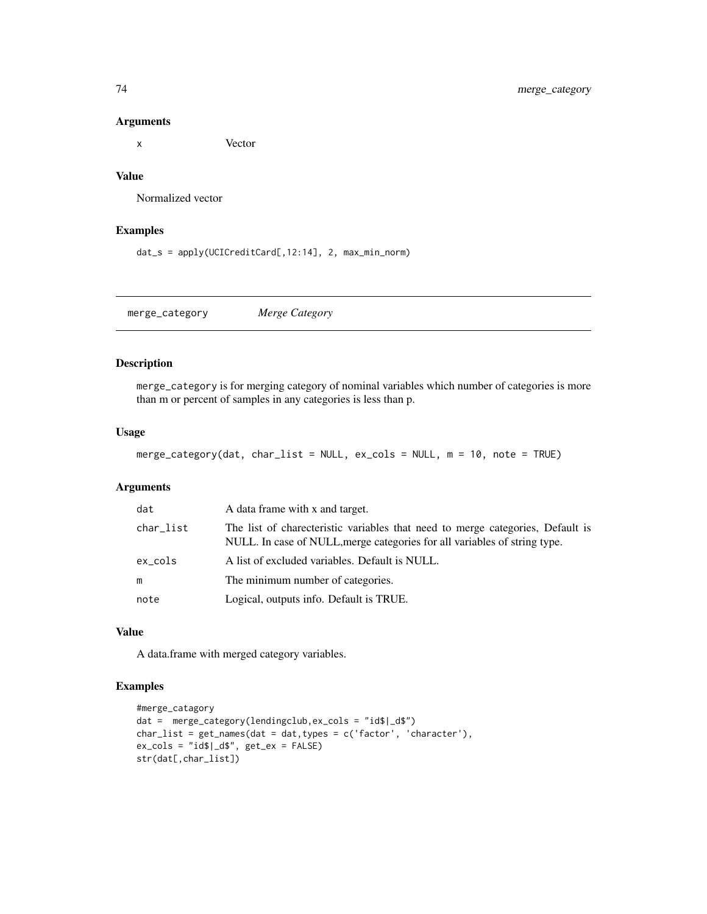### Arguments

| | |
|---|---|
| x | Vector |

### Value

Normalized vector

### Examples

```
dat_s = apply(UCICreditCard[,12:14], 2, max_min_norm)
```

---

## merge_category *Merge Category*

---

### Description

merge_category is for merging category of nominal variables which number of categories is more than m or percent of samples in any categories is less than p.

### Usage

```
merge_category(dat, char_list = NULL, ex_cols = NULL, m = 10, note = TRUE)
```

### Arguments

| | |
|---|---|
| dat | A data frame with x and target. |
| char_list | The list of charecteristic variables that need to merge categories, Default is NULL. In case of NULL,merge categories for all variables of string type. |
| ex_cols | A list of excluded variables. Default is NULL. |
| m | The minimum number of categories. |
| note | Logical, outputs info. Default is TRUE. |

### Value

A data.frame with merged category variables.

### Examples

```
#merge_catagory
dat =  merge_category(lendingclub,ex_cols = "id$|_d$")
char_list = get_names(dat = dat,types = c('factor', 'character'),
ex_cols = "id$|_d$", get_ex = FALSE)
str(dat[,char_list])
```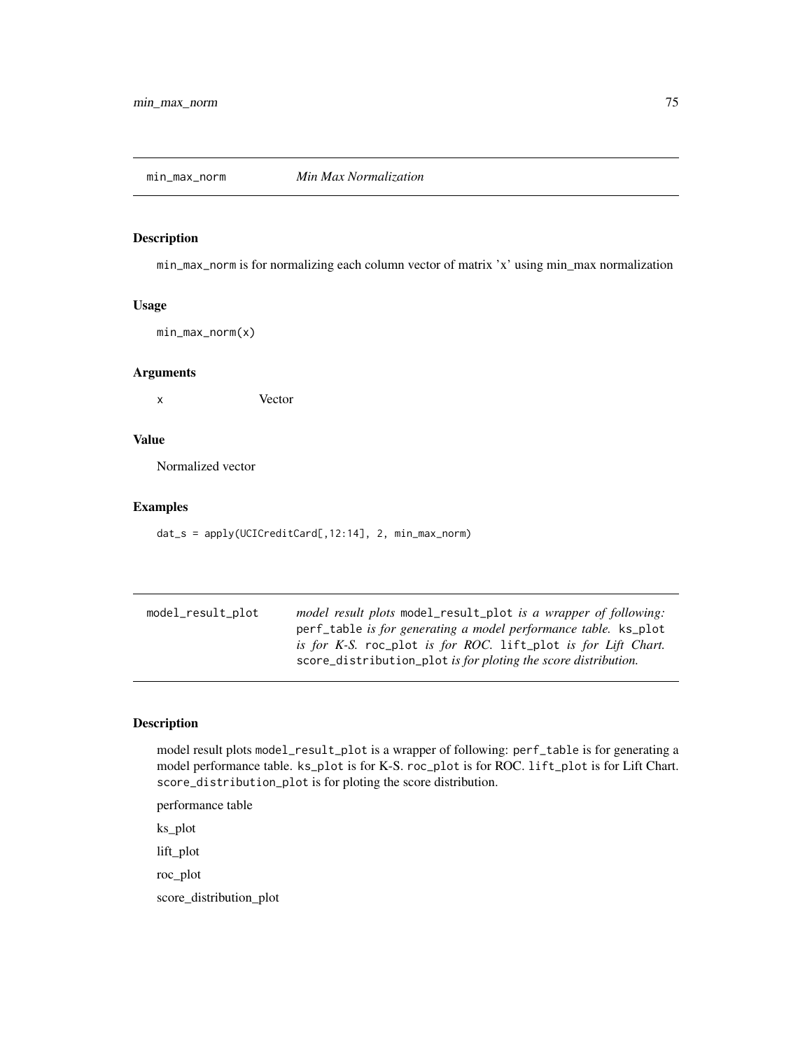## min_max_norm *Min Max Normalization*

### Description

min_max_norm is for normalizing each column vector of matrix 'x' using min_max normalization

### Usage

```
min_max_norm(x)
```

### Arguments

| | |
|---|---|
| x | Vector |

### Value

Normalized vector

### Examples

```
dat_s = apply(UCICreditCard[,12:14], 2, min_max_norm)
```

## model_result_plot *model result plots* model_result_plot *is a wrapper of following:* perf_table *is for generating a model performance table.* ks_plot *is for K-S.* roc_plot *is for ROC.* lift_plot *is for Lift Chart.* score_distribution_plot *is for ploting the score distribution.*

### Description

model result plots model_result_plot is a wrapper of following: perf_table is for generating a model performance table. ks_plot is for K-S. roc_plot is for ROC. lift_plot is for Lift Chart. score_distribution_plot is for ploting the score distribution.

performance table

ks_plot

lift_plot

roc_plot

score_distribution_plot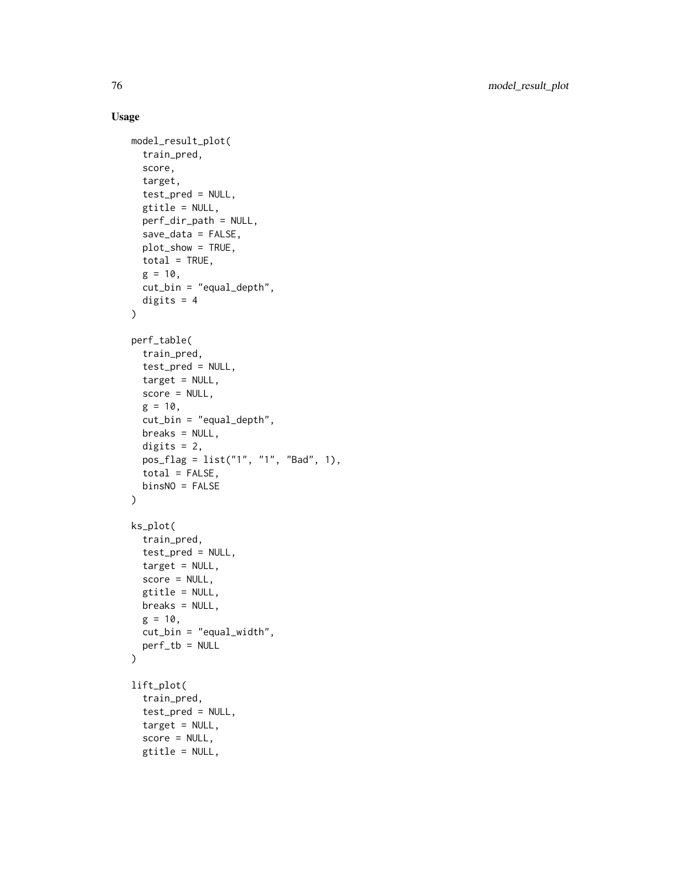## Usage

```
model_result_plot(
  train_pred,
  score,
  target,
  test_pred = NULL,
  gtitle = NULL,
  perf_dir_path = NULL,
  save_data = FALSE,
  plot_show = TRUE,
  total = TRUE,
  g = 10,
  cut_bin = "equal_depth",
  digits = 4
)

perf_table(
  train_pred,
  test_pred = NULL,
  target = NULL,
  score = NULL,
  g = 10,
  cut_bin = "equal_depth",
  breaks = NULL,
  digits = 2,
  pos_flag = list("1", "1", "Bad", 1),
  total = FALSE,
  binsNO = FALSE
)

ks_plot(
  train_pred,
  test_pred = NULL,
  target = NULL,
  score = NULL,
  gtitle = NULL,
  breaks = NULL,
  g = 10,
  cut_bin = "equal_width",
  perf_tb = NULL
)

lift_plot(
  train_pred,
  test_pred = NULL,
  target = NULL,
  score = NULL,
  gtitle = NULL,
```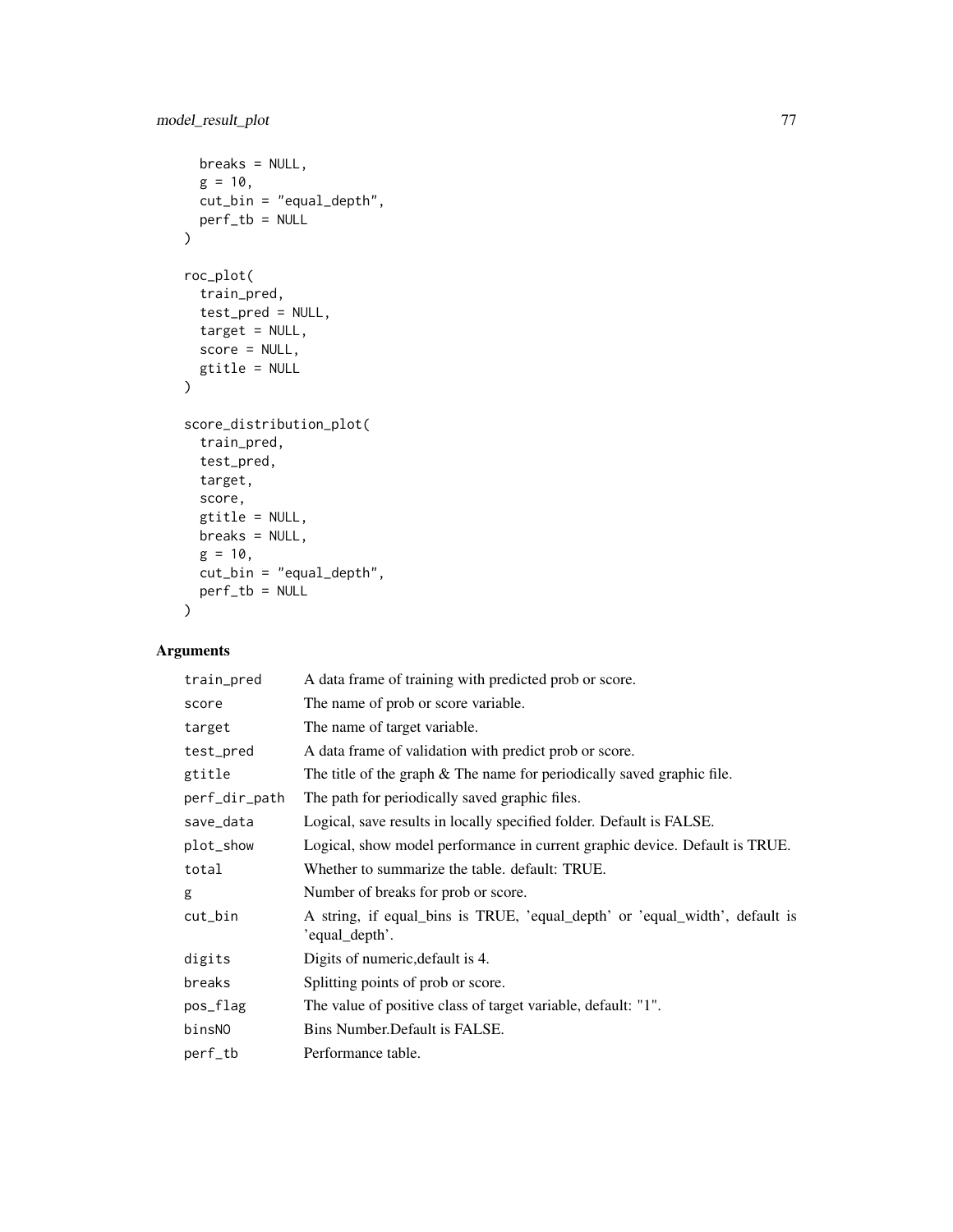```
  breaks = NULL,
  g = 10,
  cut_bin = "equal_depth",
  perf_tb = NULL
)

roc_plot(
  train_pred,
  test_pred = NULL,
  target = NULL,
  score = NULL,
  gtitle = NULL
)

score_distribution_plot(
  train_pred,
  test_pred,
  target,
  score,
  gtitle = NULL,
  breaks = NULL,
  g = 10,
  cut_bin = "equal_depth",
  perf_tb = NULL
)
```

## Arguments

| Argument | Description |
|---|---|
| train_pred | A data frame of training with predicted prob or score. |
| score | The name of prob or score variable. |
| target | The name of target variable. |
| test_pred | A data frame of validation with predict prob or score. |
| gtitle | The title of the graph & The name for periodically saved graphic file. |
| perf_dir_path | The path for periodically saved graphic files. |
| save_data | Logical, save results in locally specified folder. Default is FALSE. |
| plot_show | Logical, show model performance in current graphic device. Default is TRUE. |
| total | Whether to summarize the table. default: TRUE. |
| g | Number of breaks for prob or score. |
| cut_bin | A string, if equal_bins is TRUE, 'equal_depth' or 'equal_width', default is 'equal_depth'. |
| digits | Digits of numeric,default is 4. |
| breaks | Splitting points of prob or score. |
| pos_flag | The value of positive class of target variable, default: "1". |
| binsNO | Bins Number.Default is FALSE. |
| perf_tb | Performance table. |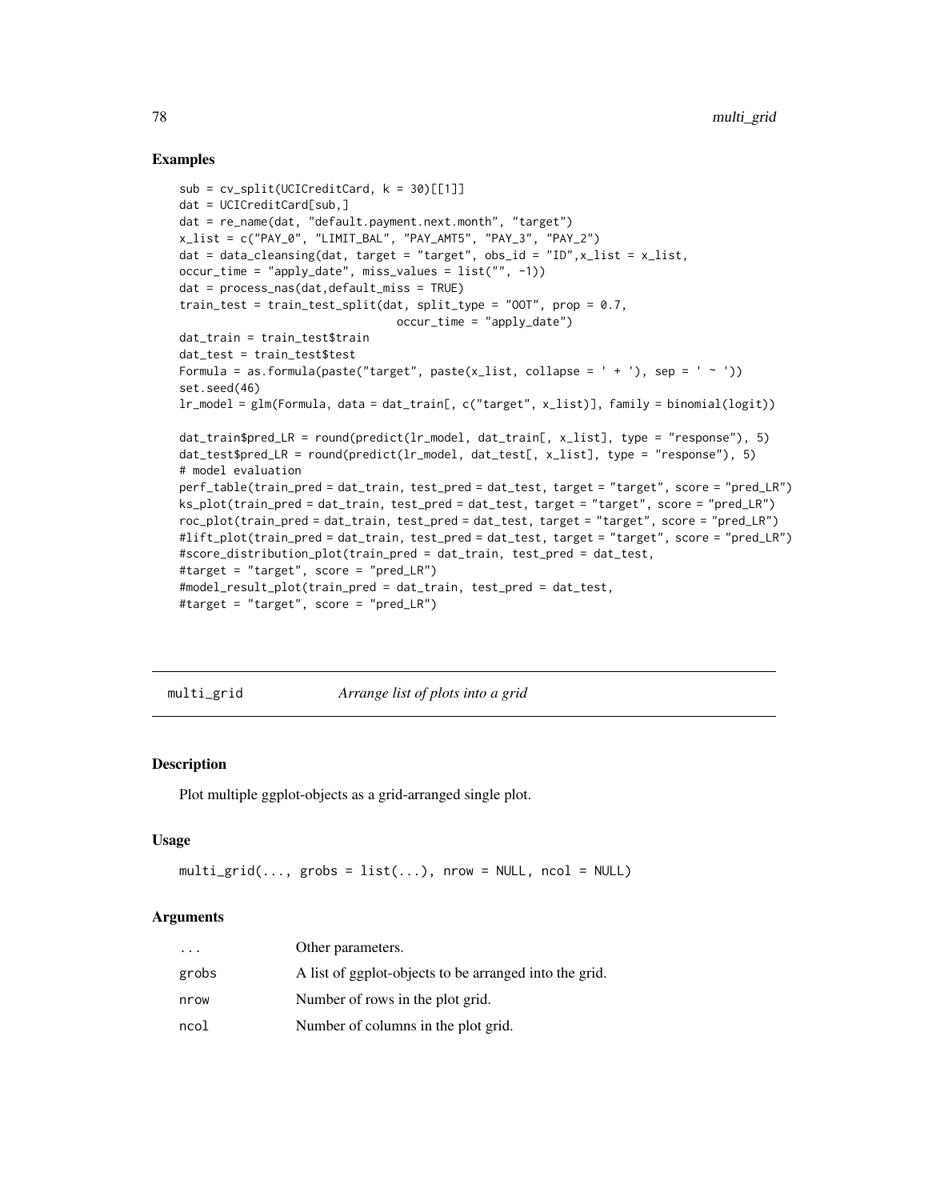## Examples

```
sub = cv_split(UCICreditCard, k = 30)[[1]]
dat = UCICreditCard[sub,]
dat = re_name(dat, "default.payment.next.month", "target")
x_list = c("PAY_0", "LIMIT_BAL", "PAY_AMT5", "PAY_3", "PAY_2")
dat = data_cleansing(dat, target = "target", obs_id = "ID",x_list = x_list,
occur_time = "apply_date", miss_values = list("", -1))
dat = process_nas(dat,default_miss = TRUE)
train_test = train_test_split(dat, split_type = "OOT", prop = 0.7,
                              occur_time = "apply_date")
dat_train = train_test$train
dat_test = train_test$test
Formula = as.formula(paste("target", paste(x_list, collapse = ' + '), sep = ' ~ '))
set.seed(46)
lr_model = glm(Formula, data = dat_train[, c("target", x_list)], family = binomial(logit))

dat_train$pred_LR = round(predict(lr_model, dat_train[, x_list], type = "response"), 5)
dat_test$pred_LR = round(predict(lr_model, dat_test[, x_list], type = "response"), 5)
# model evaluation
perf_table(train_pred = dat_train, test_pred = dat_test, target = "target", score = "pred_LR")
ks_plot(train_pred = dat_train, test_pred = dat_test, target = "target", score = "pred_LR")
roc_plot(train_pred = dat_train, test_pred = dat_test, target = "target", score = "pred_LR")
#lift_plot(train_pred = dat_train, test_pred = dat_test, target = "target", score = "pred_LR")
#score_distribution_plot(train_pred = dat_train, test_pred = dat_test,
#target = "target", score = "pred_LR")
#model_result_plot(train_pred = dat_train, test_pred = dat_test,
#target = "target", score = "pred_LR")
```

---

# multi_grid *Arrange list of plots into a grid*

## Description

Plot multiple ggplot-objects as a grid-arranged single plot.

## Usage

```
multi_grid(..., grobs = list(...), nrow = NULL, ncol = NULL)
```

## Arguments

| | |
|---|---|
| ... | Other parameters. |
| grobs | A list of ggplot-objects to be arranged into the grid. |
| nrow | Number of rows in the plot grid. |
| ncol | Number of columns in the plot grid. |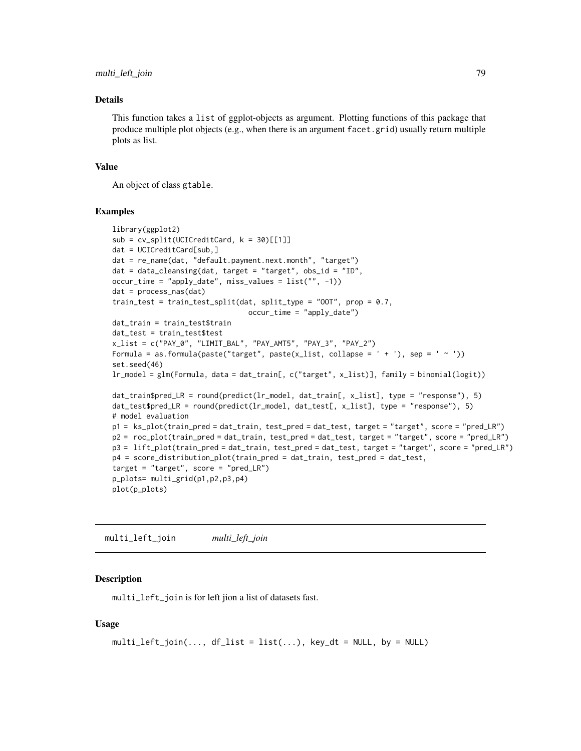### Details

This function takes a `list` of ggplot-objects as argument. Plotting functions of this package that produce multiple plot objects (e.g., when there is an argument `facet.grid`) usually return multiple plots as list.

### Value

An object of class `gtable`.

### Examples

```
library(ggplot2)
sub = cv_split(UCICreditCard, k = 30)[[1]]
dat = UCICreditCard[sub,]
dat = re_name(dat, "default.payment.next.month", "target")
dat = data_cleansing(dat, target = "target", obs_id = "ID",
occur_time = "apply_date", miss_values = list("", -1))
dat = process_nas(dat)
train_test = train_test_split(dat, split_type = "OOT", prop = 0.7,
                                occur_time = "apply_date")
dat_train = train_test$train
dat_test = train_test$test
x_list = c("PAY_0", "LIMIT_BAL", "PAY_AMT5", "PAY_3", "PAY_2")
Formula = as.formula(paste("target", paste(x_list, collapse = ' + '), sep = ' ~ '))
set.seed(46)
lr_model = glm(Formula, data = dat_train[, c("target", x_list)], family = binomial(logit))

dat_train$pred_LR = round(predict(lr_model, dat_train[, x_list], type = "response"), 5)
dat_test$pred_LR = round(predict(lr_model, dat_test[, x_list], type = "response"), 5)
# model evaluation
p1 = ks_plot(train_pred = dat_train, test_pred = dat_test, target = "target", score = "pred_LR")
p2 = roc_plot(train_pred = dat_train, test_pred = dat_test, target = "target", score = "pred_LR")
p3 = lift_plot(train_pred = dat_train, test_pred = dat_test, target = "target", score = "pred_LR")
p4 = score_distribution_plot(train_pred = dat_train, test_pred = dat_test,
target = "target", score = "pred_LR")
p_plots= multi_grid(p1,p2,p3,p4)
plot(p_plots)
```

---

## multi_left_join *multi_left_join*

### Description

`multi_left_join` is for left jion a list of datasets fast.

### Usage

```
multi_left_join(..., df_list = list(...), key_dt = NULL, by = NULL)
```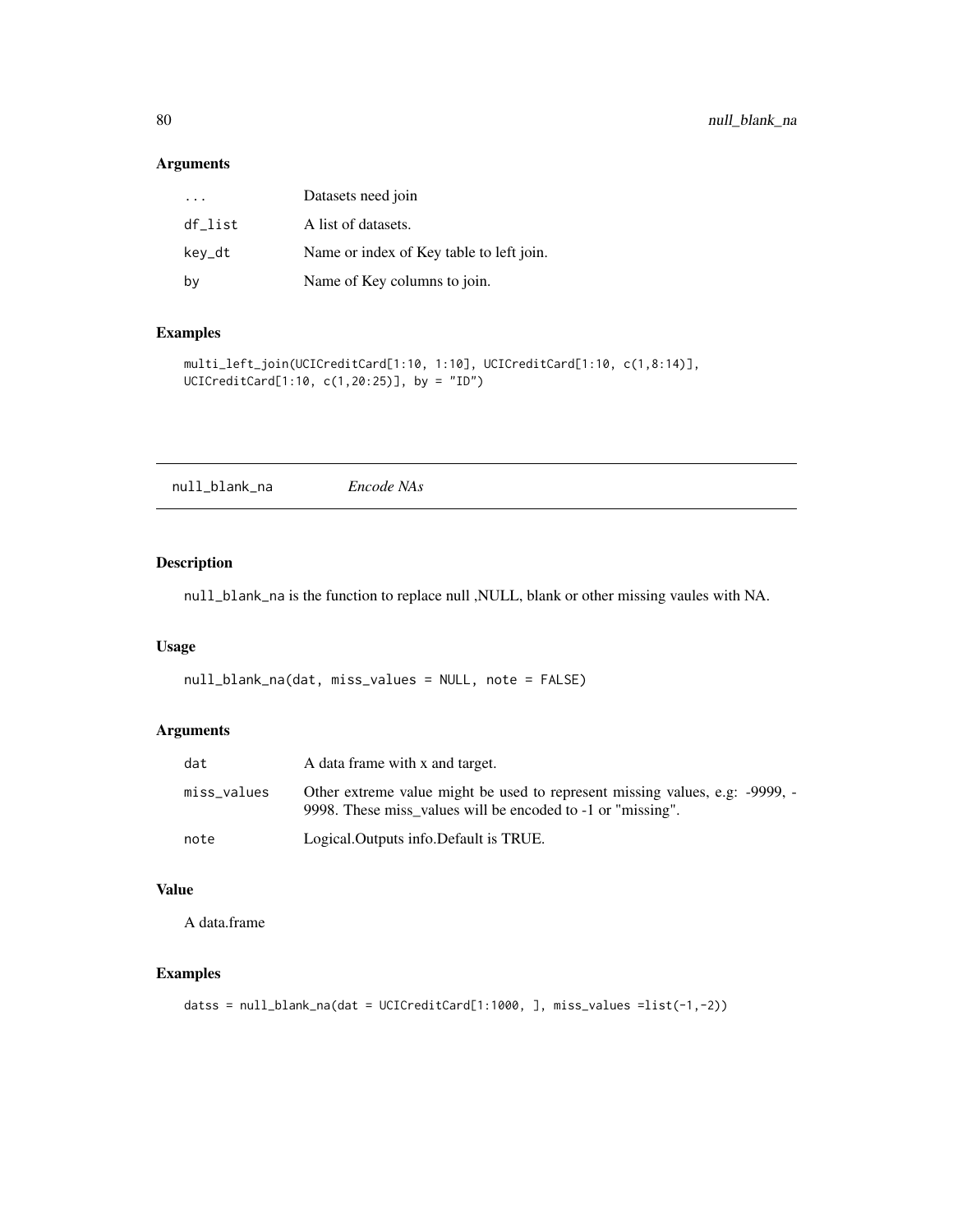## Arguments

| | |
|---|---|
| ... | Datasets need join |
| df_list | A list of datasets. |
| key_dt | Name or index of Key table to left join. |
| by | Name of Key columns to join. |

## Examples

```
multi_left_join(UCICreditCard[1:10, 1:10], UCICreditCard[1:10, c(1,8:14)],
UCICreditCard[1:10, c(1,20:25)], by = "ID")
```

---

# null_blank_na *Encode NAs*

## Description

null_blank_na is the function to replace null ,NULL, blank or other missing vaules with NA.

## Usage

```
null_blank_na(dat, miss_values = NULL, note = FALSE)
```

## Arguments

| | |
|---|---|
| dat | A data frame with x and target. |
| miss_values | Other extreme value might be used to represent missing values, e.g: -9999, -9998. These miss_values will be encoded to -1 or "missing". |
| note | Logical.Outputs info.Default is TRUE. |

## Value

A data.frame

## Examples

```
datss = null_blank_na(dat = UCICreditCard[1:1000, ], miss_values =list(-1,-2))
```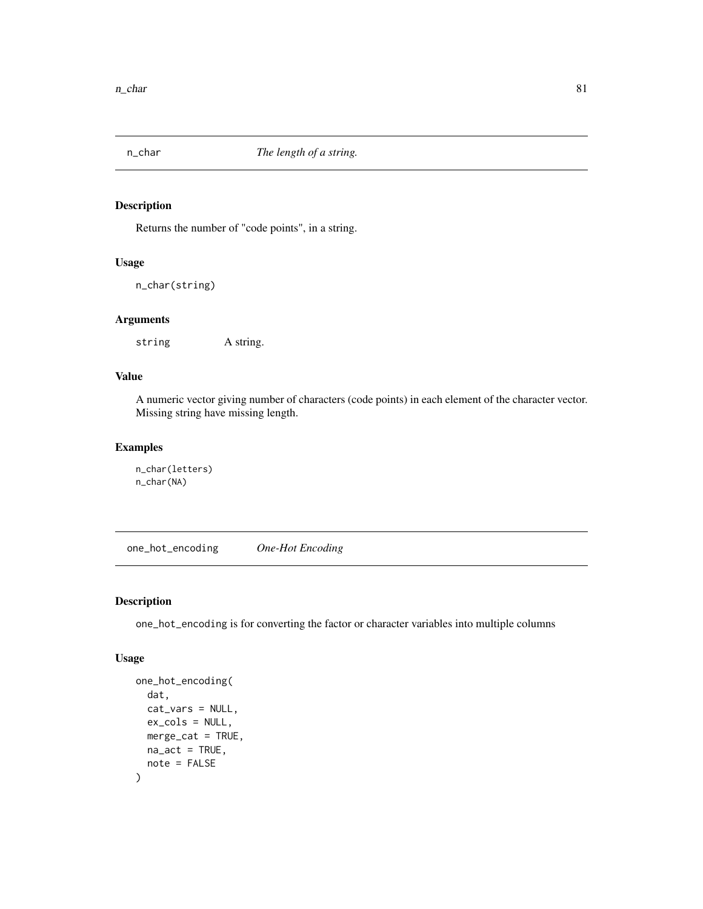## n_char — *The length of a string.*

### Description

Returns the number of "code points", in a string.

### Usage

```
n_char(string)
```

### Arguments

| | |
|---|---|
| string | A string. |

### Value

A numeric vector giving number of characters (code points) in each element of the character vector. Missing string have missing length.

### Examples

```
n_char(letters)
n_char(NA)
```

## one_hot_encoding — *One-Hot Encoding*

### Description

one_hot_encoding is for converting the factor or character variables into multiple columns

### Usage

```
one_hot_encoding(
  dat,
  cat_vars = NULL,
  ex_cols = NULL,
  merge_cat = TRUE,
  na_act = TRUE,
  note = FALSE
)
```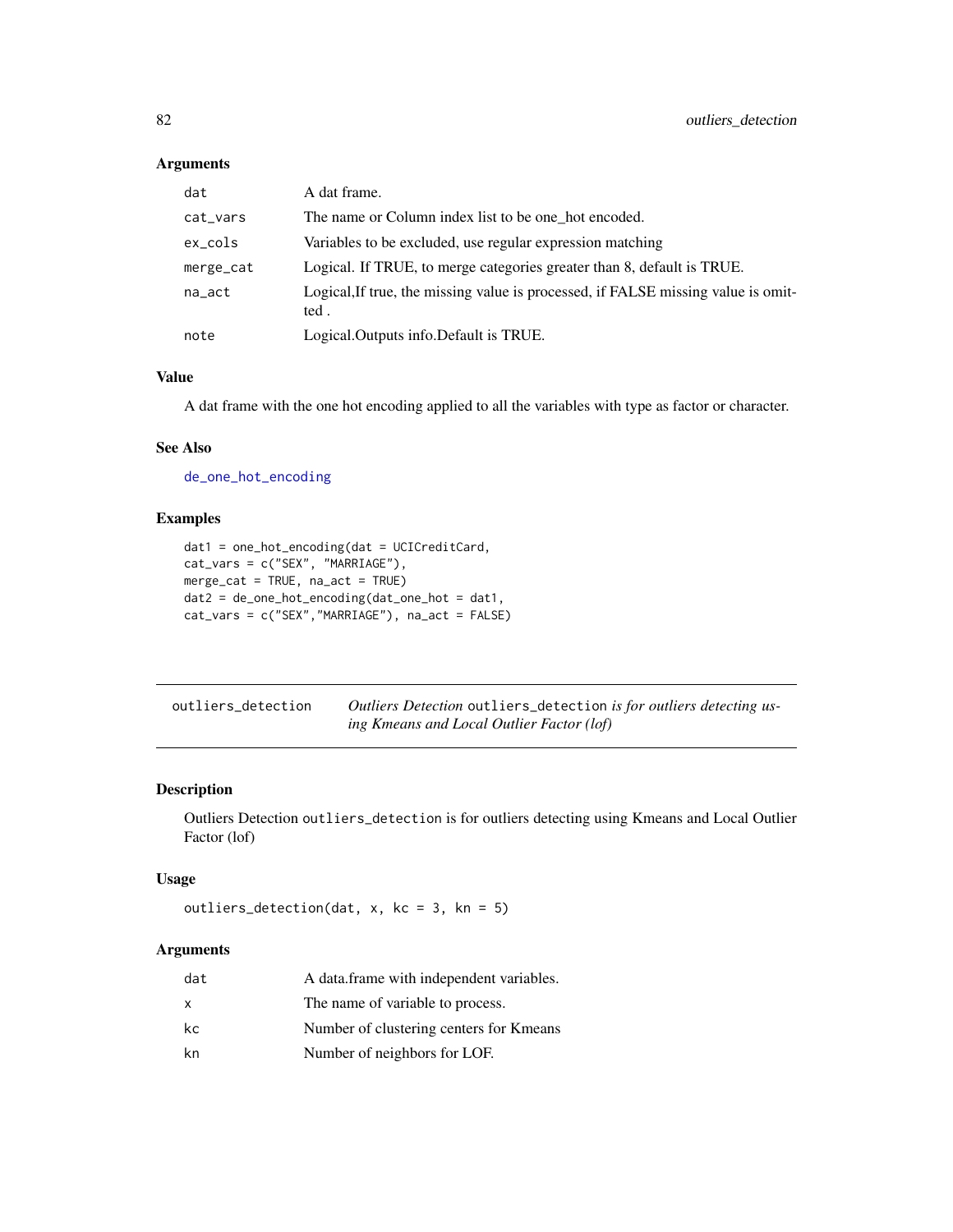### Arguments

| | |
|---|---|
| dat | A dat frame. |
| cat_vars | The name or Column index list to be one_hot encoded. |
| ex_cols | Variables to be excluded, use regular expression matching |
| merge_cat | Logical. If TRUE, to merge categories greater than 8, default is TRUE. |
| na_act | Logical,If true, the missing value is processed, if FALSE missing value is omitted . |
| note | Logical.Outputs info.Default is TRUE. |

### Value

A dat frame with the one hot encoding applied to all the variables with type as factor or character.

### See Also

de_one_hot_encoding

### Examples

```
dat1 = one_hot_encoding(dat = UCICreditCard,
cat_vars = c("SEX", "MARRIAGE"),
merge_cat = TRUE, na_act = TRUE)
dat2 = de_one_hot_encoding(dat_one_hot = dat1,
cat_vars = c("SEX","MARRIAGE"), na_act = FALSE)
```

---

## outliers_detection — *Outliers Detection* `outliers_detection` *is for outliers detecting using Kmeans and Local Outlier Factor (lof)*

---

### Description

Outliers Detection `outliers_detection` is for outliers detecting using Kmeans and Local Outlier Factor (lof)

### Usage

```
outliers_detection(dat, x, kc = 3, kn = 5)
```

### Arguments

| | |
|---|---|
| dat | A data.frame with independent variables. |
| x | The name of variable to process. |
| kc | Number of clustering centers for Kmeans |
| kn | Number of neighbors for LOF. |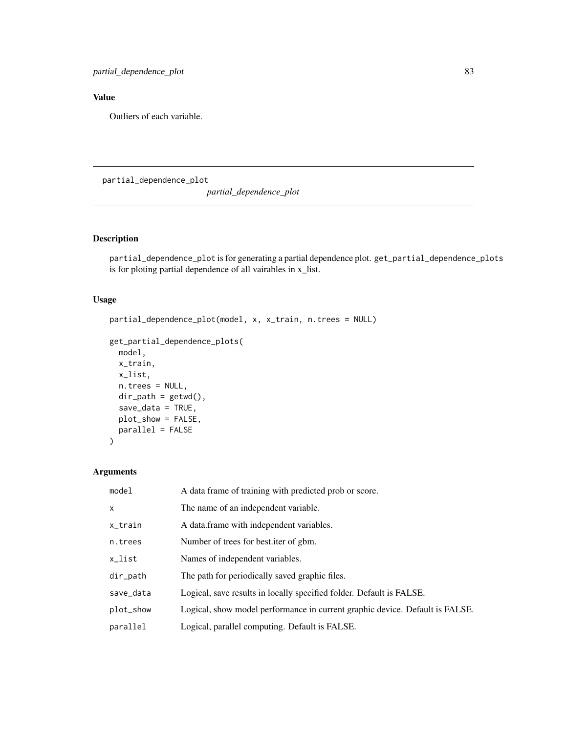## Value

Outliers of each variable.

---

`partial_dependence_plot` *partial_dependence_plot*

---

## Description

`partial_dependence_plot` is for generating a partial dependence plot. `get_partial_dependence_plots` is for ploting partial dependence of all vairables in x_list.

## Usage

```
partial_dependence_plot(model, x, x_train, n.trees = NULL)

get_partial_dependence_plots(
  model,
  x_train,
  x_list,
  n.trees = NULL,
  dir_path = getwd(),
  save_data = TRUE,
  plot_show = FALSE,
  parallel = FALSE
)
```

## Arguments

| | |
|---|---|
| `model` | A data frame of training with predicted prob or score. |
| `x` | The name of an independent variable. |
| `x_train` | A data.frame with independent variables. |
| `n.trees` | Number of trees for best.iter of gbm. |
| `x_list` | Names of independent variables. |
| `dir_path` | The path for periodically saved graphic files. |
| `save_data` | Logical, save results in locally specified folder. Default is FALSE. |
| `plot_show` | Logical, show model performance in current graphic device. Default is FALSE. |
| `parallel` | Logical, parallel computing. Default is FALSE. |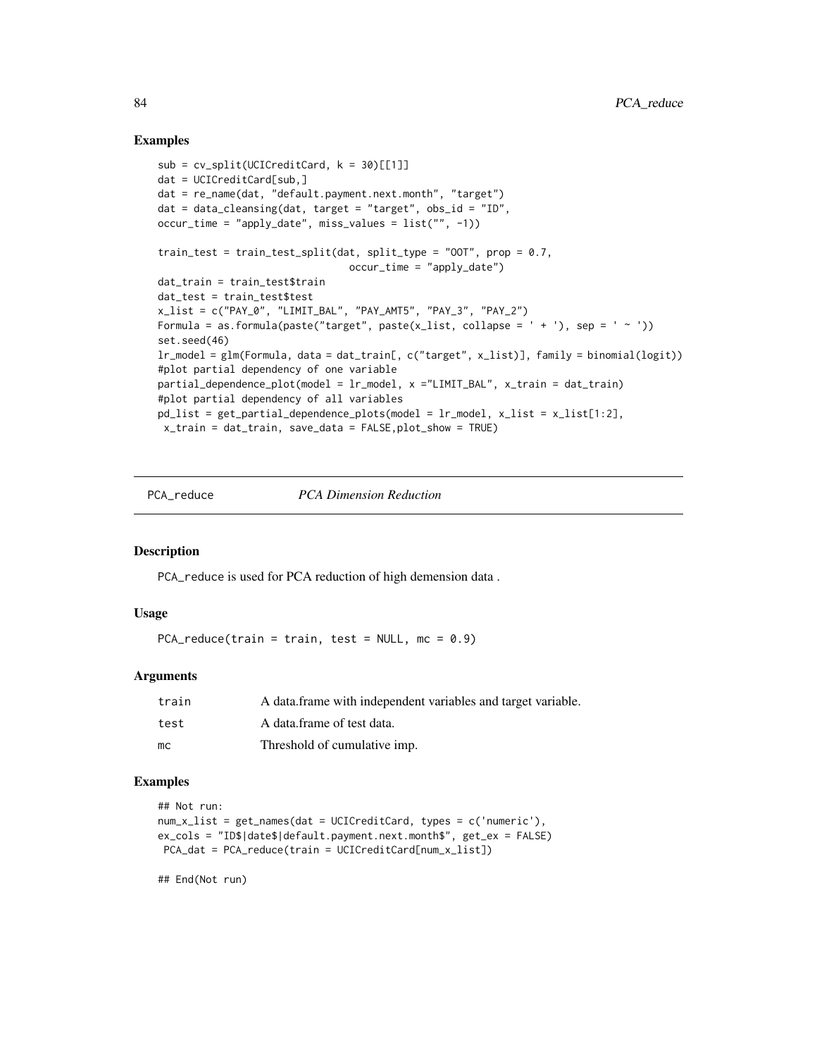## Examples

```
sub = cv_split(UCICreditCard, k = 30)[[1]]
dat = UCICreditCard[sub,]
dat = re_name(dat, "default.payment.next.month", "target")
dat = data_cleansing(dat, target = "target", obs_id = "ID",
occur_time = "apply_date", miss_values = list("", -1))

train_test = train_test_split(dat, split_type = "OOT", prop = 0.7,
                              occur_time = "apply_date")
dat_train = train_test$train
dat_test = train_test$test
x_list = c("PAY_0", "LIMIT_BAL", "PAY_AMT5", "PAY_3", "PAY_2")
Formula = as.formula(paste("target", paste(x_list, collapse = ' + '), sep = ' ~ '))
set.seed(46)
lr_model = glm(Formula, data = dat_train[, c("target", x_list)], family = binomial(logit))
#plot partial dependency of one variable
partial_dependence_plot(model = lr_model, x ="LIMIT_BAL", x_train = dat_train)
#plot partial dependency of all variables
pd_list = get_partial_dependence_plots(model = lr_model, x_list = x_list[1:2],
 x_train = dat_train, save_data = FALSE,plot_show = TRUE)
```

---

# PCA_reduce *PCA Dimension Reduction*

## Description

PCA_reduce is used for PCA reduction of high demension data .

## Usage

```
PCA_reduce(train = train, test = NULL, mc = 0.9)
```

## Arguments

| | |
|---|---|
| train | A data.frame with independent variables and target variable. |
| test | A data.frame of test data. |
| mc | Threshold of cumulative imp. |

## Examples

```
## Not run:
num_x_list = get_names(dat = UCICreditCard, types = c('numeric'),
ex_cols = "ID$|date$|default.payment.next.month$", get_ex = FALSE)
 PCA_dat = PCA_reduce(train = UCICreditCard[num_x_list])

## End(Not run)
```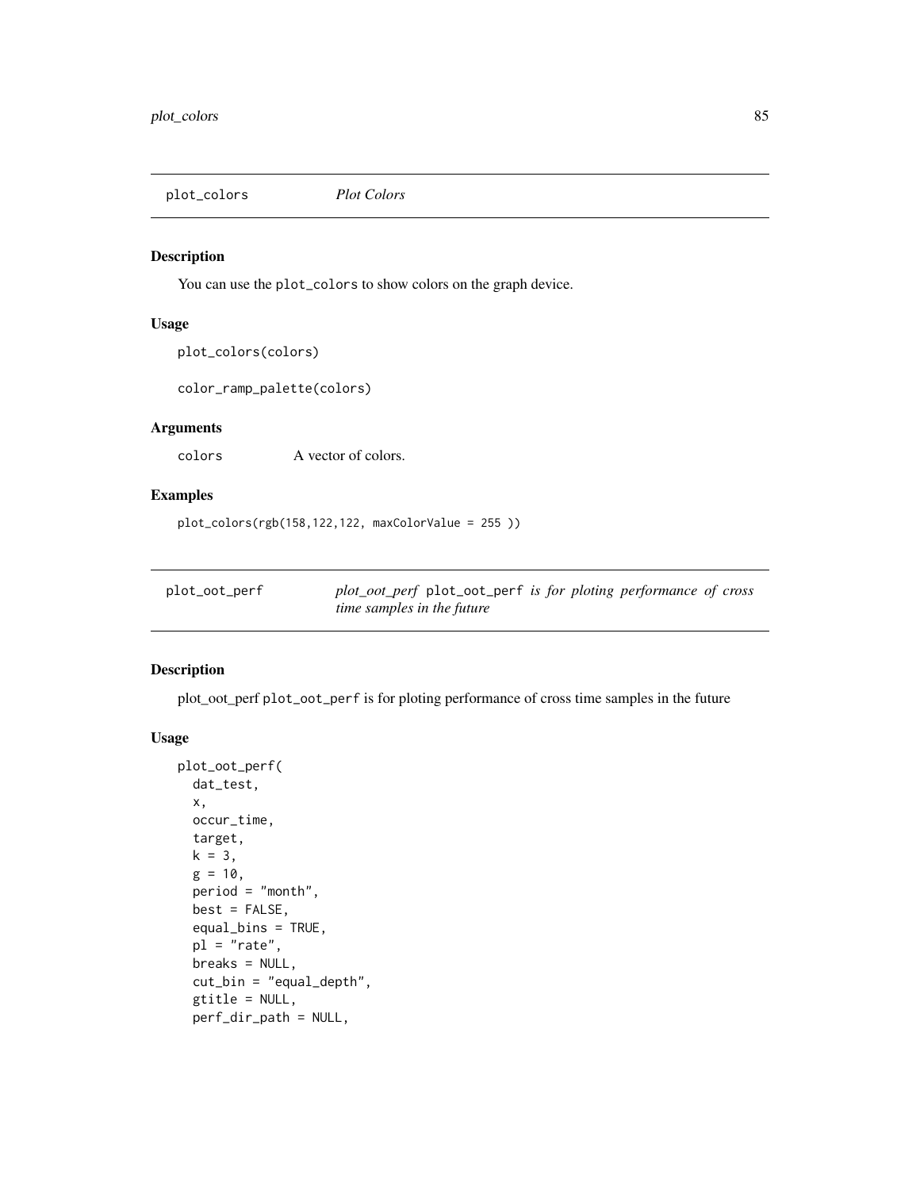plot_colors *Plot Colors*

### Description

You can use the `plot_colors` to show colors on the graph device.

### Usage

```
plot_colors(colors)

color_ramp_palette(colors)
```

### Arguments

| | |
|---|---|
| colors | A vector of colors. |

### Examples

```
plot_colors(rgb(158,122,122, maxColorValue = 255 ))
```

---

plot_oot_perf *plot_oot_perf* `plot_oot_perf` *is for ploting performance of cross time samples in the future*

### Description

plot_oot_perf `plot_oot_perf` is for ploting performance of cross time samples in the future

### Usage

```
plot_oot_perf(
  dat_test,
  x,
  occur_time,
  target,
  k = 3,
  g = 10,
  period = "month",
  best = FALSE,
  equal_bins = TRUE,
  pl = "rate",
  breaks = NULL,
  cut_bin = "equal_depth",
  gtitle = NULL,
  perf_dir_path = NULL,
```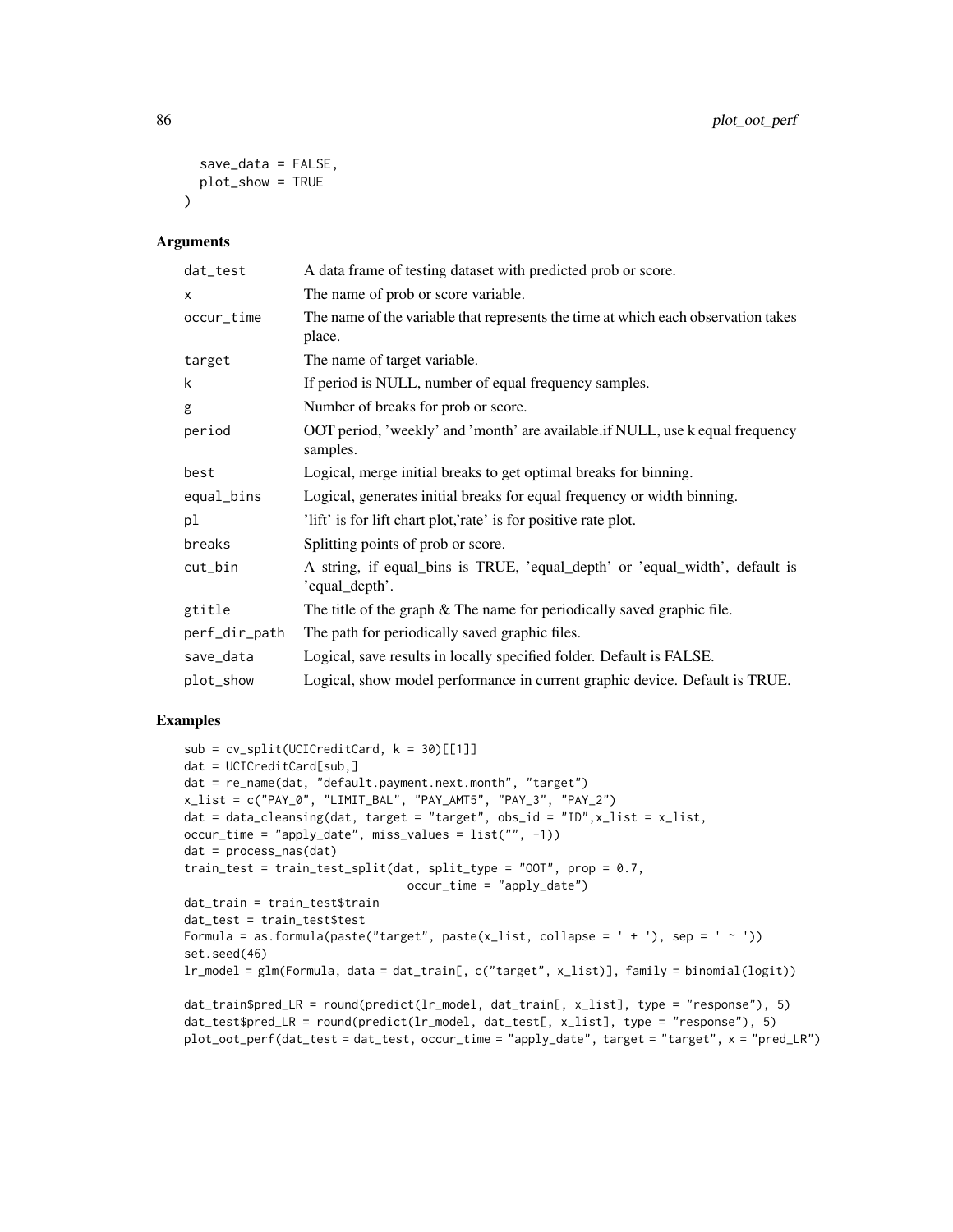```
  save_data = FALSE,
  plot_show = TRUE
)
```

## Arguments

| | |
|---|---|
| dat_test | A data frame of testing dataset with predicted prob or score. |
| x | The name of prob or score variable. |
| occur_time | The name of the variable that represents the time at which each observation takes place. |
| target | The name of target variable. |
| k | If period is NULL, number of equal frequency samples. |
| g | Number of breaks for prob or score. |
| period | OOT period, 'weekly' and 'month' are available.if NULL, use k equal frequency samples. |
| best | Logical, merge initial breaks to get optimal breaks for binning. |
| equal_bins | Logical, generates initial breaks for equal frequency or width binning. |
| pl | 'lift' is for lift chart plot,'rate' is for positive rate plot. |
| breaks | Splitting points of prob or score. |
| cut_bin | A string, if equal_bins is TRUE, 'equal_depth' or 'equal_width', default is 'equal_depth'. |
| gtitle | The title of the graph & The name for periodically saved graphic file. |
| perf_dir_path | The path for periodically saved graphic files. |
| save_data | Logical, save results in locally specified folder. Default is FALSE. |
| plot_show | Logical, show model performance in current graphic device. Default is TRUE. |

## Examples

```
sub = cv_split(UCICreditCard, k = 30)[[1]]
dat = UCICreditCard[sub,]
dat = re_name(dat, "default.payment.next.month", "target")
x_list = c("PAY_0", "LIMIT_BAL", "PAY_AMT5", "PAY_3", "PAY_2")
dat = data_cleansing(dat, target = "target", obs_id = "ID",x_list = x_list,
occur_time = "apply_date", miss_values = list("", -1))
dat = process_nas(dat)
train_test = train_test_split(dat, split_type = "OOT", prop = 0.7,
                              occur_time = "apply_date")
dat_train = train_test$train
dat_test = train_test$test
Formula = as.formula(paste("target", paste(x_list, collapse = ' + '), sep = ' ~ '))
set.seed(46)
lr_model = glm(Formula, data = dat_train[, c("target", x_list)], family = binomial(logit))

dat_train$pred_LR = round(predict(lr_model, dat_train[, x_list], type = "response"), 5)
dat_test$pred_LR = round(predict(lr_model, dat_test[, x_list], type = "response"), 5)
plot_oot_perf(dat_test = dat_test, occur_time = "apply_date", target = "target", x = "pred_LR")
```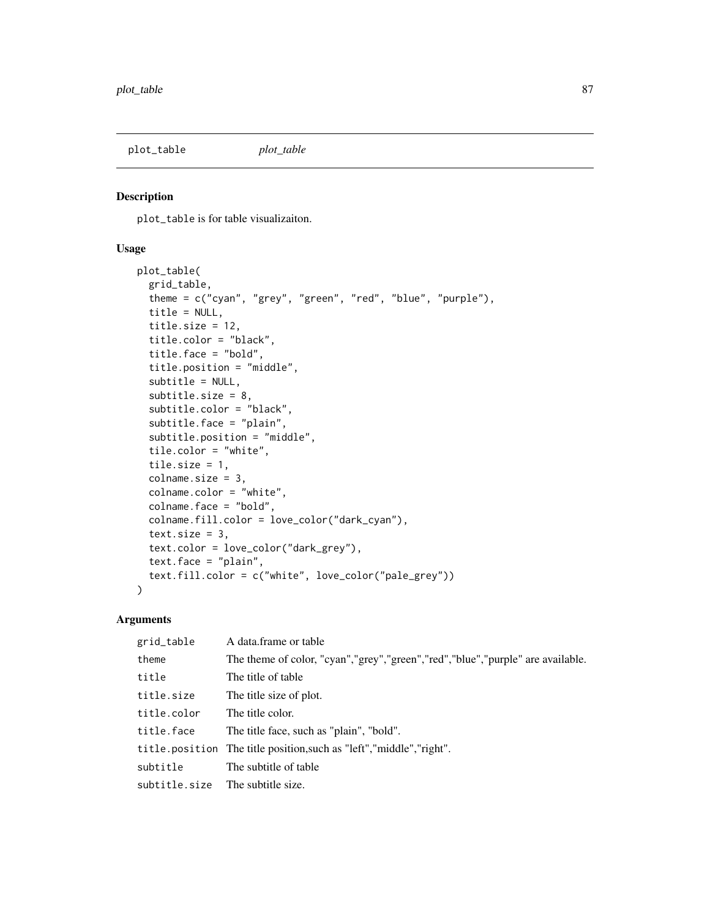plot_table *plot_table*

## Description

`plot_table` is for table visualizaiton.

## Usage

```
plot_table(
  grid_table,
  theme = c("cyan", "grey", "green", "red", "blue", "purple"),
  title = NULL,
  title.size = 12,
  title.color = "black",
  title.face = "bold",
  title.position = "middle",
  subtitle = NULL,
  subtitle.size = 8,
  subtitle.color = "black",
  subtitle.face = "plain",
  subtitle.position = "middle",
  tile.color = "white",
  tile.size = 1,
  colname.size = 3,
  colname.color = "white",
  colname.face = "bold",
  colname.fill.color = love_color("dark_cyan"),
  text.size = 3,
  text.color = love_color("dark_grey"),
  text.face = "plain",
  text.fill.color = c("white", love_color("pale_grey"))
)
```

## Arguments

| | |
|---|---|
| `grid_table` | A data.frame or table |
| `theme` | The theme of color, "cyan","grey","green","red","blue","purple" are available. |
| `title` | The title of table |
| `title.size` | The title size of plot. |
| `title.color` | The title color. |
| `title.face` | The title face, such as "plain", "bold". |
| `title.position` | The title position,such as "left","middle","right". |
| `subtitle` | The subtitle of table |
| `subtitle.size` | The subtitle size. |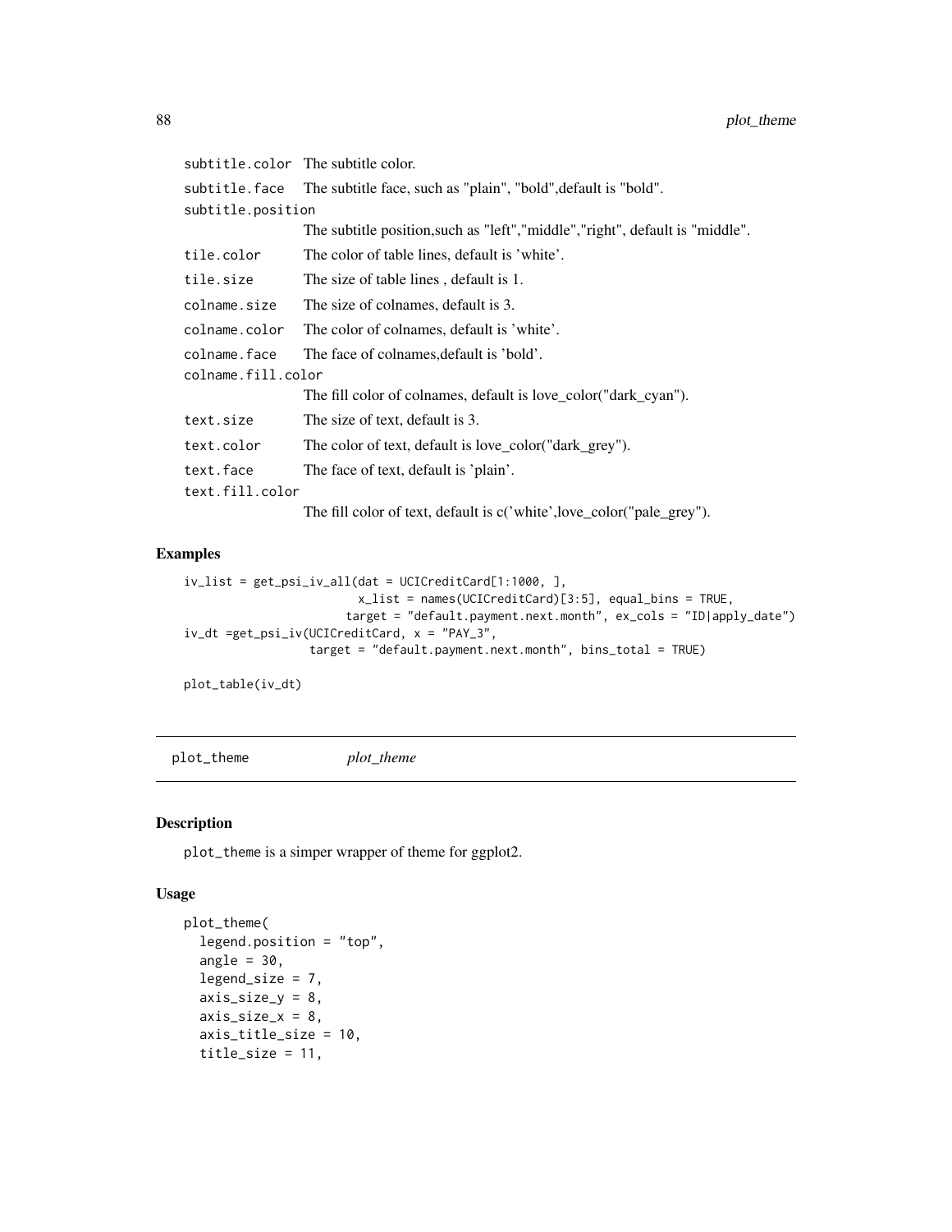| | |
|---|---|
| subtitle.color | The subtitle color. |
| subtitle.face | The subtitle face, such as "plain", "bold",default is "bold". |
| subtitle.position | The subtitle position,such as "left","middle","right", default is "middle". |
| tile.color | The color of table lines, default is 'white'. |
| tile.size | The size of table lines , default is 1. |
| colname.size | The size of colnames, default is 3. |
| colname.color | The color of colnames, default is 'white'. |
| colname.face | The face of colnames,default is 'bold'. |
| colname.fill.color | The fill color of colnames, default is love_color("dark_cyan"). |
| text.size | The size of text, default is 3. |
| text.color | The color of text, default is love_color("dark_grey"). |
| text.face | The face of text, default is 'plain'. |
| text.fill.color | The fill color of text, default is c('white',love_color("pale_grey"). |

## Examples

```
iv_list = get_psi_iv_all(dat = UCICreditCard[1:1000, ],
                        x_list = names(UCICreditCard)[3:5], equal_bins = TRUE,
                      target = "default.payment.next.month", ex_cols = "ID|apply_date")
iv_dt =get_psi_iv(UCICreditCard, x = "PAY_3",
                 target = "default.payment.next.month", bins_total = TRUE)

plot_table(iv_dt)
```

---

# plot_theme *plot_theme*

## Description

plot_theme is a simper wrapper of theme for ggplot2.

## Usage

```
plot_theme(
  legend.position = "top",
  angle = 30,
  legend_size = 7,
  axis_size_y = 8,
  axis_size_x = 8,
  axis_title_size = 10,
  title_size = 11,
```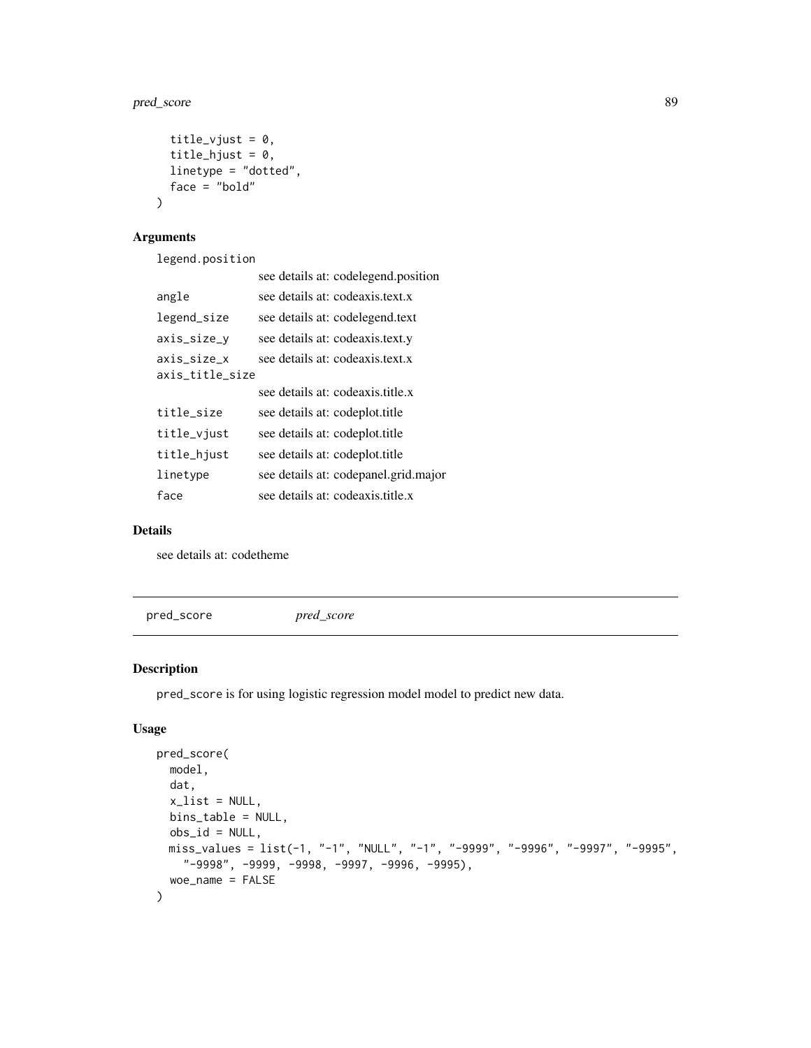```
  title_vjust = 0,
  title_hjust = 0,
  linetype = "dotted",
  face = "bold"
)
```

### Arguments

| | |
|---|---|
| legend.position | see details at: codelegend.position |
| angle | see details at: codeaxis.text.x |
| legend_size | see details at: codelegend.text |
| axis_size_y | see details at: codeaxis.text.y |
| axis_size_x | see details at: codeaxis.text.x |
| axis_title_size | see details at: codeaxis.title.x |
| title_size | see details at: codeplot.title |
| title_vjust | see details at: codeplot.title |
| title_hjust | see details at: codeplot.title |
| linetype | see details at: codepanel.grid.major |
| face | see details at: codeaxis.title.x |

### Details

see details at: codetheme

---

## pred_score &nbsp;&nbsp;&nbsp;&nbsp; *pred_score*

---

### Description

pred_score is for using logistic regression model model to predict new data.

### Usage

```
pred_score(
  model,
  dat,
  x_list = NULL,
  bins_table = NULL,
  obs_id = NULL,
  miss_values = list(-1, "-1", "NULL", "-1", "-9999", "-9996", "-9997", "-9995",
    "-9998", -9999, -9998, -9997, -9996, -9995),
  woe_name = FALSE
)
```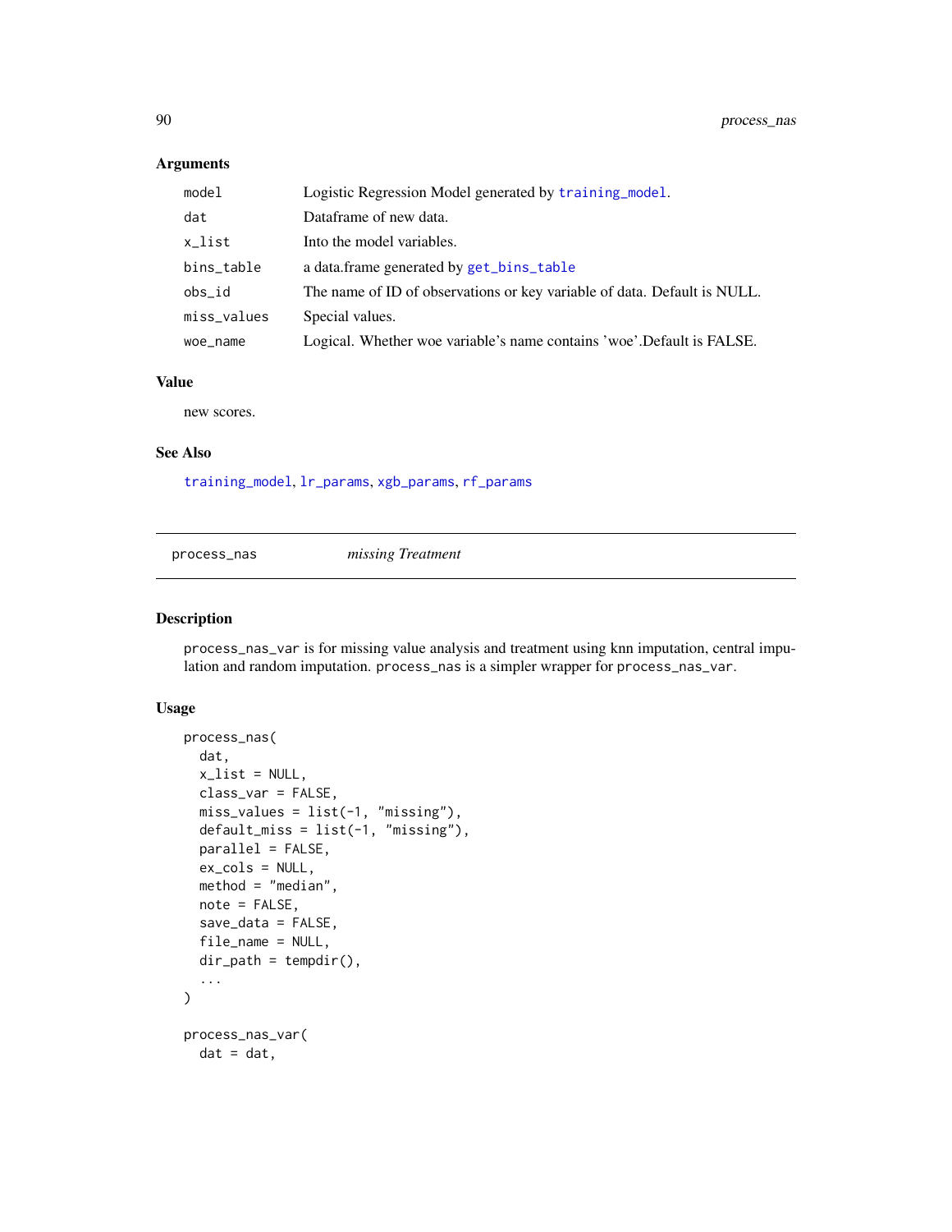### Arguments

| | |
|---|---|
| model | Logistic Regression Model generated by training_model. |
| dat | Dataframe of new data. |
| x_list | Into the model variables. |
| bins_table | a data.frame generated by get_bins_table |
| obs_id | The name of ID of observations or key variable of data. Default is NULL. |
| miss_values | Special values. |
| woe_name | Logical. Whether woe variable's name contains 'woe'.Default is FALSE. |

### Value

new scores.

### See Also

training_model, lr_params, xgb_params, rf_params

---

## process_nas &nbsp;&nbsp;&nbsp; *missing Treatment*

### Description

process_nas_var is for missing value analysis and treatment using knn imputation, central impulation and random imputation. process_nas is a simpler wrapper for process_nas_var.

### Usage

```
process_nas(
  dat,
  x_list = NULL,
  class_var = FALSE,
  miss_values = list(-1, "missing"),
  default_miss = list(-1, "missing"),
  parallel = FALSE,
  ex_cols = NULL,
  method = "median",
  note = FALSE,
  save_data = FALSE,
  file_name = NULL,
  dir_path = tempdir(),
  ...
)

process_nas_var(
  dat = dat,
```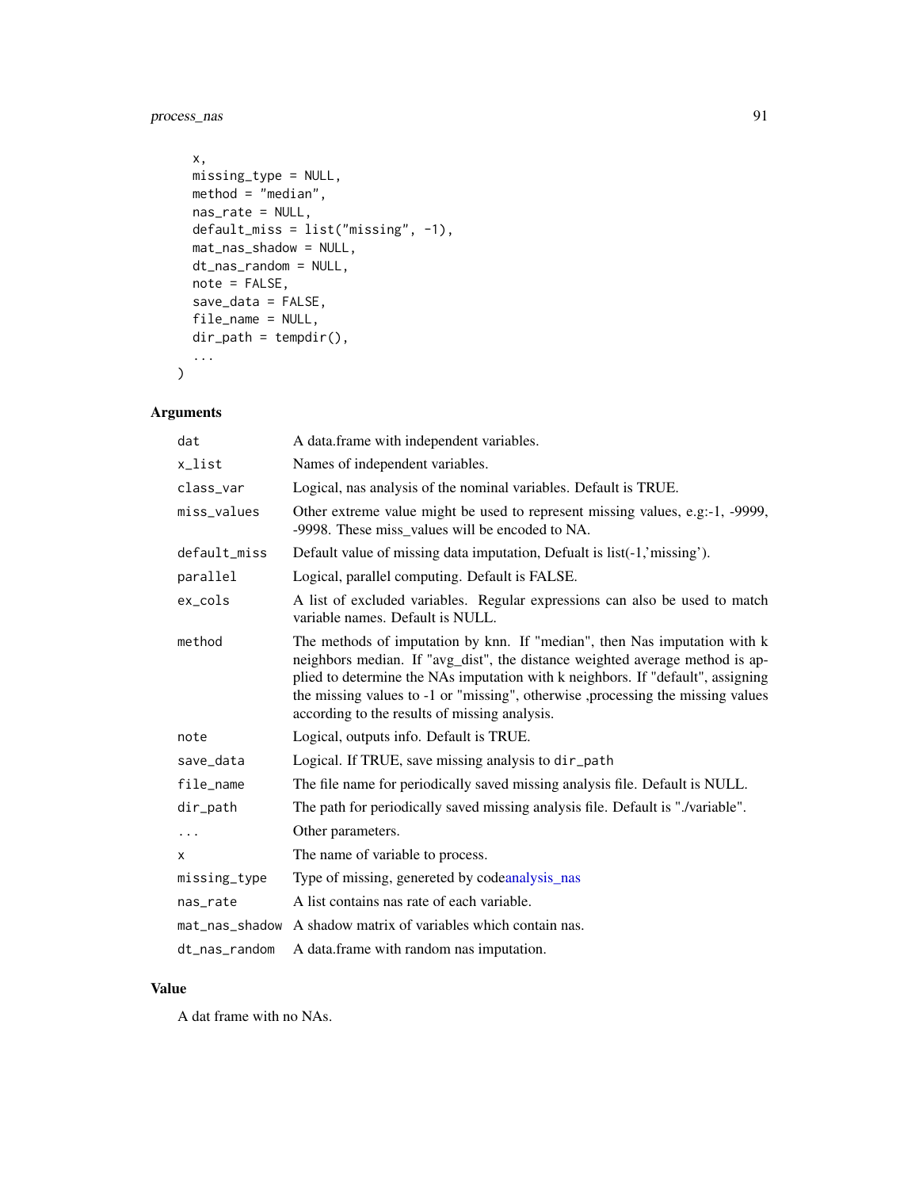```
  x,
  missing_type = NULL,
  method = "median",
  nas_rate = NULL,
  default_miss = list("missing", -1),
  mat_nas_shadow = NULL,
  dt_nas_random = NULL,
  note = FALSE,
  save_data = FALSE,
  file_name = NULL,
  dir_path = tempdir(),
  ...
)
```

## Arguments

| | |
|---|---|
| `dat` | A data.frame with independent variables. |
| `x_list` | Names of independent variables. |
| `class_var` | Logical, nas analysis of the nominal variables. Default is TRUE. |
| `miss_values` | Other extreme value might be used to represent missing values, e.g:-1, -9999, -9998. These miss_values will be encoded to NA. |
| `default_miss` | Default value of missing data imputation, Defualt is list(-1,'missing'). |
| `parallel` | Logical, parallel computing. Default is FALSE. |
| `ex_cols` | A list of excluded variables. Regular expressions can also be used to match variable names. Default is NULL. |
| `method` | The methods of imputation by knn. If "median", then Nas imputation with k neighbors median. If "avg_dist", the distance weighted average method is applied to determine the NAs imputation with k neighbors. If "default", assigning the missing values to -1 or "missing", otherwise ,processing the missing values according to the results of missing analysis. |
| `note` | Logical, outputs info. Default is TRUE. |
| `save_data` | Logical. If TRUE, save missing analysis to `dir_path` |
| `file_name` | The file name for periodically saved missing analysis file. Default is NULL. |
| `dir_path` | The path for periodically saved missing analysis file. Default is "./variable". |
| `...` | Other parameters. |
| `x` | The name of variable to process. |
| `missing_type` | Type of missing, genereted by codeanalysis_nas |
| `nas_rate` | A list contains nas rate of each variable. |
| `mat_nas_shadow` | A shadow matrix of variables which contain nas. |
| `dt_nas_random` | A data.frame with random nas imputation. |

## Value

A dat frame with no NAs.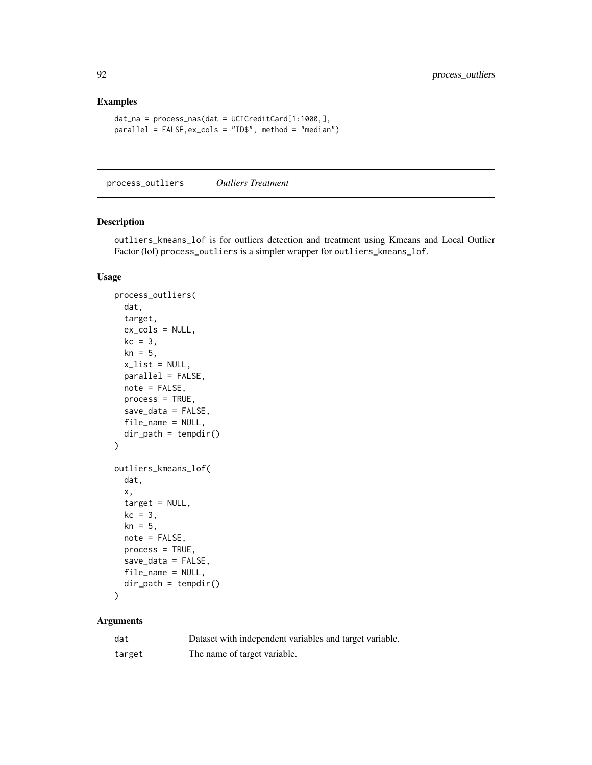## Examples

```
dat_na = process_nas(dat = UCICreditCard[1:1000,],
parallel = FALSE,ex_cols = "ID$", method = "median")
```

---

# process_outliers *Outliers Treatment*

---

## Description

outliers_kmeans_lof is for outliers detection and treatment using Kmeans and Local Outlier Factor (lof) process_outliers is a simpler wrapper for outliers_kmeans_lof.

## Usage

```
process_outliers(
  dat,
  target,
  ex_cols = NULL,
  kc = 3,
  kn = 5,
  x_list = NULL,
  parallel = FALSE,
  note = FALSE,
  process = TRUE,
  save_data = FALSE,
  file_name = NULL,
  dir_path = tempdir()
)

outliers_kmeans_lof(
  dat,
  x,
  target = NULL,
  kc = 3,
  kn = 5,
  note = FALSE,
  process = TRUE,
  save_data = FALSE,
  file_name = NULL,
  dir_path = tempdir()
)
```

## Arguments

| | |
|---|---|
| dat | Dataset with independent variables and target variable. |
| target | The name of target variable. |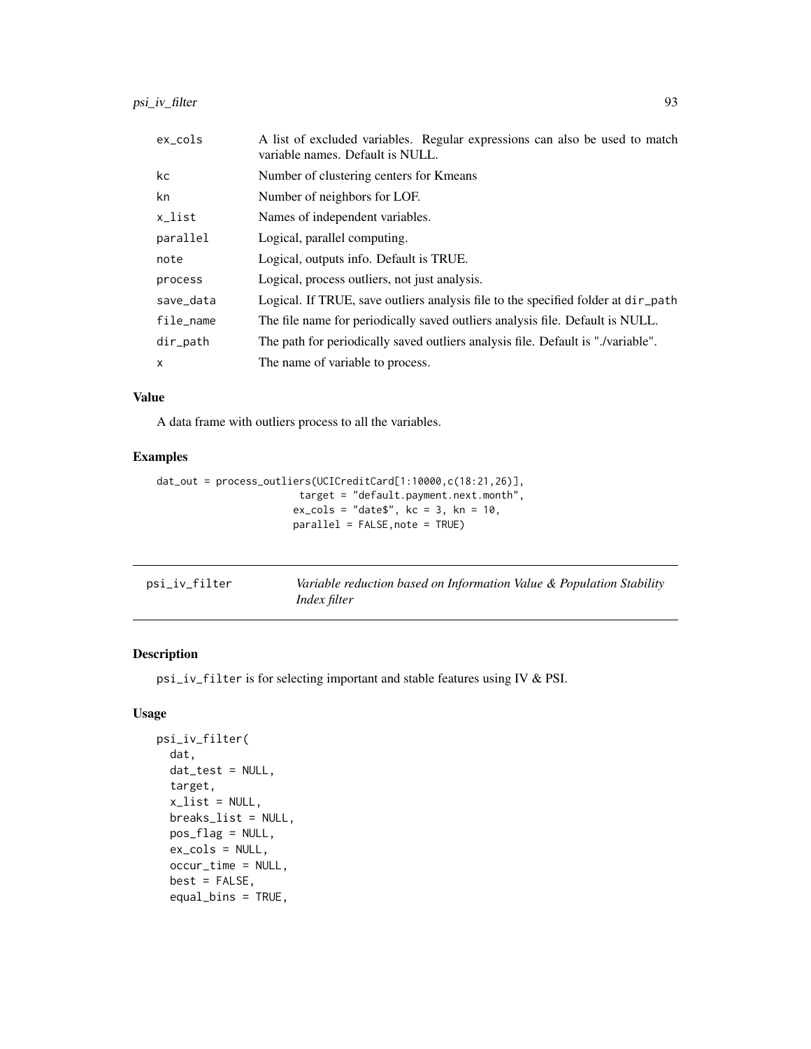| | |
|---|---|
| ex_cols | A list of excluded variables. Regular expressions can also be used to match variable names. Default is NULL. |
| kc | Number of clustering centers for Kmeans |
| kn | Number of neighbors for LOF. |
| x_list | Names of independent variables. |
| parallel | Logical, parallel computing. |
| note | Logical, outputs info. Default is TRUE. |
| process | Logical, process outliers, not just analysis. |
| save_data | Logical. If TRUE, save outliers analysis file to the specified folder at dir_path |
| file_name | The file name for periodically saved outliers analysis file. Default is NULL. |
| dir_path | The path for periodically saved outliers analysis file. Default is "./variable". |
| x | The name of variable to process. |

### Value

A data frame with outliers process to all the variables.

### Examples

```
dat_out = process_outliers(UCICreditCard[1:10000,c(18:21,26)],
                        target = "default.payment.next.month",
                       ex_cols = "date$", kc = 3, kn = 10,
                       parallel = FALSE,note = TRUE)
```

---

## psi_iv_filter — *Variable reduction based on Information Value & Population Stability Index filter*

---

### Description

psi_iv_filter is for selecting important and stable features using IV & PSI.

### Usage

```
psi_iv_filter(
  dat,
  dat_test = NULL,
  target,
  x_list = NULL,
  breaks_list = NULL,
  pos_flag = NULL,
  ex_cols = NULL,
  occur_time = NULL,
  best = FALSE,
  equal_bins = TRUE,
```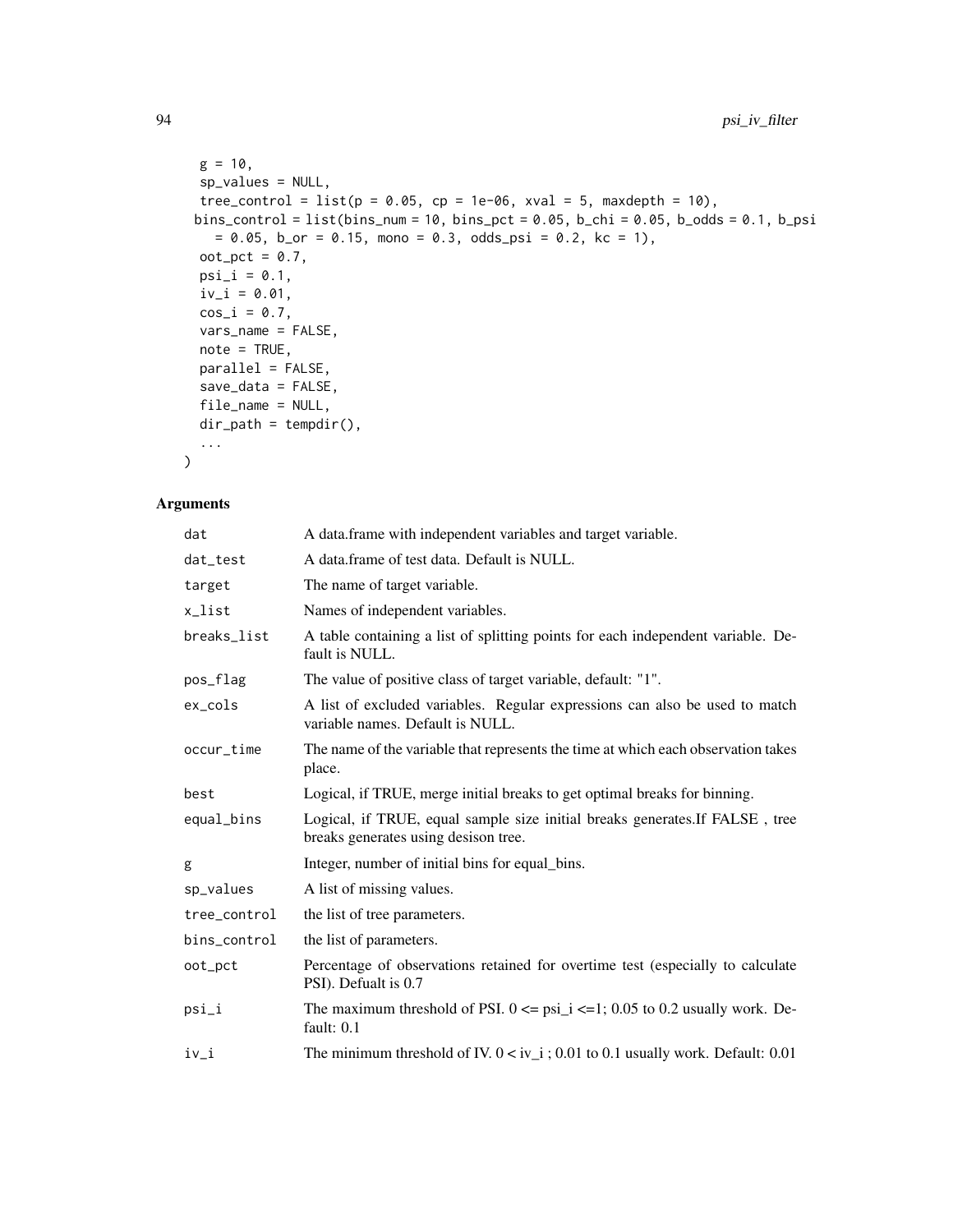```
  g = 10,
  sp_values = NULL,
  tree_control = list(p = 0.05, cp = 1e-06, xval = 5, maxdepth = 10),
  bins_control = list(bins_num = 10, bins_pct = 0.05, b_chi = 0.05, b_odds = 0.1, b_psi
    = 0.05, b_or = 0.15, mono = 0.3, odds_psi = 0.2, kc = 1),
  oot_pct = 0.7,
  psi_i = 0.1,
  iv_i = 0.01,
  cos_i = 0.7,
  vars_name = FALSE,
  note = TRUE,
  parallel = FALSE,
  save_data = FALSE,
  file_name = NULL,
  dir_path = tempdir(),
  ...
)
```

## Arguments

| | |
|---|---|
| dat | A data.frame with independent variables and target variable. |
| dat_test | A data.frame of test data. Default is NULL. |
| target | The name of target variable. |
| x_list | Names of independent variables. |
| breaks_list | A table containing a list of splitting points for each independent variable. Default is NULL. |
| pos_flag | The value of positive class of target variable, default: "1". |
| ex_cols | A list of excluded variables. Regular expressions can also be used to match variable names. Default is NULL. |
| occur_time | The name of the variable that represents the time at which each observation takes place. |
| best | Logical, if TRUE, merge initial breaks to get optimal breaks for binning. |
| equal_bins | Logical, if TRUE, equal sample size initial breaks generates.If FALSE , tree breaks generates using desison tree. |
| g | Integer, number of initial bins for equal_bins. |
| sp_values | A list of missing values. |
| tree_control | the list of tree parameters. |
| bins_control | the list of parameters. |
| oot_pct | Percentage of observations retained for overtime test (especially to calculate PSI). Defualt is 0.7 |
| psi_i | The maximum threshold of PSI. $0 <= psi\_i <=1$; 0.05 to 0.2 usually work. Default: 0.1 |
| iv_i | The minimum threshold of IV. $0 < iv\_i$ ; 0.01 to 0.1 usually work. Default: 0.01 |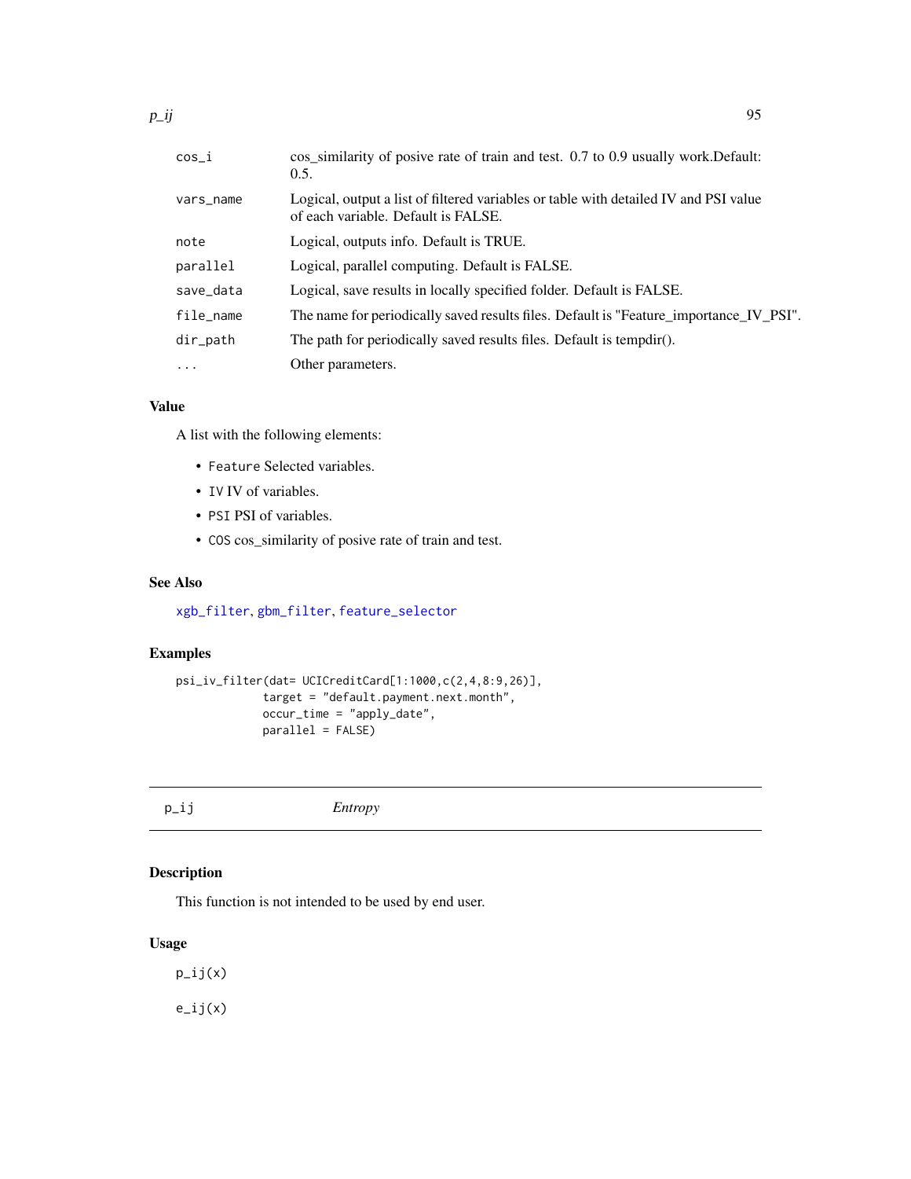| | |
|---|---|
| cos_i | cos_similarity of posive rate of train and test. 0.7 to 0.9 usually work.Default: 0.5. |
| vars_name | Logical, output a list of filtered variables or table with detailed IV and PSI value of each variable. Default is FALSE. |
| note | Logical, outputs info. Default is TRUE. |
| parallel | Logical, parallel computing. Default is FALSE. |
| save_data | Logical, save results in locally specified folder. Default is FALSE. |
| file_name | The name for periodically saved results files. Default is "Feature_importance_IV_PSI". |
| dir_path | The path for periodically saved results files. Default is tempdir(). |
| ... | Other parameters. |

## Value

A list with the following elements:

- Feature Selected variables.
- IV IV of variables.
- PSI PSI of variables.
- COS cos_similarity of posive rate of train and test.

## See Also

xgb_filter, gbm_filter, feature_selector

## Examples

```
psi_iv_filter(dat= UCICreditCard[1:1000,c(2,4,8:9,26)],
             target = "default.payment.next.month",
             occur_time = "apply_date",
             parallel = FALSE)
```

---

# p_ij    *Entropy*

## Description

This function is not intended to be used by end user.

## Usage

```
p_ij(x)

e_ij(x)
```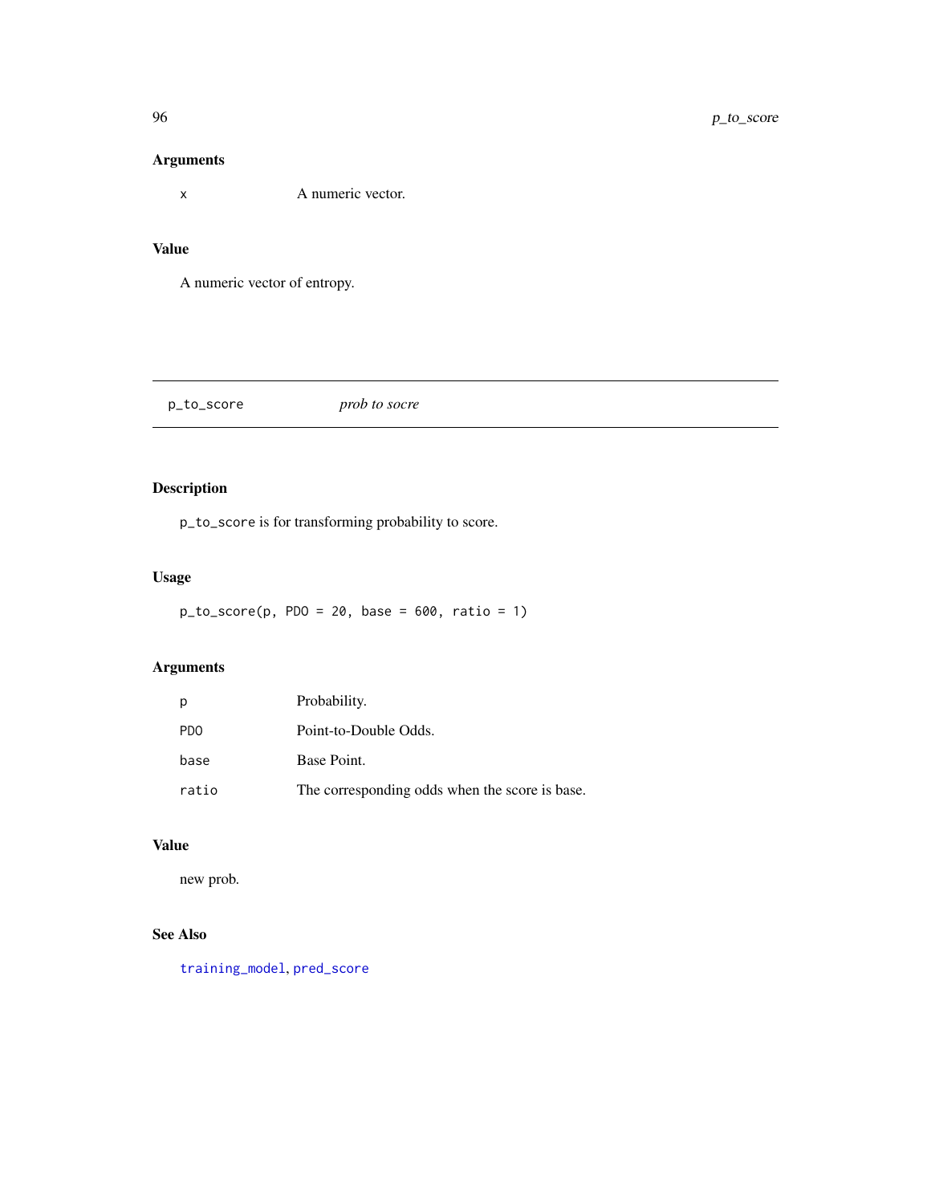### Arguments

| | |
|---|---|
| `x` | A numeric vector. |

### Value

A numeric vector of entropy.

---

## p_to_score &nbsp;&nbsp;&nbsp;&nbsp; *prob to socre*

---

### Description

`p_to_score` is for transforming probability to score.

### Usage

```
p_to_score(p, PDO = 20, base = 600, ratio = 1)
```

### Arguments

| | |
|---|---|
| `p` | Probability. |
| `PDO` | Point-to-Double Odds. |
| `base` | Base Point. |
| `ratio` | The corresponding odds when the score is base. |

### Value

new prob.

### See Also

`training_model`, `pred_score`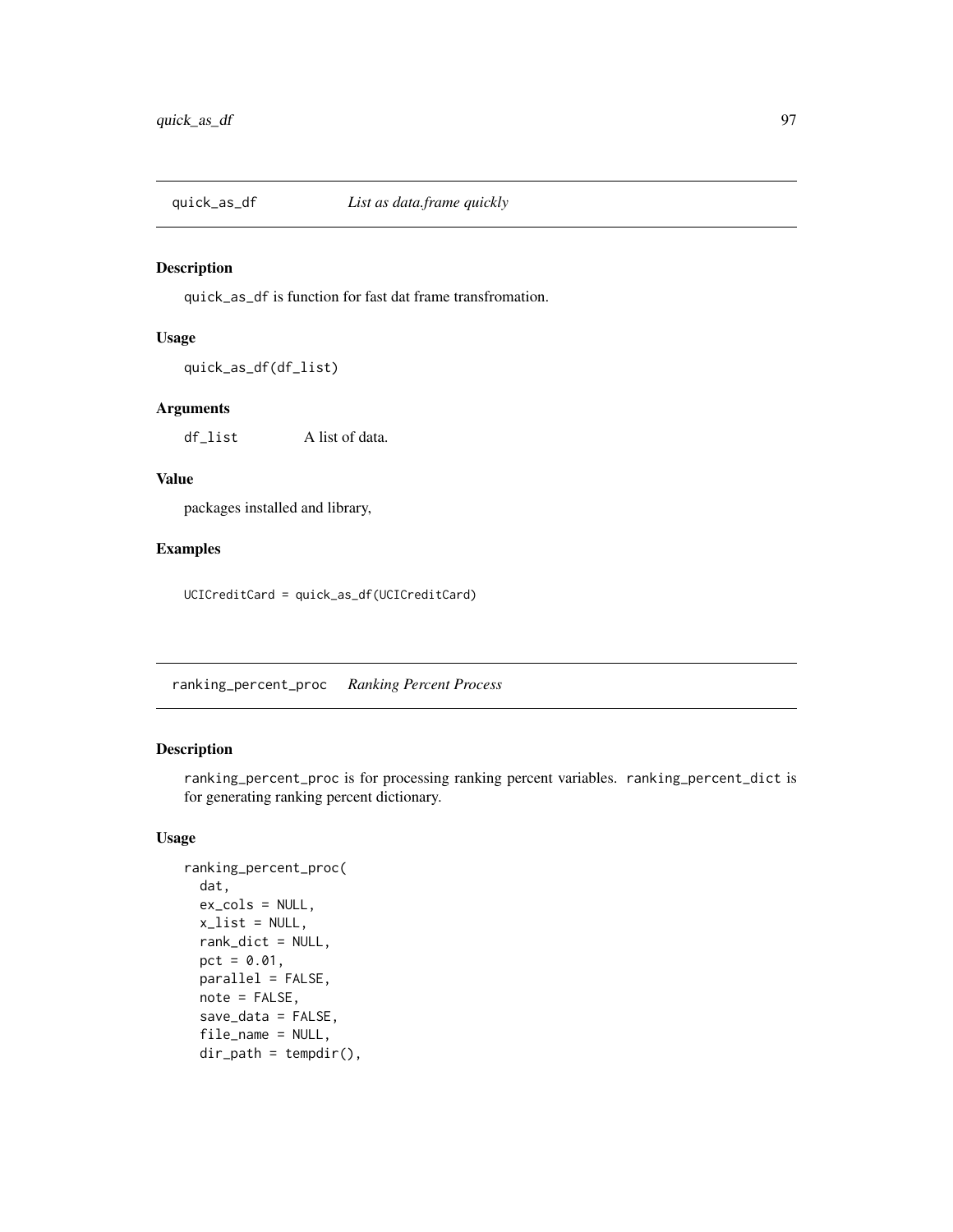## quick_as_df *List as data.frame quickly*

### Description

quick_as_df is function for fast dat frame transfromation.

### Usage

```
quick_as_df(df_list)
```

### Arguments

df_list A list of data.

### Value

packages installed and library,

### Examples

```
UCICreditCard = quick_as_df(UCICreditCard)
```

## ranking_percent_proc *Ranking Percent Process*

### Description

ranking_percent_proc is for processing ranking percent variables. ranking_percent_dict is for generating ranking percent dictionary.

### Usage

```
ranking_percent_proc(
  dat,
  ex_cols = NULL,
  x_list = NULL,
  rank_dict = NULL,
  pct = 0.01,
  parallel = FALSE,
  note = FALSE,
  save_data = FALSE,
  file_name = NULL,
  dir_path = tempdir(),
```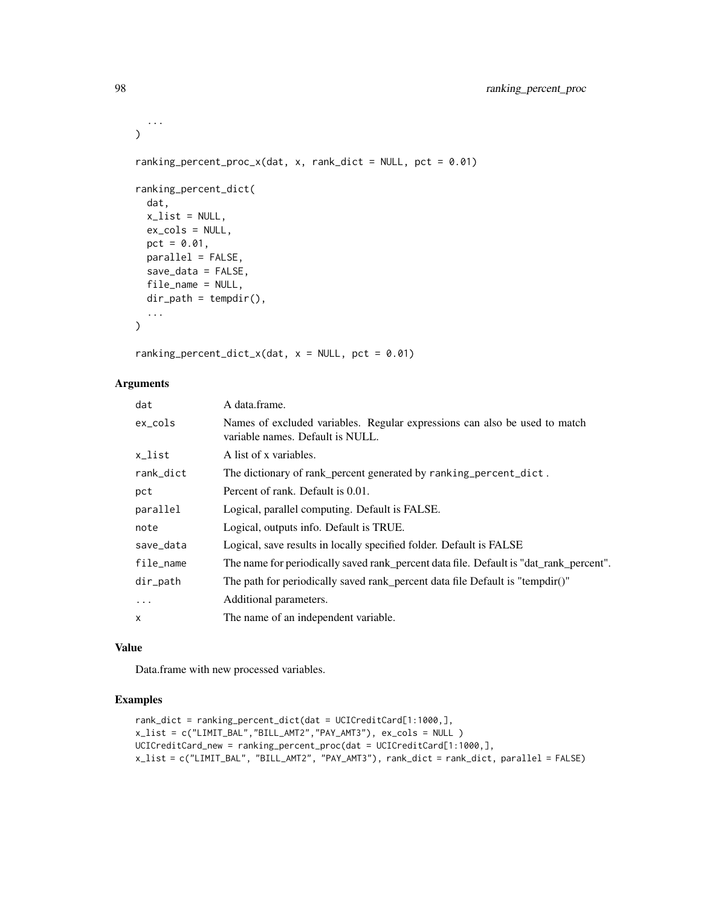```
  ...
)

ranking_percent_proc_x(dat, x, rank_dict = NULL, pct = 0.01)

ranking_percent_dict(
  dat,
  x_list = NULL,
  ex_cols = NULL,
  pct = 0.01,
  parallel = FALSE,
  save_data = FALSE,
  file_name = NULL,
  dir_path = tempdir(),
  ...
)

ranking_percent_dict_x(dat, x = NULL, pct = 0.01)
```

## Arguments

| | |
|---|---|
| dat | A data.frame. |
| ex_cols | Names of excluded variables. Regular expressions can also be used to match variable names. Default is NULL. |
| x_list | A list of x variables. |
| rank_dict | The dictionary of rank_percent generated by ranking_percent_dict . |
| pct | Percent of rank. Default is 0.01. |
| parallel | Logical, parallel computing. Default is FALSE. |
| note | Logical, outputs info. Default is TRUE. |
| save_data | Logical, save results in locally specified folder. Default is FALSE |
| file_name | The name for periodically saved rank_percent data file. Default is "dat_rank_percent". |
| dir_path | The path for periodically saved rank_percent data file Default is "tempdir()" |
| ... | Additional parameters. |
| x | The name of an independent variable. |

## Value

Data.frame with new processed variables.

## Examples

```
rank_dict = ranking_percent_dict(dat = UCICreditCard[1:1000,],
x_list = c("LIMIT_BAL","BILL_AMT2","PAY_AMT3"), ex_cols = NULL )
UCICreditCard_new = ranking_percent_proc(dat = UCICreditCard[1:1000,],
x_list = c("LIMIT_BAL", "BILL_AMT2", "PAY_AMT3"), rank_dict = rank_dict, parallel = FALSE)
```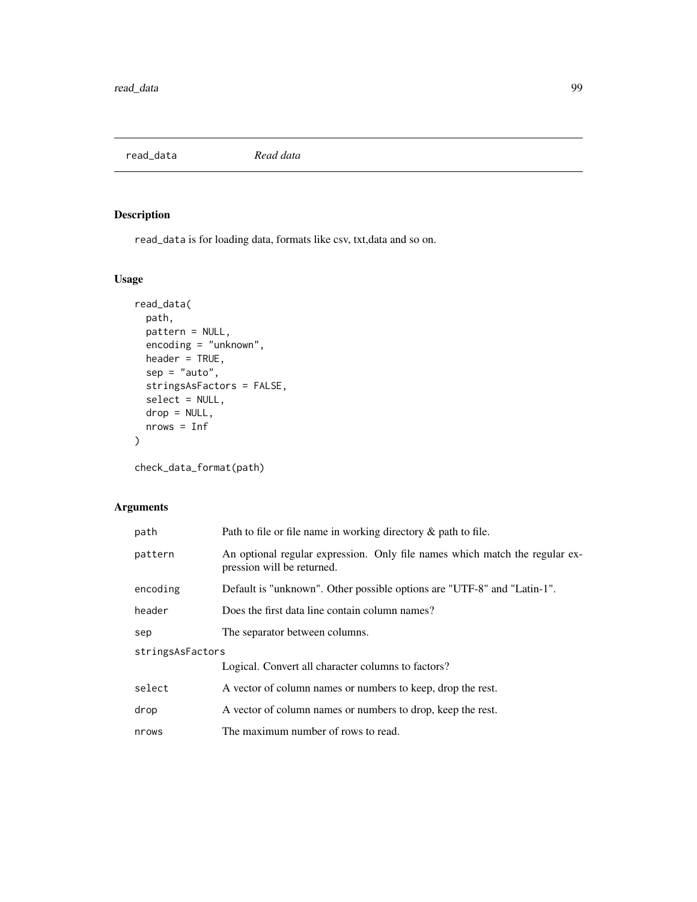## read_data *Read data*

### Description

read_data is for loading data, formats like csv, txt,data and so on.

### Usage

```
read_data(
  path,
  pattern = NULL,
  encoding = "unknown",
  header = TRUE,
  sep = "auto",
  stringsAsFactors = FALSE,
  select = NULL,
  drop = NULL,
  nrows = Inf
)

check_data_format(path)
```

### Arguments

| | |
|---|---|
| path | Path to file or file name in working directory & path to file. |
| pattern | An optional regular expression. Only file names which match the regular expression will be returned. |
| encoding | Default is "unknown". Other possible options are "UTF-8" and "Latin-1". |
| header | Does the first data line contain column names? |
| sep | The separator between columns. |
| stringsAsFactors | Logical. Convert all character columns to factors? |
| select | A vector of column names or numbers to keep, drop the rest. |
| drop | A vector of column names or numbers to drop, keep the rest. |
| nrows | The maximum number of rows to read. |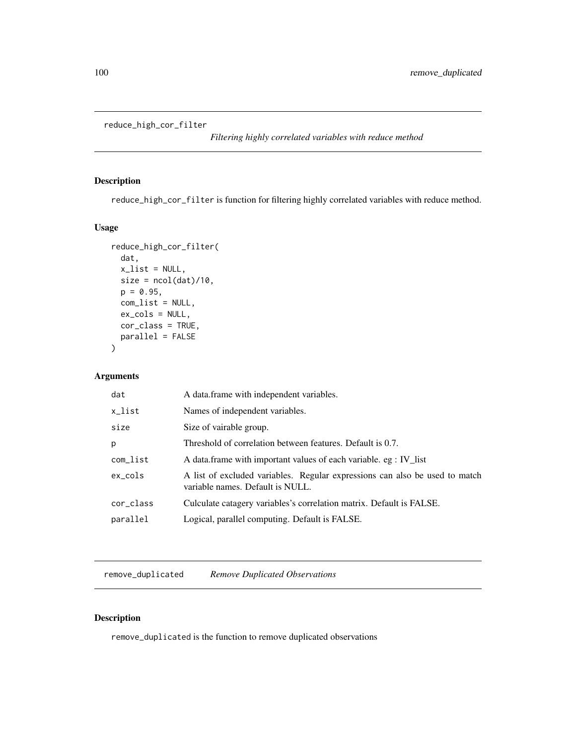## reduce_high_cor_filter    *Filtering highly correlated variables with reduce method*

### Description

reduce_high_cor_filter is function for filtering highly correlated variables with reduce method.

### Usage

```
reduce_high_cor_filter(
  dat,
  x_list = NULL,
  size = ncol(dat)/10,
  p = 0.95,
  com_list = NULL,
  ex_cols = NULL,
  cor_class = TRUE,
  parallel = FALSE
)
```

### Arguments

| | |
|---|---|
| dat | A data.frame with independent variables. |
| x_list | Names of independent variables. |
| size | Size of vairable group. |
| p | Threshold of correlation between features. Default is 0.7. |
| com_list | A data.frame with important values of each variable. eg : IV_list |
| ex_cols | A list of excluded variables. Regular expressions can also be used to match variable names. Default is NULL. |
| cor_class | Culculate catagery variables's correlation matrix. Default is FALSE. |
| parallel | Logical, parallel computing. Default is FALSE. |

## remove_duplicated    *Remove Duplicated Observations*

### Description

remove_duplicated is the function to remove duplicated observations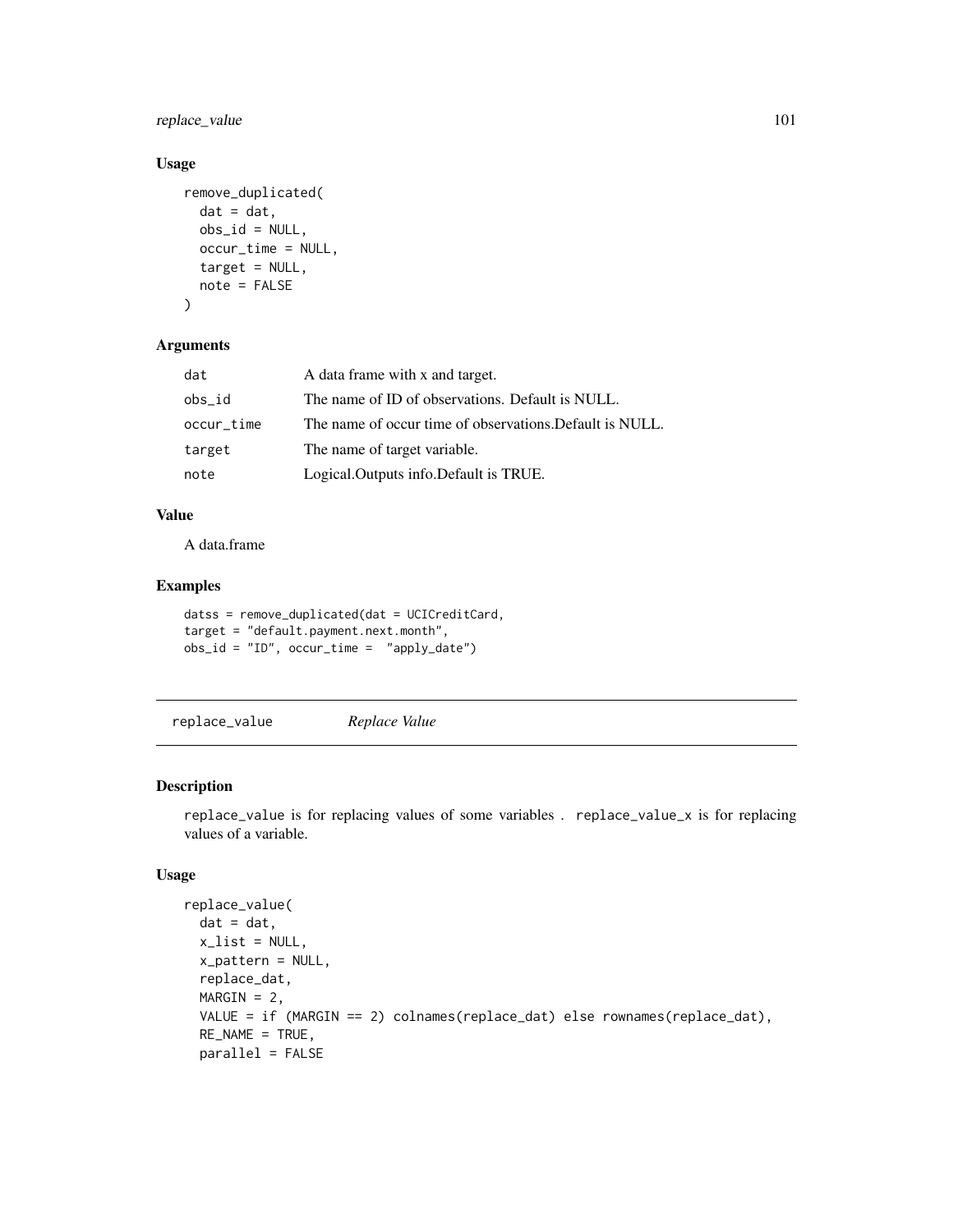### Usage

```
remove_duplicated(
  dat = dat,
  obs_id = NULL,
  occur_time = NULL,
  target = NULL,
  note = FALSE
)
```

### Arguments

| | |
|---|---|
| dat | A data frame with x and target. |
| obs_id | The name of ID of observations. Default is NULL. |
| occur_time | The name of occur time of observations.Default is NULL. |
| target | The name of target variable. |
| note | Logical.Outputs info.Default is TRUE. |

### Value

A data.frame

### Examples

```
datss = remove_duplicated(dat = UCICreditCard,
target = "default.payment.next.month",
obs_id = "ID", occur_time =  "apply_date")
```

---

## replace_value    *Replace Value*

---

### Description

`replace_value` is for replacing values of some variables . `replace_value_x` is for replacing values of a variable.

### Usage

```
replace_value(
  dat = dat,
  x_list = NULL,
  x_pattern = NULL,
  replace_dat,
  MARGIN = 2,
  VALUE = if (MARGIN == 2) colnames(replace_dat) else rownames(replace_dat),
  RE_NAME = TRUE,
  parallel = FALSE
```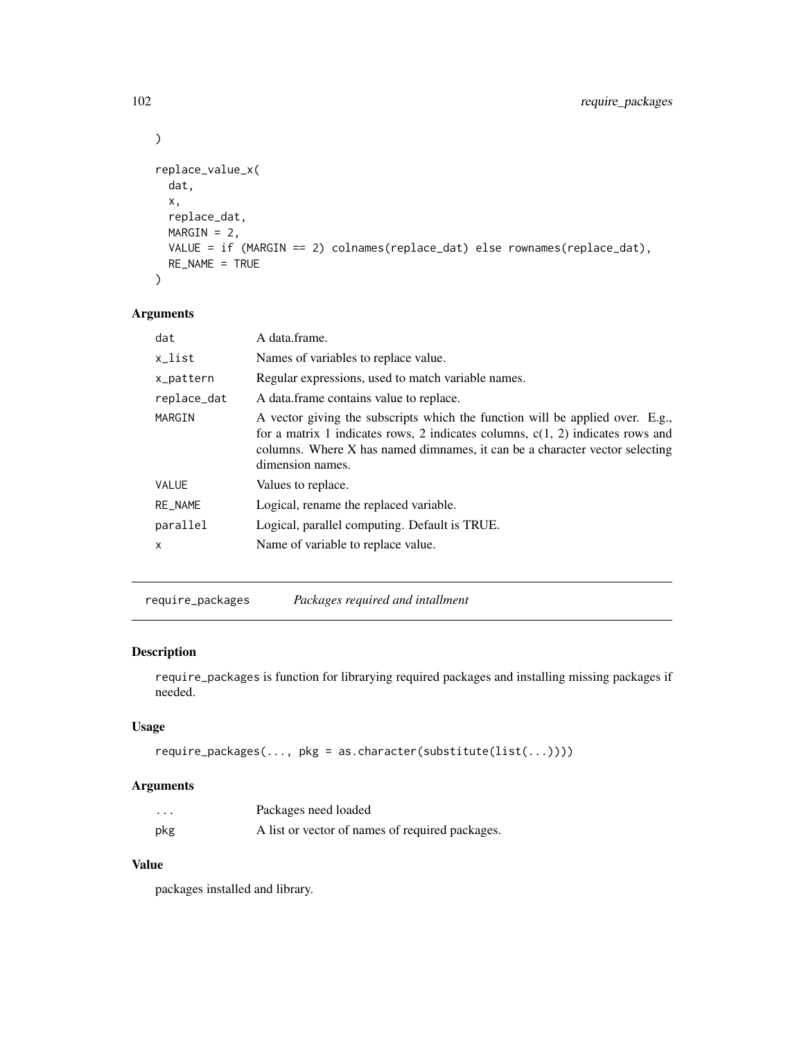```
)

replace_value_x(
  dat,
  x,
  replace_dat,
  MARGIN = 2,
  VALUE = if (MARGIN == 2) colnames(replace_dat) else rownames(replace_dat),
  RE_NAME = TRUE
)
```

### Arguments

| | |
|---|---|
| dat | A data.frame. |
| x_list | Names of variables to replace value. |
| x_pattern | Regular expressions, used to match variable names. |
| replace_dat | A data.frame contains value to replace. |
| MARGIN | A vector giving the subscripts which the function will be applied over. E.g., for a matrix 1 indicates rows, 2 indicates columns, c(1, 2) indicates rows and columns. Where X has named dimnames, it can be a character vector selecting dimension names. |
| VALUE | Values to replace. |
| RE_NAME | Logical, rename the replaced variable. |
| parallel | Logical, parallel computing. Default is TRUE. |
| x | Name of variable to replace value. |

---

## require_packages *Packages required and intallment*

### Description

require_packages is function for librarying required packages and installing missing packages if needed.

### Usage

```
require_packages(..., pkg = as.character(substitute(list(...))))
```

### Arguments

| | |
|---|---|
| ... | Packages need loaded |
| pkg | A list or vector of names of required packages. |

### Value

packages installed and library.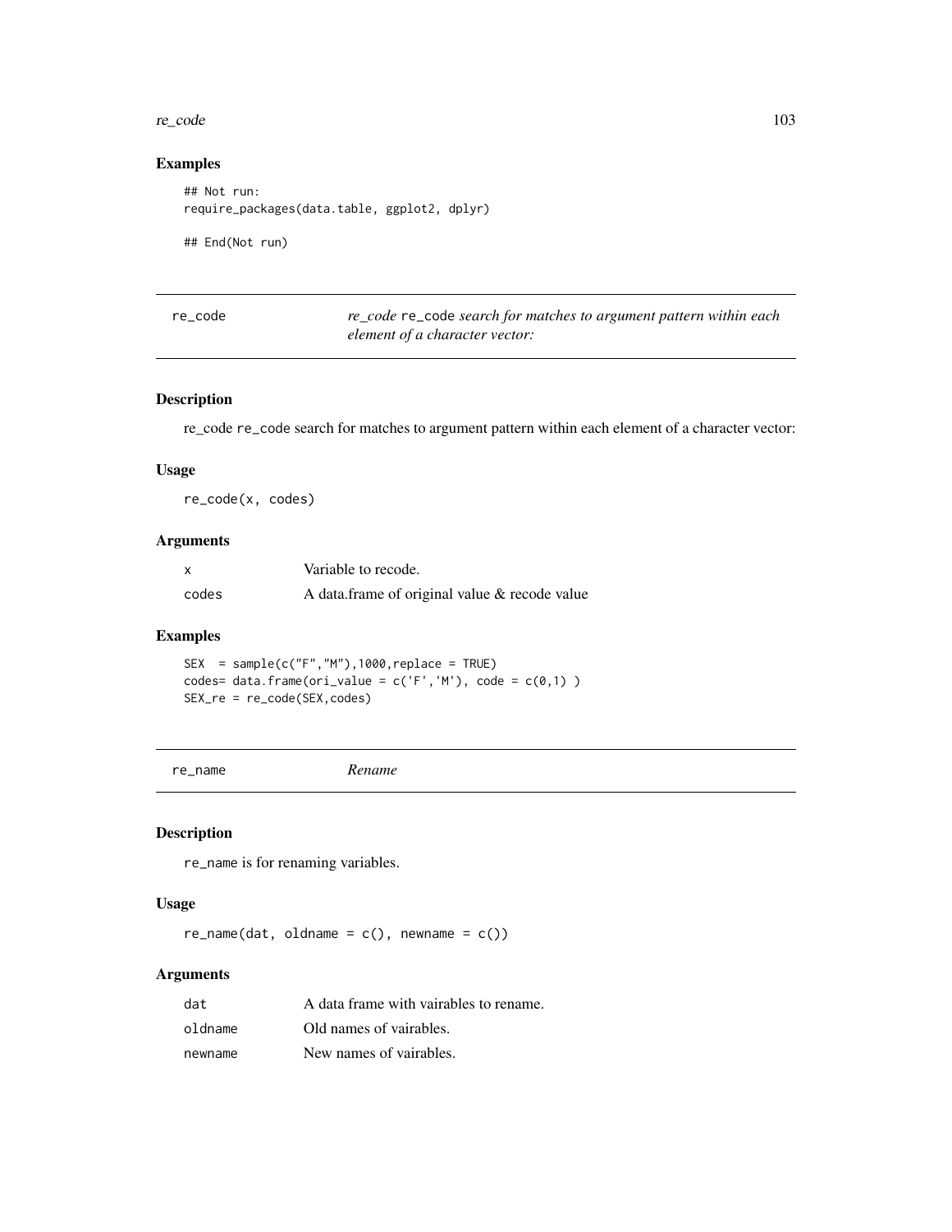### Examples

```
## Not run:
require_packages(data.table, ggplot2, dplyr)

## End(Not run)
```

## re_code — *re_code* re_code *search for matches to argument pattern within each element of a character vector:*

### Description

re_code re_code search for matches to argument pattern within each element of a character vector:

### Usage

```
re_code(x, codes)
```

### Arguments

| | |
|---|---|
| x | Variable to recode. |
| codes | A data.frame of original value & recode value |

### Examples

```
SEX  = sample(c("F","M"),1000,replace = TRUE)
codes= data.frame(ori_value = c('F','M'), code = c(0,1) )
SEX_re = re_code(SEX,codes)
```

## re_name — *Rename*

### Description

re_name is for renaming variables.

### Usage

```
re_name(dat, oldname = c(), newname = c())
```

### Arguments

| | |
|---|---|
| dat | A data frame with vairables to rename. |
| oldname | Old names of vairables. |
| newname | New names of vairables. |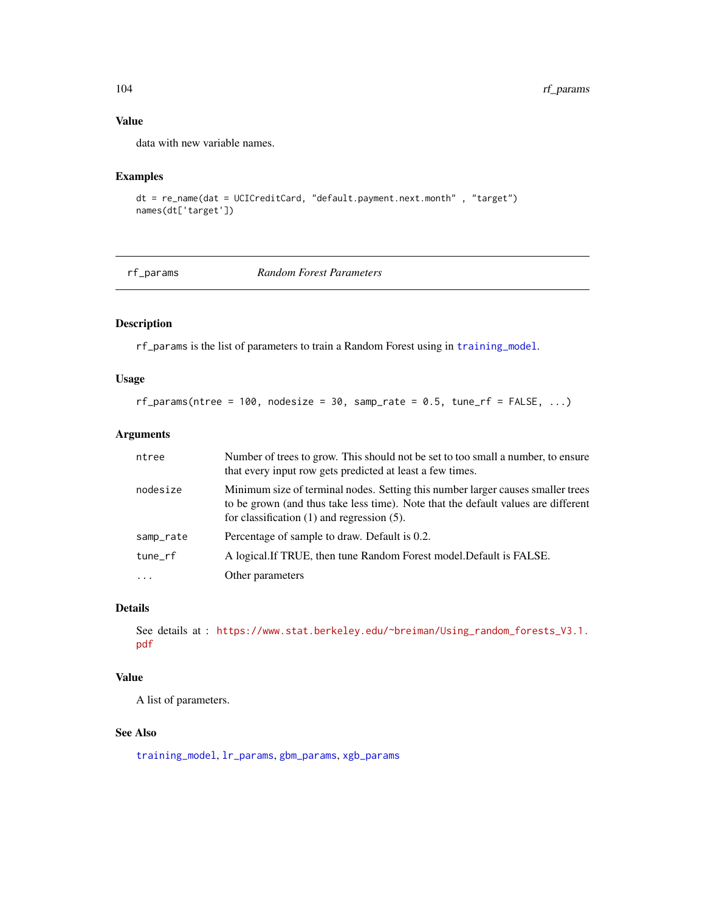### Value

data with new variable names.

### Examples

```
dt = re_name(dat = UCICreditCard, "default.payment.next.month" , "target")
names(dt['target'])
```

---

## rf_params    *Random Forest Parameters*

---

### Description

rf_params is the list of parameters to train a Random Forest using in training_model.

### Usage

```
rf_params(ntree = 100, nodesize = 30, samp_rate = 0.5, tune_rf = FALSE, ...)
```

### Arguments

| | |
|---|---|
| ntree | Number of trees to grow. This should not be set to too small a number, to ensure that every input row gets predicted at least a few times. |
| nodesize | Minimum size of terminal nodes. Setting this number larger causes smaller trees to be grown (and thus take less time). Note that the default values are different for classification (1) and regression (5). |
| samp_rate | Percentage of sample to draw. Default is 0.2. |
| tune_rf | A logical.If TRUE, then tune Random Forest model.Default is FALSE. |
| ... | Other parameters |

### Details

See details at : https://www.stat.berkeley.edu/~breiman/Using_random_forests_V3.1.pdf

### Value

A list of parameters.

### See Also

training_model, lr_params, gbm_params, xgb_params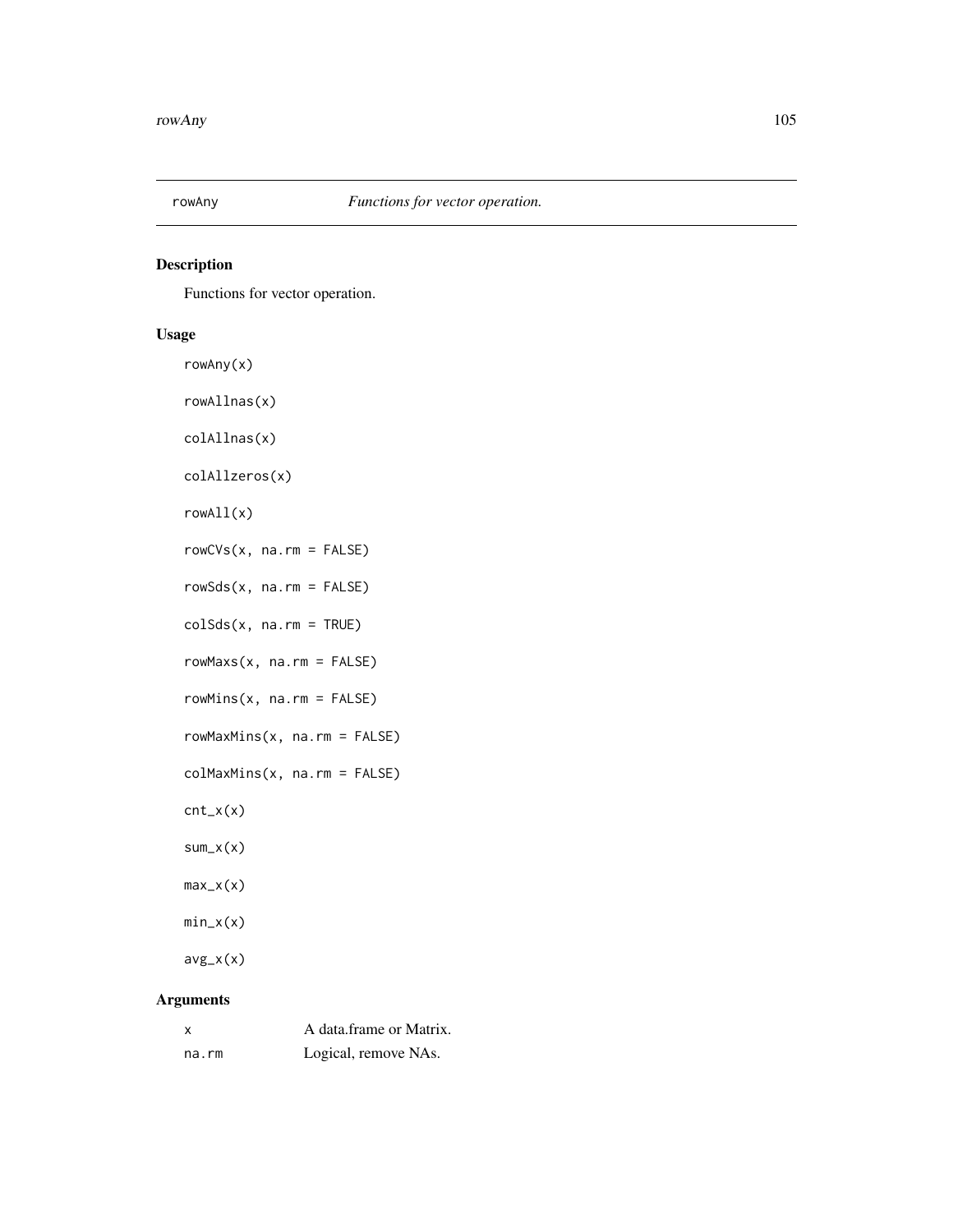# rowAny *Functions for vector operation.*

## Description

Functions for vector operation.

## Usage

```
rowAny(x)

rowAllnas(x)

colAllnas(x)

colAllzeros(x)

rowAll(x)

rowCVs(x, na.rm = FALSE)

rowSds(x, na.rm = FALSE)

colSds(x, na.rm = TRUE)

rowMaxs(x, na.rm = FALSE)

rowMins(x, na.rm = FALSE)

rowMaxMins(x, na.rm = FALSE)

colMaxMins(x, na.rm = FALSE)

cnt_x(x)

sum_x(x)

max_x(x)

min_x(x)

avg_x(x)
```

## Arguments

| | |
|---|---|
| x | A data.frame or Matrix. |
| na.rm | Logical, remove NAs. |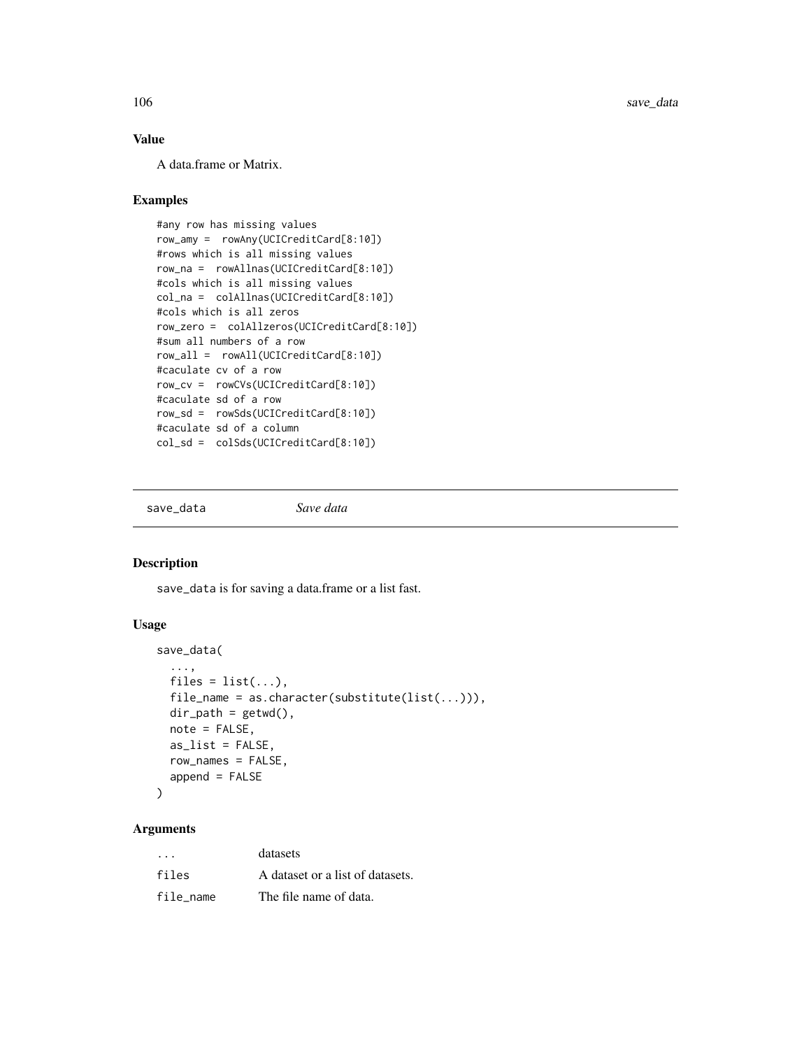### Value

A data.frame or Matrix.

### Examples

```
#any row has missing values
row_amy =  rowAny(UCICreditCard[8:10])
#rows which is all missing values
row_na =  rowAllnas(UCICreditCard[8:10])
#cols which is all missing values
col_na =  colAllnas(UCICreditCard[8:10])
#cols which is all zeros
row_zero =  colAllzeros(UCICreditCard[8:10])
#sum all numbers of a row
row_all =  rowAll(UCICreditCard[8:10])
#caculate cv of a row
row_cv =  rowCVs(UCICreditCard[8:10])
#caculate sd of a row
row_sd =  rowSds(UCICreditCard[8:10])
#caculate sd of a column
col_sd =  colSds(UCICreditCard[8:10])
```

---

## save_data *Save data*

---

### Description

save_data is for saving a data.frame or a list fast.

### Usage

```
save_data(
  ...,
  files = list(...),
  file_name = as.character(substitute(list(...))),
  dir_path = getwd(),
  note = FALSE,
  as_list = FALSE,
  row_names = FALSE,
  append = FALSE
)
```

### Arguments

| | |
|---|---|
| ... | datasets |
| files | A dataset or a list of datasets. |
| file_name | The file name of data. |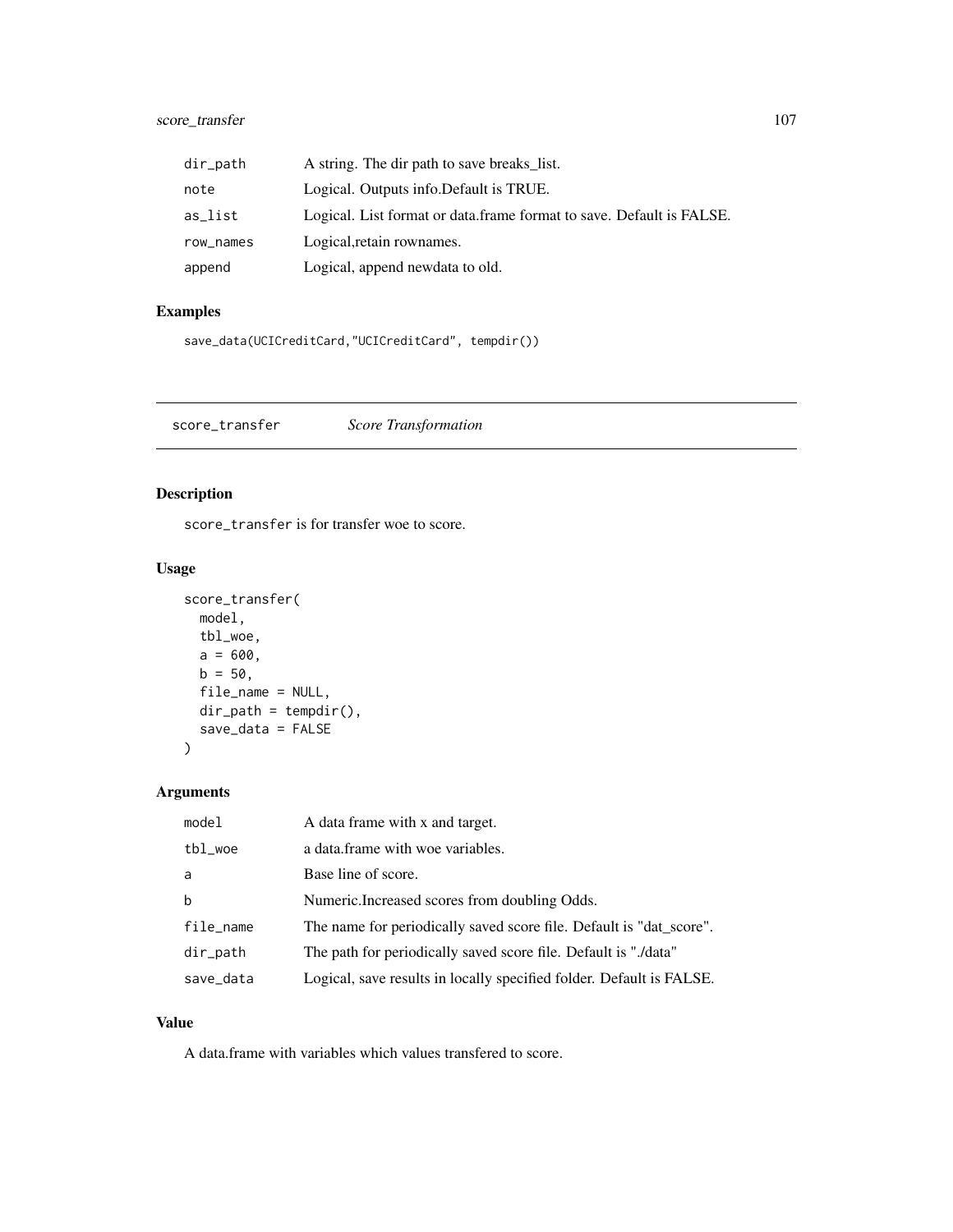| | |
|---|---|
| dir_path | A string. The dir path to save breaks_list. |
| note | Logical. Outputs info.Default is TRUE. |
| as_list | Logical. List format or data.frame format to save. Default is FALSE. |
| row_names | Logical,retain rownames. |
| append | Logical, append newdata to old. |

### Examples

```
save_data(UCICreditCard,"UCICreditCard", tempdir())
```

## score_transfer *Score Transformation*

### Description

score_transfer is for transfer woe to score.

### Usage

```
score_transfer(
  model,
  tbl_woe,
  a = 600,
  b = 50,
  file_name = NULL,
  dir_path = tempdir(),
  save_data = FALSE
)
```

### Arguments

| | |
|---|---|
| model | A data frame with x and target. |
| tbl_woe | a data.frame with woe variables. |
| a | Base line of score. |
| b | Numeric.Increased scores from doubling Odds. |
| file_name | The name for periodically saved score file. Default is "dat_score". |
| dir_path | The path for periodically saved score file. Default is "./data" |
| save_data | Logical, save results in locally specified folder. Default is FALSE. |

### Value

A data.frame with variables which values transfered to score.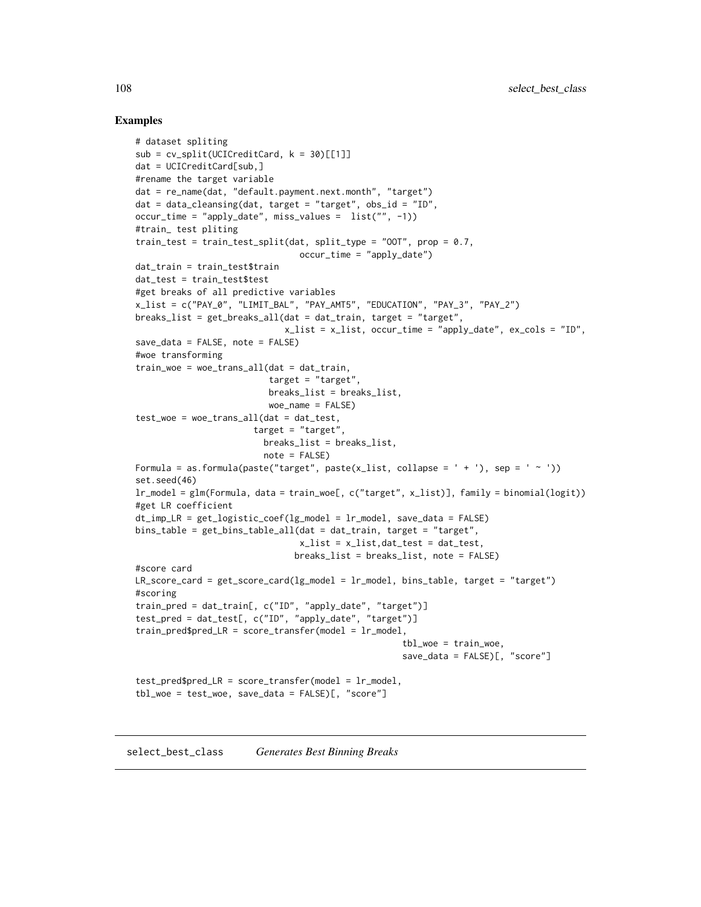### Examples

```
# dataset spliting
sub = cv_split(UCICreditCard, k = 30)[[1]]
dat = UCICreditCard[sub,]
#rename the target variable
dat = re_name(dat, "default.payment.next.month", "target")
dat = data_cleansing(dat, target = "target", obs_id = "ID",
occur_time = "apply_date", miss_values =  list("", -1))
#train_ test pliting
train_test = train_test_split(dat, split_type = "OOT", prop = 0.7,
                                occur_time = "apply_date")
dat_train = train_test$train
dat_test = train_test$test
#get breaks of all predictive variables
x_list = c("PAY_0", "LIMIT_BAL", "PAY_AMT5", "EDUCATION", "PAY_3", "PAY_2")
breaks_list = get_breaks_all(dat = dat_train, target = "target",
                              x_list = x_list, occur_time = "apply_date", ex_cols = "ID",
save_data = FALSE, note = FALSE)
#woe transforming
train_woe = woe_trans_all(dat = dat_train,
                          target = "target",
                          breaks_list = breaks_list,
                          woe_name = FALSE)
test_woe = woe_trans_all(dat = dat_test,
                       target = "target",
                         breaks_list = breaks_list,
                         note = FALSE)
Formula = as.formula(paste("target", paste(x_list, collapse = ' + '), sep = ' ~ '))
set.seed(46)
lr_model = glm(Formula, data = train_woe[, c("target", x_list)], family = binomial(logit))
#get LR coefficient
dt_imp_LR = get_logistic_coef(lg_model = lr_model, save_data = FALSE)
bins_table = get_bins_table_all(dat = dat_train, target = "target",
                                x_list = x_list,dat_test = dat_test,
                               breaks_list = breaks_list, note = FALSE)
#score card
LR_score_card = get_score_card(lg_model = lr_model, bins_table, target = "target")
#scoring
train_pred = dat_train[, c("ID", "apply_date", "target")]
test_pred = dat_test[, c("ID", "apply_date", "target")]
train_pred$pred_LR = score_transfer(model = lr_model,
                                                    tbl_woe = train_woe,
                                                    save_data = FALSE)[, "score"]

test_pred$pred_LR = score_transfer(model = lr_model,
tbl_woe = test_woe, save_data = FALSE)[, "score"]
```

## select_best_class    *Generates Best Binning Breaks*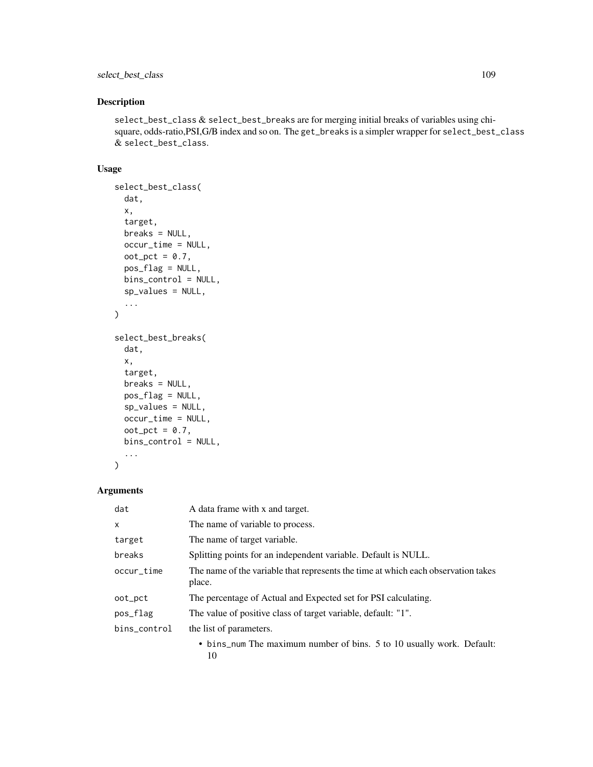## Description

`select_best_class` & `select_best_breaks` are for merging initial breaks of variables using chi-square, odds-ratio,PSI,G/B index and so on. The `get_breaks` is a simpler wrapper for `select_best_class` & `select_best_class`.

## Usage

```
select_best_class(
  dat,
  x,
  target,
  breaks = NULL,
  occur_time = NULL,
  oot_pct = 0.7,
  pos_flag = NULL,
  bins_control = NULL,
  sp_values = NULL,
  ...
)

select_best_breaks(
  dat,
  x,
  target,
  breaks = NULL,
  pos_flag = NULL,
  sp_values = NULL,
  occur_time = NULL,
  oot_pct = 0.7,
  bins_control = NULL,
  ...
)
```

## Arguments

| | |
|---|---|
| `dat` | A data frame with x and target. |
| `x` | The name of variable to process. |
| `target` | The name of target variable. |
| `breaks` | Splitting points for an independent variable. Default is NULL. |
| `occur_time` | The name of the variable that represents the time at which each observation takes place. |
| `oot_pct` | The percentage of Actual and Expected set for PSI calculating. |
| `pos_flag` | The value of positive class of target variable, default: "1". |
| `bins_control` | the list of parameters.<br>• `bins_num` The maximum number of bins. 5 to 10 usually work. Default: 10 |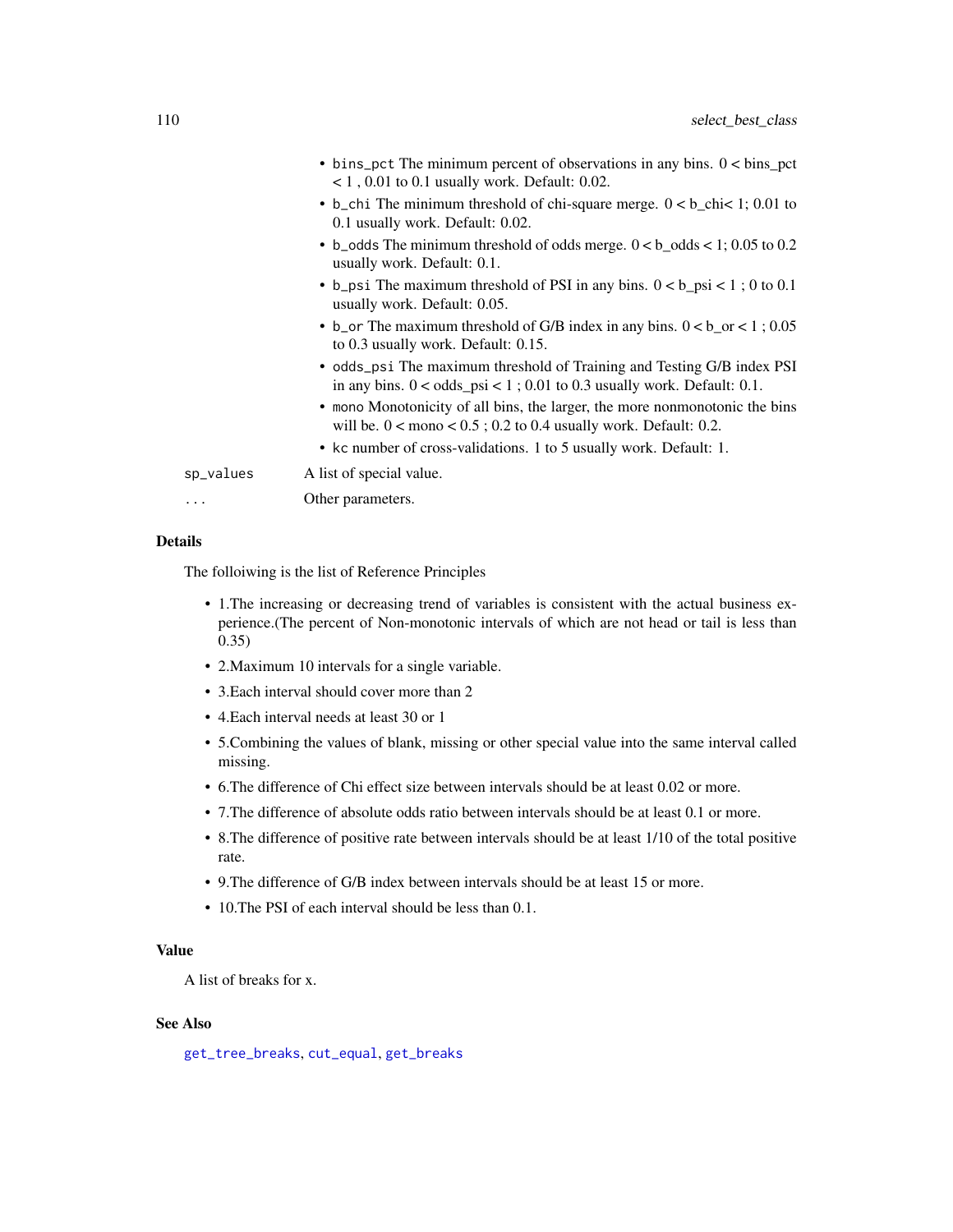- `bins_pct` The minimum percent of observations in any bins. 0 < bins_pct < 1 , 0.01 to 0.1 usually work. Default: 0.02.
- `b_chi` The minimum threshold of chi-square merge. 0 < b_chi< 1; 0.01 to 0.1 usually work. Default: 0.02.
- `b_odds` The minimum threshold of odds merge. 0 < b_odds < 1; 0.05 to 0.2 usually work. Default: 0.1.
- `b_psi` The maximum threshold of PSI in any bins. 0 < b_psi < 1 ; 0 to 0.1 usually work. Default: 0.05.
- `b_or` The maximum threshold of G/B index in any bins. 0 < b_or < 1 ; 0.05 to 0.3 usually work. Default: 0.15.
- `odds_psi` The maximum threshold of Training and Testing G/B index PSI in any bins. 0 < odds_psi < 1 ; 0.01 to 0.3 usually work. Default: 0.1.
- `mono` Monotonicity of all bins, the larger, the more nonmonotonic the bins will be. 0 < mono < 0.5 ; 0.2 to 0.4 usually work. Default: 0.2.
- `kc` number of cross-validations. 1 to 5 usually work. Default: 1.

`sp_values` A list of special value.

`...` Other parameters.

### Details

The folloiwing is the list of Reference Principles

- 1.The increasing or decreasing trend of variables is consistent with the actual business experience.(The percent of Non-monotonic intervals of which are not head or tail is less than 0.35)
- 2.Maximum 10 intervals for a single variable.
- 3.Each interval should cover more than 2
- 4.Each interval needs at least 30 or 1
- 5.Combining the values of blank, missing or other special value into the same interval called missing.
- 6.The difference of Chi effect size between intervals should be at least 0.02 or more.
- 7.The difference of absolute odds ratio between intervals should be at least 0.1 or more.
- 8.The difference of positive rate between intervals should be at least 1/10 of the total positive rate.
- 9.The difference of G/B index between intervals should be at least 15 or more.
- 10.The PSI of each interval should be less than 0.1.

### Value

A list of breaks for x.

### See Also

`get_tree_breaks`, `cut_equal`, `get_breaks`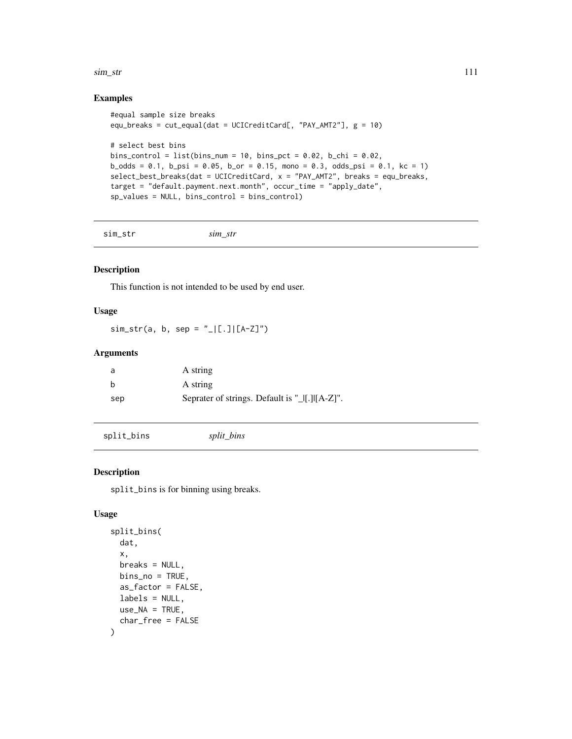## Examples

```
#equal sample size breaks
equ_breaks = cut_equal(dat = UCICreditCard[, "PAY_AMT2"], g = 10)

# select best bins
bins_control = list(bins_num = 10, bins_pct = 0.02, b_chi = 0.02,
b_odds = 0.1, b_psi = 0.05, b_or = 0.15, mono = 0.3, odds_psi = 0.1, kc = 1)
select_best_breaks(dat = UCICreditCard, x = "PAY_AMT2", breaks = equ_breaks,
target = "default.payment.next.month", occur_time = "apply_date",
sp_values = NULL, bins_control = bins_control)
```

---

# sim_str    *sim_str*

## Description

This function is not intended to be used by end user.

## Usage

```
sim_str(a, b, sep = "_|[.]|[A-Z]")
```

## Arguments

| | |
|---|---|
| a | A string |
| b | A string |
| sep | Seprater of strings. Default is "_\|[.]\|[A-Z]". |

---

# split_bins    *split_bins*

## Description

`split_bins` is for binning using breaks.

## Usage

```
split_bins(
  dat,
  x,
  breaks = NULL,
  bins_no = TRUE,
  as_factor = FALSE,
  labels = NULL,
  use_NA = TRUE,
  char_free = FALSE
)
```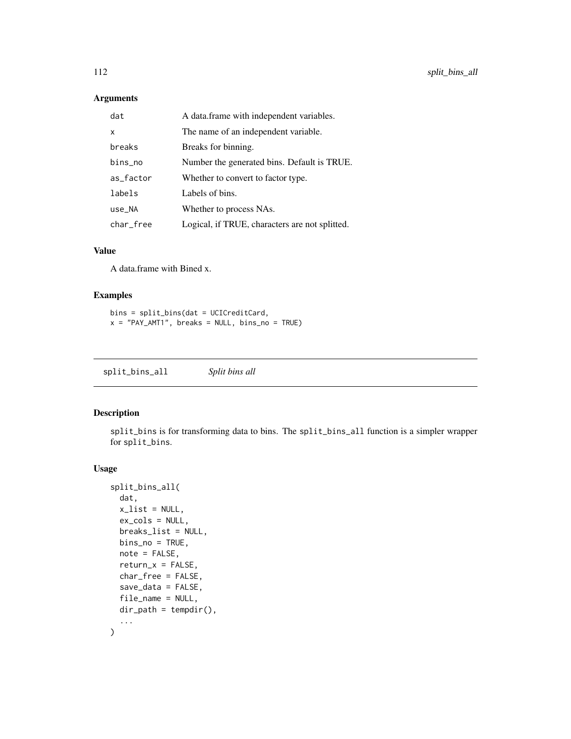### Arguments

| | |
|---|---|
| dat | A data.frame with independent variables. |
| x | The name of an independent variable. |
| breaks | Breaks for binning. |
| bins_no | Number the generated bins. Default is TRUE. |
| as_factor | Whether to convert to factor type. |
| labels | Labels of bins. |
| use_NA | Whether to process NAs. |
| char_free | Logical, if TRUE, characters are not splitted. |

### Value

A data.frame with Bined x.

### Examples

```
bins = split_bins(dat = UCICreditCard,
x = "PAY_AMT1", breaks = NULL, bins_no = TRUE)
```

---

## split_bins_all    *Split bins all*

---

### Description

`split_bins` is for transforming data to bins. The `split_bins_all` function is a simpler wrapper for `split_bins`.

### Usage

```
split_bins_all(
  dat,
  x_list = NULL,
  ex_cols = NULL,
  breaks_list = NULL,
  bins_no = TRUE,
  note = FALSE,
  return_x = FALSE,
  char_free = FALSE,
  save_data = FALSE,
  file_name = NULL,
  dir_path = tempdir(),
  ...
)
```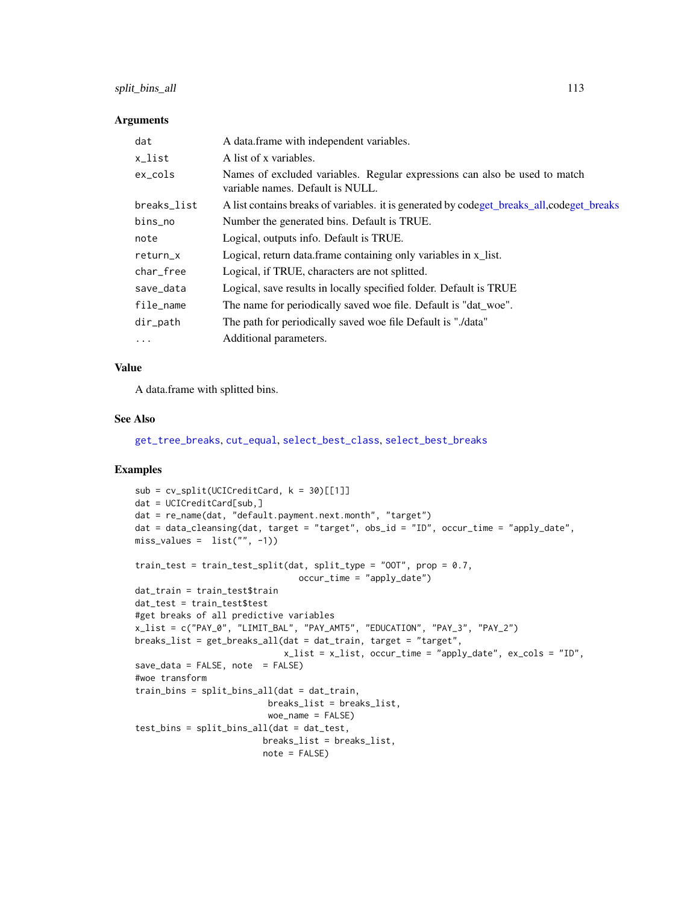## Arguments

| | |
|---|---|
| `dat` | A data.frame with independent variables. |
| `x_list` | A list of x variables. |
| `ex_cols` | Names of excluded variables. Regular expressions can also be used to match variable names. Default is NULL. |
| `breaks_list` | A list contains breaks of variables. it is generated by codeget_breaks_all,codeget_breaks |
| `bins_no` | Number the generated bins. Default is TRUE. |
| `note` | Logical, outputs info. Default is TRUE. |
| `return_x` | Logical, return data.frame containing only variables in x_list. |
| `char_free` | Logical, if TRUE, characters are not splitted. |
| `save_data` | Logical, save results in locally specified folder. Default is TRUE |
| `file_name` | The name for periodically saved woe file. Default is "dat_woe". |
| `dir_path` | The path for periodically saved woe file Default is "./data" |
| `...` | Additional parameters. |

## Value

A data.frame with splitted bins.

## See Also

`get_tree_breaks`, `cut_equal`, `select_best_class`, `select_best_breaks`

## Examples

```
sub = cv_split(UCICreditCard, k = 30)[[1]]
dat = UCICreditCard[sub,]
dat = re_name(dat, "default.payment.next.month", "target")
dat = data_cleansing(dat, target = "target", obs_id = "ID", occur_time = "apply_date",
miss_values =  list("", -1))

train_test = train_test_split(dat, split_type = "OOT", prop = 0.7,
                                occur_time = "apply_date")
dat_train = train_test$train
dat_test = train_test$test
#get breaks of all predictive variables
x_list = c("PAY_0", "LIMIT_BAL", "PAY_AMT5", "EDUCATION", "PAY_3", "PAY_2")
breaks_list = get_breaks_all(dat = dat_train, target = "target",
                              x_list = x_list, occur_time = "apply_date", ex_cols = "ID",
save_data = FALSE, note  = FALSE)
#woe transform
train_bins = split_bins_all(dat = dat_train,
                          breaks_list = breaks_list,
                          woe_name = FALSE)
test_bins = split_bins_all(dat = dat_test,
                         breaks_list = breaks_list,
                         note = FALSE)
```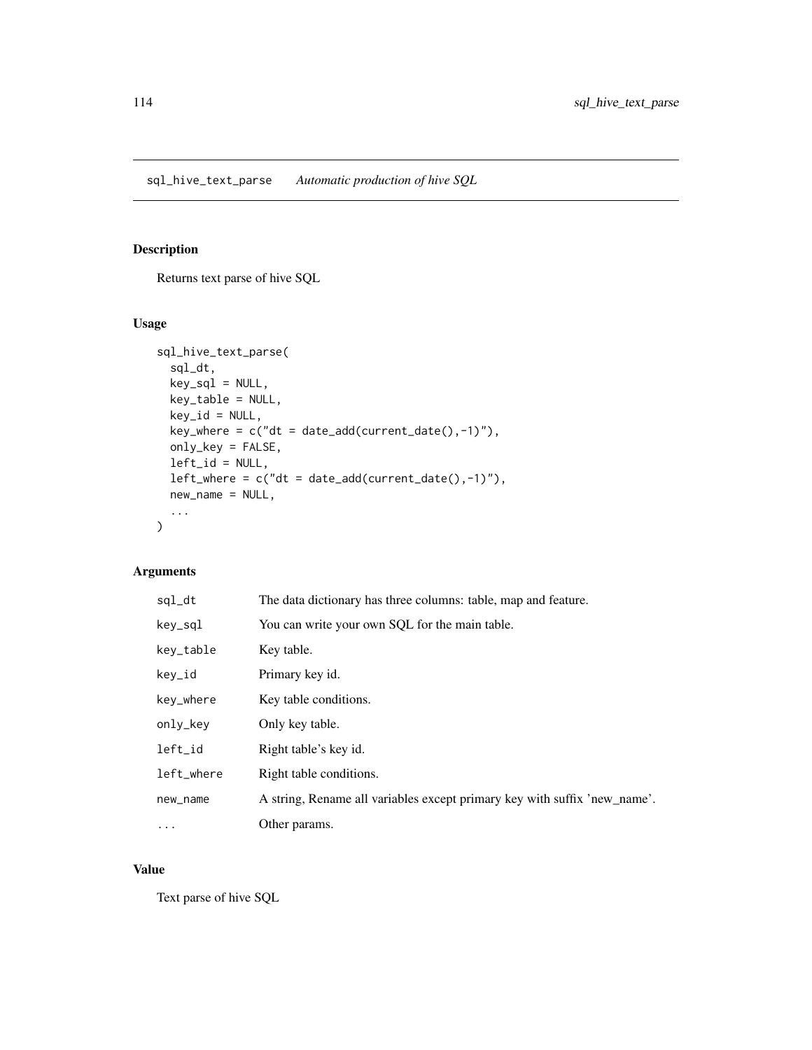## sql_hive_text_parse *Automatic production of hive SQL*

### Description

Returns text parse of hive SQL

### Usage

```
sql_hive_text_parse(
  sql_dt,
  key_sql = NULL,
  key_table = NULL,
  key_id = NULL,
  key_where = c("dt = date_add(current_date(),-1)"),
  only_key = FALSE,
  left_id = NULL,
  left_where = c("dt = date_add(current_date(),-1)"),
  new_name = NULL,
  ...
)
```

### Arguments

| | |
|---|---|
| sql_dt | The data dictionary has three columns: table, map and feature. |
| key_sql | You can write your own SQL for the main table. |
| key_table | Key table. |
| key_id | Primary key id. |
| key_where | Key table conditions. |
| only_key | Only key table. |
| left_id | Right table's key id. |
| left_where | Right table conditions. |
| new_name | A string, Rename all variables except primary key with suffix 'new_name'. |
| ... | Other params. |

### Value

Text parse of hive SQL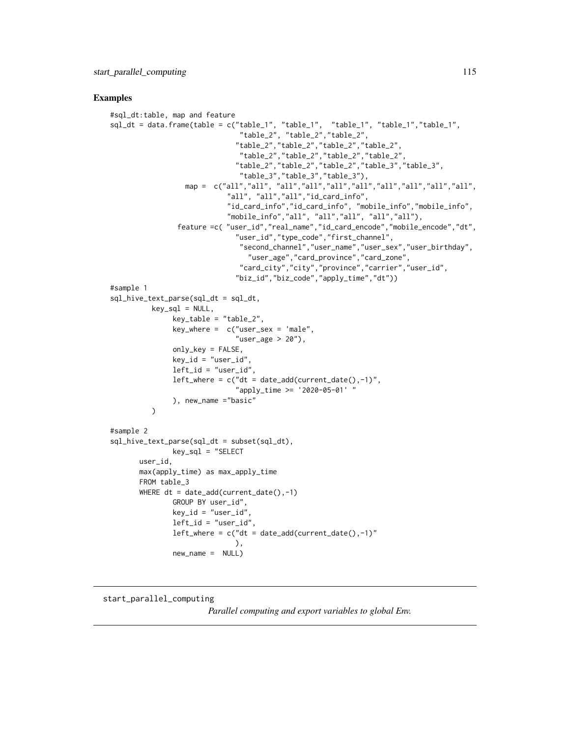## Examples

```
#sql_dt:table, map and feature
sql_dt = data.frame(table = c("table_1", "table_1",  "table_1", "table_1","table_1",
                              "table_2", "table_2","table_2",
                             "table_2","table_2","table_2","table_2",
                              "table_2","table_2","table_2","table_2",
                             "table_2","table_2","table_2","table_3","table_3",
                              "table_3","table_3","table_3"),
                 map =  c("all","all", "all","all","all","all","all","all","all","all",
                           "all", "all","all","id_card_info",
                           "id_card_info","id_card_info", "mobile_info","mobile_info",
                           "mobile_info","all", "all","all", "all","all"),
               feature =c( "user_id","real_name","id_card_encode","mobile_encode","dt",
                             "user_id","type_code","first_channel",
                              "second_channel","user_name","user_sex","user_birthday",
                                "user_age","card_province","card_zone",
                              "card_city","city","province","carrier","user_id",
                             "biz_id","biz_code","apply_time","dt"))
#sample 1
sql_hive_text_parse(sql_dt = sql_dt,
          key_sql = NULL,
               key_table = "table_2",
               key_where =  c("user_sex = 'male",
                              "user_age > 20"),
               only_key = FALSE,
               key_id = "user_id",
               left_id = "user_id",
               left_where = c("dt = date_add(current_date(),-1)",
                              "apply_time >= '2020-05-01' "
               ), new_name ="basic"
          )

#sample 2
sql_hive_text_parse(sql_dt = subset(sql_dt),
               key_sql = "SELECT
       user_id,
       max(apply_time) as max_apply_time
       FROM table_3
       WHERE dt = date_add(current_date(),-1)
               GROUP BY user_id",
               key_id = "user_id",
               left_id = "user_id",
               left_where = c("dt = date_add(current_date(),-1)"
                              ),
               new_name =  NULL)
```

---

start_parallel_computing

*Parallel computing and export variables to global Env.*

---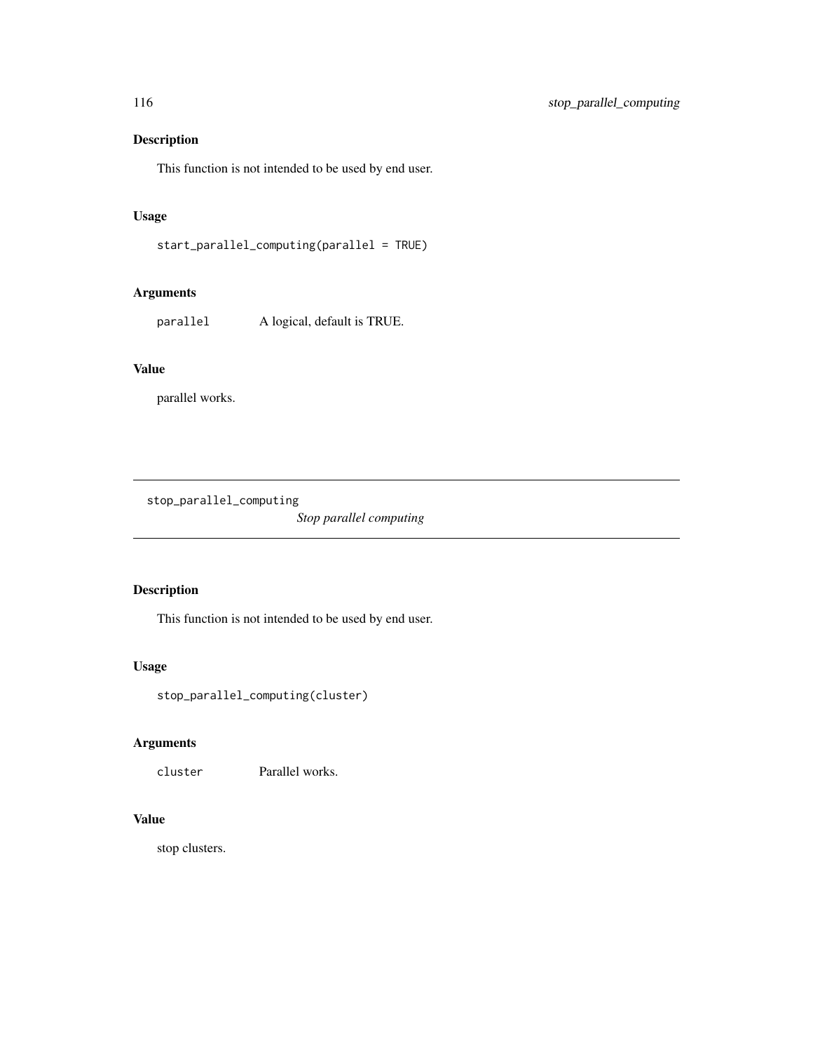## Description

This function is not intended to be used by end user.

## Usage

```
start_parallel_computing(parallel = TRUE)
```

## Arguments

| | |
|---|---|
| `parallel` | A logical, default is TRUE. |

## Value

parallel works.

---

# stop_parallel_computing

*Stop parallel computing*

---

## Description

This function is not intended to be used by end user.

## Usage

```
stop_parallel_computing(cluster)
```

## Arguments

| | |
|---|---|
| `cluster` | Parallel works. |

## Value

stop clusters.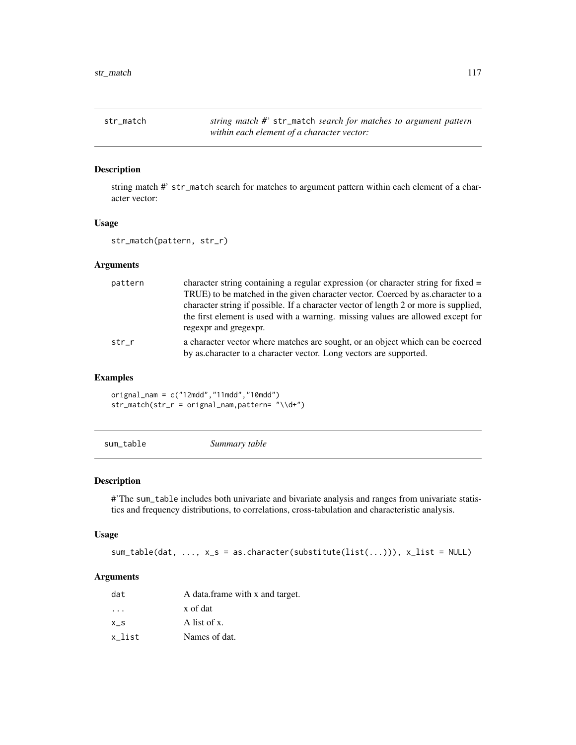## str_match — *string match #'* `str_match` *search for matches to argument pattern within each element of a character vector:*

### Description

string match #' `str_match` search for matches to argument pattern within each element of a character vector:

### Usage

```
str_match(pattern, str_r)
```

### Arguments

| | |
|---|---|
| `pattern` | character string containing a regular expression (or character string for fixed = TRUE) to be matched in the given character vector. Coerced by as.character to a character string if possible. If a character vector of length 2 or more is supplied, the first element is used with a warning. missing values are allowed except for regexpr and gregexpr. |
| `str_r` | a character vector where matches are sought, or an object which can be coerced by as.character to a character vector. Long vectors are supported. |

### Examples

```
orignal_nam = c("12mdd","11mdd","10mdd")
str_match(str_r = orignal_nam,pattern= "\\d+")
```

## sum_table — *Summary table*

### Description

#'The `sum_table` includes both univariate and bivariate analysis and ranges from univariate statistics and frequency distributions, to correlations, cross-tabulation and characteristic analysis.

### Usage

```
sum_table(dat, ..., x_s = as.character(substitute(list(...))), x_list = NULL)
```

### Arguments

| | |
|---|---|
| `dat` | A data.frame with x and target. |
| `...` | x of dat |
| `x_s` | A list of x. |
| `x_list` | Names of dat. |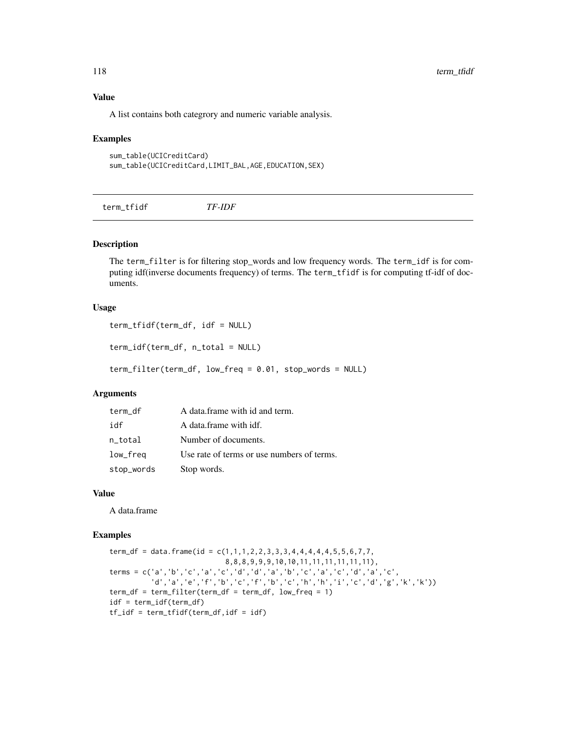### Value

A list contains both categrory and numeric variable analysis.

### Examples

```
sum_table(UCICreditCard)
sum_table(UCICreditCard,LIMIT_BAL,AGE,EDUCATION,SEX)
```

## term_tfidf *TF-IDF*

### Description

The `term_filter` is for filtering stop_words and low frequency words. The `term_idf` is for computing idf(inverse documents frequency) of terms. The `term_tfidf` is for computing tf-idf of documents.

### Usage

```
term_tfidf(term_df, idf = NULL)

term_idf(term_df, n_total = NULL)

term_filter(term_df, low_freq = 0.01, stop_words = NULL)
```

### Arguments

| | |
|---|---|
| term_df | A data.frame with id and term. |
| idf | A data.frame with idf. |
| n_total | Number of documents. |
| low_freq | Use rate of terms or use numbers of terms. |
| stop_words | Stop words. |

### Value

A data.frame

### Examples

```
term_df = data.frame(id = c(1,1,1,2,2,3,3,3,4,4,4,4,4,5,5,6,7,7,
                         8,8,8,9,9,9,10,10,11,11,11,11,11,11),
terms = c('a','b','c','a','c','d','d','a','b','c','a','c','d','a','c',
         'd','a','e','f','b','c','f','b','c','h','h','i','c','d','g','k','k'))
term_df = term_filter(term_df = term_df, low_freq = 1)
idf = term_idf(term_df)
tf_idf = term_tfidf(term_df,idf = idf)
```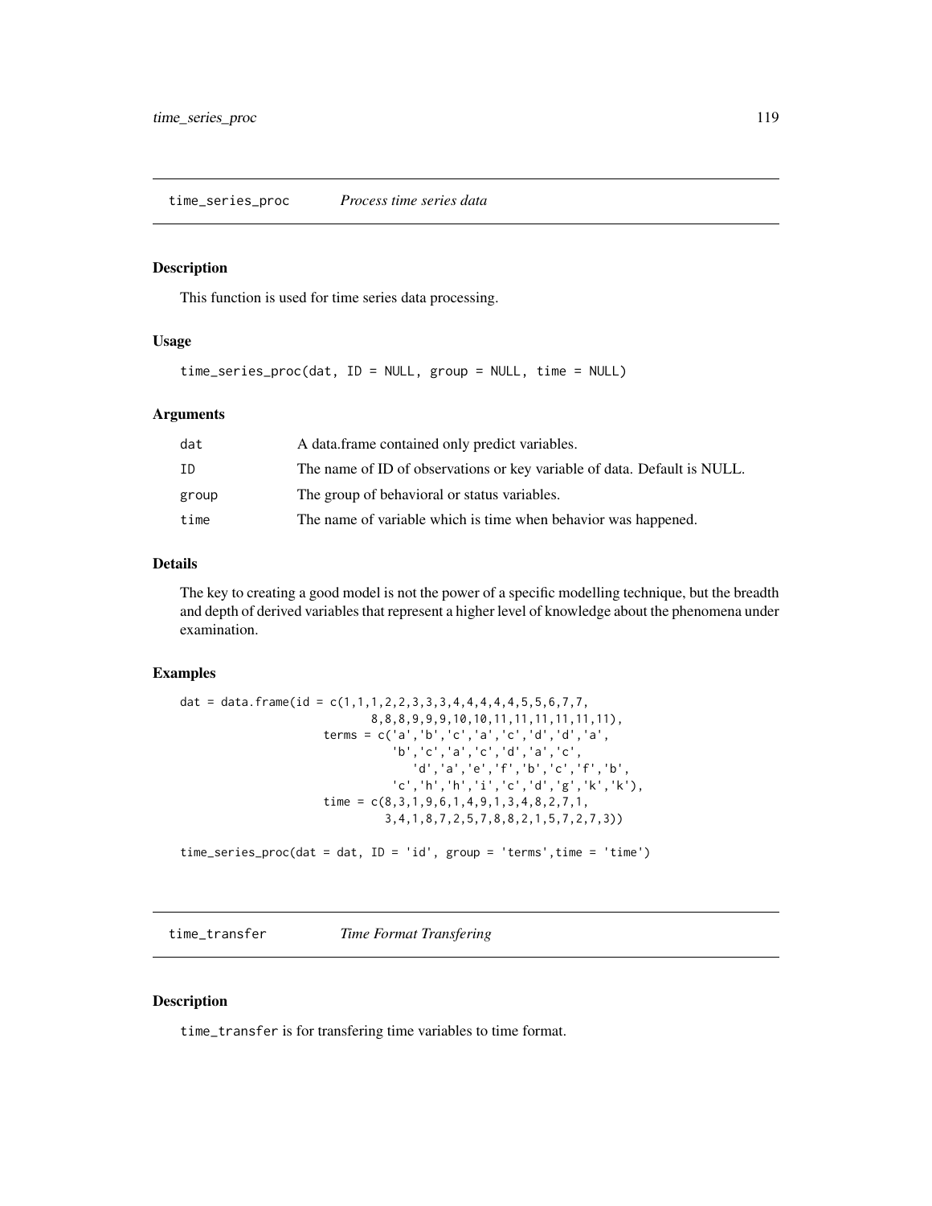## time_series_proc — *Process time series data*

### Description

This function is used for time series data processing.

### Usage

```
time_series_proc(dat, ID = NULL, group = NULL, time = NULL)
```

### Arguments

| | |
|---|---|
| dat | A data.frame contained only predict variables. |
| ID | The name of ID of observations or key variable of data. Default is NULL. |
| group | The group of behavioral or status variables. |
| time | The name of variable which is time when behavior was happened. |

### Details

The key to creating a good model is not the power of a specific modelling technique, but the breadth and depth of derived variables that represent a higher level of knowledge about the phenomena under examination.

### Examples

```
dat = data.frame(id = c(1,1,1,2,2,3,3,3,4,4,4,4,4,5,5,6,7,7,
                            8,8,8,9,9,9,10,10,11,11,11,11,11,11),
                 terms = c('a','b','c','a','c','d','d','a',
                           'b','c','a','c','d','a','c',
                              'd','a','e','f','b','c','f','b',
                           'c','h','h','i','c','d','g','k','k'),
                 time = c(8,3,1,9,6,1,4,9,1,3,4,8,2,7,1,
                          3,4,1,8,7,2,5,7,8,8,2,1,5,7,2,7,3))

time_series_proc(dat = dat, ID = 'id', group = 'terms',time = 'time')
```

## time_transfer — *Time Format Transfering*

### Description

time_transfer is for transfering time variables to time format.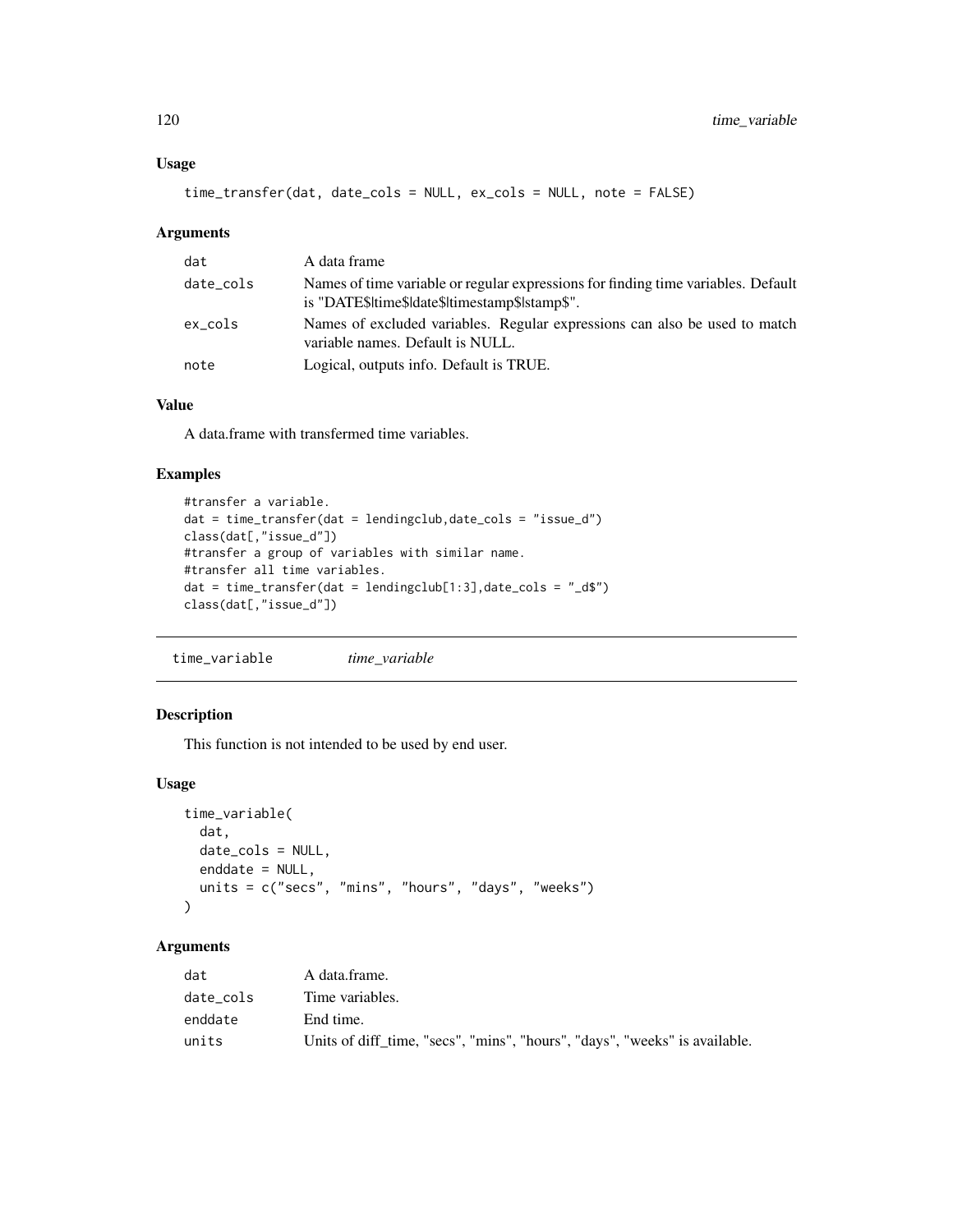### Usage

```
time_transfer(dat, date_cols = NULL, ex_cols = NULL, note = FALSE)
```

### Arguments

| | |
|---|---|
| dat | A data frame |
| date_cols | Names of time variable or regular expressions for finding time variables. Default is "DATE$\|time$\|date$\|timestamp$\|stamp$". |
| ex_cols | Names of excluded variables. Regular expressions can also be used to match variable names. Default is NULL. |
| note | Logical, outputs info. Default is TRUE. |

### Value

A data.frame with transfermed time variables.

### Examples

```
#transfer a variable.
dat = time_transfer(dat = lendingclub,date_cols = "issue_d")
class(dat[,"issue_d"])
#transfer a group of variables with similar name.
#transfer all time variables.
dat = time_transfer(dat = lendingclub[1:3],date_cols = "_d$")
class(dat[,"issue_d"])
```

---

## time_variable *time_variable*

---

### Description

This function is not intended to be used by end user.

### Usage

```
time_variable(
  dat,
  date_cols = NULL,
  enddate = NULL,
  units = c("secs", "mins", "hours", "days", "weeks")
)
```

### Arguments

| | |
|---|---|
| dat | A data.frame. |
| date_cols | Time variables. |
| enddate | End time. |
| units | Units of diff_time, "secs", "mins", "hours", "days", "weeks" is available. |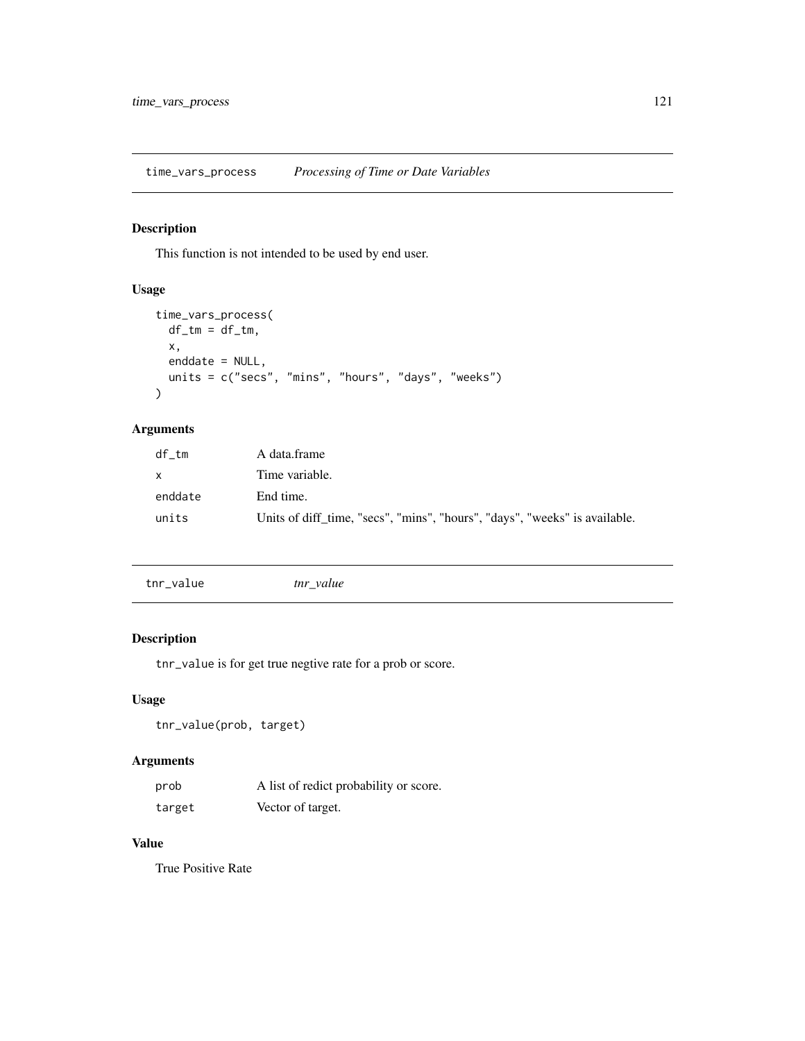## time_vars_process — *Processing of Time or Date Variables*

### Description

This function is not intended to be used by end user.

### Usage

```
time_vars_process(
  df_tm = df_tm,
  x,
  enddate = NULL,
  units = c("secs", "mins", "hours", "days", "weeks")
)
```

### Arguments

| | |
|---|---|
| df_tm | A data.frame |
| x | Time variable. |
| enddate | End time. |
| units | Units of diff_time, "secs", "mins", "hours", "days", "weeks" is available. |

## tnr_value — *tnr_value*

### Description

`tnr_value` is for get true negtive rate for a prob or score.

### Usage

```
tnr_value(prob, target)
```

### Arguments

| | |
|---|---|
| prob | A list of redict probability or score. |
| target | Vector of target. |

### Value

True Positive Rate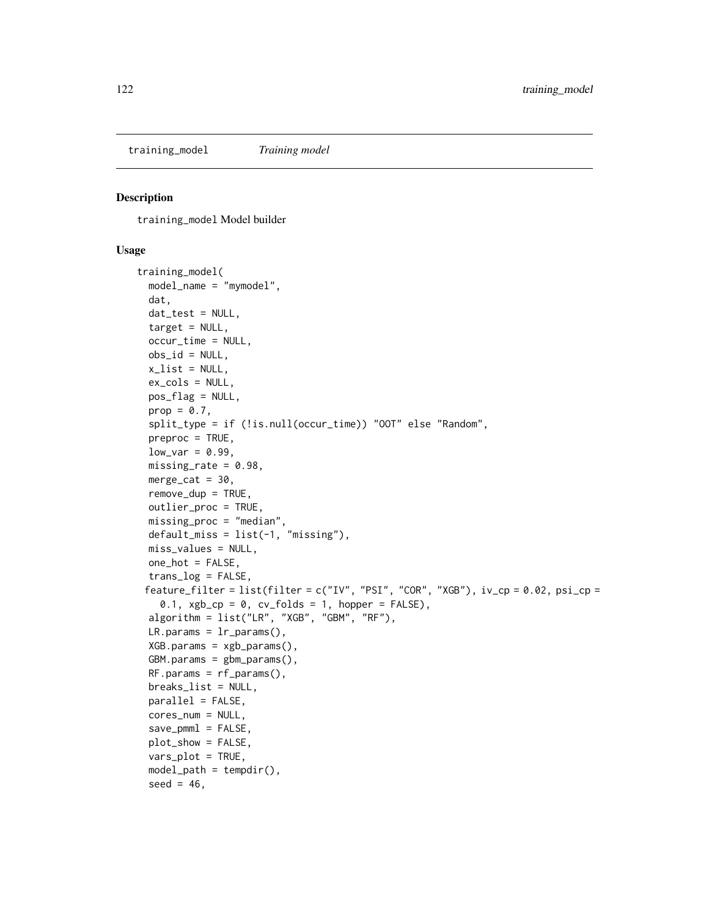training_model *Training model*

## Description

training_model Model builder

## Usage

```
training_model(
  model_name = "mymodel",
  dat,
  dat_test = NULL,
  target = NULL,
  occur_time = NULL,
  obs_id = NULL,
  x_list = NULL,
  ex_cols = NULL,
  pos_flag = NULL,
  prop = 0.7,
  split_type = if (!is.null(occur_time)) "OOT" else "Random",
  preproc = TRUE,
  low_var = 0.99,
  missing_rate = 0.98,
  merge_cat = 30,
  remove_dup = TRUE,
  outlier_proc = TRUE,
  missing_proc = "median",
  default_miss = list(-1, "missing"),
  miss_values = NULL,
  one_hot = FALSE,
  trans_log = FALSE,
 feature_filter = list(filter = c("IV", "PSI", "COR", "XGB"), iv_cp = 0.02, psi_cp =
    0.1, xgb_cp = 0, cv_folds = 1, hopper = FALSE),
  algorithm = list("LR", "XGB", "GBM", "RF"),
  LR.params = lr_params(),
  XGB.params = xgb_params(),
  GBM.params = gbm_params(),
  RF.params = rf_params(),
  breaks_list = NULL,
  parallel = FALSE,
  cores_num = NULL,
  save_pmml = FALSE,
  plot_show = FALSE,
  vars_plot = TRUE,
  model_path = tempdir(),
  seed = 46,
```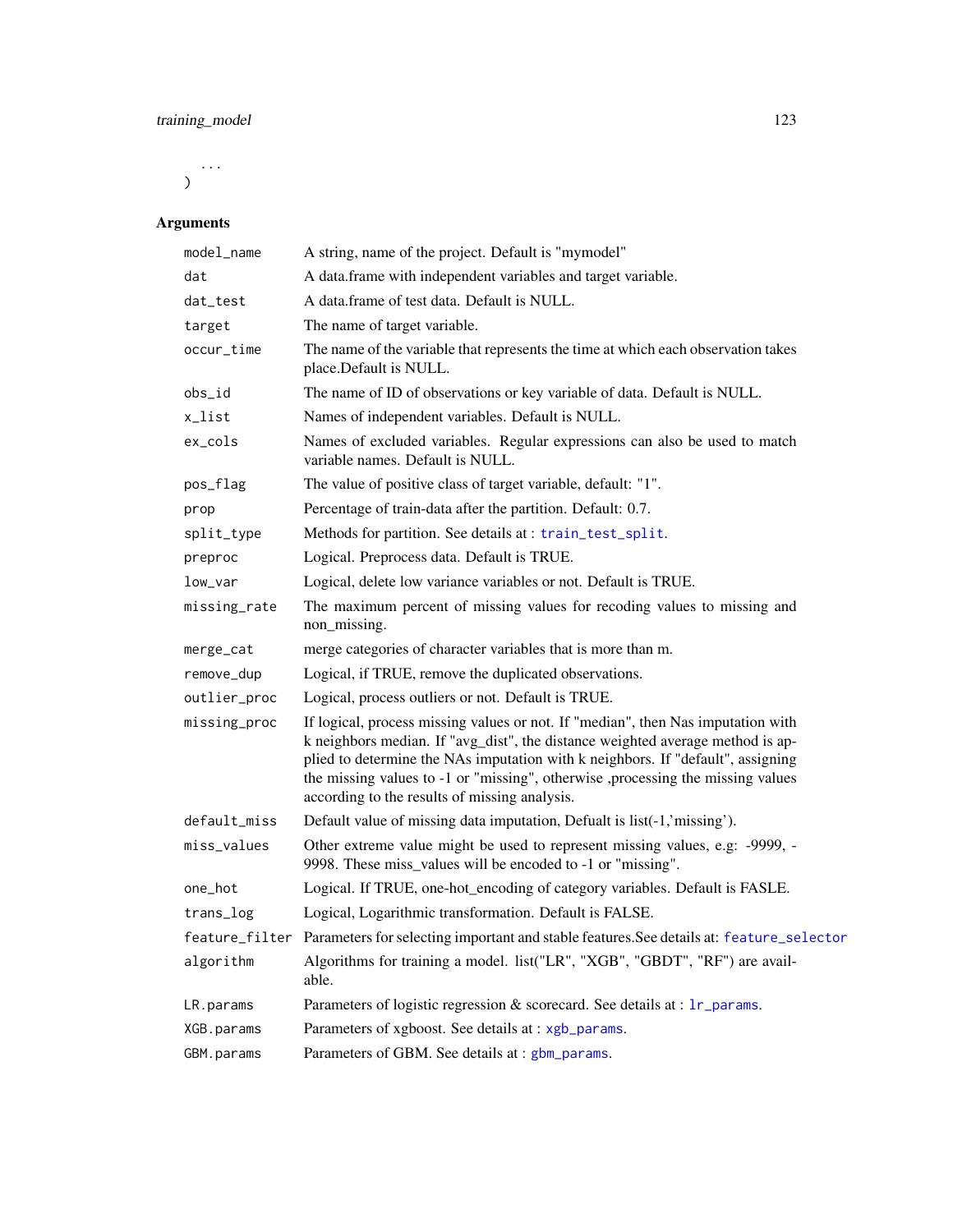```
...
)
```

### Arguments

| | |
|---|---|
| model_name | A string, name of the project. Default is "mymodel" |
| dat | A data.frame with independent variables and target variable. |
| dat_test | A data.frame of test data. Default is NULL. |
| target | The name of target variable. |
| occur_time | The name of the variable that represents the time at which each observation takes place.Default is NULL. |
| obs_id | The name of ID of observations or key variable of data. Default is NULL. |
| x_list | Names of independent variables. Default is NULL. |
| ex_cols | Names of excluded variables. Regular expressions can also be used to match variable names. Default is NULL. |
| pos_flag | The value of positive class of target variable, default: "1". |
| prop | Percentage of train-data after the partition. Default: 0.7. |
| split_type | Methods for partition. See details at : train_test_split. |
| preproc | Logical. Preprocess data. Default is TRUE. |
| low_var | Logical, delete low variance variables or not. Default is TRUE. |
| missing_rate | The maximum percent of missing values for recoding values to missing and non_missing. |
| merge_cat | merge categories of character variables that is more than m. |
| remove_dup | Logical, if TRUE, remove the duplicated observations. |
| outlier_proc | Logical, process outliers or not. Default is TRUE. |
| missing_proc | If logical, process missing values or not. If "median", then Nas imputation with k neighbors median. If "avg_dist", the distance weighted average method is applied to determine the NAs imputation with k neighbors. If "default", assigning the missing values to -1 or "missing", otherwise ,processing the missing values according to the results of missing analysis. |
| default_miss | Default value of missing data imputation, Defualt is list(-1,'missing'). |
| miss_values | Other extreme value might be used to represent missing values, e.g: -9999, -9998. These miss_values will be encoded to -1 or "missing". |
| one_hot | Logical. If TRUE, one-hot_encoding of category variables. Default is FASLE. |
| trans_log | Logical, Logarithmic transformation. Default is FALSE. |
| feature_filter | Parameters for selecting important and stable features.See details at: feature_selector |
| algorithm | Algorithms for training a model. list("LR", "XGB", "GBDT", "RF") are available. |
| LR.params | Parameters of logistic regression & scorecard. See details at : lr_params. |
| XGB.params | Parameters of xgboost. See details at : xgb_params. |
| GBM.params | Parameters of GBM. See details at : gbm_params. |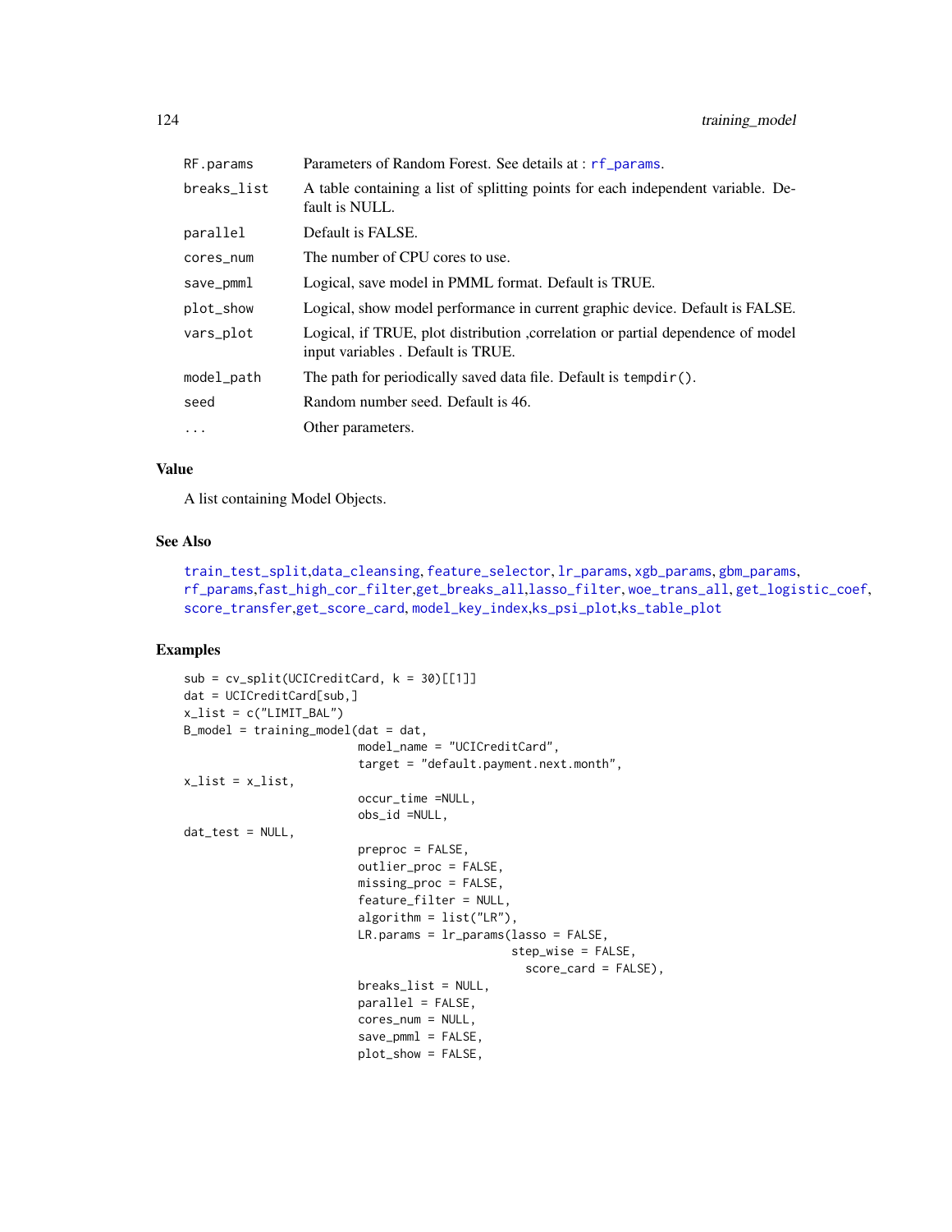| | |
|---|---|
| RF.params | Parameters of Random Forest. See details at : rf_params. |
| breaks_list | A table containing a list of splitting points for each independent variable. Default is NULL. |
| parallel | Default is FALSE. |
| cores_num | The number of CPU cores to use. |
| save_pmml | Logical, save model in PMML format. Default is TRUE. |
| plot_show | Logical, show model performance in current graphic device. Default is FALSE. |
| vars_plot | Logical, if TRUE, plot distribution ,correlation or partial dependence of model input variables . Default is TRUE. |
| model_path | The path for periodically saved data file. Default is tempdir(). |
| seed | Random number seed. Default is 46. |
| ... | Other parameters. |

### Value

A list containing Model Objects.

### See Also

train_test_split,data_cleansing, feature_selector, lr_params, xgb_params, gbm_params, rf_params,fast_high_cor_filter,get_breaks_all,lasso_filter, woe_trans_all, get_logistic_coef, score_transfer,get_score_card, model_key_index,ks_psi_plot,ks_table_plot

### Examples

```
sub = cv_split(UCICreditCard, k = 30)[[1]]
dat = UCICreditCard[sub,]
x_list = c("LIMIT_BAL")
B_model = training_model(dat = dat,
                         model_name = "UCICreditCard",
                         target = "default.payment.next.month",
x_list = x_list,
                         occur_time =NULL,
                         obs_id =NULL,
dat_test = NULL,
                         preproc = FALSE,
                         outlier_proc = FALSE,
                         missing_proc = FALSE,
                         feature_filter = NULL,
                         algorithm = list("LR"),
                         LR.params = lr_params(lasso = FALSE,
                                             step_wise = FALSE,
                                               score_card = FALSE),
                         breaks_list = NULL,
                         parallel = FALSE,
                         cores_num = NULL,
                         save_pmml = FALSE,
                         plot_show = FALSE,
```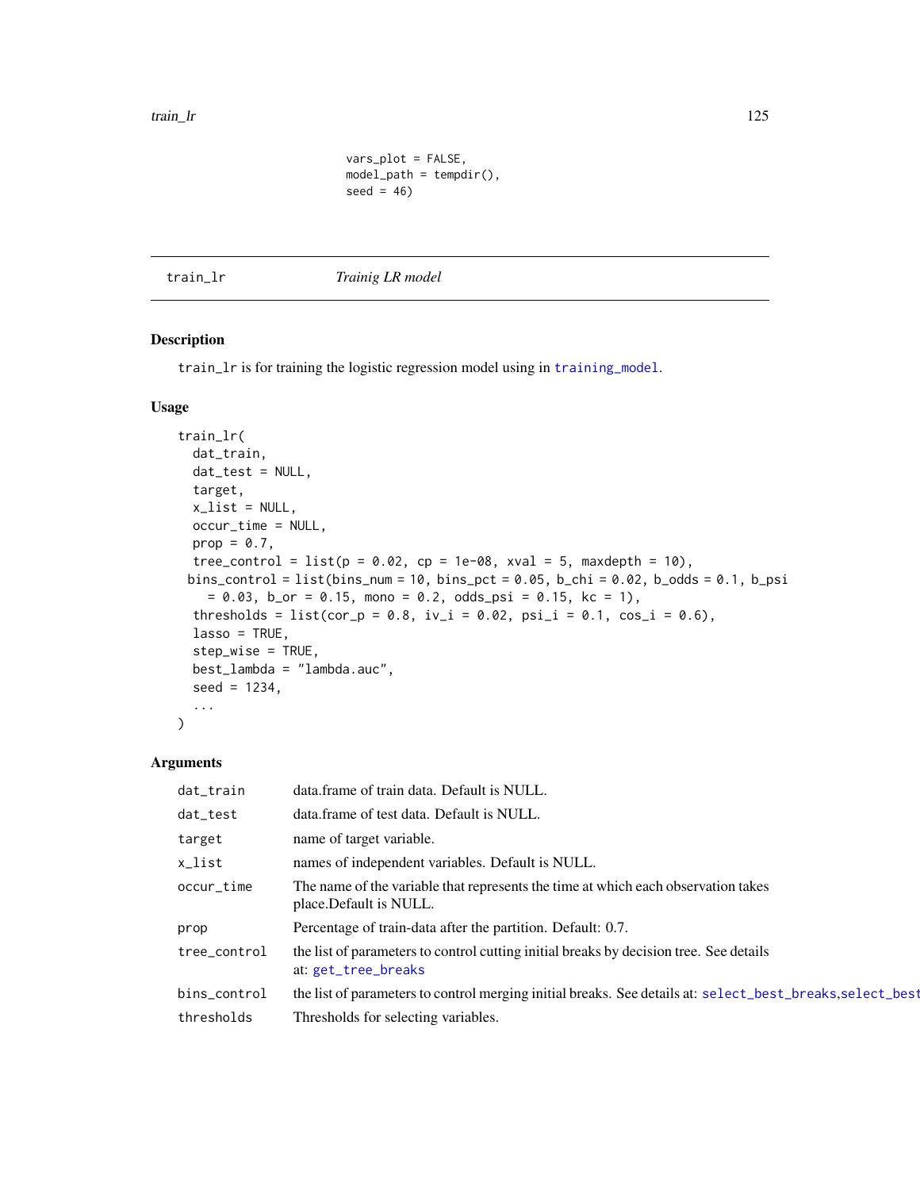```
    vars_plot = FALSE,
    model_path = tempdir(),
    seed = 46)
```

---

## train_lr *Trainig LR model*

---

### Description

train_lr is for training the logistic regression model using in training_model.

### Usage

```
train_lr(
  dat_train,
  dat_test = NULL,
  target,
  x_list = NULL,
  occur_time = NULL,
  prop = 0.7,
  tree_control = list(p = 0.02, cp = 1e-08, xval = 5, maxdepth = 10),
 bins_control = list(bins_num = 10, bins_pct = 0.05, b_chi = 0.02, b_odds = 0.1, b_psi
    = 0.03, b_or = 0.15, mono = 0.2, odds_psi = 0.15, kc = 1),
  thresholds = list(cor_p = 0.8, iv_i = 0.02, psi_i = 0.1, cos_i = 0.6),
  lasso = TRUE,
  step_wise = TRUE,
  best_lambda = "lambda.auc",
  seed = 1234,
  ...
)
```

### Arguments

| | |
|---|---|
| dat_train | data.frame of train data. Default is NULL. |
| dat_test | data.frame of test data. Default is NULL. |
| target | name of target variable. |
| x_list | names of independent variables. Default is NULL. |
| occur_time | The name of the variable that represents the time at which each observation takes place.Default is NULL. |
| prop | Percentage of train-data after the partition. Default: 0.7. |
| tree_control | the list of parameters to control cutting initial breaks by decision tree. See details at: get_tree_breaks |
| bins_control | the list of parameters to control merging initial breaks. See details at: select_best_breaks,select_best |
| thresholds | Thresholds for selecting variables. |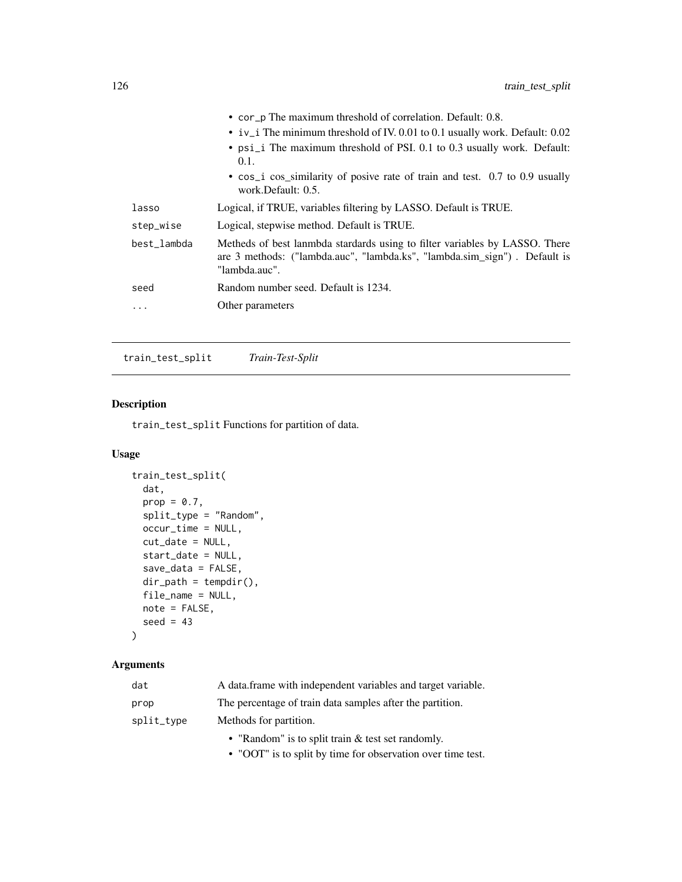- cor_p The maximum threshold of correlation. Default: 0.8.
- iv_i The minimum threshold of IV. 0.01 to 0.1 usually work. Default: 0.02
- psi_i The maximum threshold of PSI. 0.1 to 0.3 usually work. Default: 0.1.
- cos_i cos_similarity of posive rate of train and test. 0.7 to 0.9 usually work.Default: 0.5.

| | |
|---|---|
| lasso | Logical, if TRUE, variables filtering by LASSO. Default is TRUE. |
| step_wise | Logical, stepwise method. Default is TRUE. |
| best_lambda | Metheds of best lanmbda stardards using to filter variables by LASSO. There are 3 methods: ("lambda.auc", "lambda.ks", "lambda.sim_sign") . Default is "lambda.auc". |
| seed | Random number seed. Default is 1234. |
| ... | Other parameters |

## train_test_split *Train-Test-Split*

### Description

train_test_split Functions for partition of data.

### Usage

```
train_test_split(
  dat,
  prop = 0.7,
  split_type = "Random",
  occur_time = NULL,
  cut_date = NULL,
  start_date = NULL,
  save_data = FALSE,
  dir_path = tempdir(),
  file_name = NULL,
  note = FALSE,
  seed = 43
)
```

### Arguments

| | |
|---|---|
| dat | A data.frame with independent variables and target variable. |
| prop | The percentage of train data samples after the partition. |
| split_type | Methods for partition. |

- "Random" is to split train & test set randomly.
- "OOT" is to split by time for observation over time test.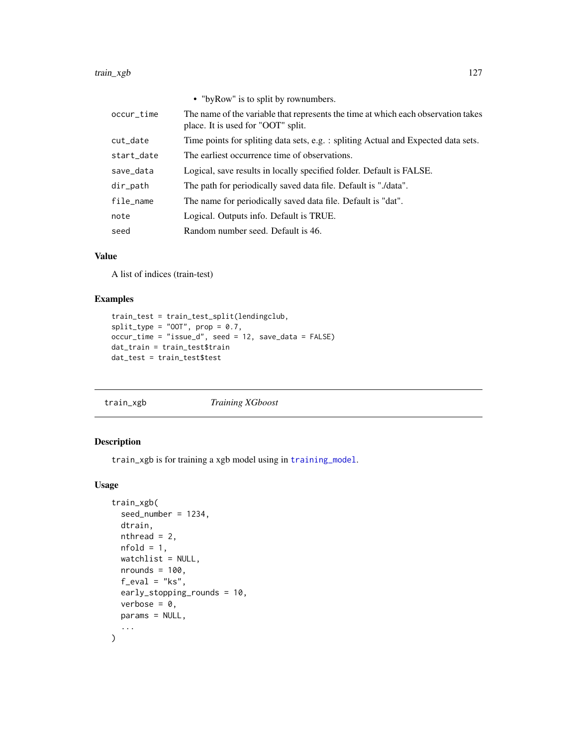- "byRow" is to split by rownumbers.

| | |
|---|---|
| occur_time | The name of the variable that represents the time at which each observation takes place. It is used for "OOT" split. |
| cut_date | Time points for spliting data sets, e.g. : spliting Actual and Expected data sets. |
| start_date | The earliest occurrence time of observations. |
| save_data | Logical, save results in locally specified folder. Default is FALSE. |
| dir_path | The path for periodically saved data file. Default is "./data". |
| file_name | The name for periodically saved data file. Default is "dat". |
| note | Logical. Outputs info. Default is TRUE. |
| seed | Random number seed. Default is 46. |

### Value

A list of indices (train-test)

### Examples

```
train_test = train_test_split(lendingclub,
split_type = "OOT", prop = 0.7,
occur_time = "issue_d", seed = 12, save_data = FALSE)
dat_train = train_test$train
dat_test = train_test$test
```

## train_xgb *Training XGboost*

### Description

train_xgb is for training a xgb model using in training_model.

### Usage

```
train_xgb(
  seed_number = 1234,
  dtrain,
  nthread = 2,
  nfold = 1,
  watchlist = NULL,
  nrounds = 100,
  f_eval = "ks",
  early_stopping_rounds = 10,
  verbose = 0,
  params = NULL,
  ...
)
```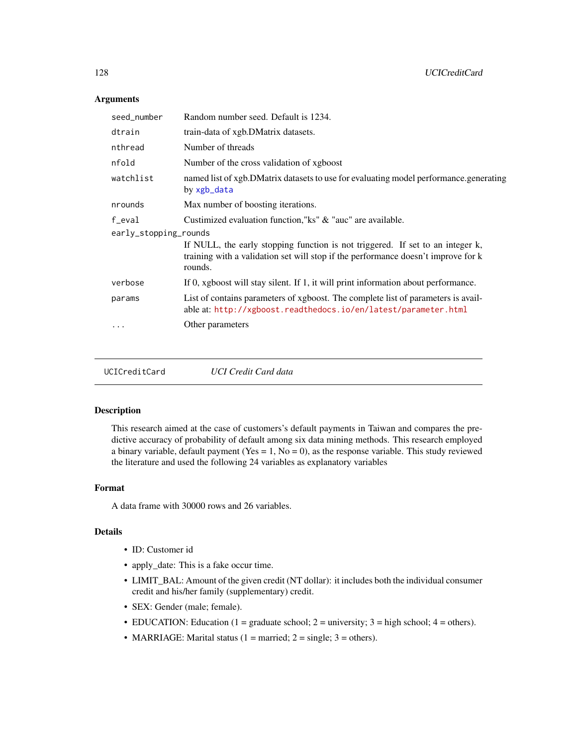## Arguments

| | |
|---|---|
| seed_number | Random number seed. Default is 1234. |
| dtrain | train-data of xgb.DMatrix datasets. |
| nthread | Number of threads |
| nfold | Number of the cross validation of xgboost |
| watchlist | named list of xgb.DMatrix datasets to use for evaluating model performance.generating by xgb_data |
| nrounds | Max number of boosting iterations. |
| f_eval | Custimized evaluation function,"ks" & "auc" are available. |
| early_stopping_rounds | If NULL, the early stopping function is not triggered. If set to an integer k, training with a validation set will stop if the performance doesn't improve for k rounds. |
| verbose | If 0, xgboost will stay silent. If 1, it will print information about performance. |
| params | List of contains parameters of xgboost. The complete list of parameters is available at: http://xgboost.readthedocs.io/en/latest/parameter.html |
| ... | Other parameters |

---

UCICreditCard &emsp; *UCI Credit Card data*

---

### Description

This research aimed at the case of customers's default payments in Taiwan and compares the predictive accuracy of probability of default among six data mining methods. This research employed a binary variable, default payment (Yes = 1, No = 0), as the response variable. This study reviewed the literature and used the following 24 variables as explanatory variables

### Format

A data frame with 30000 rows and 26 variables.

### Details

- ID: Customer id
- apply_date: This is a fake occur time.
- LIMIT_BAL: Amount of the given credit (NT dollar): it includes both the individual consumer credit and his/her family (supplementary) credit.
- SEX: Gender (male; female).
- EDUCATION: Education (1 = graduate school; 2 = university; 3 = high school; 4 = others).
- MARRIAGE: Marital status (1 = married; 2 = single; 3 = others).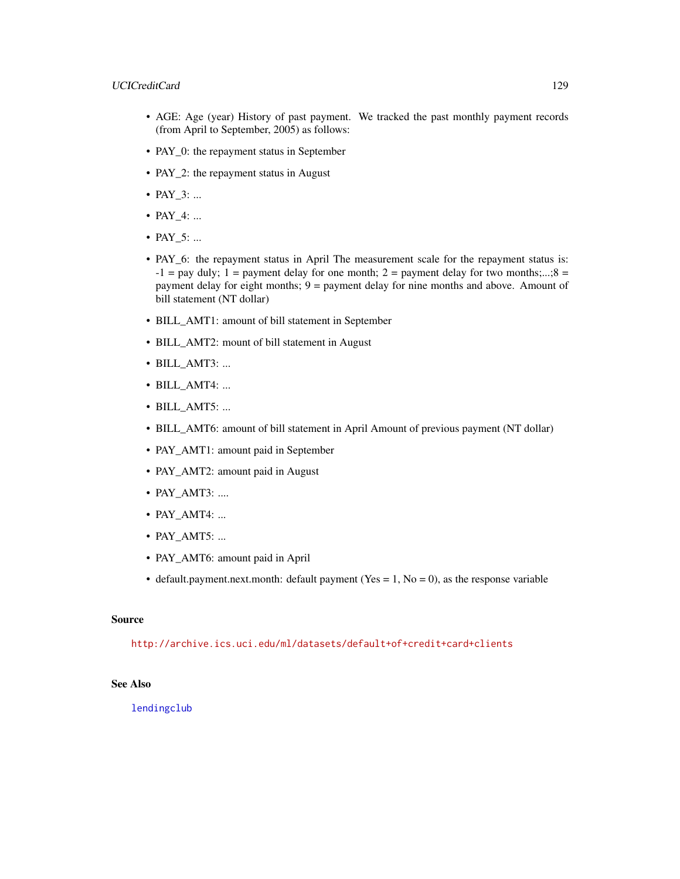- AGE: Age (year) History of past payment. We tracked the past monthly payment records (from April to September, 2005) as follows:
- PAY_0: the repayment status in September
- PAY_2: the repayment status in August
- PAY_3: ...
- PAY_4: ...
- PAY_5: ...
- PAY_6: the repayment status in April The measurement scale for the repayment status is: -1 = pay duly; 1 = payment delay for one month; 2 = payment delay for two months;...;8 = payment delay for eight months; 9 = payment delay for nine months and above. Amount of bill statement (NT dollar)
- BILL_AMT1: amount of bill statement in September
- BILL_AMT2: mount of bill statement in August
- BILL_AMT3: ...
- BILL_AMT4: ...
- BILL_AMT5: ...
- BILL_AMT6: amount of bill statement in April Amount of previous payment (NT dollar)
- PAY_AMT1: amount paid in September
- PAY_AMT2: amount paid in August
- PAY_AMT3: ....
- PAY_AMT4: ...
- PAY_AMT5: ...
- PAY_AMT6: amount paid in April
- default.payment.next.month: default payment (Yes = 1, No = 0), as the response variable

### Source

http://archive.ics.uci.edu/ml/datasets/default+of+credit+card+clients

### See Also

lendingclub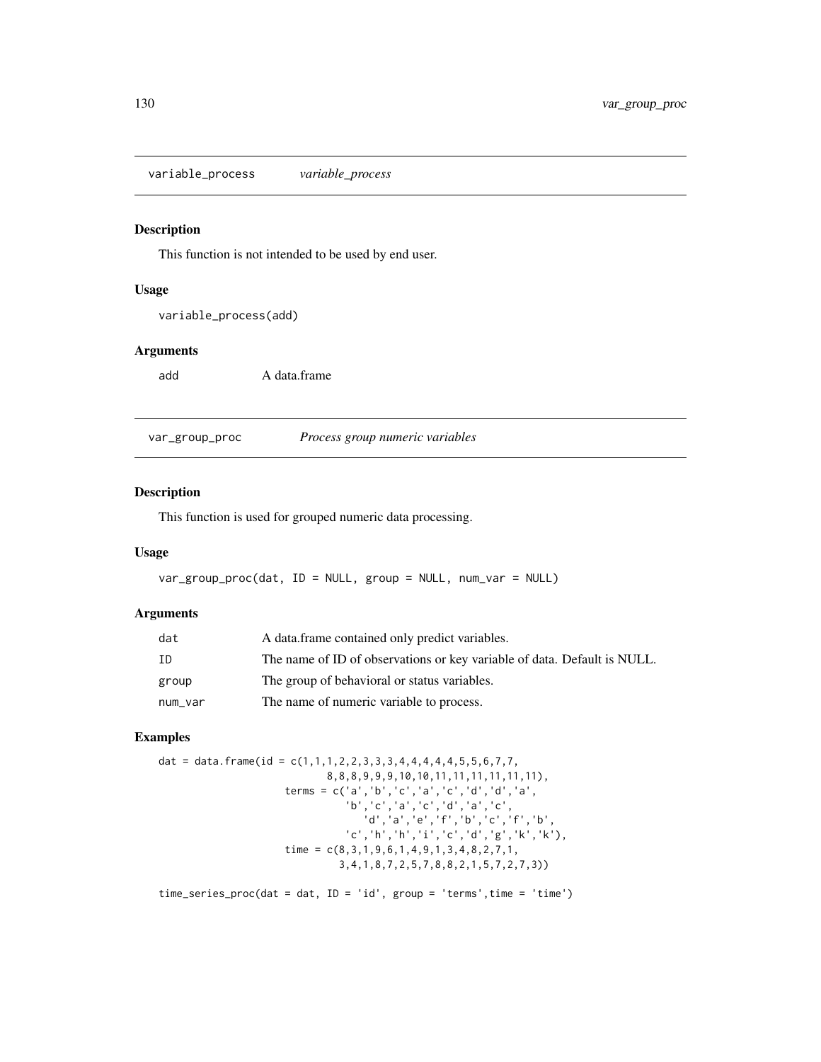## variable_process *variable_process*

### Description

This function is not intended to be used by end user.

### Usage

```
variable_process(add)
```

### Arguments

| | |
|---|---|
| add | A data.frame |

## var_group_proc *Process group numeric variables*

### Description

This function is used for grouped numeric data processing.

### Usage

```
var_group_proc(dat, ID = NULL, group = NULL, num_var = NULL)
```

### Arguments

| | |
|---|---|
| dat | A data.frame contained only predict variables. |
| ID | The name of ID of observations or key variable of data. Default is NULL. |
| group | The group of behavioral or status variables. |
| num_var | The name of numeric variable to process. |

### Examples

```
dat = data.frame(id = c(1,1,1,2,2,3,3,3,4,4,4,4,4,5,5,6,7,7,
                        8,8,8,9,9,9,10,10,11,11,11,11,11,11),
                 terms = c('a','b','c','a','c','d','d','a',
                           'b','c','a','c','d','a','c',
                              'd','a','e','f','b','c','f','b',
                           'c','h','h','i','c','d','g','k','k'),
                 time = c(8,3,1,9,6,1,4,9,1,3,4,8,2,7,1,
                          3,4,1,8,7,2,5,7,8,8,2,1,5,7,2,7,3))

time_series_proc(dat = dat, ID = 'id', group = 'terms',time = 'time')
```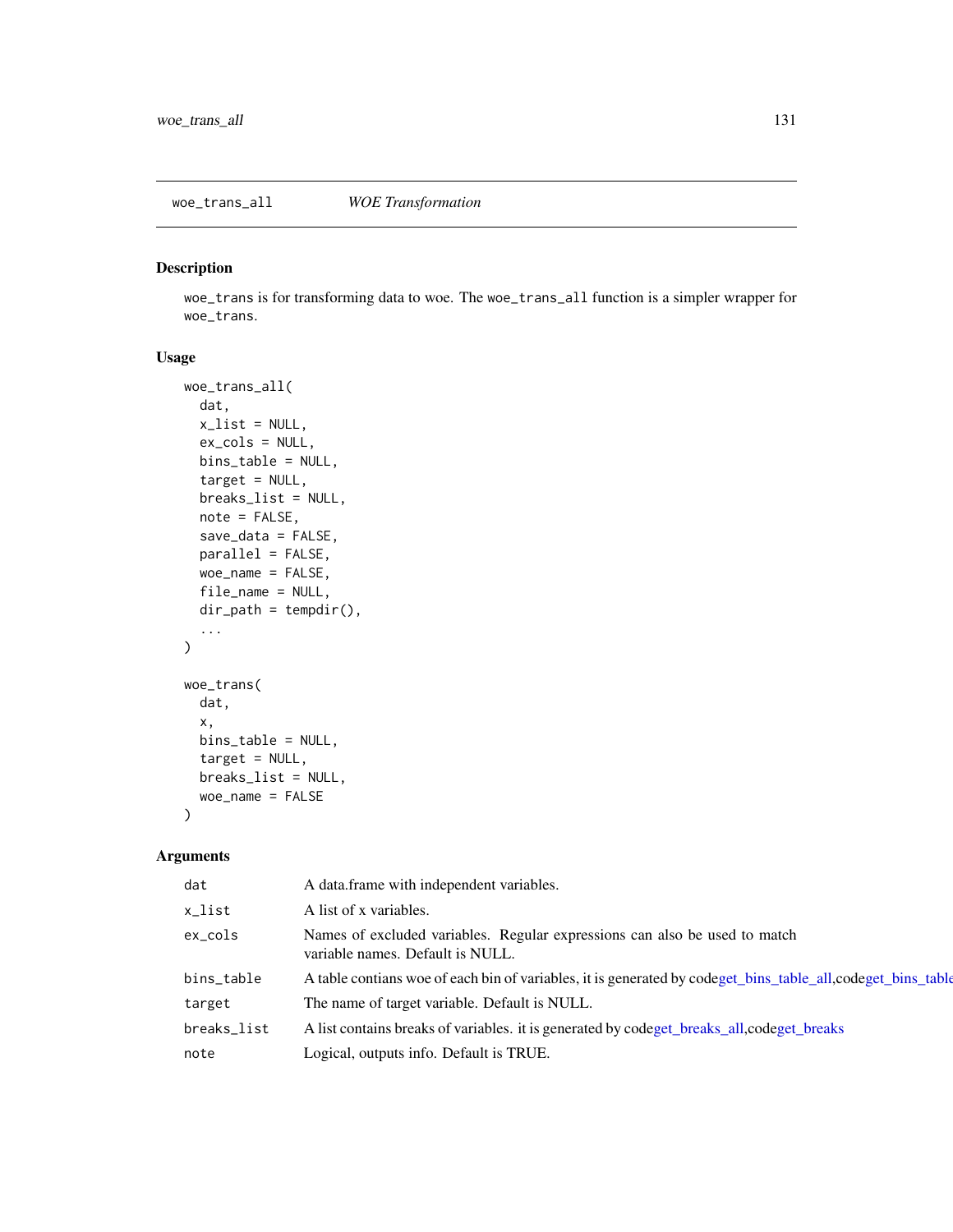woe_trans_all *WOE Transformation*

## Description

woe_trans is for transforming data to woe. The woe_trans_all function is a simpler wrapper for woe_trans.

## Usage

```
woe_trans_all(
  dat,
  x_list = NULL,
  ex_cols = NULL,
  bins_table = NULL,
  target = NULL,
  breaks_list = NULL,
  note = FALSE,
  save_data = FALSE,
  parallel = FALSE,
  woe_name = FALSE,
  file_name = NULL,
  dir_path = tempdir(),
  ...
)

woe_trans(
  dat,
  x,
  bins_table = NULL,
  target = NULL,
  breaks_list = NULL,
  woe_name = FALSE
)
```

## Arguments

| | |
|---|---|
| dat | A data.frame with independent variables. |
| x_list | A list of x variables. |
| ex_cols | Names of excluded variables. Regular expressions can also be used to match variable names. Default is NULL. |
| bins_table | A table contians woe of each bin of variables, it is generated by codeget_bins_table_all,codeget_bins_table |
| target | The name of target variable. Default is NULL. |
| breaks_list | A list contains breaks of variables. it is generated by codeget_breaks_all,codeget_breaks |
| note | Logical, outputs info. Default is TRUE. |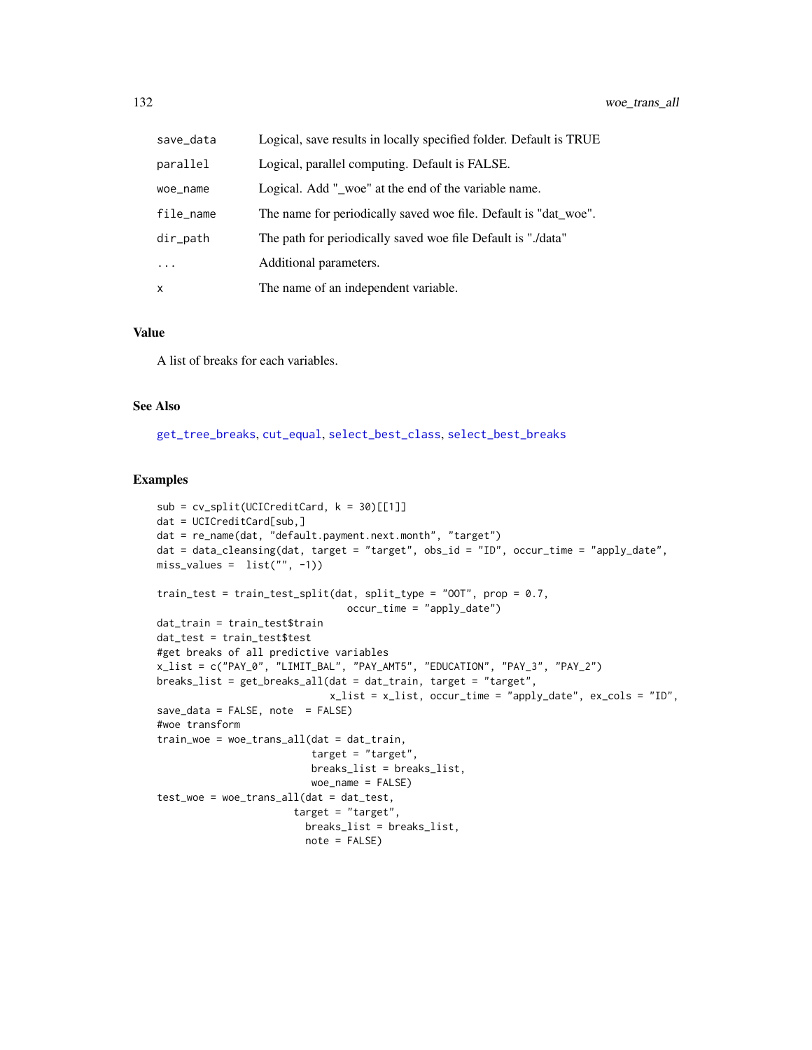| | |
|---|---|
| save_data | Logical, save results in locally specified folder. Default is TRUE |
| parallel | Logical, parallel computing. Default is FALSE. |
| woe_name | Logical. Add "_woe" at the end of the variable name. |
| file_name | The name for periodically saved woe file. Default is "dat_woe". |
| dir_path | The path for periodically saved woe file Default is "./data" |
| ... | Additional parameters. |
| x | The name of an independent variable. |

## Value

A list of breaks for each variables.

## See Also

get_tree_breaks, cut_equal, select_best_class, select_best_breaks

## Examples

```
sub = cv_split(UCICreditCard, k = 30)[[1]]
dat = UCICreditCard[sub,]
dat = re_name(dat, "default.payment.next.month", "target")
dat = data_cleansing(dat, target = "target", obs_id = "ID", occur_time = "apply_date",
miss_values =  list("", -1))

train_test = train_test_split(dat, split_type = "OOT", prop = 0.7,
                                occur_time = "apply_date")
dat_train = train_test$train
dat_test = train_test$test
#get breaks of all predictive variables
x_list = c("PAY_0", "LIMIT_BAL", "PAY_AMT5", "EDUCATION", "PAY_3", "PAY_2")
breaks_list = get_breaks_all(dat = dat_train, target = "target",
                             x_list = x_list, occur_time = "apply_date", ex_cols = "ID",
save_data = FALSE, note  = FALSE)
#woe transform
train_woe = woe_trans_all(dat = dat_train,
                          target = "target",
                          breaks_list = breaks_list,
                          woe_name = FALSE)
test_woe = woe_trans_all(dat = dat_test,
                       target = "target",
                         breaks_list = breaks_list,
                         note = FALSE)
```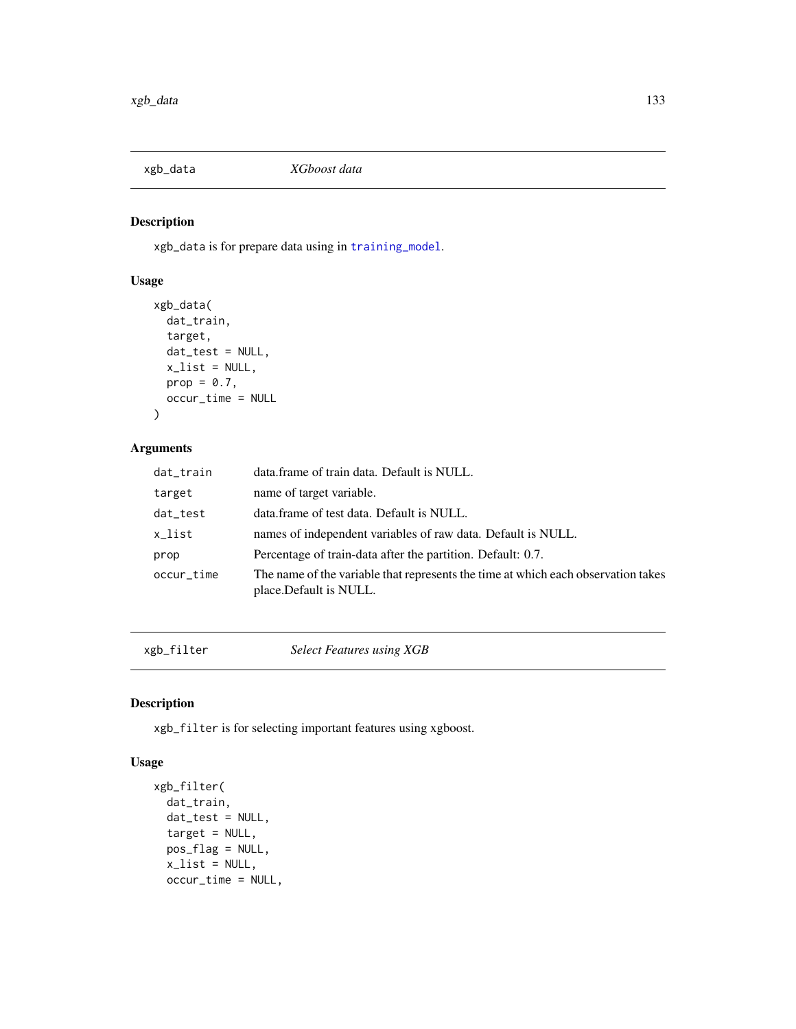## xgb_data — *XGboost data*

### Description

xgb_data is for prepare data using in training_model.

### Usage

```
xgb_data(
  dat_train,
  target,
  dat_test = NULL,
  x_list = NULL,
  prop = 0.7,
  occur_time = NULL
)
```

### Arguments

| | |
|---|---|
| dat_train | data.frame of train data. Default is NULL. |
| target | name of target variable. |
| dat_test | data.frame of test data. Default is NULL. |
| x_list | names of independent variables of raw data. Default is NULL. |
| prop | Percentage of train-data after the partition. Default: 0.7. |
| occur_time | The name of the variable that represents the time at which each observation takes place.Default is NULL. |

## xgb_filter — *Select Features using XGB*

### Description

xgb_filter is for selecting important features using xgboost.

### Usage

```
xgb_filter(
  dat_train,
  dat_test = NULL,
  target = NULL,
  pos_flag = NULL,
  x_list = NULL,
  occur_time = NULL,
```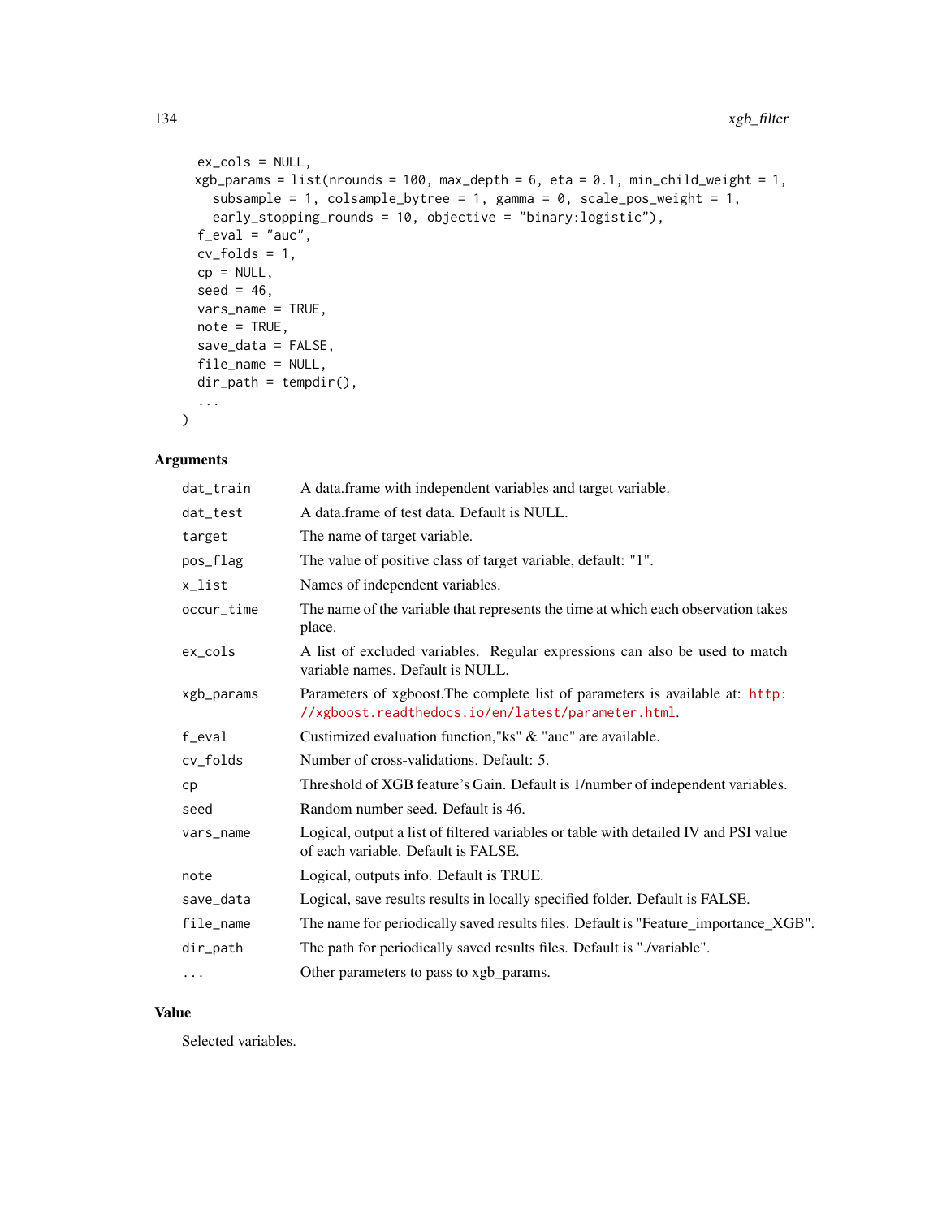```
  ex_cols = NULL,
  xgb_params = list(nrounds = 100, max_depth = 6, eta = 0.1, min_child_weight = 1,
    subsample = 1, colsample_bytree = 1, gamma = 0, scale_pos_weight = 1,
    early_stopping_rounds = 10, objective = "binary:logistic"),
  f_eval = "auc",
  cv_folds = 1,
  cp = NULL,
  seed = 46,
  vars_name = TRUE,
  note = TRUE,
  save_data = FALSE,
  file_name = NULL,
  dir_path = tempdir(),
  ...
)
```

## Arguments

| | |
|---|---|
| dat_train | A data.frame with independent variables and target variable. |
| dat_test | A data.frame of test data. Default is NULL. |
| target | The name of target variable. |
| pos_flag | The value of positive class of target variable, default: "1". |
| x_list | Names of independent variables. |
| occur_time | The name of the variable that represents the time at which each observation takes place. |
| ex_cols | A list of excluded variables. Regular expressions can also be used to match variable names. Default is NULL. |
| xgb_params | Parameters of xgboost.The complete list of parameters is available at: http://xgboost.readthedocs.io/en/latest/parameter.html. |
| f_eval | Custimized evaluation function,"ks" & "auc" are available. |
| cv_folds | Number of cross-validations. Default: 5. |
| cp | Threshold of XGB feature's Gain. Default is 1/number of independent variables. |
| seed | Random number seed. Default is 46. |
| vars_name | Logical, output a list of filtered variables or table with detailed IV and PSI value of each variable. Default is FALSE. |
| note | Logical, outputs info. Default is TRUE. |
| save_data | Logical, save results results in locally specified folder. Default is FALSE. |
| file_name | The name for periodically saved results files. Default is "Feature_importance_XGB". |
| dir_path | The path for periodically saved results files. Default is "./variable". |
| ... | Other parameters to pass to xgb_params. |

## Value

Selected variables.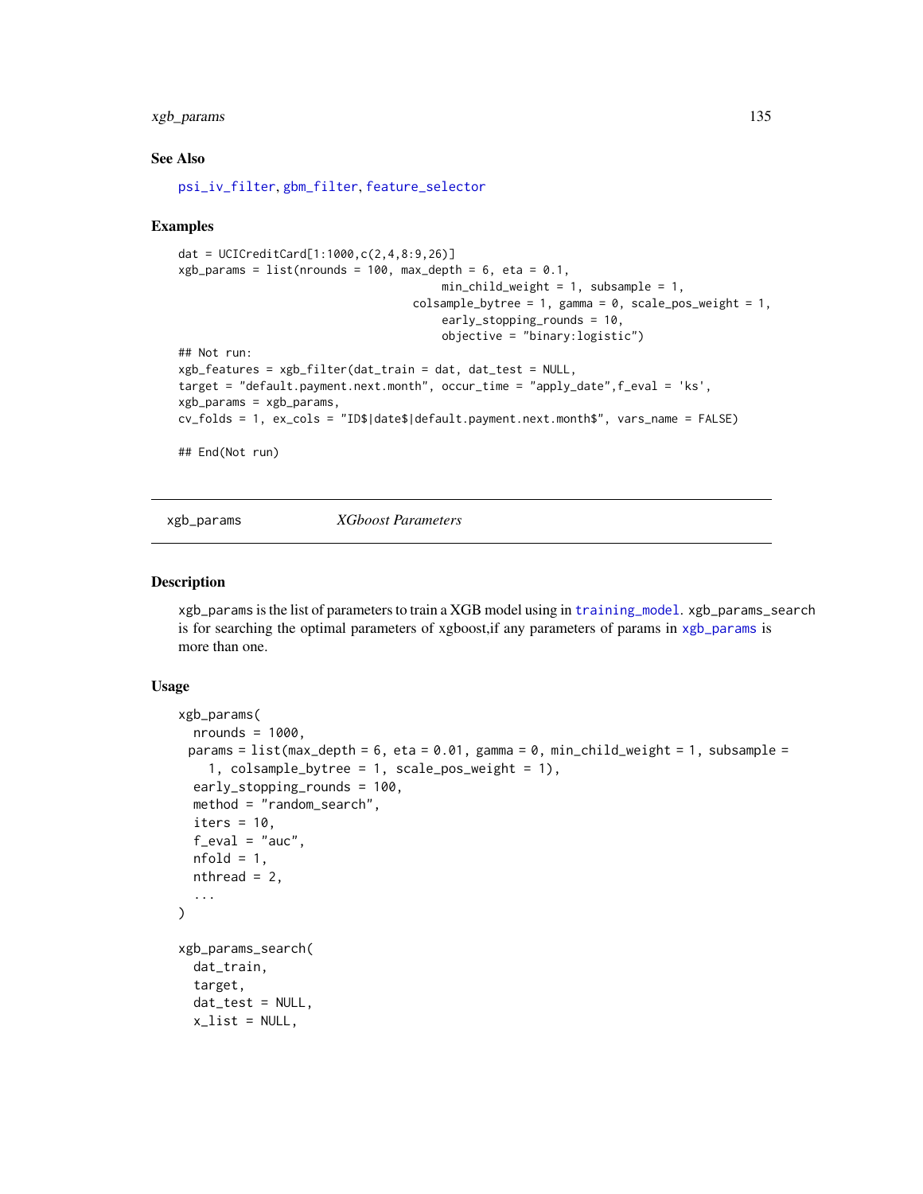### See Also

psi_iv_filter, gbm_filter, feature_selector

### Examples

```
dat = UCICreditCard[1:1000,c(2,4,8:9,26)]
xgb_params = list(nrounds = 100, max_depth = 6, eta = 0.1,
                                        min_child_weight = 1, subsample = 1,
                                    colsample_bytree = 1, gamma = 0, scale_pos_weight = 1,
                                        early_stopping_rounds = 10,
                                        objective = "binary:logistic")
## Not run:
xgb_features = xgb_filter(dat_train = dat, dat_test = NULL,
target = "default.payment.next.month", occur_time = "apply_date",f_eval = 'ks',
xgb_params = xgb_params,
cv_folds = 1, ex_cols = "ID$|date$|default.payment.next.month$", vars_name = FALSE)

## End(Not run)
```

---

## xgb_params *XGboost Parameters*

### Description

xgb_params is the list of parameters to train a XGB model using in training_model. xgb_params_search is for searching the optimal parameters of xgboost,if any parameters of params in xgb_params is more than one.

### Usage

```
xgb_params(
  nrounds = 1000,
 params = list(max_depth = 6, eta = 0.01, gamma = 0, min_child_weight = 1, subsample =
    1, colsample_bytree = 1, scale_pos_weight = 1),
  early_stopping_rounds = 100,
  method = "random_search",
  iters = 10,
  f_eval = "auc",
  nfold = 1,
  nthread = 2,
  ...
)

xgb_params_search(
  dat_train,
  target,
  dat_test = NULL,
  x_list = NULL,
```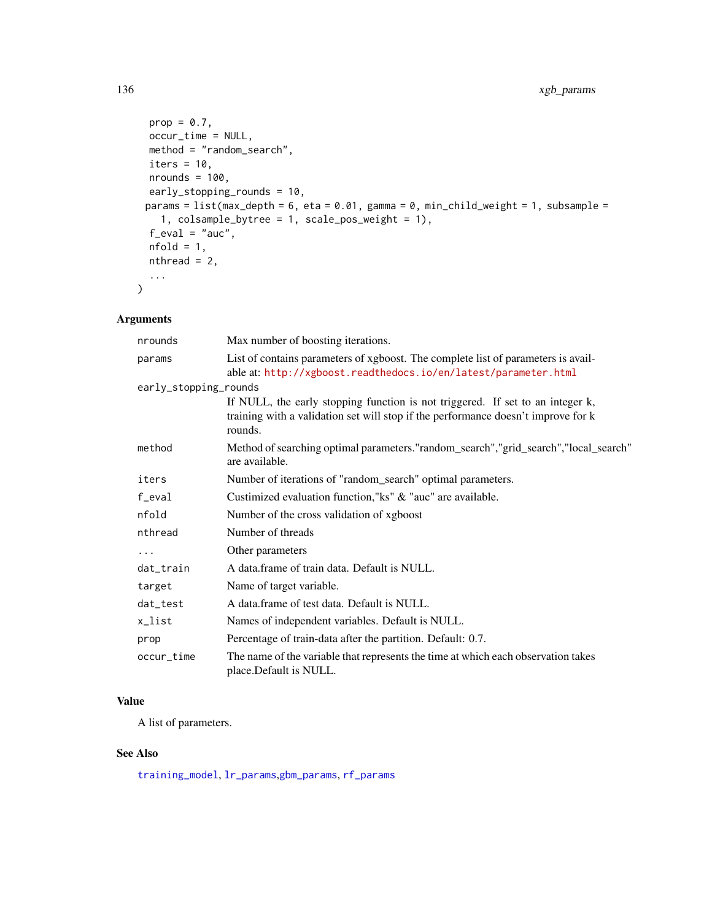```
  prop = 0.7,
  occur_time = NULL,
  method = "random_search",
  iters = 10,
  nrounds = 100,
  early_stopping_rounds = 10,
  params = list(max_depth = 6, eta = 0.01, gamma = 0, min_child_weight = 1, subsample =
    1, colsample_bytree = 1, scale_pos_weight = 1),
  f_eval = "auc",
  nfold = 1,
  nthread = 2,
  ...
)
```

## Arguments

| | |
|---|---|
| nrounds | Max number of boosting iterations. |
| params | List of contains parameters of xgboost. The complete list of parameters is available at: http://xgboost.readthedocs.io/en/latest/parameter.html |
| early_stopping_rounds | If NULL, the early stopping function is not triggered. If set to an integer k, training with a validation set will stop if the performance doesn't improve for k rounds. |
| method | Method of searching optimal parameters."random_search","grid_search","local_search" are available. |
| iters | Number of iterations of "random_search" optimal parameters. |
| f_eval | Custimized evaluation function,"ks" & "auc" are available. |
| nfold | Number of the cross validation of xgboost |
| nthread | Number of threads |
| ... | Other parameters |
| dat_train | A data.frame of train data. Default is NULL. |
| target | Name of target variable. |
| dat_test | A data.frame of test data. Default is NULL. |
| x_list | Names of independent variables. Default is NULL. |
| prop | Percentage of train-data after the partition. Default: 0.7. |
| occur_time | The name of the variable that represents the time at which each observation takes place.Default is NULL. |

## Value

A list of parameters.

## See Also

training_model, lr_params,gbm_params, rf_params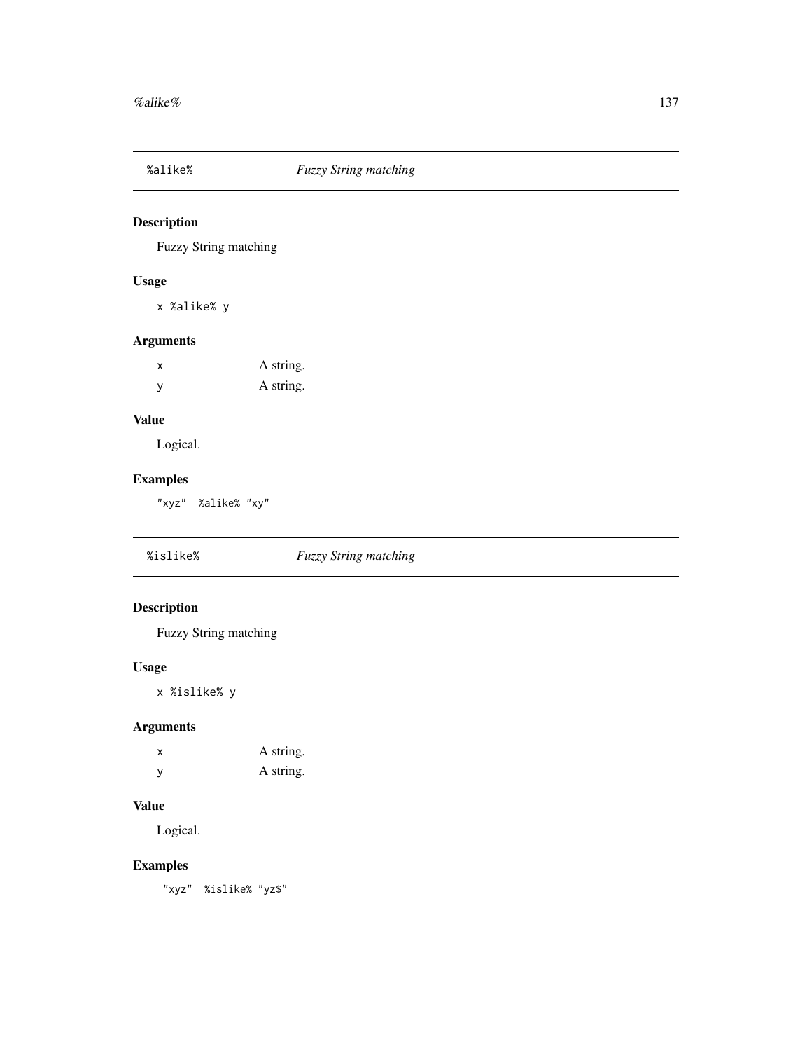## %alike% *Fuzzy String matching*

### Description

Fuzzy String matching

### Usage

```
x %alike% y
```

### Arguments

| | |
|---|---|
| x | A string. |
| y | A string. |

### Value

Logical.

### Examples

```
"xyz"  %alike% "xy"
```

## %islike% *Fuzzy String matching*

### Description

Fuzzy String matching

### Usage

```
x %islike% y
```

### Arguments

| | |
|---|---|
| x | A string. |
| y | A string. |

### Value

Logical.

### Examples

```
 "xyz"  %islike% "yz$"
```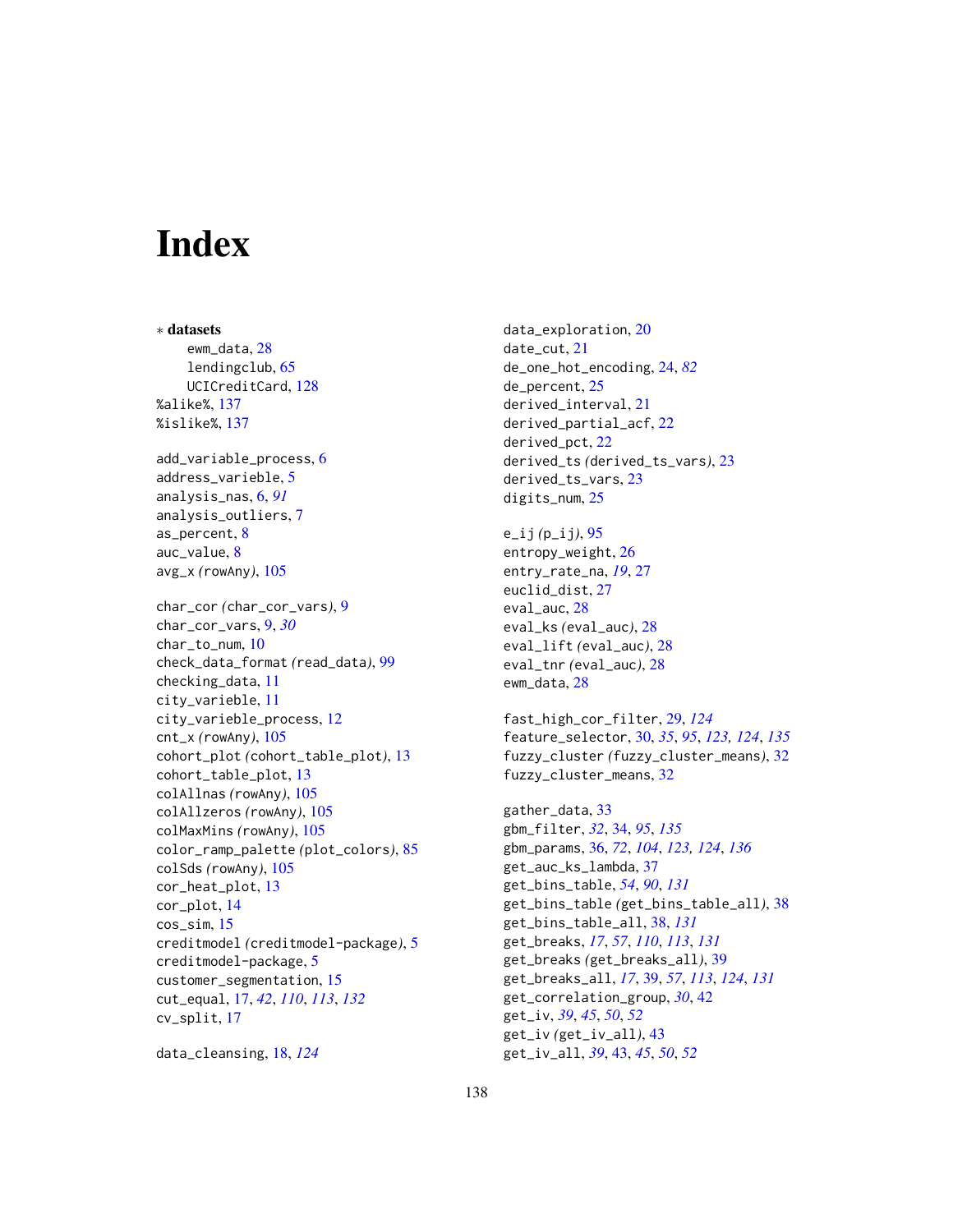# Index

∗ **datasets**
  ewm_data, 28
  lendingclub, 65
  UCICreditCard, 128

%alike%, 137
%islike%, 137

add_variable_process, 6
address_varieble, 5
analysis_nas, 6, *91*
analysis_outliers, 7
as_percent, 8
auc_value, 8
avg_x (rowAny), 105

char_cor (char_cor_vars), 9
char_cor_vars, 9, *30*
char_to_num, 10
check_data_format (read_data), 99
checking_data, 11
city_varieble, 11
city_varieble_process, 12
cnt_x (rowAny), 105
cohort_plot (cohort_table_plot), 13
cohort_table_plot, 13
colAllnas (rowAny), 105
colAllzeros (rowAny), 105
colMaxMins (rowAny), 105
color_ramp_palette (plot_colors), 85
colSds (rowAny), 105
cor_heat_plot, 13
cor_plot, 14
cos_sim, 15
creditmodel (creditmodel-package), 5
creditmodel-package, 5
customer_segmentation, 15
cut_equal, 17, *42*, *110*, *113*, *132*
cv_split, 17

data_cleansing, 18, *124*
data_exploration, 20
date_cut, 21
de_one_hot_encoding, 24, *82*
de_percent, 25
derived_interval, 21
derived_partial_acf, 22
derived_pct, 22
derived_ts (derived_ts_vars), 23
derived_ts_vars, 23
digits_num, 25

e_ij (p_ij), 95
entropy_weight, 26
entry_rate_na, *19*, 27
euclid_dist, 27
eval_auc, 28
eval_ks (eval_auc), 28
eval_lift (eval_auc), 28
eval_tnr (eval_auc), 28
ewm_data, 28

fast_high_cor_filter, 29, *124*
feature_selector, 30, *35*, *95*, *123*, *124*, *135*
fuzzy_cluster (fuzzy_cluster_means), 32
fuzzy_cluster_means, 32

gather_data, 33
gbm_filter, *32*, 34, *95*, *135*
gbm_params, 36, *72*, *104*, *123*, *124*, *136*
get_auc_ks_lambda, 37
get_bins_table, *54*, *90*, *131*
get_bins_table (get_bins_table_all), 38
get_bins_table_all, 38, *131*
get_breaks, *17*, *57*, *110*, *113*, *131*
get_breaks (get_breaks_all), 39
get_breaks_all, *17*, 39, *57*, *113*, *124*, *131*
get_correlation_group, *30*, 42
get_iv, *39*, *45*, *50*, *52*
get_iv (get_iv_all), 43
get_iv_all, *39*, 43, *45*, *50*, *52*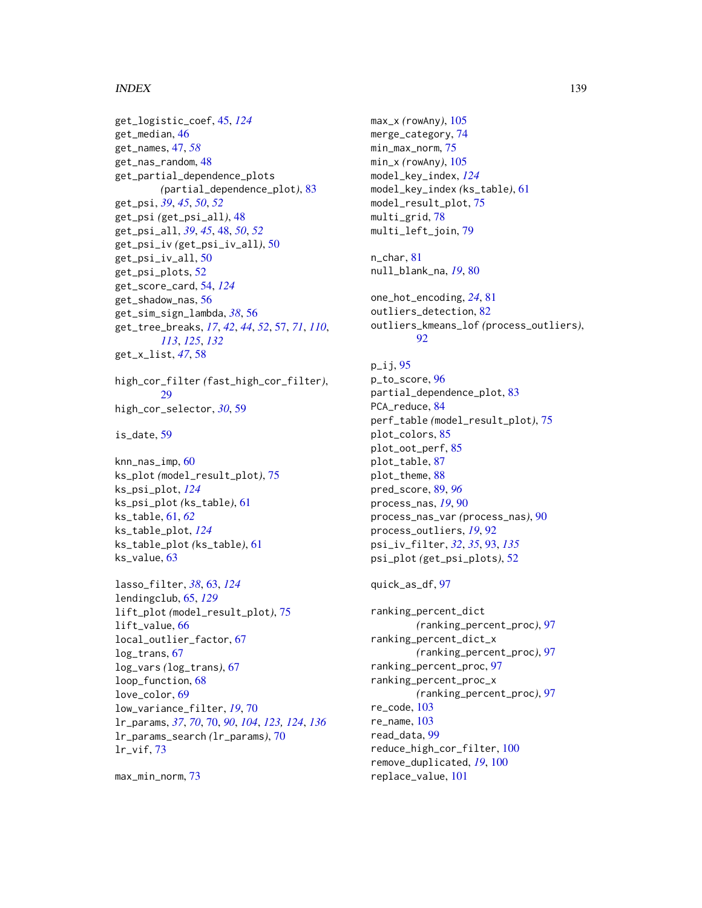get_logistic_coef, 45, *124*
get_median, 46
get_names, 47, *58*
get_nas_random, 48
get_partial_dependence_plots
  *(*partial_dependence_plot*)*, 83
get_psi, *39*, *45*, *50*, *52*
get_psi *(*get_psi_all*)*, 48
get_psi_all, *39*, *45*, 48, *50*, *52*
get_psi_iv *(*get_psi_iv_all*)*, 50
get_psi_iv_all, 50
get_psi_plots, 52
get_score_card, 54, *124*
get_shadow_nas, 56
get_sim_sign_lambda, *38*, 56
get_tree_breaks, *17*, *42*, *44*, *52*, 57, *71*, *110*, *113*, *125*, *132*
get_x_list, *47*, 58

high_cor_filter *(*fast_high_cor_filter*)*, 29
high_cor_selector, *30*, 59

is_date, 59

knn_nas_imp, 60
ks_plot *(*model_result_plot*)*, 75
ks_psi_plot, *124*
ks_psi_plot *(*ks_table*)*, 61
ks_table, 61, *62*
ks_table_plot, *124*
ks_table_plot *(*ks_table*)*, 61
ks_value, 63

lasso_filter, *38*, 63, *124*
lendingclub, 65, *129*
lift_plot *(*model_result_plot*)*, 75
lift_value, 66
local_outlier_factor, 67
log_trans, 67
log_vars *(*log_trans*)*, 67
loop_function, 68
love_color, 69
low_variance_filter, *19*, 70
lr_params, *37*, *70*, 70, *90*, *104*, *123*, *124*, *136*
lr_params_search *(*lr_params*)*, 70
lr_vif, 73

max_min_norm, 73
max_x *(*rowAny*)*, 105
merge_category, 74
min_max_norm, 75
min_x *(*rowAny*)*, 105
model_key_index, *124*
model_key_index *(*ks_table*)*, 61
model_result_plot, 75
multi_grid, 78
multi_left_join, 79

n_char, 81
null_blank_na, *19*, 80

one_hot_encoding, *24*, 81
outliers_detection, 82
outliers_kmeans_lof *(*process_outliers*)*, 92

p_ij, 95
p_to_score, 96
partial_dependence_plot, 83
PCA_reduce, 84
perf_table *(*model_result_plot*)*, 75
plot_colors, 85
plot_oot_perf, 85
plot_table, 87
plot_theme, 88
pred_score, 89, *96*
process_nas, *19*, 90
process_nas_var *(*process_nas*)*, 90
process_outliers, *19*, 92
psi_iv_filter, *32*, *35*, 93, *135*
psi_plot *(*get_psi_plots*)*, 52

quick_as_df, 97

ranking_percent_dict
  *(*ranking_percent_proc*)*, 97
ranking_percent_dict_x
  *(*ranking_percent_proc*)*, 97
ranking_percent_proc, 97
ranking_percent_proc_x
  *(*ranking_percent_proc*)*, 97
re_code, 103
re_name, 103
read_data, 99
reduce_high_cor_filter, 100
remove_duplicated, *19*, 100
replace_value, 101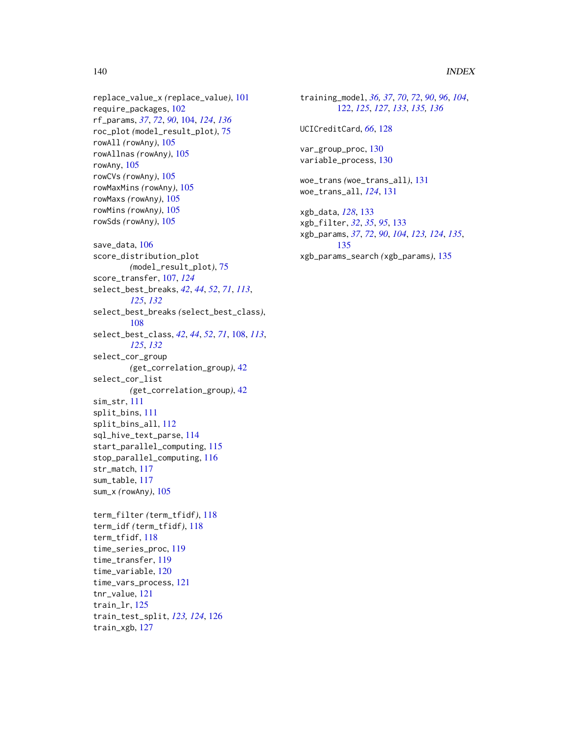replace_value_x *(*replace_value*)*, 101
require_packages, 102
rf_params, *37*, *72*, *90*, 104, *124*, *136*
roc_plot *(*model_result_plot*)*, 75
rowAll *(*rowAny*)*, 105
rowAllnas *(*rowAny*)*, 105
rowAny, 105
rowCVs *(*rowAny*)*, 105
rowMaxMins *(*rowAny*)*, 105
rowMaxs *(*rowAny*)*, 105
rowMins *(*rowAny*)*, 105
rowSds *(*rowAny*)*, 105

save_data, 106
score_distribution_plot *(*model_result_plot*)*, 75
score_transfer, 107, *124*
select_best_breaks, *42*, *44*, *52*, *71*, *113*, *125*, *132*
select_best_breaks *(*select_best_class*)*, 108
select_best_class, *42*, *44*, *52*, *71*, 108, *113*, *125*, *132*
select_cor_group *(*get_correlation_group*)*, 42
select_cor_list *(*get_correlation_group*)*, 42
sim_str, 111
split_bins, 111
split_bins_all, 112
sql_hive_text_parse, 114
start_parallel_computing, 115
stop_parallel_computing, 116
str_match, 117
sum_table, 117
sum_x *(*rowAny*)*, 105

term_filter *(*term_tfidf*)*, 118
term_idf *(*term_tfidf*)*, 118
term_tfidf, 118
time_series_proc, 119
time_transfer, 119
time_variable, 120
time_vars_process, 121
tnr_value, 121
train_lr, 125
train_test_split, *123, 124*, 126
train_xgb, 127
training_model, *36, 37*, *70*, *72*, *90*, *96*, *104*, 122, *125*, *127*, *133*, *135, 136*

UCICreditCard, *66*, 128

var_group_proc, 130
variable_process, 130

woe_trans *(*woe_trans_all*)*, 131
woe_trans_all, *124*, 131

xgb_data, *128*, 133
xgb_filter, *32*, *35*, *95*, 133
xgb_params, *37*, *72*, *90*, *104*, *123, 124*, *135*, 135
xgb_params_search *(*xgb_params*)*, 135